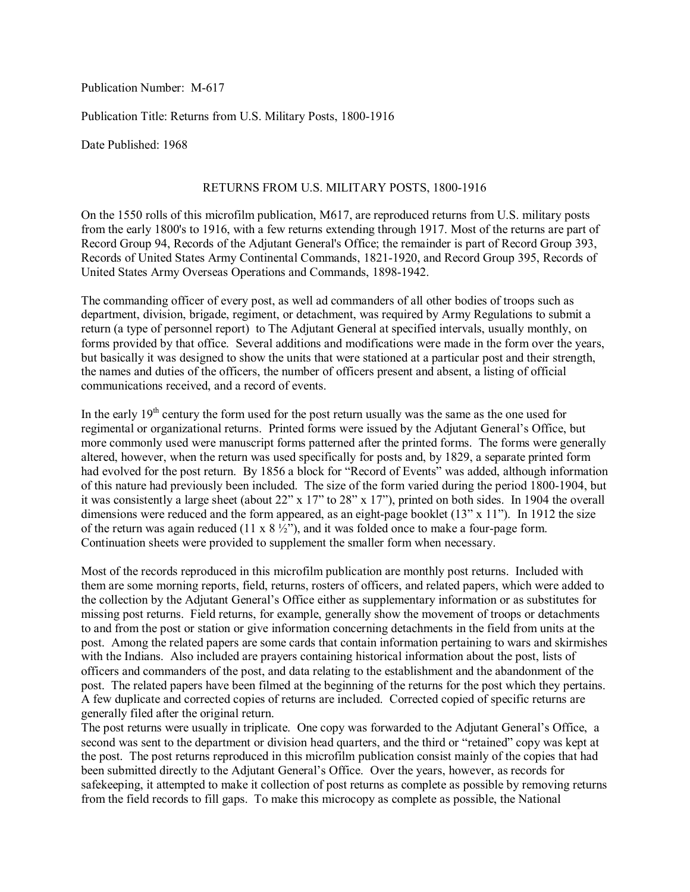Publication Number: M-617

Publication Title: Returns from U.S. Military Posts, 1800-1916

Date Published: 1968

## RETURNS FROM U.S. MILITARY POSTS, 1800-1916

On the 1550 rolls of this microfilm publication, M617, are reproduced returns from U.S. military posts from the early 1800's to 1916, with a few returns extending through 1917. Most of the returns are part of Record Group 94, Records of the Adjutant General's Office; the remainder is part of Record Group 393, Records of United States Army Continental Commands, 1821-1920, and Record Group 395, Records of United States Army Overseas Operations and Commands, 1898-1942.

The commanding officer of every post, as well ad commanders of all other bodies of troops such as department, division, brigade, regiment, or detachment, was required by Army Regulations to submit a return (a type of personnel report) to The Adjutant General at specified intervals, usually monthly, on forms provided by that office. Several additions and modifications were made in the form over the years, but basically it was designed to show the units that were stationed at a particular post and their strength, the names and duties of the officers, the number of officers present and absent, a listing of official communications received, and a record of events.

In the early 19th century the form used for the post return usually was the same as the one used for regimental or organizational returns. Printed forms were issued by the Adjutant General's Office, but more commonly used were manuscript forms patterned after the printed forms. The forms were generally altered, however, when the return was used specifically for posts and, by 1829, a separate printed form had evolved for the post return. By 1856 a block for "Record of Events" was added, although information of this nature had previously been included. The size of the form varied during the period 1800-1904, but it was consistently a large sheet (about 22" x 17" to 28" x 17"), printed on both sides. In 1904 the overall dimensions were reduced and the form appeared, as an eight-page booklet (13" x 11"). In 1912 the size of the return was again reduced (11 x 8 ½"), and it was folded once to make a four-page form. Continuation sheets were provided to supplement the smaller form when necessary.

Most of the records reproduced in this microfilm publication are monthly post returns. Included with them are some morning reports, field, returns, rosters of officers, and related papers, which were added to the collection by the Adjutant General's Office either as supplementary information or as substitutes for missing post returns. Field returns, for example, generally show the movement of troops or detachments to and from the post or station or give information concerning detachments in the field from units at the post. Among the related papers are some cards that contain information pertaining to wars and skirmishes with the Indians. Also included are prayers containing historical information about the post, lists of officers and commanders of the post, and data relating to the establishment and the abandonment of the post. The related papers have been filmed at the beginning of the returns for the post which they pertains. A few duplicate and corrected copies of returns are included. Corrected copied of specific returns are generally filed after the original return.

The post returns were usually in triplicate. One copy was forwarded to the Adjutant General's Office, a second was sent to the department or division head quarters, and the third or "retained" copy was kept at the post. The post returns reproduced in this microfilm publication consist mainly of the copies that had been submitted directly to the Adjutant General's Office. Over the years, however, as records for safekeeping, it attempted to make it collection of post returns as complete as possible by removing returns from the field records to fill gaps. To make this microcopy as complete as possible, the National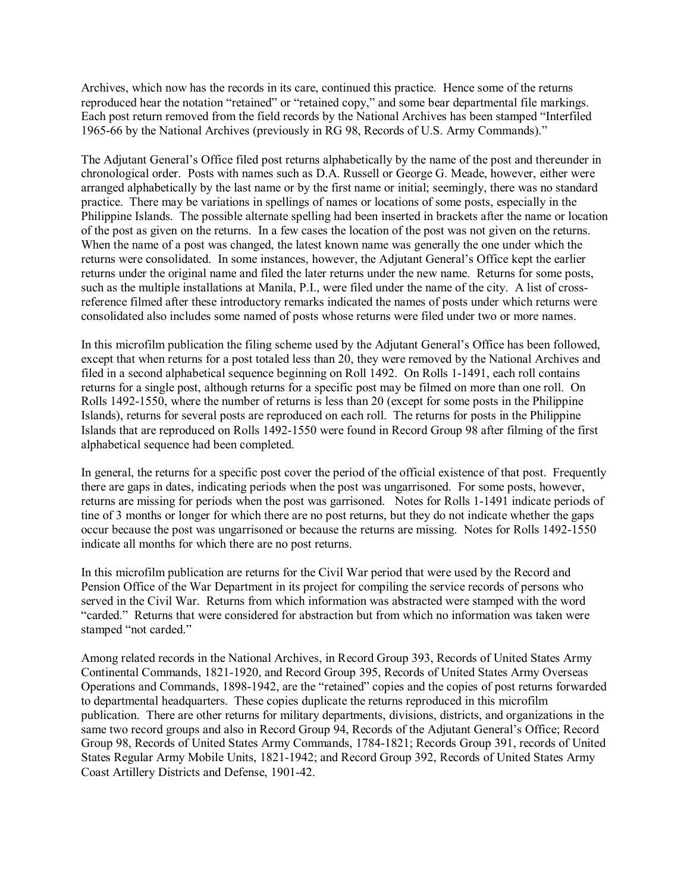Archives, which now has the records in its care, continued this practice. Hence some of the returns reproduced hear the notation "retained" or "retained copy," and some bear departmental file markings. Each post return removed from the field records by the National Archives has been stamped "Interfiled 1965-66 by the National Archives (previously in RG 98, Records of U.S. Army Commands)."

The Adjutant General's Office filed post returns alphabetically by the name of the post and thereunder in chronological order. Posts with names such as D.A. Russell or George G. Meade, however, either were arranged alphabetically by the last name or by the first name or initial; seemingly, there was no standard practice. There may be variations in spellings of names or locations of some posts, especially in the Philippine Islands. The possible alternate spelling had been inserted in brackets after the name or location of the post as given on the returns. In a few cases the location of the post was not given on the returns. When the name of a post was changed, the latest known name was generally the one under which the returns were consolidated. In some instances, however, the Adjutant General's Office kept the earlier returns under the original name and filed the later returns under the new name. Returns for some posts, such as the multiple installations at Manila, P.I., were filed under the name of the city. A list of cross-reference filmed after these introductory remarks indicated the names of posts under which returns were consolidated also includes some named of posts whose returns were filed under two or more names.

In this microfilm publication the filing scheme used by the Adjutant General's Office has been followed, except that when returns for a post totaled less than 20, they were removed by the National Archives and filed in a second alphabetical sequence beginning on Roll 1492. On Rolls 1-1491, each roll contains returns for a single post, although returns for a specific post may be filmed on more than one roll. On Rolls 1492-1550, where the number of returns is less than 20 (except for some posts in the Philippine Islands), returns for several posts are reproduced on each roll. The returns for posts in the Philippine Islands that are reproduced on Rolls 1492-1550 were found in Record Group 98 after filming of the first alphabetical sequence had been completed.

In general, the returns for a specific post cover the period of the official existence of that post. Frequently there are gaps in dates, indicating periods when the post was ungarrisoned. For some posts, however, returns are missing for periods when the post was garrisoned. Notes for Rolls 1-1491 indicate periods of tine of 3 months or longer for which there are no post returns, but they do not indicate whether the gaps occur because the post was ungarrisoned or because the returns are missing. Notes for Rolls 1492-1550 indicate all months for which there are no post returns.

In this microfilm publication are returns for the Civil War period that were used by the Record and Pension Office of the War Department in its project for compiling the service records of persons who served in the Civil War. Returns from which information was abstracted were stamped with the word "carded." Returns that were considered for abstraction but from which no information was taken were stamped "not carded."

Among related records in the National Archives, in Record Group 393, Records of United States Army Continental Commands, 1821-1920, and Record Group 395, Records of United States Army Overseas Operations and Commands, 1898-1942, are the "retained" copies and the copies of post returns forwarded to departmental headquarters. These copies duplicate the returns reproduced in this microfilm publication. There are other returns for military departments, divisions, districts, and organizations in the same two record groups and also in Record Group 94, Records of the Adjutant General's Office; Record Group 98, Records of United States Army Commands, 1784-1821; Records Group 391, records of United States Regular Army Mobile Units, 1821-1942; and Record Group 392, Records of United States Army Coast Artillery Districts and Defense, 1901-42.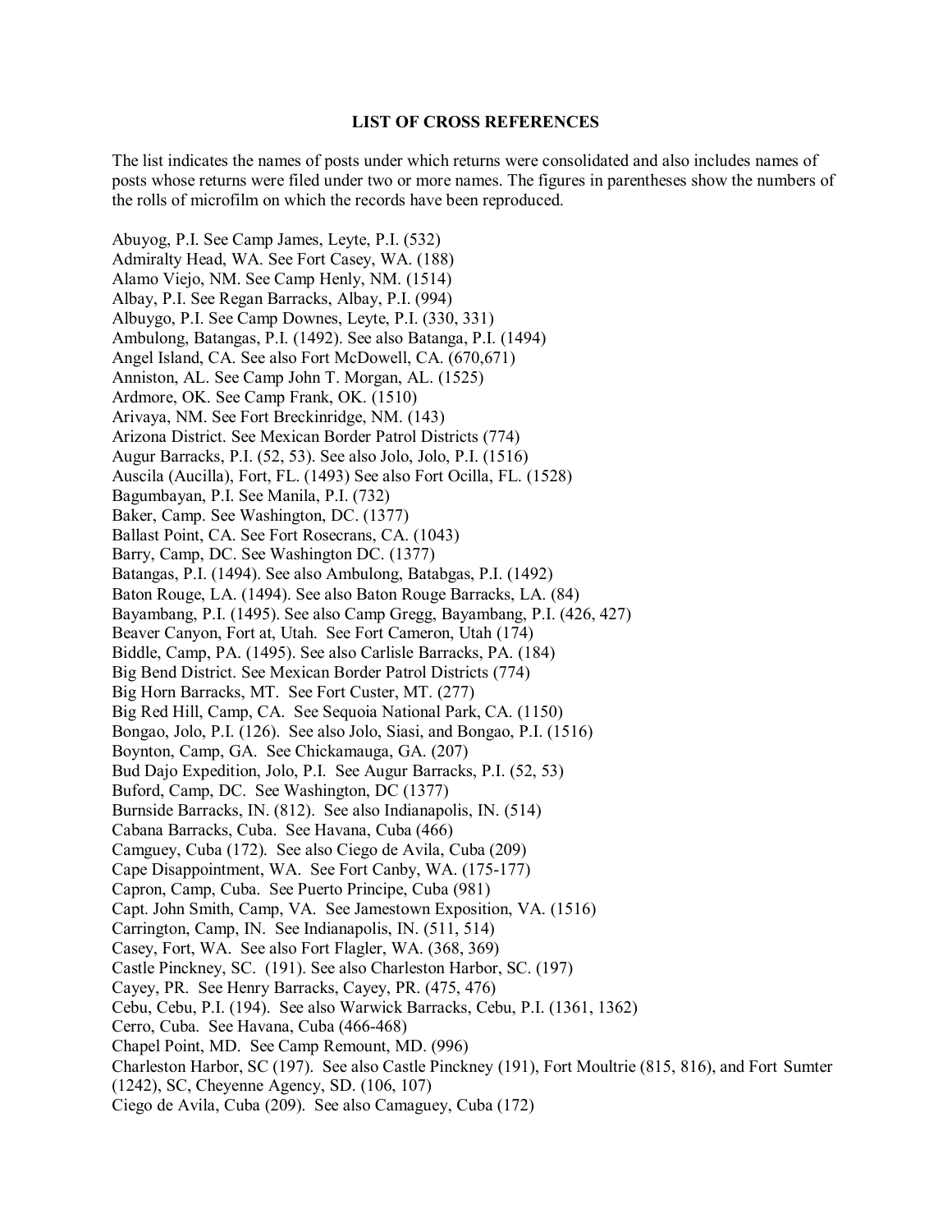**LIST OF CROSS REFERENCES**

The list indicates the names of posts under which returns were consolidated and also includes names of posts whose returns were filed under two or more names. The figures in parentheses show the numbers of the rolls of microfilm on which the records have been reproduced.

Abuyog, P.I. See Camp James, Leyte, P.I. (532)
Admiralty Head, WA. See Fort Casey, WA. (188)
Alamo Viejo, NM. See Camp Henly, NM. (1514)
Albay, P.I. See Regan Barracks, Albay, P.I. (994)
Albuygo, P.I. See Camp Downes, Leyte, P.I. (330, 331)
Ambulong, Batangas, P.I. (1492). See also Batanga, P.I. (1494)
Angel Island, CA. See also Fort McDowell, CA. (670,671)
Anniston, AL. See Camp John T. Morgan, AL. (1525)
Ardmore, OK. See Camp Frank, OK. (1510)
Arivaya, NM. See Fort Breckinridge, NM. (143)
Arizona District. See Mexican Border Patrol Districts (774)
Augur Barracks, P.I. (52, 53). See also Jolo, Jolo, P.I. (1516)
Auscila (Aucilla), Fort, FL. (1493) See also Fort Ocilla, FL. (1528)
Bagumbayan, P.I. See Manila, P.I. (732)
Baker, Camp. See Washington, DC. (1377)
Ballast Point, CA. See Fort Rosecrans, CA. (1043)
Barry, Camp, DC. See Washington DC. (1377)
Batangas, P.I. (1494). See also Ambulong, Batabgas, P.I. (1492)
Baton Rouge, LA. (1494). See also Baton Rouge Barracks, LA. (84)
Bayambang, P.I. (1495). See also Camp Gregg, Bayambang, P.I. (426, 427)
Beaver Canyon, Fort at, Utah. See Fort Cameron, Utah (174)
Biddle, Camp, PA. (1495). See also Carlisle Barracks, PA. (184)
Big Bend District. See Mexican Border Patrol Districts (774)
Big Horn Barracks, MT. See Fort Custer, MT. (277)
Big Red Hill, Camp, CA. See Sequoia National Park, CA. (1150)
Bongao, Jolo, P.I. (126). See also Jolo, Siasi, and Bongao, P.I. (1516)
Boynton, Camp, GA. See Chickamauga, GA. (207)
Bud Dajo Expedition, Jolo, P.I. See Augur Barracks, P.I. (52, 53)
Buford, Camp, DC. See Washington, DC (1377)
Burnside Barracks, IN. (812). See also Indianapolis, IN. (514)
Cabana Barracks, Cuba. See Havana, Cuba (466)
Camguey, Cuba (172). See also Ciego de Avila, Cuba (209)
Cape Disappointment, WA. See Fort Canby, WA. (175-177)
Capron, Camp, Cuba. See Puerto Principe, Cuba (981)
Capt. John Smith, Camp, VA. See Jamestown Exposition, VA. (1516)
Carrington, Camp, IN. See Indianapolis, IN. (511, 514)
Casey, Fort, WA. See also Fort Flagler, WA. (368, 369)
Castle Pinckney, SC. (191). See also Charleston Harbor, SC. (197)
Cayey, PR. See Henry Barracks, Cayey, PR. (475, 476)
Cebu, Cebu, P.I. (194). See also Warwick Barracks, Cebu, P.I. (1361, 1362)
Cerro, Cuba. See Havana, Cuba (466-468)
Chapel Point, MD. See Camp Remount, MD. (996)
Charleston Harbor, SC (197). See also Castle Pinckney (191), Fort Moultrie (815, 816), and Fort Sumter (1242), SC, Cheyenne Agency, SD. (106, 107)
Ciego de Avila, Cuba (209). See also Camaguey, Cuba (172)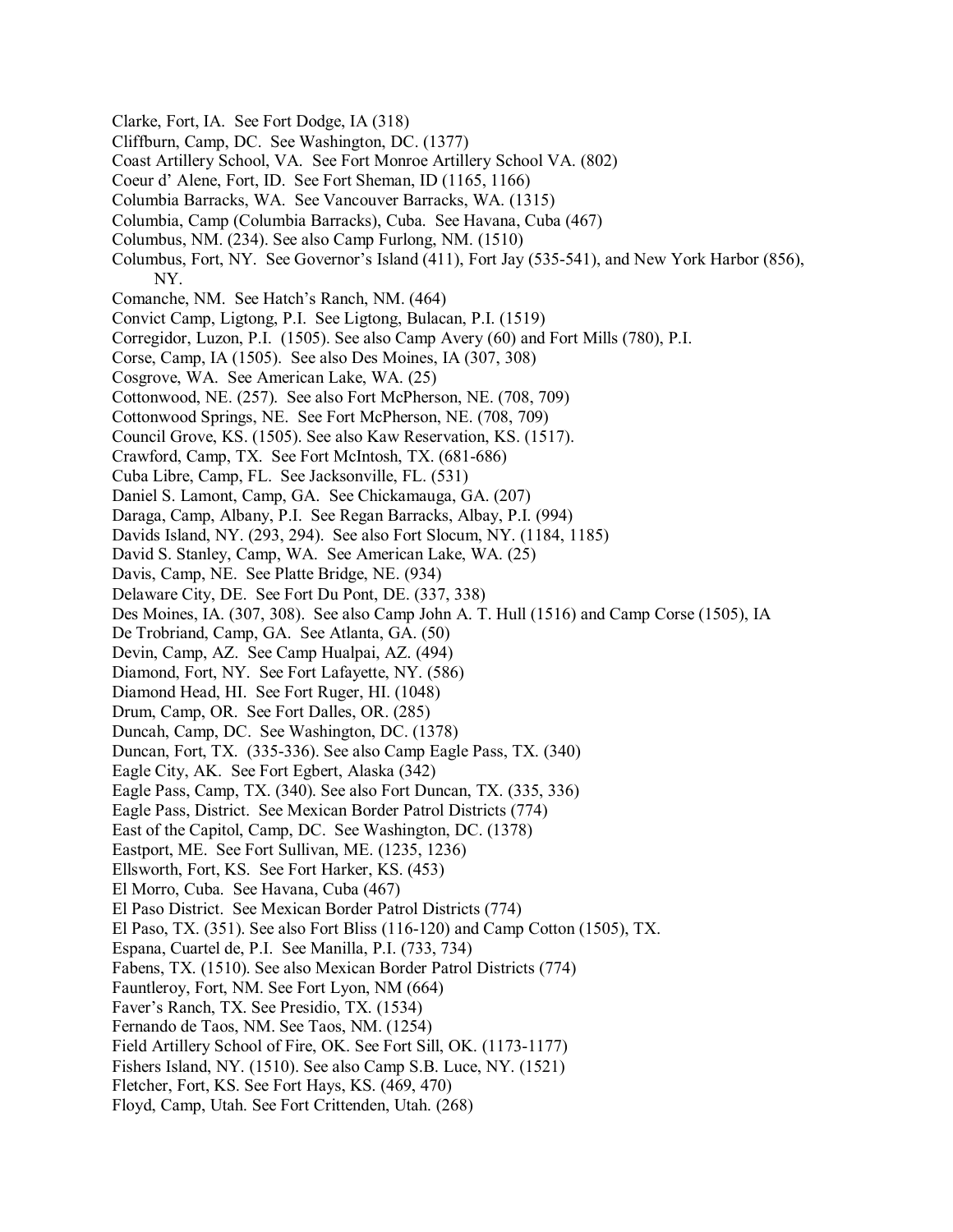Clarke, Fort, IA. See Fort Dodge, IA (318)
Cliffburn, Camp, DC. See Washington, DC. (1377)
Coast Artillery School, VA. See Fort Monroe Artillery School VA. (802)
Coeur d' Alene, Fort, ID. See Fort Sheman, ID (1165, 1166)
Columbia Barracks, WA. See Vancouver Barracks, WA. (1315)
Columbia, Camp (Columbia Barracks), Cuba. See Havana, Cuba (467)
Columbus, NM. (234). See also Camp Furlong, NM. (1510)
Columbus, Fort, NY. See Governor's Island (411), Fort Jay (535-541), and New York Harbor (856), NY.
Comanche, NM. See Hatch's Ranch, NM. (464)
Convict Camp, Ligtong, P.I. See Ligtong, Bulacan, P.I. (1519)
Corregidor, Luzon, P.I. (1505). See also Camp Avery (60) and Fort Mills (780), P.I.
Corse, Camp, IA (1505). See also Des Moines, IA (307, 308)
Cosgrove, WA. See American Lake, WA. (25)
Cottonwood, NE. (257). See also Fort McPherson, NE. (708, 709)
Cottonwood Springs, NE. See Fort McPherson, NE. (708, 709)
Council Grove, KS. (1505). See also Kaw Reservation, KS. (1517).
Crawford, Camp, TX. See Fort McIntosh, TX. (681-686)
Cuba Libre, Camp, FL. See Jacksonville, FL. (531)
Daniel S. Lamont, Camp, GA. See Chickamauga, GA. (207)
Daraga, Camp, Albany, P.I. See Regan Barracks, Albay, P.I. (994)
Davids Island, NY. (293, 294). See also Fort Slocum, NY. (1184, 1185)
David S. Stanley, Camp, WA. See American Lake, WA. (25)
Davis, Camp, NE. See Platte Bridge, NE. (934)
Delaware City, DE. See Fort Du Pont, DE. (337, 338)
Des Moines, IA. (307, 308). See also Camp John A. T. Hull (1516) and Camp Corse (1505), IA
De Trobriand, Camp, GA. See Atlanta, GA. (50)
Devin, Camp, AZ. See Camp Hualpai, AZ. (494)
Diamond, Fort, NY. See Fort Lafayette, NY. (586)
Diamond Head, HI. See Fort Ruger, HI. (1048)
Drum, Camp, OR. See Fort Dalles, OR. (285)
Duncah, Camp, DC. See Washington, DC. (1378)
Duncan, Fort, TX. (335-336). See also Camp Eagle Pass, TX. (340)
Eagle City, AK. See Fort Egbert, Alaska (342)
Eagle Pass, Camp, TX. (340). See also Fort Duncan, TX. (335, 336)
Eagle Pass, District. See Mexican Border Patrol Districts (774)
East of the Capitol, Camp, DC. See Washington, DC. (1378)
Eastport, ME. See Fort Sullivan, ME. (1235, 1236)
Ellsworth, Fort, KS. See Fort Harker, KS. (453)
El Morro, Cuba. See Havana, Cuba (467)
El Paso District. See Mexican Border Patrol Districts (774)
El Paso, TX. (351). See also Fort Bliss (116-120) and Camp Cotton (1505), TX.
Espana, Cuartel de, P.I. See Manilla, P.I. (733, 734)
Fabens, TX. (1510). See also Mexican Border Patrol Districts (774)
Fauntleroy, Fort, NM. See Fort Lyon, NM (664)
Faver's Ranch, TX. See Presidio, TX. (1534)
Fernando de Taos, NM. See Taos, NM. (1254)
Field Artillery School of Fire, OK. See Fort Sill, OK. (1173-1177)
Fishers Island, NY. (1510). See also Camp S.B. Luce, NY. (1521)
Fletcher, Fort, KS. See Fort Hays, KS. (469, 470)
Floyd, Camp, Utah. See Fort Crittenden, Utah. (268)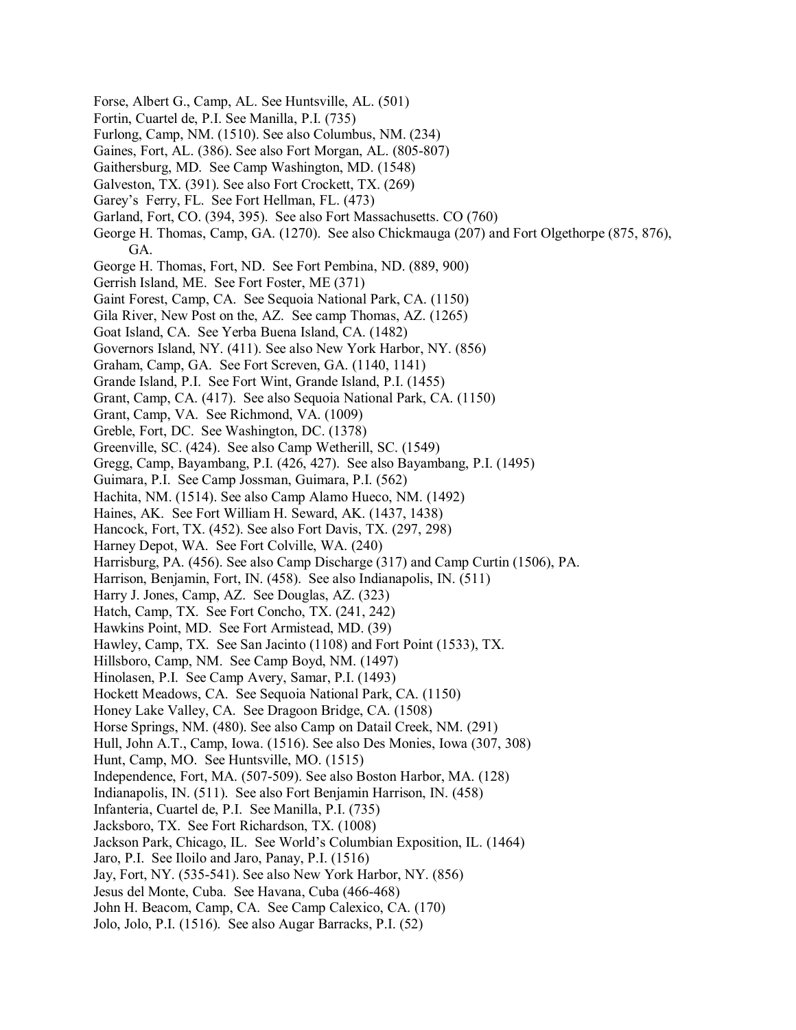Forse, Albert G., Camp, AL. See Huntsville, AL. (501)
Fortin, Cuartel de, P.I. See Manilla, P.I. (735)
Furlong, Camp, NM. (1510). See also Columbus, NM. (234)
Gaines, Fort, AL. (386). See also Fort Morgan, AL. (805-807)
Gaithersburg, MD. See Camp Washington, MD. (1548)
Galveston, TX. (391). See also Fort Crockett, TX. (269)
Garey's Ferry, FL. See Fort Hellman, FL. (473)
Garland, Fort, CO. (394, 395). See also Fort Massachusetts. CO (760)
George H. Thomas, Camp, GA. (1270). See also Chickmauga (207) and Fort Olgethorpe (875, 876), GA.
George H. Thomas, Fort, ND. See Fort Pembina, ND. (889, 900)
Gerrish Island, ME. See Fort Foster, ME (371)
Gaint Forest, Camp, CA. See Sequoia National Park, CA. (1150)
Gila River, New Post on the, AZ. See camp Thomas, AZ. (1265)
Goat Island, CA. See Yerba Buena Island, CA. (1482)
Governors Island, NY. (411). See also New York Harbor, NY. (856)
Graham, Camp, GA. See Fort Screven, GA. (1140, 1141)
Grande Island, P.I. See Fort Wint, Grande Island, P.I. (1455)
Grant, Camp, CA. (417). See also Sequoia National Park, CA. (1150)
Grant, Camp, VA. See Richmond, VA. (1009)
Greble, Fort, DC. See Washington, DC. (1378)
Greenville, SC. (424). See also Camp Wetherill, SC. (1549)
Gregg, Camp, Bayambang, P.I. (426, 427). See also Bayambang, P.I. (1495)
Guimara, P.I. See Camp Jossman, Guimara, P.I. (562)
Hachita, NM. (1514). See also Camp Alamo Hueco, NM. (1492)
Haines, AK. See Fort William H. Seward, AK. (1437, 1438)
Hancock, Fort, TX. (452). See also Fort Davis, TX. (297, 298)
Harney Depot, WA. See Fort Colville, WA. (240)
Harrisburg, PA. (456). See also Camp Discharge (317) and Camp Curtin (1506), PA.
Harrison, Benjamin, Fort, IN. (458). See also Indianapolis, IN. (511)
Harry J. Jones, Camp, AZ. See Douglas, AZ. (323)
Hatch, Camp, TX. See Fort Concho, TX. (241, 242)
Hawkins Point, MD. See Fort Armistead, MD. (39)
Hawley, Camp, TX. See San Jacinto (1108) and Fort Point (1533), TX.
Hillsboro, Camp, NM. See Camp Boyd, NM. (1497)
Hinolasen, P.I. See Camp Avery, Samar, P.I. (1493)
Hockett Meadows, CA. See Sequoia National Park, CA. (1150)
Honey Lake Valley, CA. See Dragoon Bridge, CA. (1508)
Horse Springs, NM. (480). See also Camp on Datail Creek, NM. (291)
Hull, John A.T., Camp, Iowa. (1516). See also Des Monies, Iowa (307, 308)
Hunt, Camp, MO. See Huntsville, MO. (1515)
Independence, Fort, MA. (507-509). See also Boston Harbor, MA. (128)
Indianapolis, IN. (511). See also Fort Benjamin Harrison, IN. (458)
Infanteria, Cuartel de, P.I. See Manilla, P.I. (735)
Jacksboro, TX. See Fort Richardson, TX. (1008)
Jackson Park, Chicago, IL. See World's Columbian Exposition, IL. (1464)
Jaro, P.I. See Iloilo and Jaro, Panay, P.I. (1516)
Jay, Fort, NY. (535-541). See also New York Harbor, NY. (856)
Jesus del Monte, Cuba. See Havana, Cuba (466-468)
John H. Beacom, Camp, CA. See Camp Calexico, CA. (170)
Jolo, Jolo, P.I. (1516). See also Augar Barracks, P.I. (52)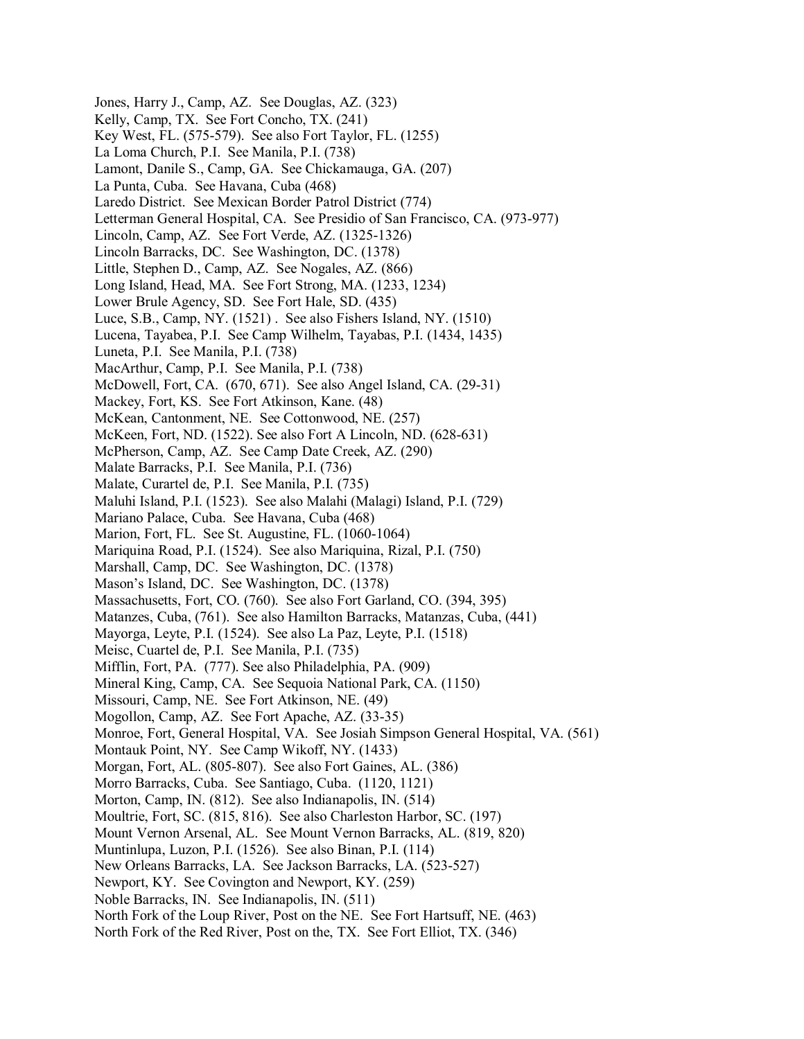Jones, Harry J., Camp, AZ. See Douglas, AZ. (323)
Kelly, Camp, TX. See Fort Concho, TX. (241)
Key West, FL. (575-579). See also Fort Taylor, FL. (1255)
La Loma Church, P.I. See Manila, P.I. (738)
Lamont, Danile S., Camp, GA. See Chickamauga, GA. (207)
La Punta, Cuba. See Havana, Cuba (468)
Laredo District. See Mexican Border Patrol District (774)
Letterman General Hospital, CA. See Presidio of San Francisco, CA. (973-977)
Lincoln, Camp, AZ. See Fort Verde, AZ. (1325-1326)
Lincoln Barracks, DC. See Washington, DC. (1378)
Little, Stephen D., Camp, AZ. See Nogales, AZ. (866)
Long Island, Head, MA. See Fort Strong, MA. (1233, 1234)
Lower Brule Agency, SD. See Fort Hale, SD. (435)
Luce, S.B., Camp, NY. (1521) . See also Fishers Island, NY. (1510)
Lucena, Tayabea, P.I. See Camp Wilhelm, Tayabas, P.I. (1434, 1435)
Luneta, P.I. See Manila, P.I. (738)
MacArthur, Camp, P.I. See Manila, P.I. (738)
McDowell, Fort, CA. (670, 671). See also Angel Island, CA. (29-31)
Mackey, Fort, KS. See Fort Atkinson, Kane. (48)
McKean, Cantonment, NE. See Cottonwood, NE. (257)
McKeen, Fort, ND. (1522). See also Fort A Lincoln, ND. (628-631)
McPherson, Camp, AZ. See Camp Date Creek, AZ. (290)
Malate Barracks, P.I. See Manila, P.I. (736)
Malate, Curartel de, P.I. See Manila, P.I. (735)
Maluhi Island, P.I. (1523). See also Malahi (Malagi) Island, P.I. (729)
Mariano Palace, Cuba. See Havana, Cuba (468)
Marion, Fort, FL. See St. Augustine, FL. (1060-1064)
Mariquina Road, P.I. (1524). See also Mariquina, Rizal, P.I. (750)
Marshall, Camp, DC. See Washington, DC. (1378)
Mason's Island, DC. See Washington, DC. (1378)
Massachusetts, Fort, CO. (760). See also Fort Garland, CO. (394, 395)
Matanzes, Cuba, (761). See also Hamilton Barracks, Matanzas, Cuba, (441)
Mayorga, Leyte, P.I. (1524). See also La Paz, Leyte, P.I. (1518)
Meisc, Cuartel de, P.I. See Manila, P.I. (735)
Mifflin, Fort, PA. (777). See also Philadelphia, PA. (909)
Mineral King, Camp, CA. See Sequoia National Park, CA. (1150)
Missouri, Camp, NE. See Fort Atkinson, NE. (49)
Mogollon, Camp, AZ. See Fort Apache, AZ. (33-35)
Monroe, Fort, General Hospital, VA. See Josiah Simpson General Hospital, VA. (561)
Montauk Point, NY. See Camp Wikoff, NY. (1433)
Morgan, Fort, AL. (805-807). See also Fort Gaines, AL. (386)
Morro Barracks, Cuba. See Santiago, Cuba. (1120, 1121)
Morton, Camp, IN. (812). See also Indianapolis, IN. (514)
Moultrie, Fort, SC. (815, 816). See also Charleston Harbor, SC. (197)
Mount Vernon Arsenal, AL. See Mount Vernon Barracks, AL. (819, 820)
Muntinlupa, Luzon, P.I. (1526). See also Binan, P.I. (114)
New Orleans Barracks, LA. See Jackson Barracks, LA. (523-527)
Newport, KY. See Covington and Newport, KY. (259)
Noble Barracks, IN. See Indianapolis, IN. (511)
North Fork of the Loup River, Post on the NE. See Fort Hartsuff, NE. (463)
North Fork of the Red River, Post on the, TX. See Fort Elliot, TX. (346)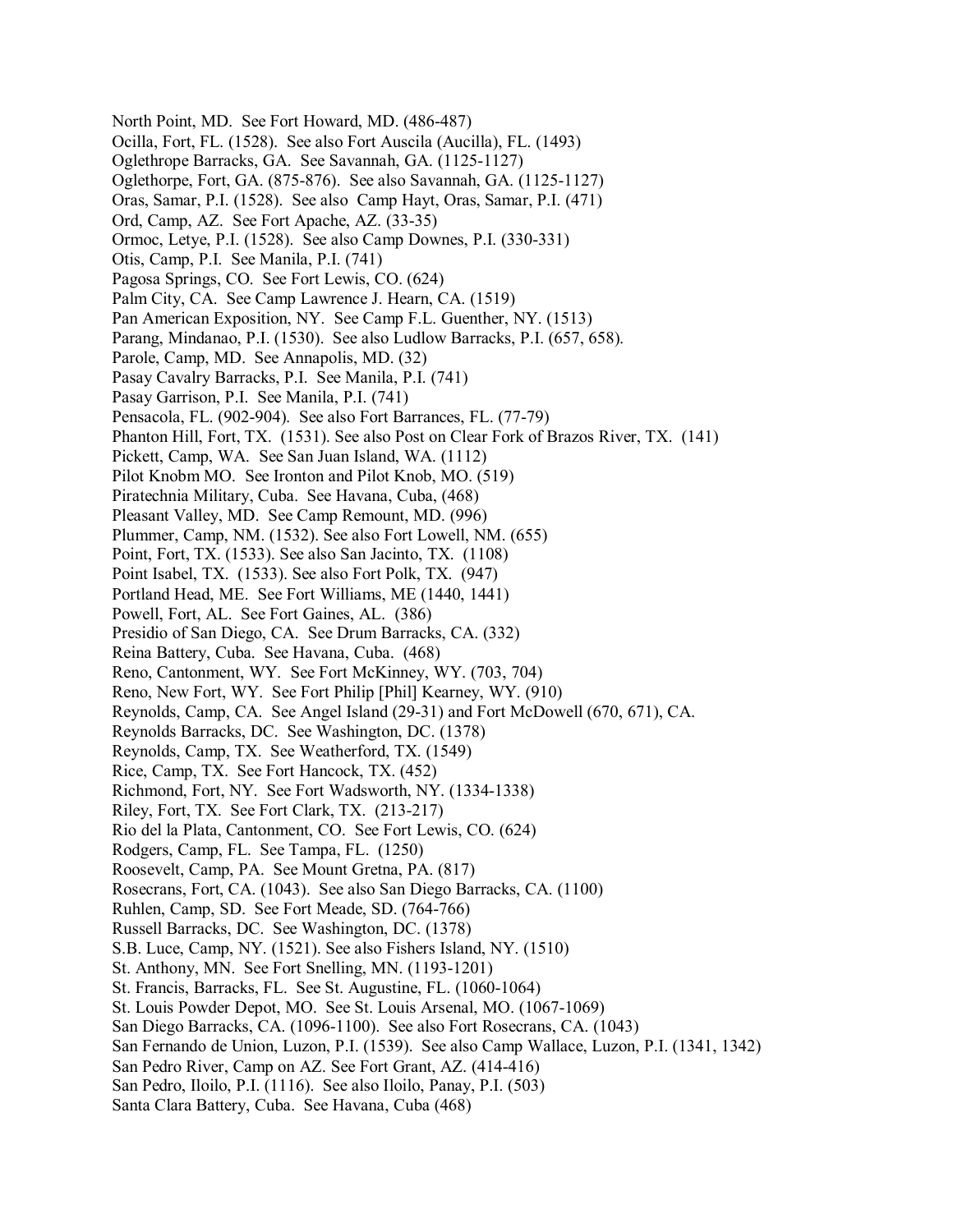North Point, MD. See Fort Howard, MD. (486-487)
Ocilla, Fort, FL. (1528). See also Fort Auscila (Aucilla), FL. (1493)
Oglethrope Barracks, GA. See Savannah, GA. (1125-1127)
Oglethorpe, Fort, GA. (875-876). See also Savannah, GA. (1125-1127)
Oras, Samar, P.I. (1528). See also Camp Hayt, Oras, Samar, P.I. (471)
Ord, Camp, AZ. See Fort Apache, AZ. (33-35)
Ormoc, Letye, P.I. (1528). See also Camp Downes, P.I. (330-331)
Otis, Camp, P.I. See Manila, P.I. (741)
Pagosa Springs, CO. See Fort Lewis, CO. (624)
Palm City, CA. See Camp Lawrence J. Hearn, CA. (1519)
Pan American Exposition, NY. See Camp F.L. Guenther, NY. (1513)
Parang, Mindanao, P.I. (1530). See also Ludlow Barracks, P.I. (657, 658).
Parole, Camp, MD. See Annapolis, MD. (32)
Pasay Cavalry Barracks, P.I. See Manila, P.I. (741)
Pasay Garrison, P.I. See Manila, P.I. (741)
Pensacola, FL. (902-904). See also Fort Barrances, FL. (77-79)
Phanton Hill, Fort, TX. (1531). See also Post on Clear Fork of Brazos River, TX. (141)
Pickett, Camp, WA. See San Juan Island, WA. (1112)
Pilot Knobm MO. See Ironton and Pilot Knob, MO. (519)
Piratechnia Military, Cuba. See Havana, Cuba, (468)
Pleasant Valley, MD. See Camp Remount, MD. (996)
Plummer, Camp, NM. (1532). See also Fort Lowell, NM. (655)
Point, Fort, TX. (1533). See also San Jacinto, TX. (1108)
Point Isabel, TX. (1533). See also Fort Polk, TX. (947)
Portland Head, ME. See Fort Williams, ME (1440, 1441)
Powell, Fort, AL. See Fort Gaines, AL. (386)
Presidio of San Diego, CA. See Drum Barracks, CA. (332)
Reina Battery, Cuba. See Havana, Cuba. (468)
Reno, Cantonment, WY. See Fort McKinney, WY. (703, 704)
Reno, New Fort, WY. See Fort Philip [Phil] Kearney, WY. (910)
Reynolds, Camp, CA. See Angel Island (29-31) and Fort McDowell (670, 671), CA.
Reynolds Barracks, DC. See Washington, DC. (1378)
Reynolds, Camp, TX. See Weatherford, TX. (1549)
Rice, Camp, TX. See Fort Hancock, TX. (452)
Richmond, Fort, NY. See Fort Wadsworth, NY. (1334-1338)
Riley, Fort, TX. See Fort Clark, TX. (213-217)
Rio del la Plata, Cantonment, CO. See Fort Lewis, CO. (624)
Rodgers, Camp, FL. See Tampa, FL. (1250)
Roosevelt, Camp, PA. See Mount Gretna, PA. (817)
Rosecrans, Fort, CA. (1043). See also San Diego Barracks, CA. (1100)
Ruhlen, Camp, SD. See Fort Meade, SD. (764-766)
Russell Barracks, DC. See Washington, DC. (1378)
S.B. Luce, Camp, NY. (1521). See also Fishers Island, NY. (1510)
St. Anthony, MN. See Fort Snelling, MN. (1193-1201)
St. Francis, Barracks, FL. See St. Augustine, FL. (1060-1064)
St. Louis Powder Depot, MO. See St. Louis Arsenal, MO. (1067-1069)
San Diego Barracks, CA. (1096-1100). See also Fort Rosecrans, CA. (1043)
San Fernando de Union, Luzon, P.I. (1539). See also Camp Wallace, Luzon, P.I. (1341, 1342)
San Pedro River, Camp on AZ. See Fort Grant, AZ. (414-416)
San Pedro, Iloilo, P.I. (1116). See also Iloilo, Panay, P.I. (503)
Santa Clara Battery, Cuba. See Havana, Cuba (468)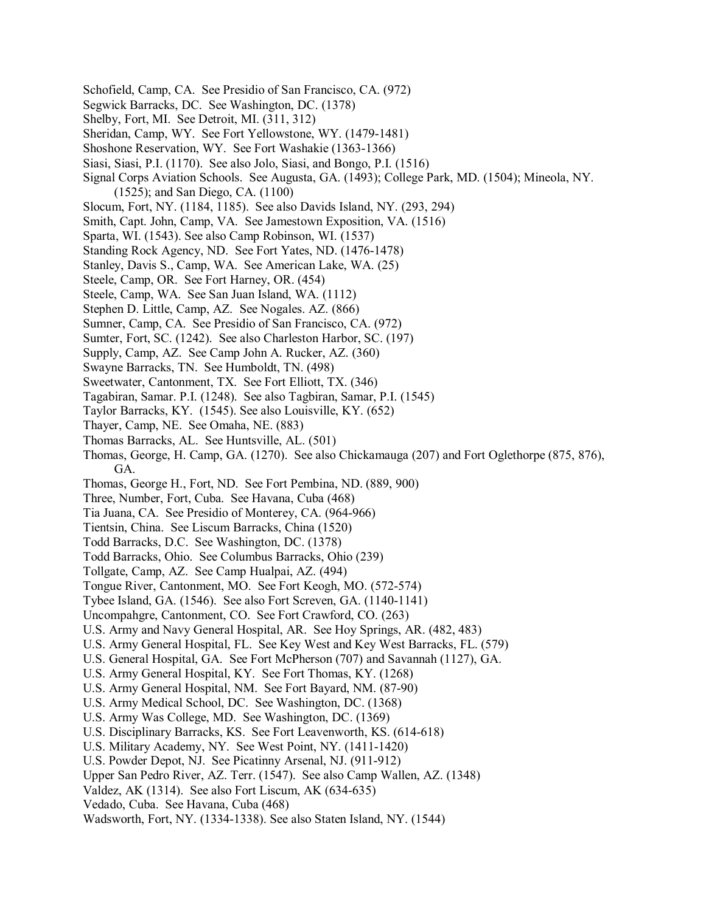Schofield, Camp, CA. See Presidio of San Francisco, CA. (972)
Segwick Barracks, DC. See Washington, DC. (1378)
Shelby, Fort, MI. See Detroit, MI. (311, 312)
Sheridan, Camp, WY. See Fort Yellowstone, WY. (1479-1481)
Shoshone Reservation, WY. See Fort Washakie (1363-1366)
Siasi, Siasi, P.I. (1170). See also Jolo, Siasi, and Bongo, P.I. (1516)
Signal Corps Aviation Schools. See Augusta, GA. (1493); College Park, MD. (1504); Mineola, NY. (1525); and San Diego, CA. (1100)
Slocum, Fort, NY. (1184, 1185). See also Davids Island, NY. (293, 294)
Smith, Capt. John, Camp, VA. See Jamestown Exposition, VA. (1516)
Sparta, WI. (1543). See also Camp Robinson, WI. (1537)
Standing Rock Agency, ND. See Fort Yates, ND. (1476-1478)
Stanley, Davis S., Camp, WA. See American Lake, WA. (25)
Steele, Camp, OR. See Fort Harney, OR. (454)
Steele, Camp, WA. See San Juan Island, WA. (1112)
Stephen D. Little, Camp, AZ. See Nogales. AZ. (866)
Sumner, Camp, CA. See Presidio of San Francisco, CA. (972)
Sumter, Fort, SC. (1242). See also Charleston Harbor, SC. (197)
Supply, Camp, AZ. See Camp John A. Rucker, AZ. (360)
Swayne Barracks, TN. See Humboldt, TN. (498)
Sweetwater, Cantonment, TX. See Fort Elliott, TX. (346)
Tagabiran, Samar. P.I. (1248). See also Tagbiran, Samar, P.I. (1545)
Taylor Barracks, KY. (1545). See also Louisville, KY. (652)
Thayer, Camp, NE. See Omaha, NE. (883)
Thomas Barracks, AL. See Huntsville, AL. (501)
Thomas, George, H. Camp, GA. (1270). See also Chickamauga (207) and Fort Oglethorpe (875, 876), GA.
Thomas, George H., Fort, ND. See Fort Pembina, ND. (889, 900)
Three, Number, Fort, Cuba. See Havana, Cuba (468)
Tia Juana, CA. See Presidio of Monterey, CA. (964-966)
Tientsin, China. See Liscum Barracks, China (1520)
Todd Barracks, D.C. See Washington, DC. (1378)
Todd Barracks, Ohio. See Columbus Barracks, Ohio (239)
Tollgate, Camp, AZ. See Camp Hualpai, AZ. (494)
Tongue River, Cantonment, MO. See Fort Keogh, MO. (572-574)
Tybee Island, GA. (1546). See also Fort Screven, GA. (1140-1141)
Uncompahgre, Cantonment, CO. See Fort Crawford, CO. (263)
U.S. Army and Navy General Hospital, AR. See Hoy Springs, AR. (482, 483)
U.S. Army General Hospital, FL. See Key West and Key West Barracks, FL. (579)
U.S. General Hospital, GA. See Fort McPherson (707) and Savannah (1127), GA.
U.S. Army General Hospital, KY. See Fort Thomas, KY. (1268)
U.S. Army General Hospital, NM. See Fort Bayard, NM. (87-90)
U.S. Army Medical School, DC. See Washington, DC. (1368)
U.S. Army Was College, MD. See Washington, DC. (1369)
U.S. Disciplinary Barracks, KS. See Fort Leavenworth, KS. (614-618)
U.S. Military Academy, NY. See West Point, NY. (1411-1420)
U.S. Powder Depot, NJ. See Picatinny Arsenal, NJ. (911-912)
Upper San Pedro River, AZ. Terr. (1547). See also Camp Wallen, AZ. (1348)
Valdez, AK (1314). See also Fort Liscum, AK (634-635)
Vedado, Cuba. See Havana, Cuba (468)
Wadsworth, Fort, NY. (1334-1338). See also Staten Island, NY. (1544)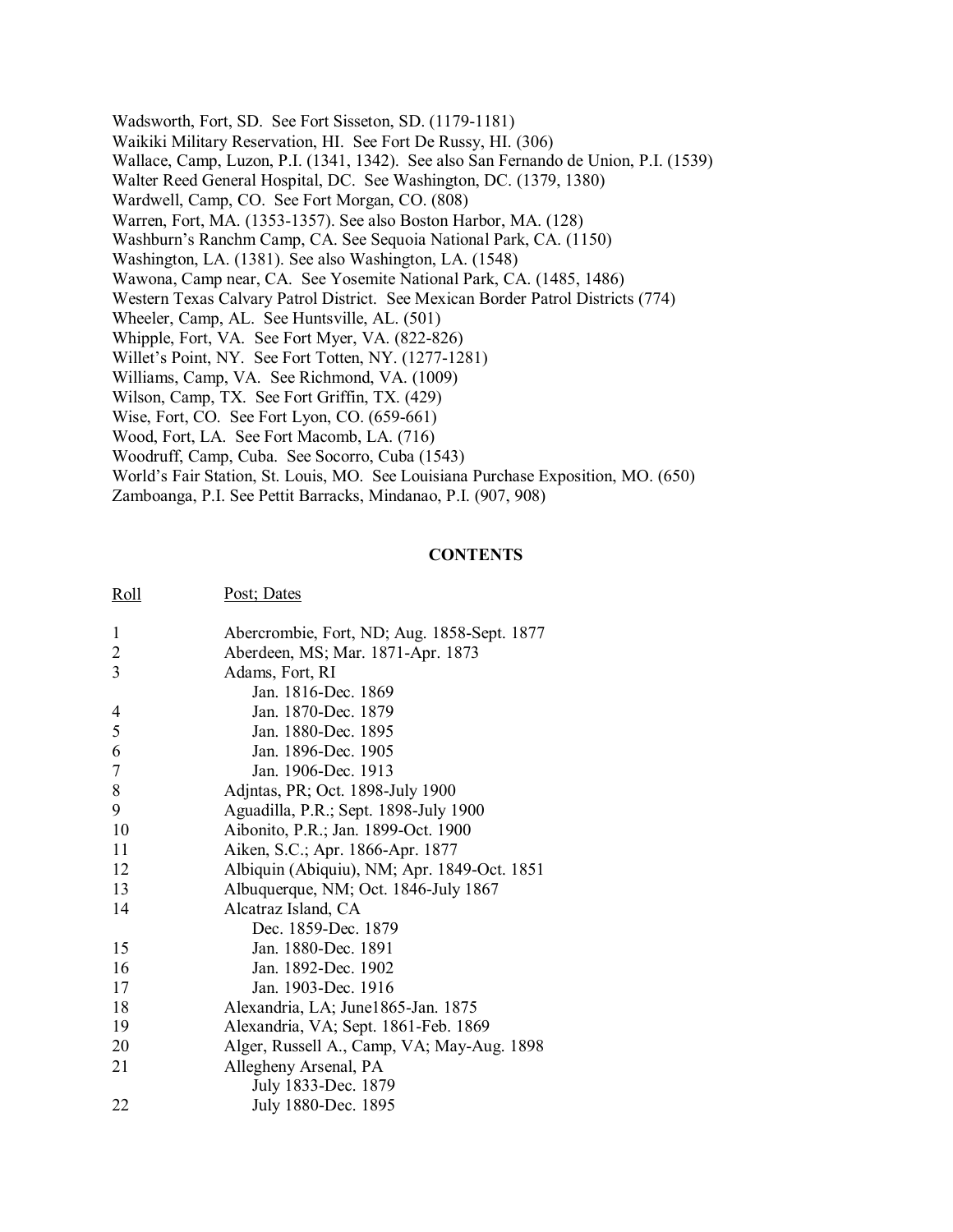Wadsworth, Fort, SD. See Fort Sisseton, SD. (1179-1181)
Waikiki Military Reservation, HI. See Fort De Russy, HI. (306)
Wallace, Camp, Luzon, P.I. (1341, 1342). See also San Fernando de Union, P.I. (1539)
Walter Reed General Hospital, DC. See Washington, DC. (1379, 1380)
Wardwell, Camp, CO. See Fort Morgan, CO. (808)
Warren, Fort, MA. (1353-1357). See also Boston Harbor, MA. (128)
Washburn's Ranchm Camp, CA. See Sequoia National Park, CA. (1150)
Washington, LA. (1381). See also Washington, LA. (1548)
Wawona, Camp near, CA. See Yosemite National Park, CA. (1485, 1486)
Western Texas Calvary Patrol District. See Mexican Border Patrol Districts (774)
Wheeler, Camp, AL. See Huntsville, AL. (501)
Whipple, Fort, VA. See Fort Myer, VA. (822-826)
Willet's Point, NY. See Fort Totten, NY. (1277-1281)
Williams, Camp, VA. See Richmond, VA. (1009)
Wilson, Camp, TX. See Fort Griffin, TX. (429)
Wise, Fort, CO. See Fort Lyon, CO. (659-661)
Wood, Fort, LA. See Fort Macomb, LA. (716)
Woodruff, Camp, Cuba. See Socorro, Cuba (1543)
World's Fair Station, St. Louis, MO. See Louisiana Purchase Exposition, MO. (650)
Zamboanga, P.I. See Pettit Barracks, Mindanao, P.I. (907, 908)

## CONTENTS

| Roll | Post; Dates |
|---|---|
| 1 | Abercrombie, Fort, ND; Aug. 1858-Sept. 1877 |
| 2 | Aberdeen, MS; Mar. 1871-Apr. 1873 |
| 3 | Adams, Fort, RI |
| | Jan. 1816-Dec. 1869 |
| 4 | Jan. 1870-Dec. 1879 |
| 5 | Jan. 1880-Dec. 1895 |
| 6 | Jan. 1896-Dec. 1905 |
| 7 | Jan. 1906-Dec. 1913 |
| 8 | Adjntas, PR; Oct. 1898-July 1900 |
| 9 | Aguadilla, P.R.; Sept. 1898-July 1900 |
| 10 | Aibonito, P.R.; Jan. 1899-Oct. 1900 |
| 11 | Aiken, S.C.; Apr. 1866-Apr. 1877 |
| 12 | Albiquin (Abiquiu), NM; Apr. 1849-Oct. 1851 |
| 13 | Albuquerque, NM; Oct. 1846-July 1867 |
| 14 | Alcatraz Island, CA |
| | Dec. 1859-Dec. 1879 |
| 15 | Jan. 1880-Dec. 1891 |
| 16 | Jan. 1892-Dec. 1902 |
| 17 | Jan. 1903-Dec. 1916 |
| 18 | Alexandria, LA; June1865-Jan. 1875 |
| 19 | Alexandria, VA; Sept. 1861-Feb. 1869 |
| 20 | Alger, Russell A., Camp, VA; May-Aug. 1898 |
| 21 | Allegheny Arsenal, PA |
| | July 1833-Dec. 1879 |
| 22 | July 1880-Dec. 1895 |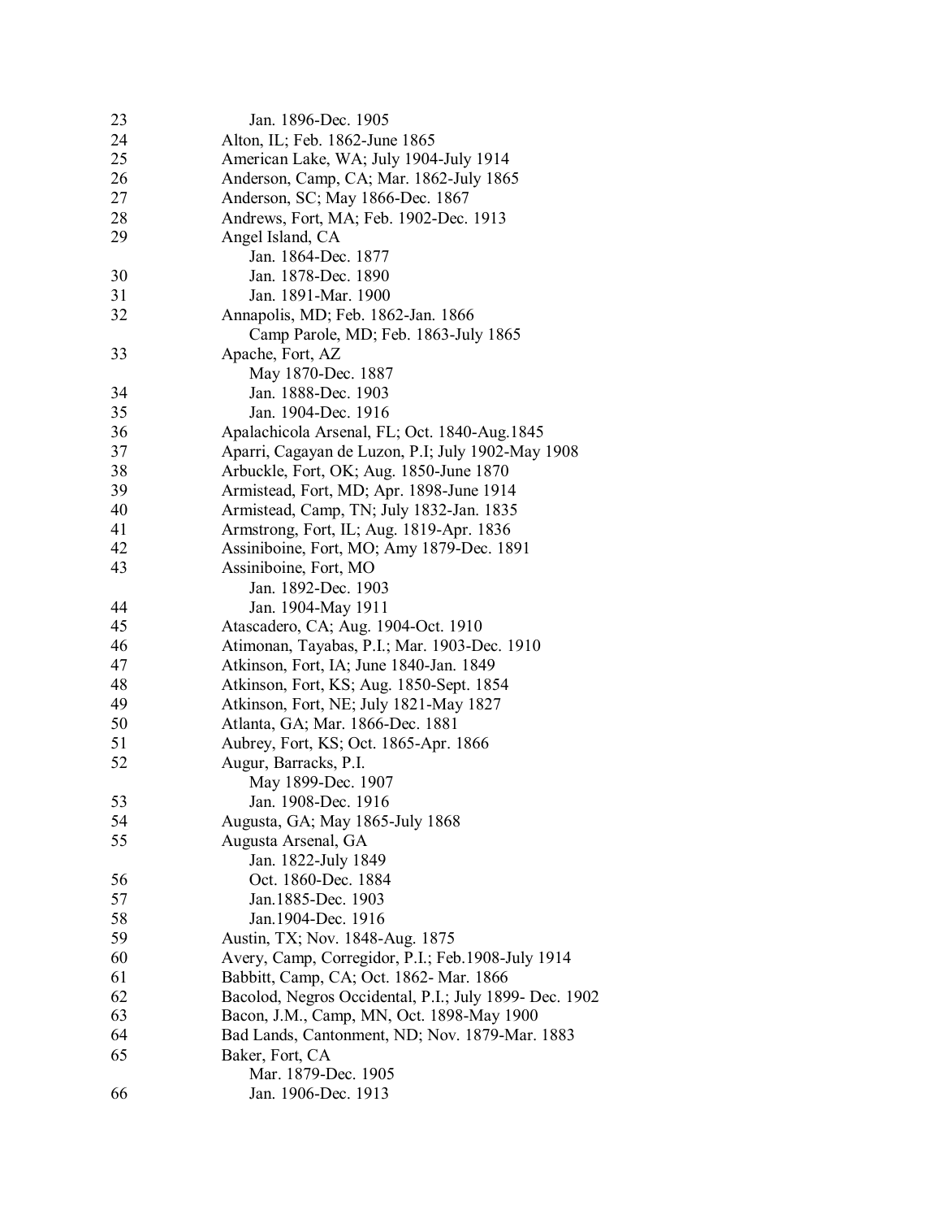23 Jan. 1896-Dec. 1905
24 Alton, IL; Feb. 1862-June 1865
25 American Lake, WA; July 1904-July 1914
26 Anderson, Camp, CA; Mar. 1862-July 1865
27 Anderson, SC; May 1866-Dec. 1867
28 Andrews, Fort, MA; Feb. 1902-Dec. 1913
29 Angel Island, CA
Jan. 1864-Dec. 1877
30 Jan. 1878-Dec. 1890
31 Jan. 1891-Mar. 1900
32 Annapolis, MD; Feb. 1862-Jan. 1866
Camp Parole, MD; Feb. 1863-July 1865
33 Apache, Fort, AZ
May 1870-Dec. 1887
34 Jan. 1888-Dec. 1903
35 Jan. 1904-Dec. 1916
36 Apalachicola Arsenal, FL; Oct. 1840-Aug.1845
37 Aparri, Cagayan de Luzon, P.I; July 1902-May 1908
38 Arbuckle, Fort, OK; Aug. 1850-June 1870
39 Armistead, Fort, MD; Apr. 1898-June 1914
40 Armistead, Camp, TN; July 1832-Jan. 1835
41 Armstrong, Fort, IL; Aug. 1819-Apr. 1836
42 Assiniboine, Fort, MO; Amy 1879-Dec. 1891
43 Assiniboine, Fort, MO
Jan. 1892-Dec. 1903
44 Jan. 1904-May 1911
45 Atascadero, CA; Aug. 1904-Oct. 1910
46 Atimonan, Tayabas, P.I.; Mar. 1903-Dec. 1910
47 Atkinson, Fort, IA; June 1840-Jan. 1849
48 Atkinson, Fort, KS; Aug. 1850-Sept. 1854
49 Atkinson, Fort, NE; July 1821-May 1827
50 Atlanta, GA; Mar. 1866-Dec. 1881
51 Aubrey, Fort, KS; Oct. 1865-Apr. 1866
52 Augur, Barracks, P.I.
May 1899-Dec. 1907
53 Jan. 1908-Dec. 1916
54 Augusta, GA; May 1865-July 1868
55 Augusta Arsenal, GA
Jan. 1822-July 1849
56 Oct. 1860-Dec. 1884
57 Jan.1885-Dec. 1903
58 Jan.1904-Dec. 1916
59 Austin, TX; Nov. 1848-Aug. 1875
60 Avery, Camp, Corregidor, P.I.; Feb.1908-July 1914
61 Babbitt, Camp, CA; Oct. 1862- Mar. 1866
62 Bacolod, Negros Occidental, P.I.; July 1899- Dec. 1902
63 Bacon, J.M., Camp, MN, Oct. 1898-May 1900
64 Bad Lands, Cantonment, ND; Nov. 1879-Mar. 1883
65 Baker, Fort, CA
Mar. 1879-Dec. 1905
66 Jan. 1906-Dec. 1913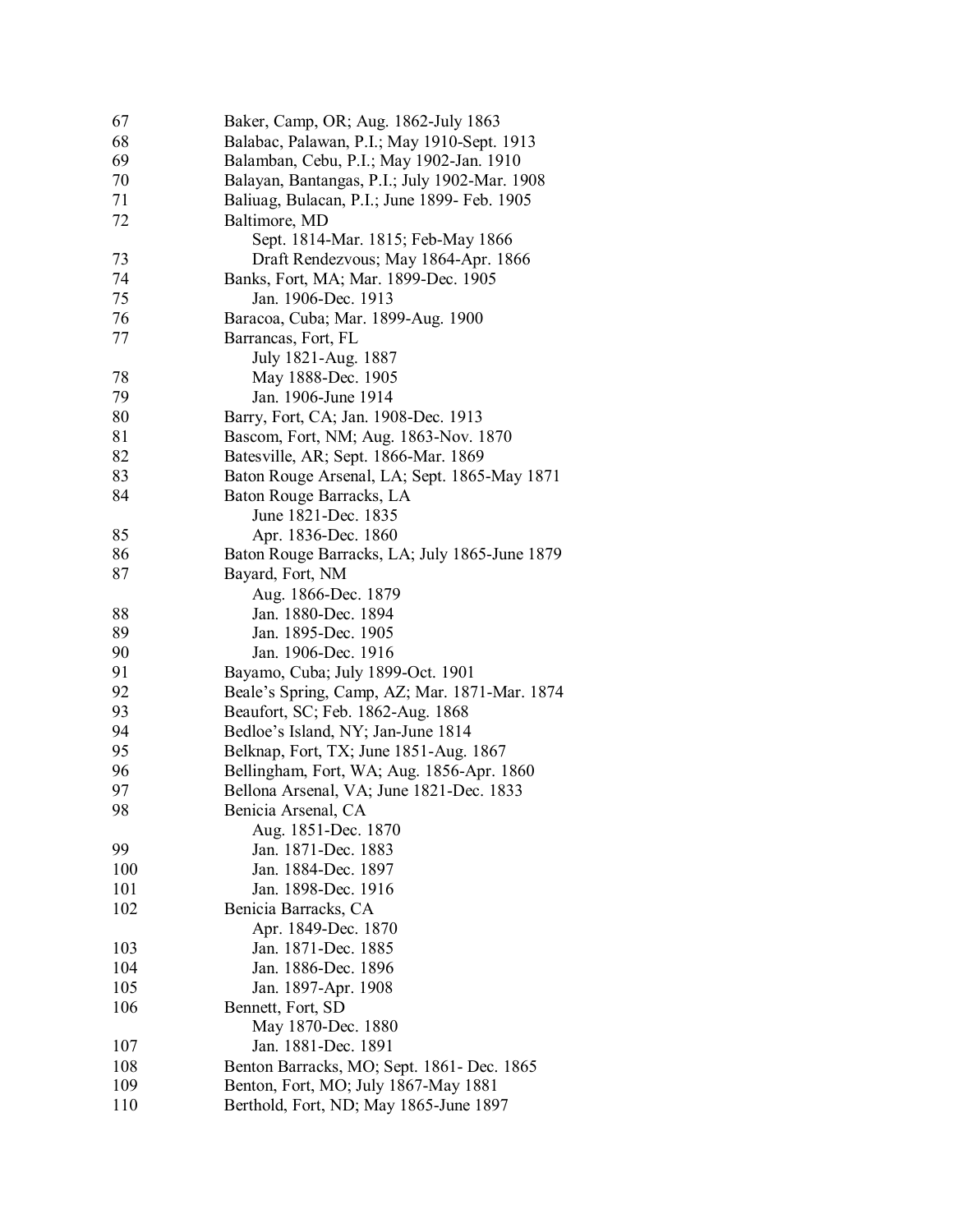| | |
|---|---|
| 67 | Baker, Camp, OR; Aug. 1862-July 1863 |
| 68 | Balabac, Palawan, P.I.; May 1910-Sept. 1913 |
| 69 | Balamban, Cebu, P.I.; May 1902-Jan. 1910 |
| 70 | Balayan, Bantangas, P.I.; July 1902-Mar. 1908 |
| 71 | Baliuag, Bulacan, P.I.; June 1899- Feb. 1905 |
| 72 | Baltimore, MD |
| | Sept. 1814-Mar. 1815; Feb-May 1866 |
| 73 | Draft Rendezvous; May 1864-Apr. 1866 |
| 74 | Banks, Fort, MA; Mar. 1899-Dec. 1905 |
| 75 | Jan. 1906-Dec. 1913 |
| 76 | Baracoa, Cuba; Mar. 1899-Aug. 1900 |
| 77 | Barrancas, Fort, FL |
| | July 1821-Aug. 1887 |
| 78 | May 1888-Dec. 1905 |
| 79 | Jan. 1906-June 1914 |
| 80 | Barry, Fort, CA; Jan. 1908-Dec. 1913 |
| 81 | Bascom, Fort, NM; Aug. 1863-Nov. 1870 |
| 82 | Batesville, AR; Sept. 1866-Mar. 1869 |
| 83 | Baton Rouge Arsenal, LA; Sept. 1865-May 1871 |
| 84 | Baton Rouge Barracks, LA |
| | June 1821-Dec. 1835 |
| 85 | Apr. 1836-Dec. 1860 |
| 86 | Baton Rouge Barracks, LA; July 1865-June 1879 |
| 87 | Bayard, Fort, NM |
| | Aug. 1866-Dec. 1879 |
| 88 | Jan. 1880-Dec. 1894 |
| 89 | Jan. 1895-Dec. 1905 |
| 90 | Jan. 1906-Dec. 1916 |
| 91 | Bayamo, Cuba; July 1899-Oct. 1901 |
| 92 | Beale's Spring, Camp, AZ; Mar. 1871-Mar. 1874 |
| 93 | Beaufort, SC; Feb. 1862-Aug. 1868 |
| 94 | Bedloe's Island, NY; Jan-June 1814 |
| 95 | Belknap, Fort, TX; June 1851-Aug. 1867 |
| 96 | Bellingham, Fort, WA; Aug. 1856-Apr. 1860 |
| 97 | Bellona Arsenal, VA; June 1821-Dec. 1833 |
| 98 | Benicia Arsenal, CA |
| | Aug. 1851-Dec. 1870 |
| 99 | Jan. 1871-Dec. 1883 |
| 100 | Jan. 1884-Dec. 1897 |
| 101 | Jan. 1898-Dec. 1916 |
| 102 | Benicia Barracks, CA |
| | Apr. 1849-Dec. 1870 |
| 103 | Jan. 1871-Dec. 1885 |
| 104 | Jan. 1886-Dec. 1896 |
| 105 | Jan. 1897-Apr. 1908 |
| 106 | Bennett, Fort, SD |
| | May 1870-Dec. 1880 |
| 107 | Jan. 1881-Dec. 1891 |
| 108 | Benton Barracks, MO; Sept. 1861- Dec. 1865 |
| 109 | Benton, Fort, MO; July 1867-May 1881 |
| 110 | Berthold, Fort, ND; May 1865-June 1897 |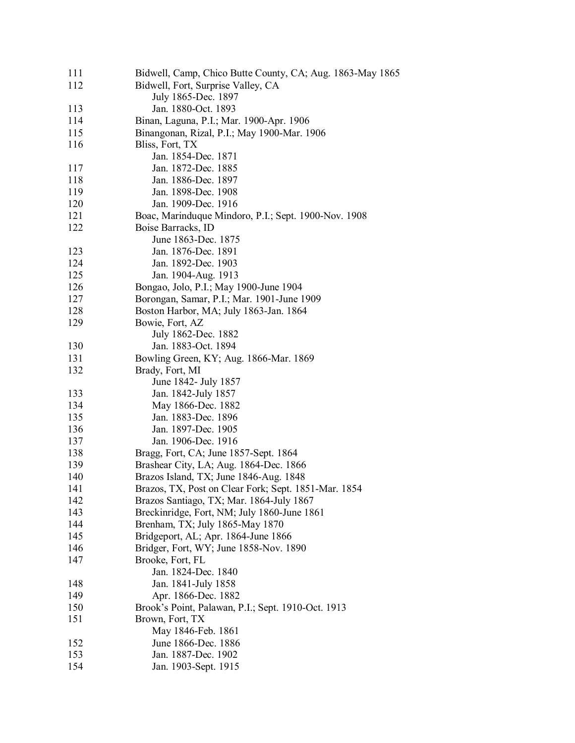| | |
|---|---|
| 111 | Bidwell, Camp, Chico Butte County, CA; Aug. 1863-May 1865 |
| 112 | Bidwell, Fort, Surprise Valley, CA |
| | July 1865-Dec. 1897 |
| 113 | Jan. 1880-Oct. 1893 |
| 114 | Binan, Laguna, P.I.; Mar. 1900-Apr. 1906 |
| 115 | Binangonan, Rizal, P.I.; May 1900-Mar. 1906 |
| 116 | Bliss, Fort, TX |
| | Jan. 1854-Dec. 1871 |
| 117 | Jan. 1872-Dec. 1885 |
| 118 | Jan. 1886-Dec. 1897 |
| 119 | Jan. 1898-Dec. 1908 |
| 120 | Jan. 1909-Dec. 1916 |
| 121 | Boac, Marinduque Mindoro, P.I.; Sept. 1900-Nov. 1908 |
| 122 | Boise Barracks, ID |
| | June 1863-Dec. 1875 |
| 123 | Jan. 1876-Dec. 1891 |
| 124 | Jan. 1892-Dec. 1903 |
| 125 | Jan. 1904-Aug. 1913 |
| 126 | Bongao, Jolo, P.I.; May 1900-June 1904 |
| 127 | Borongan, Samar, P.I.; Mar. 1901-June 1909 |
| 128 | Boston Harbor, MA; July 1863-Jan. 1864 |
| 129 | Bowie, Fort, AZ |
| | July 1862-Dec. 1882 |
| 130 | Jan. 1883-Oct. 1894 |
| 131 | Bowling Green, KY; Aug. 1866-Mar. 1869 |
| 132 | Brady, Fort, MI |
| | June 1842- July 1857 |
| 133 | Jan. 1842-July 1857 |
| 134 | May 1866-Dec. 1882 |
| 135 | Jan. 1883-Dec. 1896 |
| 136 | Jan. 1897-Dec. 1905 |
| 137 | Jan. 1906-Dec. 1916 |
| 138 | Bragg, Fort, CA; June 1857-Sept. 1864 |
| 139 | Brashear City, LA; Aug. 1864-Dec. 1866 |
| 140 | Brazos Island, TX; June 1846-Aug. 1848 |
| 141 | Brazos, TX, Post on Clear Fork; Sept. 1851-Mar. 1854 |
| 142 | Brazos Santiago, TX; Mar. 1864-July 1867 |
| 143 | Breckinridge, Fort, NM; July 1860-June 1861 |
| 144 | Brenham, TX; July 1865-May 1870 |
| 145 | Bridgeport, AL; Apr. 1864-June 1866 |
| 146 | Bridger, Fort, WY; June 1858-Nov. 1890 |
| 147 | Brooke, Fort, FL |
| | Jan. 1824-Dec. 1840 |
| 148 | Jan. 1841-July 1858 |
| 149 | Apr. 1866-Dec. 1882 |
| 150 | Brook's Point, Palawan, P.I.; Sept. 1910-Oct. 1913 |
| 151 | Brown, Fort, TX |
| | May 1846-Feb. 1861 |
| 152 | June 1866-Dec. 1886 |
| 153 | Jan. 1887-Dec. 1902 |
| 154 | Jan. 1903-Sept. 1915 |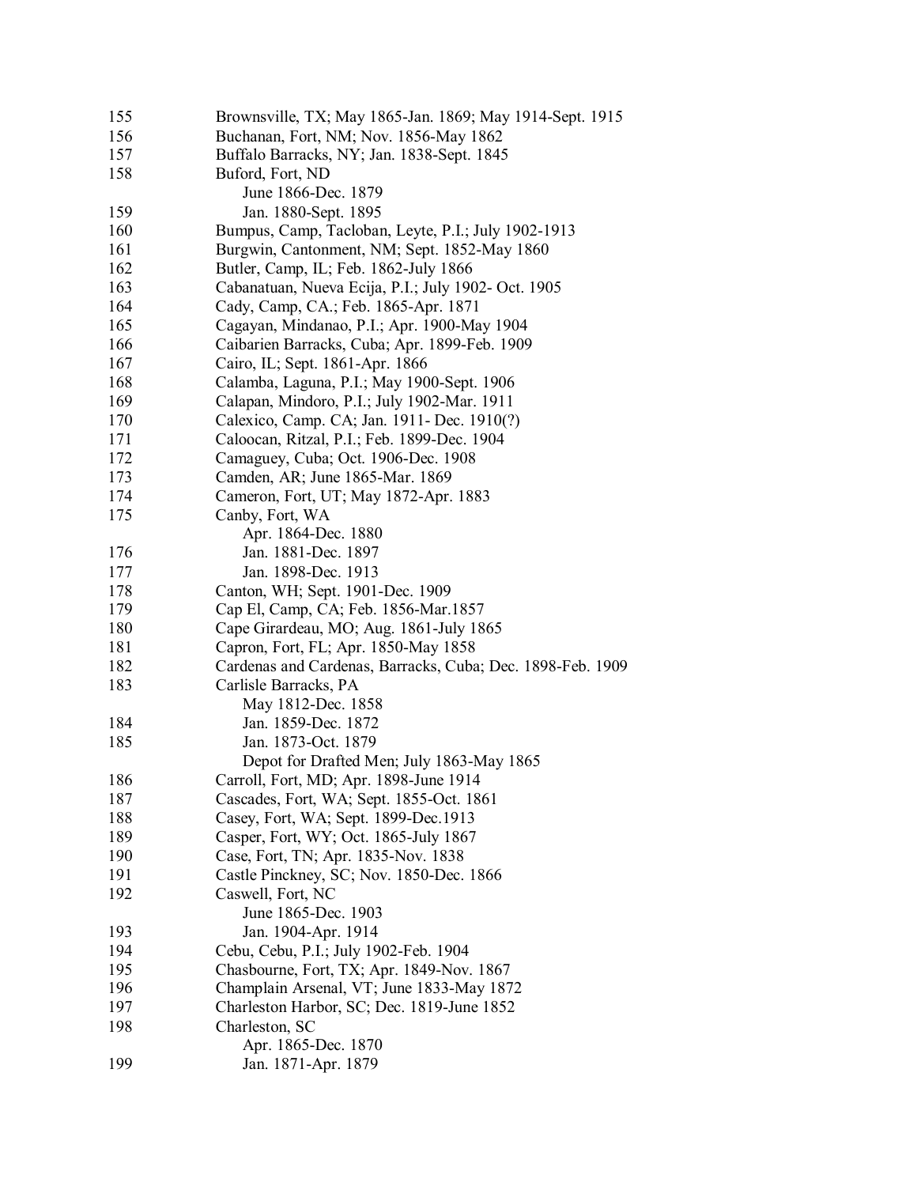| | |
|---|---|
| 155 | Brownsville, TX; May 1865-Jan. 1869; May 1914-Sept. 1915 |
| 156 | Buchanan, Fort, NM; Nov. 1856-May 1862 |
| 157 | Buffalo Barracks, NY; Jan. 1838-Sept. 1845 |
| 158 | Buford, Fort, ND |
| | June 1866-Dec. 1879 |
| 159 | Jan. 1880-Sept. 1895 |
| 160 | Bumpus, Camp, Tacloban, Leyte, P.I.; July 1902-1913 |
| 161 | Burgwin, Cantonment, NM; Sept. 1852-May 1860 |
| 162 | Butler, Camp, IL; Feb. 1862-July 1866 |
| 163 | Cabanatuan, Nueva Ecija, P.I.; July 1902- Oct. 1905 |
| 164 | Cady, Camp, CA.; Feb. 1865-Apr. 1871 |
| 165 | Cagayan, Mindanao, P.I.; Apr. 1900-May 1904 |
| 166 | Caibarien Barracks, Cuba; Apr. 1899-Feb. 1909 |
| 167 | Cairo, IL; Sept. 1861-Apr. 1866 |
| 168 | Calamba, Laguna, P.I.; May 1900-Sept. 1906 |
| 169 | Calapan, Mindoro, P.I.; July 1902-Mar. 1911 |
| 170 | Calexico, Camp. CA; Jan. 1911- Dec. 1910(?) |
| 171 | Caloocan, Ritzal, P.I.; Feb. 1899-Dec. 1904 |
| 172 | Camaguey, Cuba; Oct. 1906-Dec. 1908 |
| 173 | Camden, AR; June 1865-Mar. 1869 |
| 174 | Cameron, Fort, UT; May 1872-Apr. 1883 |
| 175 | Canby, Fort, WA |
| | Apr. 1864-Dec. 1880 |
| 176 | Jan. 1881-Dec. 1897 |
| 177 | Jan. 1898-Dec. 1913 |
| 178 | Canton, WH; Sept. 1901-Dec. 1909 |
| 179 | Cap El, Camp, CA; Feb. 1856-Mar.1857 |
| 180 | Cape Girardeau, MO; Aug. 1861-July 1865 |
| 181 | Capron, Fort, FL; Apr. 1850-May 1858 |
| 182 | Cardenas and Cardenas, Barracks, Cuba; Dec. 1898-Feb. 1909 |
| 183 | Carlisle Barracks, PA |
| | May 1812-Dec. 1858 |
| 184 | Jan. 1859-Dec. 1872 |
| 185 | Jan. 1873-Oct. 1879 |
| | Depot for Drafted Men; July 1863-May 1865 |
| 186 | Carroll, Fort, MD; Apr. 1898-June 1914 |
| 187 | Cascades, Fort, WA; Sept. 1855-Oct. 1861 |
| 188 | Casey, Fort, WA; Sept. 1899-Dec.1913 |
| 189 | Casper, Fort, WY; Oct. 1865-July 1867 |
| 190 | Case, Fort, TN; Apr. 1835-Nov. 1838 |
| 191 | Castle Pinckney, SC; Nov. 1850-Dec. 1866 |
| 192 | Caswell, Fort, NC |
| | June 1865-Dec. 1903 |
| 193 | Jan. 1904-Apr. 1914 |
| 194 | Cebu, Cebu, P.I.; July 1902-Feb. 1904 |
| 195 | Chasbourne, Fort, TX; Apr. 1849-Nov. 1867 |
| 196 | Champlain Arsenal, VT; June 1833-May 1872 |
| 197 | Charleston Harbor, SC; Dec. 1819-June 1852 |
| 198 | Charleston, SC |
| | Apr. 1865-Dec. 1870 |
| 199 | Jan. 1871-Apr. 1879 |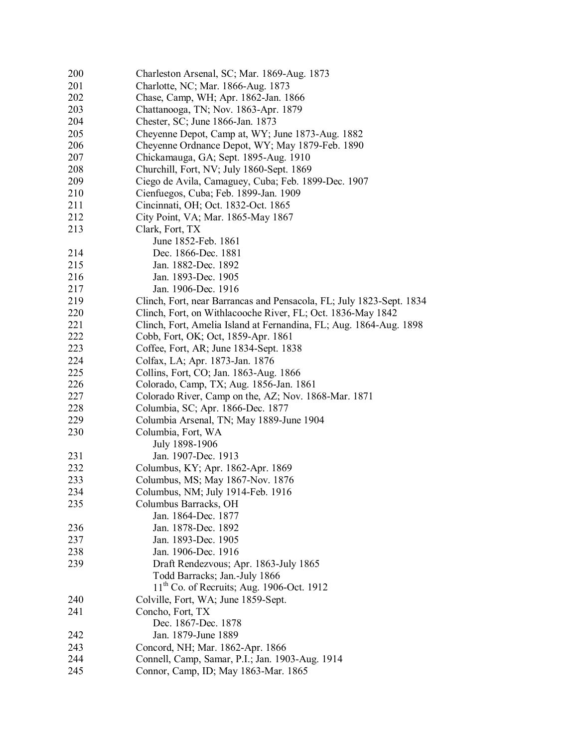200 Charleston Arsenal, SC; Mar. 1869-Aug. 1873
201 Charlotte, NC; Mar. 1866-Aug. 1873
202 Chase, Camp, WH; Apr. 1862-Jan. 1866
203 Chattanooga, TN; Nov. 1863-Apr. 1879
204 Chester, SC; June 1866-Jan. 1873
205 Cheyenne Depot, Camp at, WY; June 1873-Aug. 1882
206 Cheyenne Ordnance Depot, WY; May 1879-Feb. 1890
207 Chickamauga, GA; Sept. 1895-Aug. 1910
208 Churchill, Fort, NV; July 1860-Sept. 1869
209 Ciego de Avila, Camaguey, Cuba; Feb. 1899-Dec. 1907
210 Cienfuegos, Cuba; Feb. 1899-Jan. 1909
211 Cincinnati, OH; Oct. 1832-Oct. 1865
212 City Point, VA; Mar. 1865-May 1867
213 Clark, Fort, TX
    June 1852-Feb. 1861
214 Dec. 1866-Dec. 1881
215 Jan. 1882-Dec. 1892
216 Jan. 1893-Dec. 1905
217 Jan. 1906-Dec. 1916
219 Clinch, Fort, near Barrancas and Pensacola, FL; July 1823-Sept. 1834
220 Clinch, Fort, on Withlacooche River, FL; Oct. 1836-May 1842
221 Clinch, Fort, Amelia Island at Fernandina, FL; Aug. 1864-Aug. 1898
222 Cobb, Fort, OK; Oct, 1859-Apr. 1861
223 Coffee, Fort, AR; June 1834-Sept. 1838
224 Colfax, LA; Apr. 1873-Jan. 1876
225 Collins, Fort, CO; Jan. 1863-Aug. 1866
226 Colorado, Camp, TX; Aug. 1856-Jan. 1861
227 Colorado River, Camp on the, AZ; Nov. 1868-Mar. 1871
228 Columbia, SC; Apr. 1866-Dec. 1877
229 Columbia Arsenal, TN; May 1889-June 1904
230 Columbia, Fort, WA
    July 1898-1906
231 Jan. 1907-Dec. 1913
232 Columbus, KY; Apr. 1862-Apr. 1869
233 Columbus, MS; May 1867-Nov. 1876
234 Columbus, NM; July 1914-Feb. 1916
235 Columbus Barracks, OH
    Jan. 1864-Dec. 1877
236 Jan. 1878-Dec. 1892
237 Jan. 1893-Dec. 1905
238 Jan. 1906-Dec. 1916
239 Draft Rendezvous; Apr. 1863-July 1865
    Todd Barracks; Jan.-July 1866
    11th Co. of Recruits; Aug. 1906-Oct. 1912
240 Colville, Fort, WA; June 1859-Sept.
241 Concho, Fort, TX
    Dec. 1867-Dec. 1878
242 Jan. 1879-June 1889
243 Concord, NH; Mar. 1862-Apr. 1866
244 Connell, Camp, Samar, P.I.; Jan. 1903-Aug. 1914
245 Connor, Camp, ID; May 1863-Mar. 1865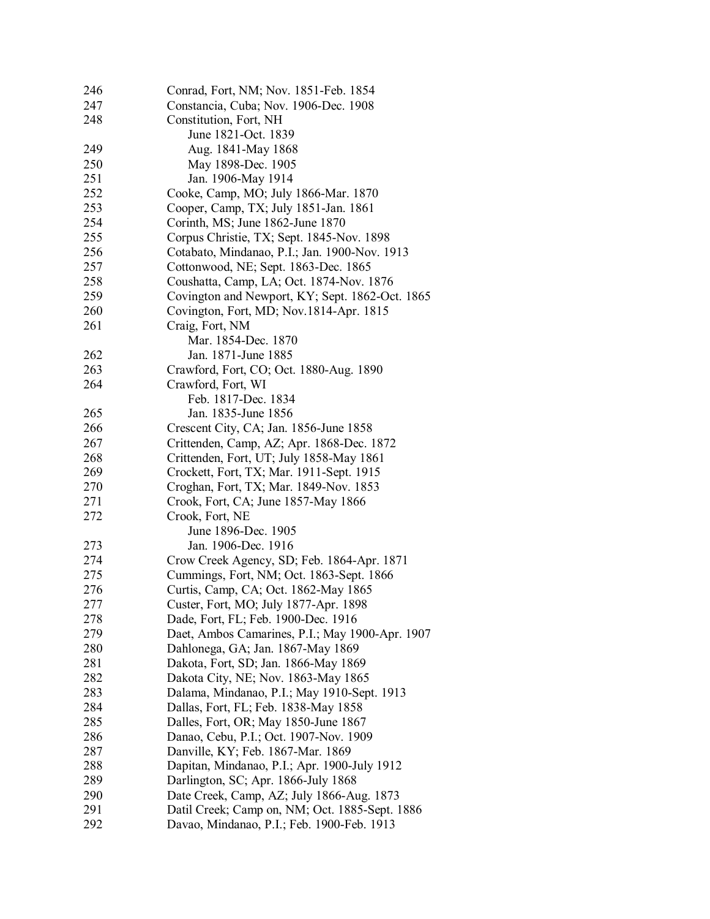| | |
|---|---|
| 246 | Conrad, Fort, NM; Nov. 1851-Feb. 1854 |
| 247 | Constancia, Cuba; Nov. 1906-Dec. 1908 |
| 248 | Constitution, Fort, NH |
| | June 1821-Oct. 1839 |
| 249 | Aug. 1841-May 1868 |
| 250 | May 1898-Dec. 1905 |
| 251 | Jan. 1906-May 1914 |
| 252 | Cooke, Camp, MO; July 1866-Mar. 1870 |
| 253 | Cooper, Camp, TX; July 1851-Jan. 1861 |
| 254 | Corinth, MS; June 1862-June 1870 |
| 255 | Corpus Christie, TX; Sept. 1845-Nov. 1898 |
| 256 | Cotabato, Mindanao, P.I.; Jan. 1900-Nov. 1913 |
| 257 | Cottonwood, NE; Sept. 1863-Dec. 1865 |
| 258 | Coushatta, Camp, LA; Oct. 1874-Nov. 1876 |
| 259 | Covington and Newport, KY; Sept. 1862-Oct. 1865 |
| 260 | Covington, Fort, MD; Nov.1814-Apr. 1815 |
| 261 | Craig, Fort, NM |
| | Mar. 1854-Dec. 1870 |
| 262 | Jan. 1871-June 1885 |
| 263 | Crawford, Fort, CO; Oct. 1880-Aug. 1890 |
| 264 | Crawford, Fort, WI |
| | Feb. 1817-Dec. 1834 |
| 265 | Jan. 1835-June 1856 |
| 266 | Crescent City, CA; Jan. 1856-June 1858 |
| 267 | Crittenden, Camp, AZ; Apr. 1868-Dec. 1872 |
| 268 | Crittenden, Fort, UT; July 1858-May 1861 |
| 269 | Crockett, Fort, TX; Mar. 1911-Sept. 1915 |
| 270 | Croghan, Fort, TX; Mar. 1849-Nov. 1853 |
| 271 | Crook, Fort, CA; June 1857-May 1866 |
| 272 | Crook, Fort, NE |
| | June 1896-Dec. 1905 |
| 273 | Jan. 1906-Dec. 1916 |
| 274 | Crow Creek Agency, SD; Feb. 1864-Apr. 1871 |
| 275 | Cummings, Fort, NM; Oct. 1863-Sept. 1866 |
| 276 | Curtis, Camp, CA; Oct. 1862-May 1865 |
| 277 | Custer, Fort, MO; July 1877-Apr. 1898 |
| 278 | Dade, Fort, FL; Feb. 1900-Dec. 1916 |
| 279 | Daet, Ambos Camarines, P.I.; May 1900-Apr. 1907 |
| 280 | Dahlonega, GA; Jan. 1867-May 1869 |
| 281 | Dakota, Fort, SD; Jan. 1866-May 1869 |
| 282 | Dakota City, NE; Nov. 1863-May 1865 |
| 283 | Dalama, Mindanao, P.I.; May 1910-Sept. 1913 |
| 284 | Dallas, Fort, FL; Feb. 1838-May 1858 |
| 285 | Dalles, Fort, OR; May 1850-June 1867 |
| 286 | Danao, Cebu, P.I.; Oct. 1907-Nov. 1909 |
| 287 | Danville, KY; Feb. 1867-Mar. 1869 |
| 288 | Dapitan, Mindanao, P.I.; Apr. 1900-July 1912 |
| 289 | Darlington, SC; Apr. 1866-July 1868 |
| 290 | Date Creek, Camp, AZ; July 1866-Aug. 1873 |
| 291 | Datil Creek; Camp on, NM; Oct. 1885-Sept. 1886 |
| 292 | Davao, Mindanao, P.I.; Feb. 1900-Feb. 1913 |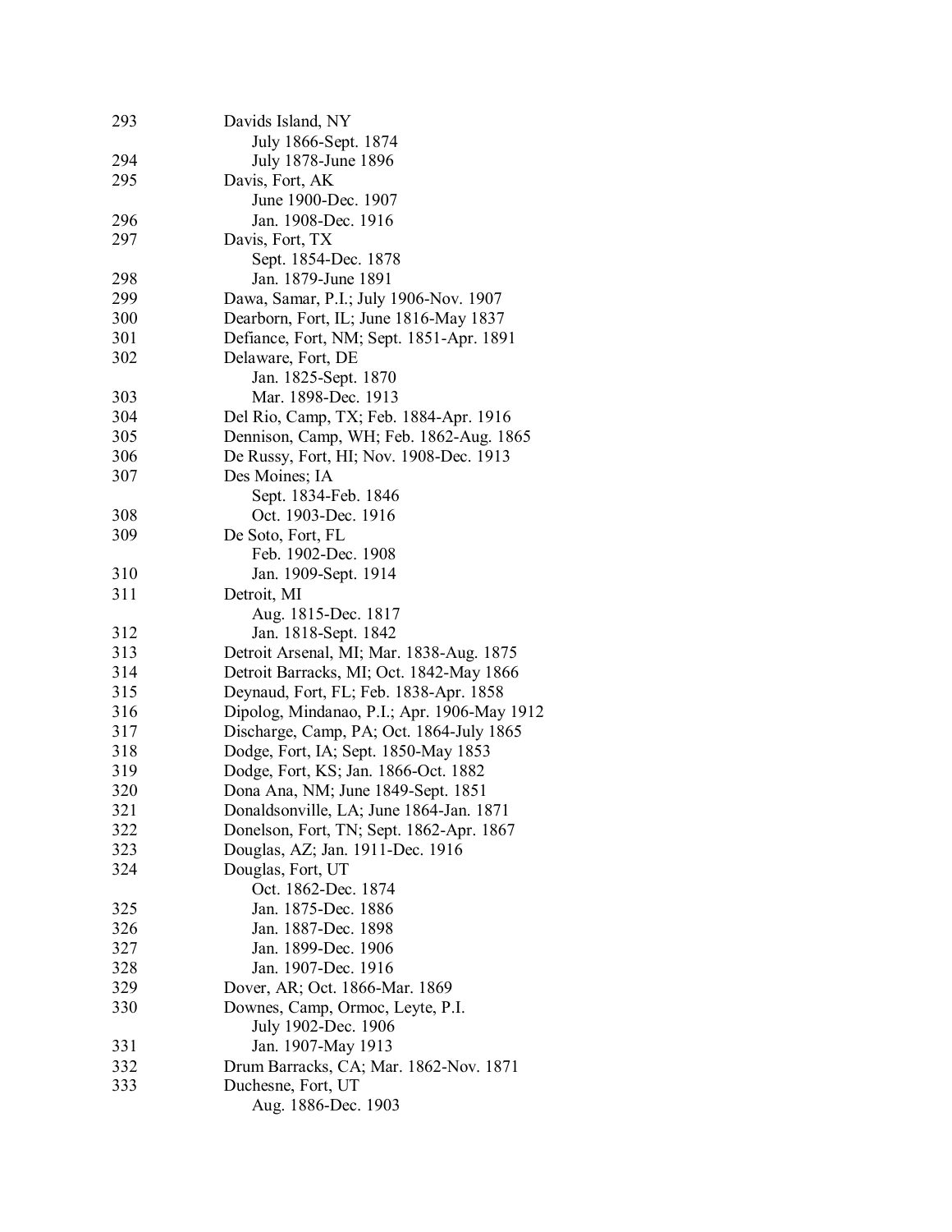| | |
|---|---|
| 293 | Davids Island, NY |
| | July 1866-Sept. 1874 |
| 294 | July 1878-June 1896 |
| 295 | Davis, Fort, AK |
| | June 1900-Dec. 1907 |
| 296 | Jan. 1908-Dec. 1916 |
| 297 | Davis, Fort, TX |
| | Sept. 1854-Dec. 1878 |
| 298 | Jan. 1879-June 1891 |
| 299 | Dawa, Samar, P.I.; July 1906-Nov. 1907 |
| 300 | Dearborn, Fort, IL; June 1816-May 1837 |
| 301 | Defiance, Fort, NM; Sept. 1851-Apr. 1891 |
| 302 | Delaware, Fort, DE |
| | Jan. 1825-Sept. 1870 |
| 303 | Mar. 1898-Dec. 1913 |
| 304 | Del Rio, Camp, TX; Feb. 1884-Apr. 1916 |
| 305 | Dennison, Camp, WH; Feb. 1862-Aug. 1865 |
| 306 | De Russy, Fort, HI; Nov. 1908-Dec. 1913 |
| 307 | Des Moines; IA |
| | Sept. 1834-Feb. 1846 |
| 308 | Oct. 1903-Dec. 1916 |
| 309 | De Soto, Fort, FL |
| | Feb. 1902-Dec. 1908 |
| 310 | Jan. 1909-Sept. 1914 |
| 311 | Detroit, MI |
| | Aug. 1815-Dec. 1817 |
| 312 | Jan. 1818-Sept. 1842 |
| 313 | Detroit Arsenal, MI; Mar. 1838-Aug. 1875 |
| 314 | Detroit Barracks, MI; Oct. 1842-May 1866 |
| 315 | Deynaud, Fort, FL; Feb. 1838-Apr. 1858 |
| 316 | Dipolog, Mindanao, P.I.; Apr. 1906-May 1912 |
| 317 | Discharge, Camp, PA; Oct. 1864-July 1865 |
| 318 | Dodge, Fort, IA; Sept. 1850-May 1853 |
| 319 | Dodge, Fort, KS; Jan. 1866-Oct. 1882 |
| 320 | Dona Ana, NM; June 1849-Sept. 1851 |
| 321 | Donaldsonville, LA; June 1864-Jan. 1871 |
| 322 | Donelson, Fort, TN; Sept. 1862-Apr. 1867 |
| 323 | Douglas, AZ; Jan. 1911-Dec. 1916 |
| 324 | Douglas, Fort, UT |
| | Oct. 1862-Dec. 1874 |
| 325 | Jan. 1875-Dec. 1886 |
| 326 | Jan. 1887-Dec. 1898 |
| 327 | Jan. 1899-Dec. 1906 |
| 328 | Jan. 1907-Dec. 1916 |
| 329 | Dover, AR; Oct. 1866-Mar. 1869 |
| 330 | Downes, Camp, Ormoc, Leyte, P.I. |
| | July 1902-Dec. 1906 |
| 331 | Jan. 1907-May 1913 |
| 332 | Drum Barracks, CA; Mar. 1862-Nov. 1871 |
| 333 | Duchesne, Fort, UT |
| | Aug. 1886-Dec. 1903 |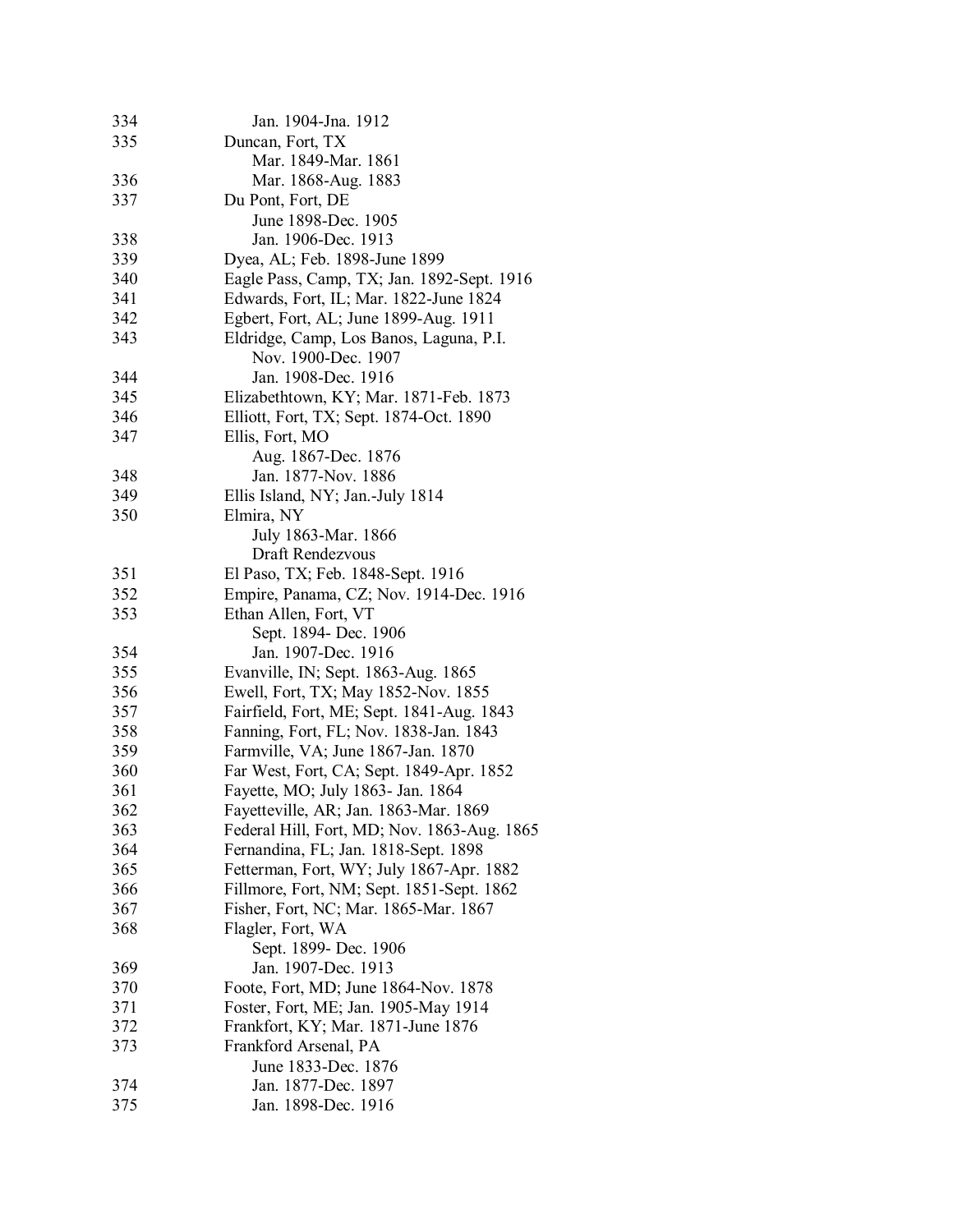| | |
|---|---|
| 334 | Jan. 1904-Jna. 1912 |
| 335 | Duncan, Fort, TX |
| | Mar. 1849-Mar. 1861 |
| 336 | Mar. 1868-Aug. 1883 |
| 337 | Du Pont, Fort, DE |
| | June 1898-Dec. 1905 |
| 338 | Jan. 1906-Dec. 1913 |
| 339 | Dyea, AL; Feb. 1898-June 1899 |
| 340 | Eagle Pass, Camp, TX; Jan. 1892-Sept. 1916 |
| 341 | Edwards, Fort, IL; Mar. 1822-June 1824 |
| 342 | Egbert, Fort, AL; June 1899-Aug. 1911 |
| 343 | Eldridge, Camp, Los Banos, Laguna, P.I. |
| | Nov. 1900-Dec. 1907 |
| 344 | Jan. 1908-Dec. 1916 |
| 345 | Elizabethtown, KY; Mar. 1871-Feb. 1873 |
| 346 | Elliott, Fort, TX; Sept. 1874-Oct. 1890 |
| 347 | Ellis, Fort, MO |
| | Aug. 1867-Dec. 1876 |
| 348 | Jan. 1877-Nov. 1886 |
| 349 | Ellis Island, NY; Jan.-July 1814 |
| 350 | Elmira, NY |
| | July 1863-Mar. 1866 |
| | Draft Rendezvous |
| 351 | El Paso, TX; Feb. 1848-Sept. 1916 |
| 352 | Empire, Panama, CZ; Nov. 1914-Dec. 1916 |
| 353 | Ethan Allen, Fort, VT |
| | Sept. 1894- Dec. 1906 |
| 354 | Jan. 1907-Dec. 1916 |
| 355 | Evanville, IN; Sept. 1863-Aug. 1865 |
| 356 | Ewell, Fort, TX; May 1852-Nov. 1855 |
| 357 | Fairfield, Fort, ME; Sept. 1841-Aug. 1843 |
| 358 | Fanning, Fort, FL; Nov. 1838-Jan. 1843 |
| 359 | Farmville, VA; June 1867-Jan. 1870 |
| 360 | Far West, Fort, CA; Sept. 1849-Apr. 1852 |
| 361 | Fayette, MO; July 1863- Jan. 1864 |
| 362 | Fayetteville, AR; Jan. 1863-Mar. 1869 |
| 363 | Federal Hill, Fort, MD; Nov. 1863-Aug. 1865 |
| 364 | Fernandina, FL; Jan. 1818-Sept. 1898 |
| 365 | Fetterman, Fort, WY; July 1867-Apr. 1882 |
| 366 | Fillmore, Fort, NM; Sept. 1851-Sept. 1862 |
| 367 | Fisher, Fort, NC; Mar. 1865-Mar. 1867 |
| 368 | Flagler, Fort, WA |
| | Sept. 1899- Dec. 1906 |
| 369 | Jan. 1907-Dec. 1913 |
| 370 | Foote, Fort, MD; June 1864-Nov. 1878 |
| 371 | Foster, Fort, ME; Jan. 1905-May 1914 |
| 372 | Frankfort, KY; Mar. 1871-June 1876 |
| 373 | Frankford Arsenal, PA |
| | June 1833-Dec. 1876 |
| 374 | Jan. 1877-Dec. 1897 |
| 375 | Jan. 1898-Dec. 1916 |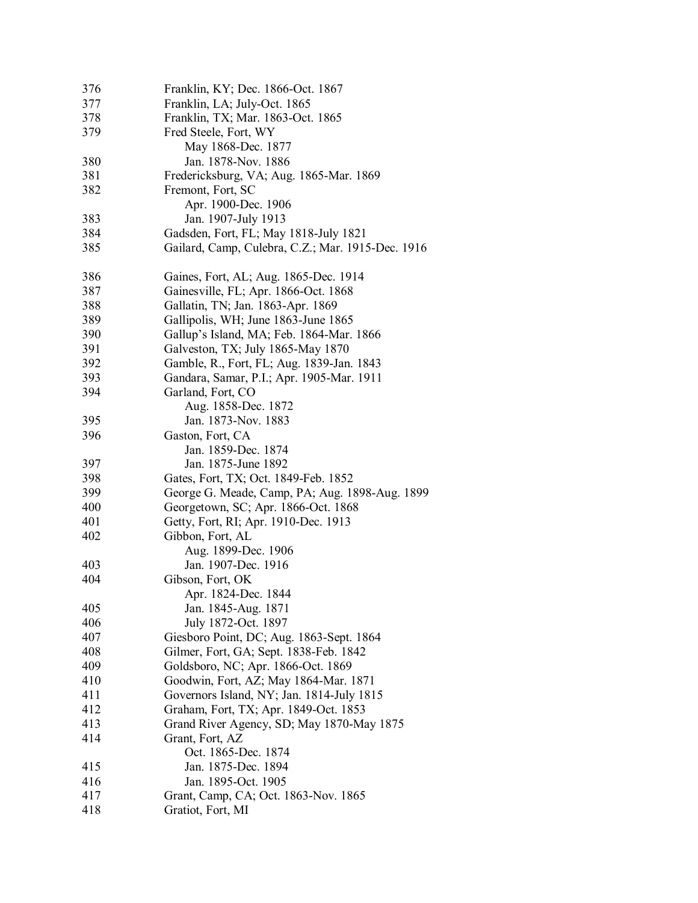| | |
|---|---|
| 376 | Franklin, KY; Dec. 1866-Oct. 1867 |
| 377 | Franklin, LA; July-Oct. 1865 |
| 378 | Franklin, TX; Mar. 1863-Oct. 1865 |
| 379 | Fred Steele, Fort, WY |
| | May 1868-Dec. 1877 |
| 380 | Jan. 1878-Nov. 1886 |
| 381 | Fredericksburg, VA; Aug. 1865-Mar. 1869 |
| 382 | Fremont, Fort, SC |
| | Apr. 1900-Dec. 1906 |
| 383 | Jan. 1907-July 1913 |
| 384 | Gadsden, Fort, FL; May 1818-July 1821 |
| 385 | Gailard, Camp, Culebra, C.Z.; Mar. 1915-Dec. 1916 |
| 386 | Gaines, Fort, AL; Aug. 1865-Dec. 1914 |
| 387 | Gainesville, FL; Apr. 1866-Oct. 1868 |
| 388 | Gallatin, TN; Jan. 1863-Apr. 1869 |
| 389 | Gallipolis, WH; June 1863-June 1865 |
| 390 | Gallup's Island, MA; Feb. 1864-Mar. 1866 |
| 391 | Galveston, TX; July 1865-May 1870 |
| 392 | Gamble, R., Fort, FL; Aug. 1839-Jan. 1843 |
| 393 | Gandara, Samar, P.I.; Apr. 1905-Mar. 1911 |
| 394 | Garland, Fort, CO |
| | Aug. 1858-Dec. 1872 |
| 395 | Jan. 1873-Nov. 1883 |
| 396 | Gaston, Fort, CA |
| | Jan. 1859-Dec. 1874 |
| 397 | Jan. 1875-June 1892 |
| 398 | Gates, Fort, TX; Oct. 1849-Feb. 1852 |
| 399 | George G. Meade, Camp, PA; Aug. 1898-Aug. 1899 |
| 400 | Georgetown, SC; Apr. 1866-Oct. 1868 |
| 401 | Getty, Fort, RI; Apr. 1910-Dec. 1913 |
| 402 | Gibbon, Fort, AL |
| | Aug. 1899-Dec. 1906 |
| 403 | Jan. 1907-Dec. 1916 |
| 404 | Gibson, Fort, OK |
| | Apr. 1824-Dec. 1844 |
| 405 | Jan. 1845-Aug. 1871 |
| 406 | July 1872-Oct. 1897 |
| 407 | Giesboro Point, DC; Aug. 1863-Sept. 1864 |
| 408 | Gilmer, Fort, GA; Sept. 1838-Feb. 1842 |
| 409 | Goldsboro, NC; Apr. 1866-Oct. 1869 |
| 410 | Goodwin, Fort, AZ; May 1864-Mar. 1871 |
| 411 | Governors Island, NY; Jan. 1814-July 1815 |
| 412 | Graham, Fort, TX; Apr. 1849-Oct. 1853 |
| 413 | Grand River Agency, SD; May 1870-May 1875 |
| 414 | Grant, Fort, AZ |
| | Oct. 1865-Dec. 1874 |
| 415 | Jan. 1875-Dec. 1894 |
| 416 | Jan. 1895-Oct. 1905 |
| 417 | Grant, Camp, CA; Oct. 1863-Nov. 1865 |
| 418 | Gratiot, Fort, MI |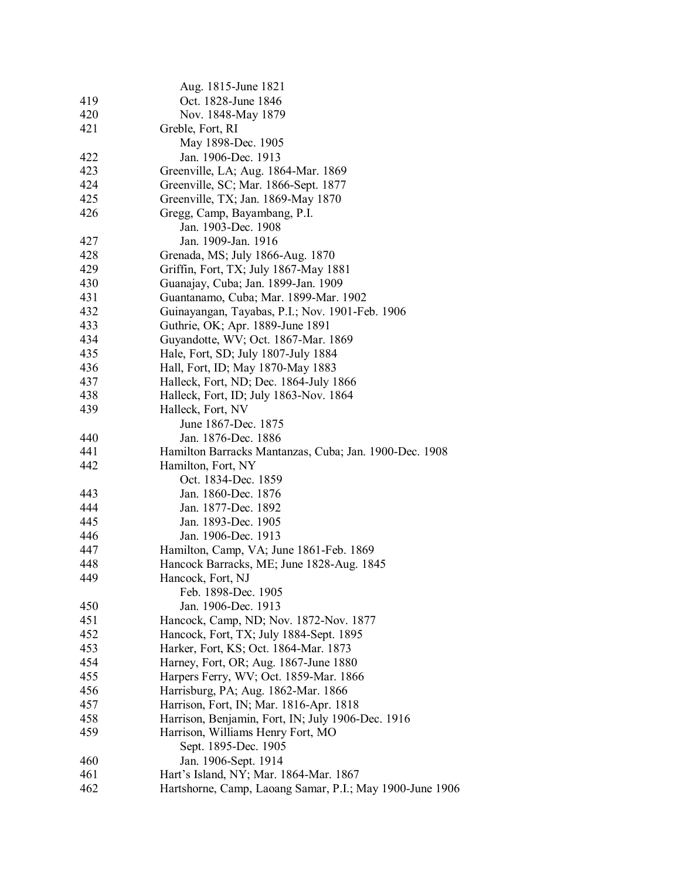| | |
|---|---|
| | Aug. 1815-June 1821 |
| 419 | Oct. 1828-June 1846 |
| 420 | Nov. 1848-May 1879 |
| 421 | Greble, Fort, RI |
| | May 1898-Dec. 1905 |
| 422 | Jan. 1906-Dec. 1913 |
| 423 | Greenville, LA; Aug. 1864-Mar. 1869 |
| 424 | Greenville, SC; Mar. 1866-Sept. 1877 |
| 425 | Greenville, TX; Jan. 1869-May 1870 |
| 426 | Gregg, Camp, Bayambang, P.I. |
| | Jan. 1903-Dec. 1908 |
| 427 | Jan. 1909-Jan. 1916 |
| 428 | Grenada, MS; July 1866-Aug. 1870 |
| 429 | Griffin, Fort, TX; July 1867-May 1881 |
| 430 | Guanajay, Cuba; Jan. 1899-Jan. 1909 |
| 431 | Guantanamo, Cuba; Mar. 1899-Mar. 1902 |
| 432 | Guinayangan, Tayabas, P.I.; Nov. 1901-Feb. 1906 |
| 433 | Guthrie, OK; Apr. 1889-June 1891 |
| 434 | Guyandotte, WV; Oct. 1867-Mar. 1869 |
| 435 | Hale, Fort, SD; July 1807-July 1884 |
| 436 | Hall, Fort, ID; May 1870-May 1883 |
| 437 | Halleck, Fort, ND; Dec. 1864-July 1866 |
| 438 | Halleck, Fort, ID; July 1863-Nov. 1864 |
| 439 | Halleck, Fort, NV |
| | June 1867-Dec. 1875 |
| 440 | Jan. 1876-Dec. 1886 |
| 441 | Hamilton Barracks Mantanzas, Cuba; Jan. 1900-Dec. 1908 |
| 442 | Hamilton, Fort, NY |
| | Oct. 1834-Dec. 1859 |
| 443 | Jan. 1860-Dec. 1876 |
| 444 | Jan. 1877-Dec. 1892 |
| 445 | Jan. 1893-Dec. 1905 |
| 446 | Jan. 1906-Dec. 1913 |
| 447 | Hamilton, Camp, VA; June 1861-Feb. 1869 |
| 448 | Hancock Barracks, ME; June 1828-Aug. 1845 |
| 449 | Hancock, Fort, NJ |
| | Feb. 1898-Dec. 1905 |
| 450 | Jan. 1906-Dec. 1913 |
| 451 | Hancock, Camp, ND; Nov. 1872-Nov. 1877 |
| 452 | Hancock, Fort, TX; July 1884-Sept. 1895 |
| 453 | Harker, Fort, KS; Oct. 1864-Mar. 1873 |
| 454 | Harney, Fort, OR; Aug. 1867-June 1880 |
| 455 | Harpers Ferry, WV; Oct. 1859-Mar. 1866 |
| 456 | Harrisburg, PA; Aug. 1862-Mar. 1866 |
| 457 | Harrison, Fort, IN; Mar. 1816-Apr. 1818 |
| 458 | Harrison, Benjamin, Fort, IN; July 1906-Dec. 1916 |
| 459 | Harrison, Williams Henry Fort, MO |
| | Sept. 1895-Dec. 1905 |
| 460 | Jan. 1906-Sept. 1914 |
| 461 | Hart's Island, NY; Mar. 1864-Mar. 1867 |
| 462 | Hartshorne, Camp, Laoang Samar, P.I.; May 1900-June 1906 |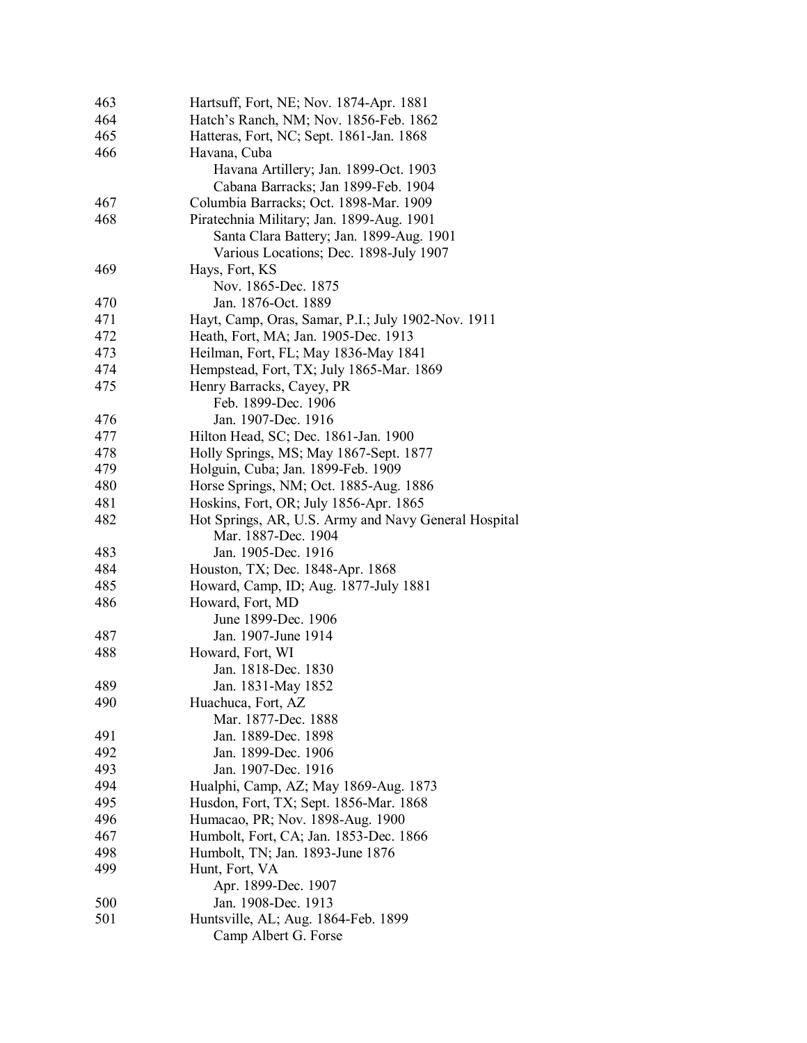| | |
|---|---|
| 463 | Hartsuff, Fort, NE; Nov. 1874-Apr. 1881 |
| 464 | Hatch's Ranch, NM; Nov. 1856-Feb. 1862 |
| 465 | Hatteras, Fort, NC; Sept. 1861-Jan. 1868 |
| 466 | Havana, Cuba |
| | Havana Artillery; Jan. 1899-Oct. 1903 |
| | Cabana Barracks; Jan 1899-Feb. 1904 |
| 467 | Columbia Barracks; Oct. 1898-Mar. 1909 |
| 468 | Piratechnia Military; Jan. 1899-Aug. 1901 |
| | Santa Clara Battery; Jan. 1899-Aug. 1901 |
| | Various Locations; Dec. 1898-July 1907 |
| 469 | Hays, Fort, KS |
| | Nov. 1865-Dec. 1875 |
| 470 | Jan. 1876-Oct. 1889 |
| 471 | Hayt, Camp, Oras, Samar, P.I.; July 1902-Nov. 1911 |
| 472 | Heath, Fort, MA; Jan. 1905-Dec. 1913 |
| 473 | Heilman, Fort, FL; May 1836-May 1841 |
| 474 | Hempstead, Fort, TX; July 1865-Mar. 1869 |
| 475 | Henry Barracks, Cayey, PR |
| | Feb. 1899-Dec. 1906 |
| 476 | Jan. 1907-Dec. 1916 |
| 477 | Hilton Head, SC; Dec. 1861-Jan. 1900 |
| 478 | Holly Springs, MS; May 1867-Sept. 1877 |
| 479 | Holguin, Cuba; Jan. 1899-Feb. 1909 |
| 480 | Horse Springs, NM; Oct. 1885-Aug. 1886 |
| 481 | Hoskins, Fort, OR; July 1856-Apr. 1865 |
| 482 | Hot Springs, AR, U.S. Army and Navy General Hospital |
| | Mar. 1887-Dec. 1904 |
| 483 | Jan. 1905-Dec. 1916 |
| 484 | Houston, TX; Dec. 1848-Apr. 1868 |
| 485 | Howard, Camp, ID; Aug. 1877-July 1881 |
| 486 | Howard, Fort, MD |
| | June 1899-Dec. 1906 |
| 487 | Jan. 1907-June 1914 |
| 488 | Howard, Fort, WI |
| | Jan. 1818-Dec. 1830 |
| 489 | Jan. 1831-May 1852 |
| 490 | Huachuca, Fort, AZ |
| | Mar. 1877-Dec. 1888 |
| 491 | Jan. 1889-Dec. 1898 |
| 492 | Jan. 1899-Dec. 1906 |
| 493 | Jan. 1907-Dec. 1916 |
| 494 | Hualphi, Camp, AZ; May 1869-Aug. 1873 |
| 495 | Husdon, Fort, TX; Sept. 1856-Mar. 1868 |
| 496 | Humacao, PR; Nov. 1898-Aug. 1900 |
| 467 | Humbolt, Fort, CA; Jan. 1853-Dec. 1866 |
| 498 | Humbolt, TN; Jan. 1893-June 1876 |
| 499 | Hunt, Fort, VA |
| | Apr. 1899-Dec. 1907 |
| 500 | Jan. 1908-Dec. 1913 |
| 501 | Huntsville, AL; Aug. 1864-Feb. 1899 |
| | Camp Albert G. Forse |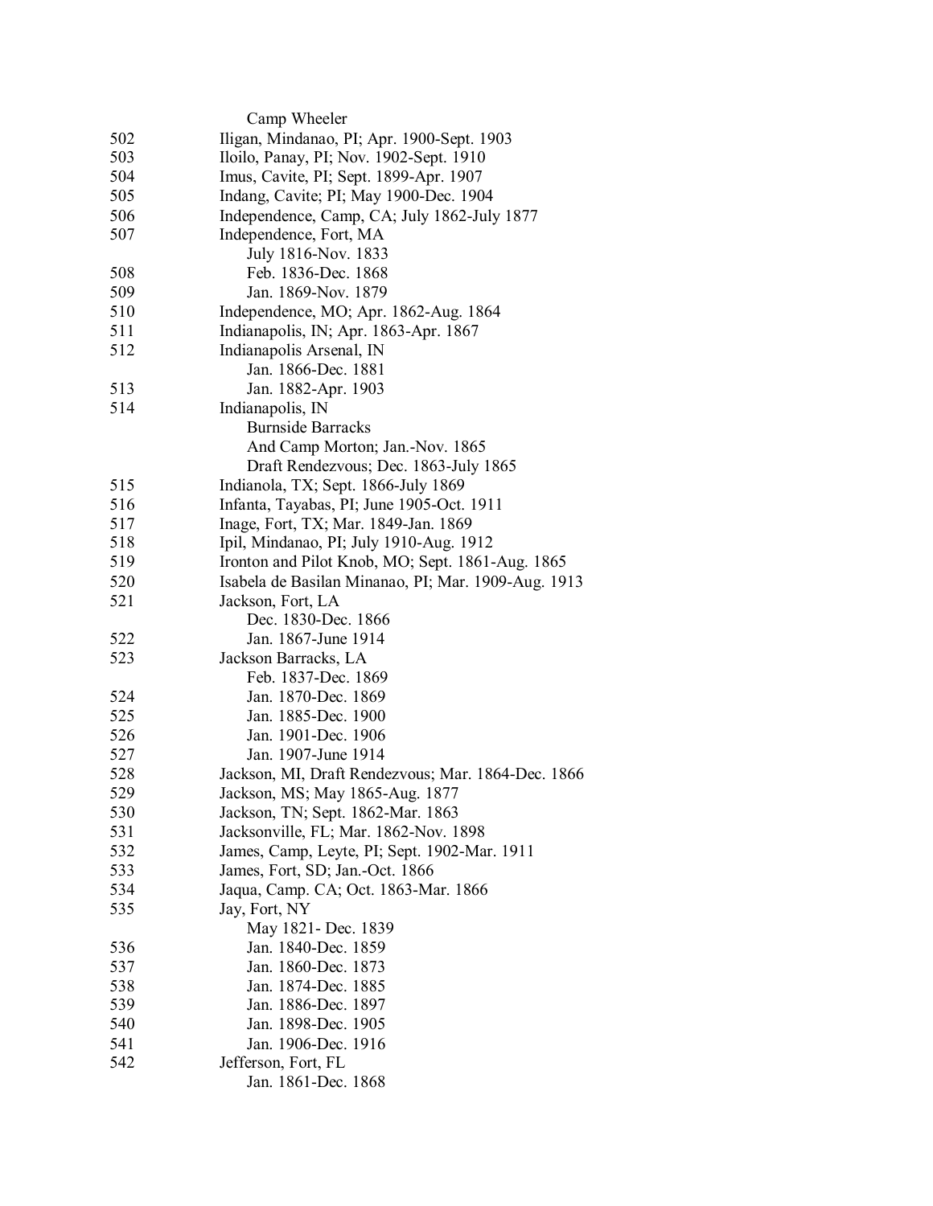| | |
|---|---|
| | Camp Wheeler |
| 502 | Iligan, Mindanao, PI; Apr. 1900-Sept. 1903 |
| 503 | Iloilo, Panay, PI; Nov. 1902-Sept. 1910 |
| 504 | Imus, Cavite, PI; Sept. 1899-Apr. 1907 |
| 505 | Indang, Cavite; PI; May 1900-Dec. 1904 |
| 506 | Independence, Camp, CA; July 1862-July 1877 |
| 507 | Independence, Fort, MA |
| | July 1816-Nov. 1833 |
| 508 | Feb. 1836-Dec. 1868 |
| 509 | Jan. 1869-Nov. 1879 |
| 510 | Independence, MO; Apr. 1862-Aug. 1864 |
| 511 | Indianapolis, IN; Apr. 1863-Apr. 1867 |
| 512 | Indianapolis Arsenal, IN |
| | Jan. 1866-Dec. 1881 |
| 513 | Jan. 1882-Apr. 1903 |
| 514 | Indianapolis, IN |
| | Burnside Barracks |
| | And Camp Morton; Jan.-Nov. 1865 |
| | Draft Rendezvous; Dec. 1863-July 1865 |
| 515 | Indianola, TX; Sept. 1866-July 1869 |
| 516 | Infanta, Tayabas, PI; June 1905-Oct. 1911 |
| 517 | Inage, Fort, TX; Mar. 1849-Jan. 1869 |
| 518 | Ipil, Mindanao, PI; July 1910-Aug. 1912 |
| 519 | Ironton and Pilot Knob, MO; Sept. 1861-Aug. 1865 |
| 520 | Isabela de Basilan Minanao, PI; Mar. 1909-Aug. 1913 |
| 521 | Jackson, Fort, LA |
| | Dec. 1830-Dec. 1866 |
| 522 | Jan. 1867-June 1914 |
| 523 | Jackson Barracks, LA |
| | Feb. 1837-Dec. 1869 |
| 524 | Jan. 1870-Dec. 1869 |
| 525 | Jan. 1885-Dec. 1900 |
| 526 | Jan. 1901-Dec. 1906 |
| 527 | Jan. 1907-June 1914 |
| 528 | Jackson, MI, Draft Rendezvous; Mar. 1864-Dec. 1866 |
| 529 | Jackson, MS; May 1865-Aug. 1877 |
| 530 | Jackson, TN; Sept. 1862-Mar. 1863 |
| 531 | Jacksonville, FL; Mar. 1862-Nov. 1898 |
| 532 | James, Camp, Leyte, PI; Sept. 1902-Mar. 1911 |
| 533 | James, Fort, SD; Jan.-Oct. 1866 |
| 534 | Jaqua, Camp. CA; Oct. 1863-Mar. 1866 |
| 535 | Jay, Fort, NY |
| | May 1821- Dec. 1839 |
| 536 | Jan. 1840-Dec. 1859 |
| 537 | Jan. 1860-Dec. 1873 |
| 538 | Jan. 1874-Dec. 1885 |
| 539 | Jan. 1886-Dec. 1897 |
| 540 | Jan. 1898-Dec. 1905 |
| 541 | Jan. 1906-Dec. 1916 |
| 542 | Jefferson, Fort, FL |
| | Jan. 1861-Dec. 1868 |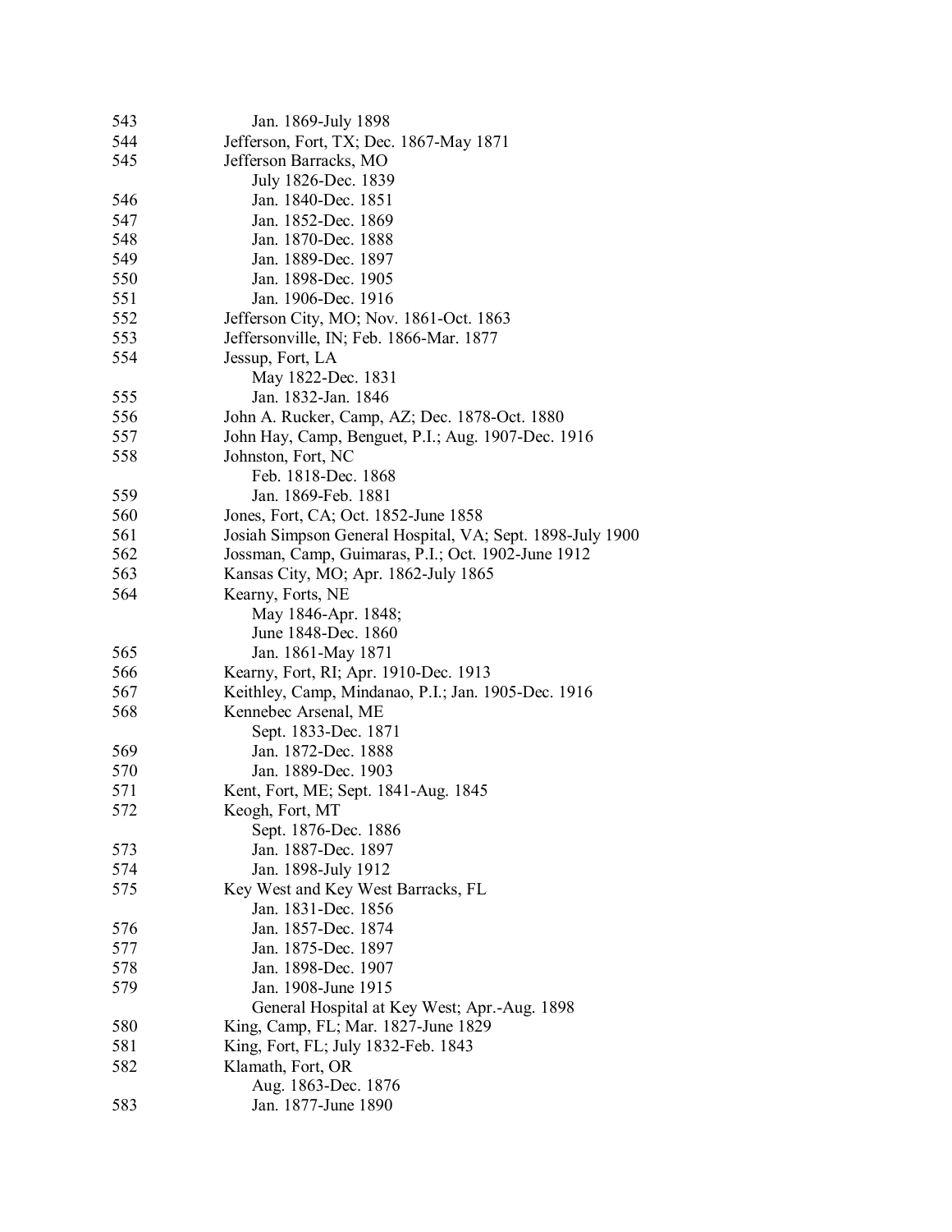| | |
|---|---|
| 543 | Jan. 1869-July 1898 |
| 544 | Jefferson, Fort, TX; Dec. 1867-May 1871 |
| 545 | Jefferson Barracks, MO |
| | July 1826-Dec. 1839 |
| 546 | Jan. 1840-Dec. 1851 |
| 547 | Jan. 1852-Dec. 1869 |
| 548 | Jan. 1870-Dec. 1888 |
| 549 | Jan. 1889-Dec. 1897 |
| 550 | Jan. 1898-Dec. 1905 |
| 551 | Jan. 1906-Dec. 1916 |
| 552 | Jefferson City, MO; Nov. 1861-Oct. 1863 |
| 553 | Jeffersonville, IN; Feb. 1866-Mar. 1877 |
| 554 | Jessup, Fort, LA |
| | May 1822-Dec. 1831 |
| 555 | Jan. 1832-Jan. 1846 |
| 556 | John A. Rucker, Camp, AZ; Dec. 1878-Oct. 1880 |
| 557 | John Hay, Camp, Benguet, P.I.; Aug. 1907-Dec. 1916 |
| 558 | Johnston, Fort, NC |
| | Feb. 1818-Dec. 1868 |
| 559 | Jan. 1869-Feb. 1881 |
| 560 | Jones, Fort, CA; Oct. 1852-June 1858 |
| 561 | Josiah Simpson General Hospital, VA; Sept. 1898-July 1900 |
| 562 | Jossman, Camp, Guimaras, P.I.; Oct. 1902-June 1912 |
| 563 | Kansas City, MO; Apr. 1862-July 1865 |
| 564 | Kearny, Forts, NE |
| | May 1846-Apr. 1848; |
| | June 1848-Dec. 1860 |
| 565 | Jan. 1861-May 1871 |
| 566 | Kearny, Fort, RI; Apr. 1910-Dec. 1913 |
| 567 | Keithley, Camp, Mindanao, P.I.; Jan. 1905-Dec. 1916 |
| 568 | Kennebec Arsenal, ME |
| | Sept. 1833-Dec. 1871 |
| 569 | Jan. 1872-Dec. 1888 |
| 570 | Jan. 1889-Dec. 1903 |
| 571 | Kent, Fort, ME; Sept. 1841-Aug. 1845 |
| 572 | Keogh, Fort, MT |
| | Sept. 1876-Dec. 1886 |
| 573 | Jan. 1887-Dec. 1897 |
| 574 | Jan. 1898-July 1912 |
| 575 | Key West and Key West Barracks, FL |
| | Jan. 1831-Dec. 1856 |
| 576 | Jan. 1857-Dec. 1874 |
| 577 | Jan. 1875-Dec. 1897 |
| 578 | Jan. 1898-Dec. 1907 |
| 579 | Jan. 1908-June 1915 |
| | General Hospital at Key West; Apr.-Aug. 1898 |
| 580 | King, Camp, FL; Mar. 1827-June 1829 |
| 581 | King, Fort, FL; July 1832-Feb. 1843 |
| 582 | Klamath, Fort, OR |
| | Aug. 1863-Dec. 1876 |
| 583 | Jan. 1877-June 1890 |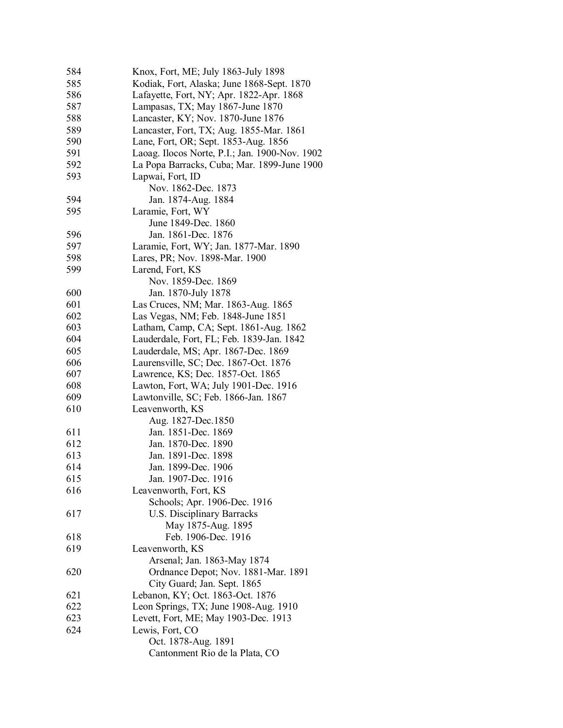| | |
|---|---|
| 584 | Knox, Fort, ME; July 1863-July 1898 |
| 585 | Kodiak, Fort, Alaska; June 1868-Sept. 1870 |
| 586 | Lafayette, Fort, NY; Apr. 1822-Apr. 1868 |
| 587 | Lampasas, TX; May 1867-June 1870 |
| 588 | Lancaster, KY; Nov. 1870-June 1876 |
| 589 | Lancaster, Fort, TX; Aug. 1855-Mar. 1861 |
| 590 | Lane, Fort, OR; Sept. 1853-Aug. 1856 |
| 591 | Laoag. Ilocos Norte, P.I.; Jan. 1900-Nov. 1902 |
| 592 | La Popa Barracks, Cuba; Mar. 1899-June 1900 |
| 593 | Lapwai, Fort, ID |
| | Nov. 1862-Dec. 1873 |
| 594 | Jan. 1874-Aug. 1884 |
| 595 | Laramie, Fort, WY |
| | June 1849-Dec. 1860 |
| 596 | Jan. 1861-Dec. 1876 |
| 597 | Laramie, Fort, WY; Jan. 1877-Mar. 1890 |
| 598 | Lares, PR; Nov. 1898-Mar. 1900 |
| 599 | Larend, Fort, KS |
| | Nov. 1859-Dec. 1869 |
| 600 | Jan. 1870-July 1878 |
| 601 | Las Cruces, NM; Mar. 1863-Aug. 1865 |
| 602 | Las Vegas, NM; Feb. 1848-June 1851 |
| 603 | Latham, Camp, CA; Sept. 1861-Aug. 1862 |
| 604 | Lauderdale, Fort, FL; Feb. 1839-Jan. 1842 |
| 605 | Lauderdale, MS; Apr. 1867-Dec. 1869 |
| 606 | Laurensville, SC; Dec. 1867-Oct. 1876 |
| 607 | Lawrence, KS; Dec. 1857-Oct. 1865 |
| 608 | Lawton, Fort, WA; July 1901-Dec. 1916 |
| 609 | Lawtonville, SC; Feb. 1866-Jan. 1867 |
| 610 | Leavenworth, KS |
| | Aug. 1827-Dec.1850 |
| 611 | Jan. 1851-Dec. 1869 |
| 612 | Jan. 1870-Dec. 1890 |
| 613 | Jan. 1891-Dec. 1898 |
| 614 | Jan. 1899-Dec. 1906 |
| 615 | Jan. 1907-Dec. 1916 |
| 616 | Leavenworth, Fort, KS |
| | Schools; Apr. 1906-Dec. 1916 |
| 617 | U.S. Disciplinary Barracks |
| | May 1875-Aug. 1895 |
| 618 | Feb. 1906-Dec. 1916 |
| 619 | Leavenworth, KS |
| | Arsenal; Jan. 1863-May 1874 |
| 620 | Ordnance Depot; Nov. 1881-Mar. 1891 |
| | City Guard; Jan. Sept. 1865 |
| 621 | Lebanon, KY; Oct. 1863-Oct. 1876 |
| 622 | Leon Springs, TX; June 1908-Aug. 1910 |
| 623 | Levett, Fort, ME; May 1903-Dec. 1913 |
| 624 | Lewis, Fort, CO |
| | Oct. 1878-Aug. 1891 |
| | Cantonment Rio de la Plata, CO |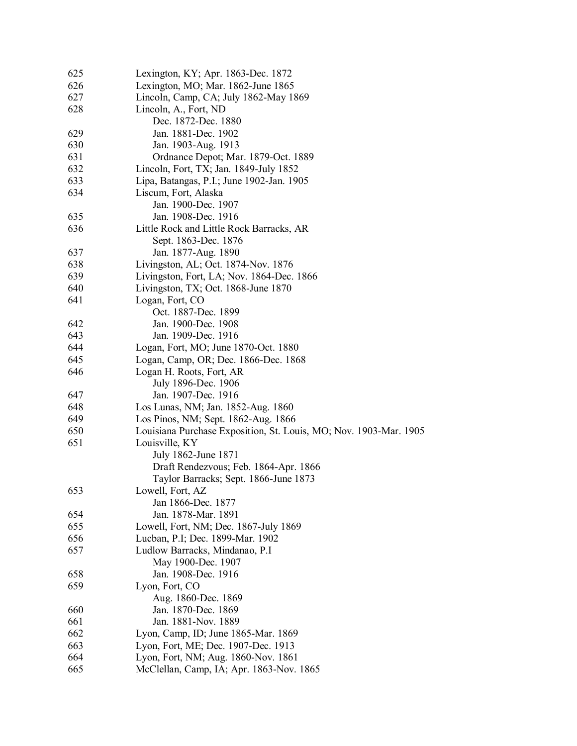| | |
|---|---|
| 625 | Lexington, KY; Apr. 1863-Dec. 1872 |
| 626 | Lexington, MO; Mar. 1862-June 1865 |
| 627 | Lincoln, Camp, CA; July 1862-May 1869 |
| 628 | Lincoln, A., Fort, ND |
| | Dec. 1872-Dec. 1880 |
| 629 | Jan. 1881-Dec. 1902 |
| 630 | Jan. 1903-Aug. 1913 |
| 631 | Ordnance Depot; Mar. 1879-Oct. 1889 |
| 632 | Lincoln, Fort, TX; Jan. 1849-July 1852 |
| 633 | Lipa, Batangas, P.I.; June 1902-Jan. 1905 |
| 634 | Liscum, Fort, Alaska |
| | Jan. 1900-Dec. 1907 |
| 635 | Jan. 1908-Dec. 1916 |
| 636 | Little Rock and Little Rock Barracks, AR |
| | Sept. 1863-Dec. 1876 |
| 637 | Jan. 1877-Aug. 1890 |
| 638 | Livingston, AL; Oct. 1874-Nov. 1876 |
| 639 | Livingston, Fort, LA; Nov. 1864-Dec. 1866 |
| 640 | Livingston, TX; Oct. 1868-June 1870 |
| 641 | Logan, Fort, CO |
| | Oct. 1887-Dec. 1899 |
| 642 | Jan. 1900-Dec. 1908 |
| 643 | Jan. 1909-Dec. 1916 |
| 644 | Logan, Fort, MO; June 1870-Oct. 1880 |
| 645 | Logan, Camp, OR; Dec. 1866-Dec. 1868 |
| 646 | Logan H. Roots, Fort, AR |
| | July 1896-Dec. 1906 |
| 647 | Jan. 1907-Dec. 1916 |
| 648 | Los Lunas, NM; Jan. 1852-Aug. 1860 |
| 649 | Los Pinos, NM; Sept. 1862-Aug. 1866 |
| 650 | Louisiana Purchase Exposition, St. Louis, MO; Nov. 1903-Mar. 1905 |
| 651 | Louisville, KY |
| | July 1862-June 1871 |
| | Draft Rendezvous; Feb. 1864-Apr. 1866 |
| | Taylor Barracks; Sept. 1866-June 1873 |
| 653 | Lowell, Fort, AZ |
| | Jan 1866-Dec. 1877 |
| 654 | Jan. 1878-Mar. 1891 |
| 655 | Lowell, Fort, NM; Dec. 1867-July 1869 |
| 656 | Lucban, P.I; Dec. 1899-Mar. 1902 |
| 657 | Ludlow Barracks, Mindanao, P.I |
| | May 1900-Dec. 1907 |
| 658 | Jan. 1908-Dec. 1916 |
| 659 | Lyon, Fort, CO |
| | Aug. 1860-Dec. 1869 |
| 660 | Jan. 1870-Dec. 1869 |
| 661 | Jan. 1881-Nov. 1889 |
| 662 | Lyon, Camp, ID; June 1865-Mar. 1869 |
| 663 | Lyon, Fort, ME; Dec. 1907-Dec. 1913 |
| 664 | Lyon, Fort, NM; Aug. 1860-Nov. 1861 |
| 665 | McClellan, Camp, IA; Apr. 1863-Nov. 1865 |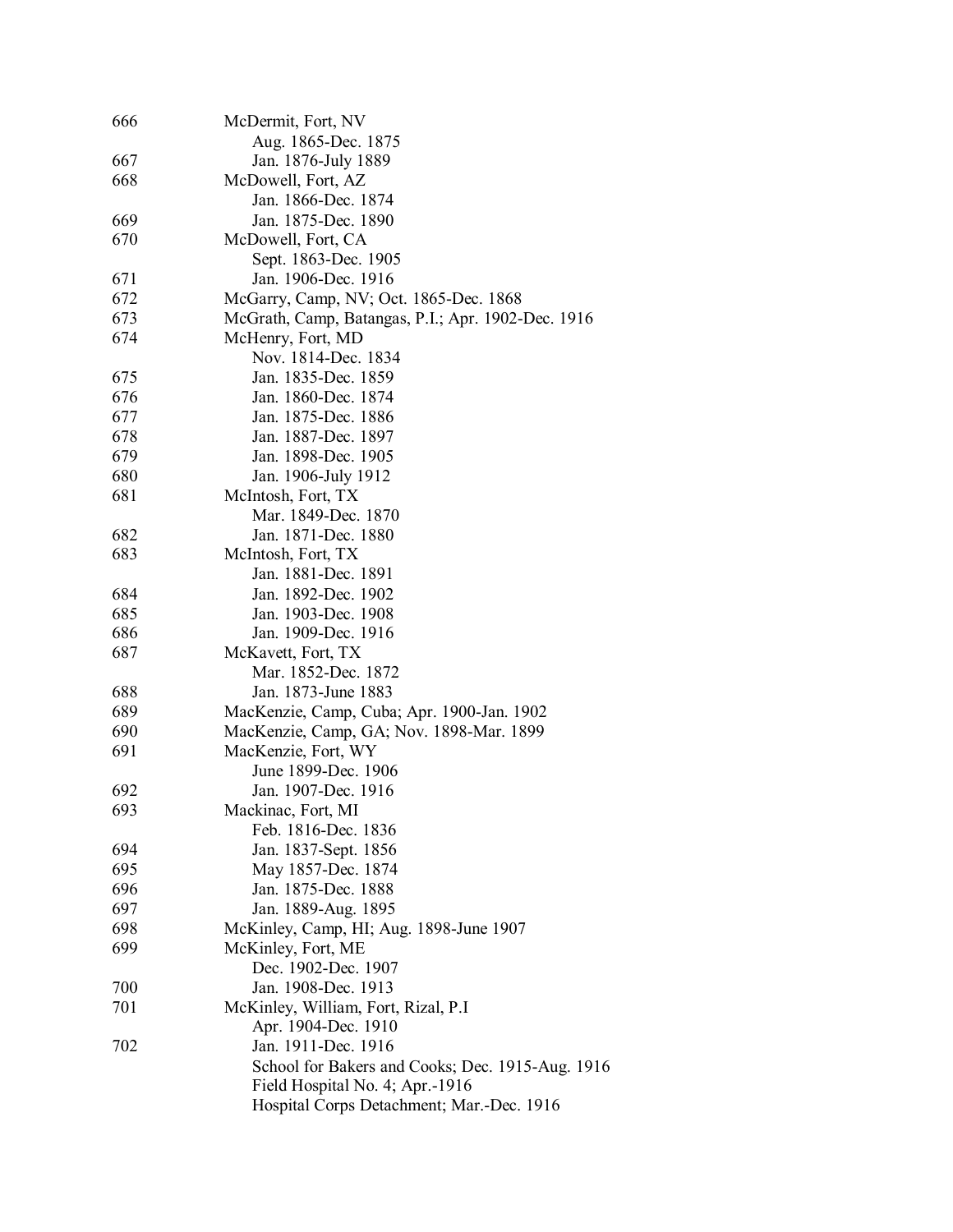| | |
|---|---|
| 666 | McDermit, Fort, NV |
| | Aug. 1865-Dec. 1875 |
| 667 | Jan. 1876-July 1889 |
| 668 | McDowell, Fort, AZ |
| | Jan. 1866-Dec. 1874 |
| 669 | Jan. 1875-Dec. 1890 |
| 670 | McDowell, Fort, CA |
| | Sept. 1863-Dec. 1905 |
| 671 | Jan. 1906-Dec. 1916 |
| 672 | McGarry, Camp, NV; Oct. 1865-Dec. 1868 |
| 673 | McGrath, Camp, Batangas, P.I.; Apr. 1902-Dec. 1916 |
| 674 | McHenry, Fort, MD |
| | Nov. 1814-Dec. 1834 |
| 675 | Jan. 1835-Dec. 1859 |
| 676 | Jan. 1860-Dec. 1874 |
| 677 | Jan. 1875-Dec. 1886 |
| 678 | Jan. 1887-Dec. 1897 |
| 679 | Jan. 1898-Dec. 1905 |
| 680 | Jan. 1906-July 1912 |
| 681 | McIntosh, Fort, TX |
| | Mar. 1849-Dec. 1870 |
| 682 | Jan. 1871-Dec. 1880 |
| 683 | McIntosh, Fort, TX |
| | Jan. 1881-Dec. 1891 |
| 684 | Jan. 1892-Dec. 1902 |
| 685 | Jan. 1903-Dec. 1908 |
| 686 | Jan. 1909-Dec. 1916 |
| 687 | McKavett, Fort, TX |
| | Mar. 1852-Dec. 1872 |
| 688 | Jan. 1873-June 1883 |
| 689 | MacKenzie, Camp, Cuba; Apr. 1900-Jan. 1902 |
| 690 | MacKenzie, Camp, GA; Nov. 1898-Mar. 1899 |
| 691 | MacKenzie, Fort, WY |
| | June 1899-Dec. 1906 |
| 692 | Jan. 1907-Dec. 1916 |
| 693 | Mackinac, Fort, MI |
| | Feb. 1816-Dec. 1836 |
| 694 | Jan. 1837-Sept. 1856 |
| 695 | May 1857-Dec. 1874 |
| 696 | Jan. 1875-Dec. 1888 |
| 697 | Jan. 1889-Aug. 1895 |
| 698 | McKinley, Camp, HI; Aug. 1898-June 1907 |
| 699 | McKinley, Fort, ME |
| | Dec. 1902-Dec. 1907 |
| 700 | Jan. 1908-Dec. 1913 |
| 701 | McKinley, William, Fort, Rizal, P.I |
| | Apr. 1904-Dec. 1910 |
| 702 | Jan. 1911-Dec. 1916 |
| | School for Bakers and Cooks; Dec. 1915-Aug. 1916 |
| | Field Hospital No. 4; Apr.-1916 |
| | Hospital Corps Detachment; Mar.-Dec. 1916 |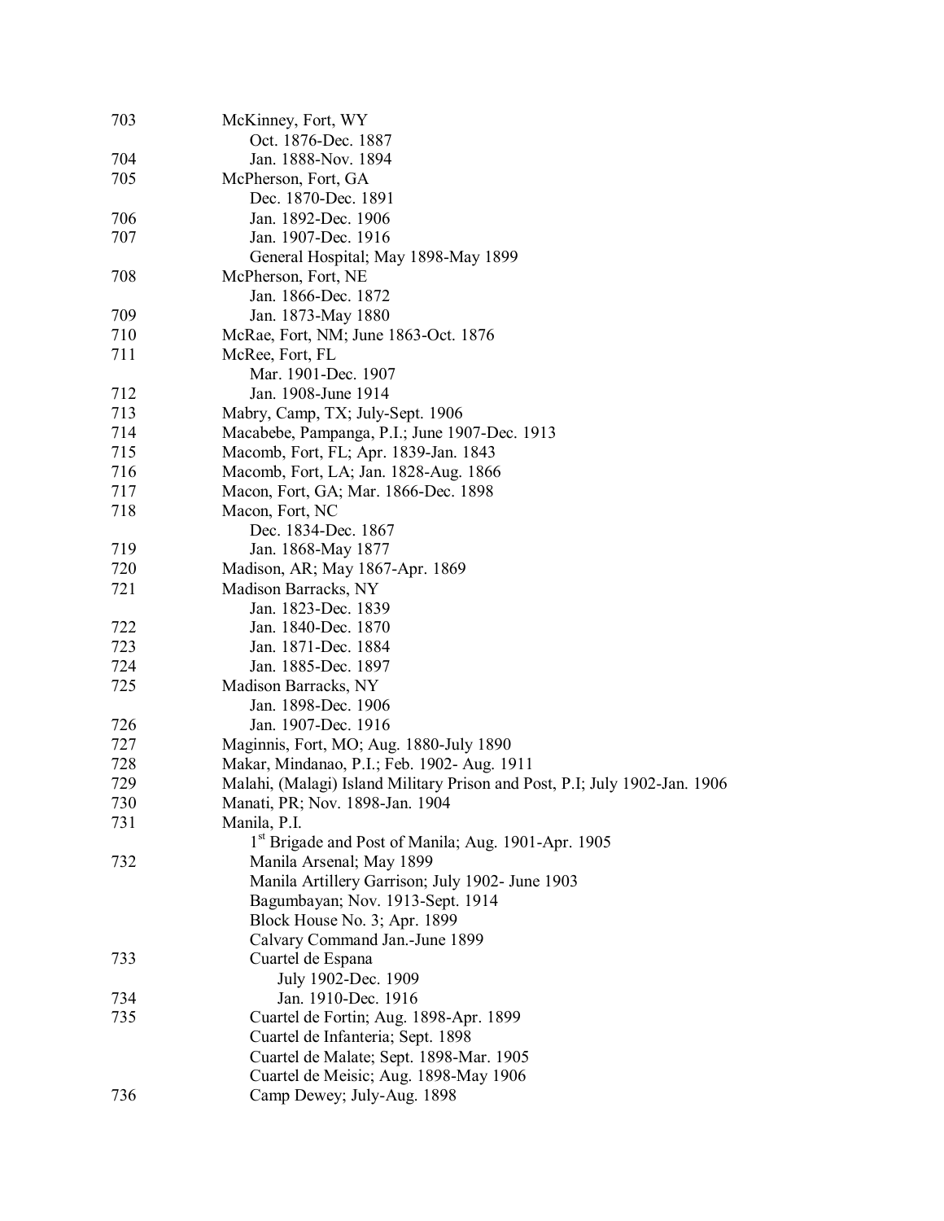| | |
|---|---|
| 703 | McKinney, Fort, WY |
| | Oct. 1876-Dec. 1887 |
| 704 | Jan. 1888-Nov. 1894 |
| 705 | McPherson, Fort, GA |
| | Dec. 1870-Dec. 1891 |
| 706 | Jan. 1892-Dec. 1906 |
| 707 | Jan. 1907-Dec. 1916 |
| | General Hospital; May 1898-May 1899 |
| 708 | McPherson, Fort, NE |
| | Jan. 1866-Dec. 1872 |
| 709 | Jan. 1873-May 1880 |
| 710 | McRae, Fort, NM; June 1863-Oct. 1876 |
| 711 | McRee, Fort, FL |
| | Mar. 1901-Dec. 1907 |
| 712 | Jan. 1908-June 1914 |
| 713 | Mabry, Camp, TX; July-Sept. 1906 |
| 714 | Macabebe, Pampanga, P.I.; June 1907-Dec. 1913 |
| 715 | Macomb, Fort, FL; Apr. 1839-Jan. 1843 |
| 716 | Macomb, Fort, LA; Jan. 1828-Aug. 1866 |
| 717 | Macon, Fort, GA; Mar. 1866-Dec. 1898 |
| 718 | Macon, Fort, NC |
| | Dec. 1834-Dec. 1867 |
| 719 | Jan. 1868-May 1877 |
| 720 | Madison, AR; May 1867-Apr. 1869 |
| 721 | Madison Barracks, NY |
| | Jan. 1823-Dec. 1839 |
| 722 | Jan. 1840-Dec. 1870 |
| 723 | Jan. 1871-Dec. 1884 |
| 724 | Jan. 1885-Dec. 1897 |
| 725 | Madison Barracks, NY |
| | Jan. 1898-Dec. 1906 |
| 726 | Jan. 1907-Dec. 1916 |
| 727 | Maginnis, Fort, MO; Aug. 1880-July 1890 |
| 728 | Makar, Mindanao, P.I.; Feb. 1902- Aug. 1911 |
| 729 | Malahi, (Malagi) Island Military Prison and Post, P.I; July 1902-Jan. 1906 |
| 730 | Manati, PR; Nov. 1898-Jan. 1904 |
| 731 | Manila, P.I. |
| | 1st Brigade and Post of Manila; Aug. 1901-Apr. 1905 |
| 732 | Manila Arsenal; May 1899 |
| | Manila Artillery Garrison; July 1902- June 1903 |
| | Bagumbayan; Nov. 1913-Sept. 1914 |
| | Block House No. 3; Apr. 1899 |
| | Calvary Command Jan.-June 1899 |
| 733 | Cuartel de Espana |
| | July 1902-Dec. 1909 |
| 734 | Jan. 1910-Dec. 1916 |
| 735 | Cuartel de Fortin; Aug. 1898-Apr. 1899 |
| | Cuartel de Infanteria; Sept. 1898 |
| | Cuartel de Malate; Sept. 1898-Mar. 1905 |
| | Cuartel de Meisic; Aug. 1898-May 1906 |
| 736 | Camp Dewey; July-Aug. 1898 |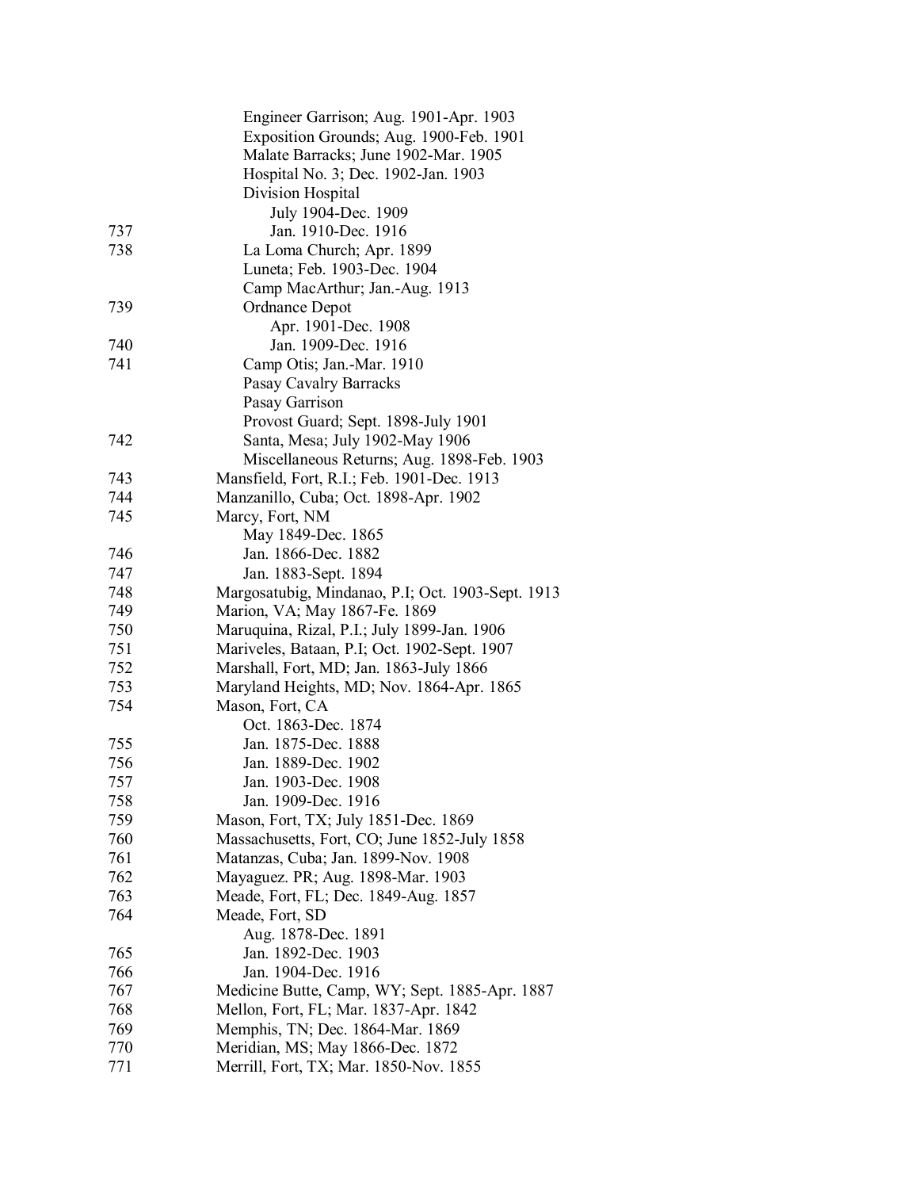| | |
|---|---|
| | Engineer Garrison; Aug. 1901-Apr. 1903 |
| | Exposition Grounds; Aug. 1900-Feb. 1901 |
| | Malate Barracks; June 1902-Mar. 1905 |
| | Hospital No. 3; Dec. 1902-Jan. 1903 |
| | Division Hospital |
| | July 1904-Dec. 1909 |
| 737 | Jan. 1910-Dec. 1916 |
| 738 | La Loma Church; Apr. 1899 |
| | Luneta; Feb. 1903-Dec. 1904 |
| | Camp MacArthur; Jan.-Aug. 1913 |
| 739 | Ordnance Depot |
| | Apr. 1901-Dec. 1908 |
| 740 | Jan. 1909-Dec. 1916 |
| 741 | Camp Otis; Jan.-Mar. 1910 |
| | Pasay Cavalry Barracks |
| | Pasay Garrison |
| | Provost Guard; Sept. 1898-July 1901 |
| 742 | Santa, Mesa; July 1902-May 1906 |
| | Miscellaneous Returns; Aug. 1898-Feb. 1903 |
| 743 | Mansfield, Fort, R.I.; Feb. 1901-Dec. 1913 |
| 744 | Manzanillo, Cuba; Oct. 1898-Apr. 1902 |
| 745 | Marcy, Fort, NM |
| | May 1849-Dec. 1865 |
| 746 | Jan. 1866-Dec. 1882 |
| 747 | Jan. 1883-Sept. 1894 |
| 748 | Margosatubig, Mindanao, P.I; Oct. 1903-Sept. 1913 |
| 749 | Marion, VA; May 1867-Fe. 1869 |
| 750 | Maruquina, Rizal, P.I.; July 1899-Jan. 1906 |
| 751 | Mariveles, Bataan, P.I; Oct. 1902-Sept. 1907 |
| 752 | Marshall, Fort, MD; Jan. 1863-July 1866 |
| 753 | Maryland Heights, MD; Nov. 1864-Apr. 1865 |
| 754 | Mason, Fort, CA |
| | Oct. 1863-Dec. 1874 |
| 755 | Jan. 1875-Dec. 1888 |
| 756 | Jan. 1889-Dec. 1902 |
| 757 | Jan. 1903-Dec. 1908 |
| 758 | Jan. 1909-Dec. 1916 |
| 759 | Mason, Fort, TX; July 1851-Dec. 1869 |
| 760 | Massachusetts, Fort, CO; June 1852-July 1858 |
| 761 | Matanzas, Cuba; Jan. 1899-Nov. 1908 |
| 762 | Mayaguez. PR; Aug. 1898-Mar. 1903 |
| 763 | Meade, Fort, FL; Dec. 1849-Aug. 1857 |
| 764 | Meade, Fort, SD |
| | Aug. 1878-Dec. 1891 |
| 765 | Jan. 1892-Dec. 1903 |
| 766 | Jan. 1904-Dec. 1916 |
| 767 | Medicine Butte, Camp, WY; Sept. 1885-Apr. 1887 |
| 768 | Mellon, Fort, FL; Mar. 1837-Apr. 1842 |
| 769 | Memphis, TN; Dec. 1864-Mar. 1869 |
| 770 | Meridian, MS; May 1866-Dec. 1872 |
| 771 | Merrill, Fort, TX; Mar. 1850-Nov. 1855 |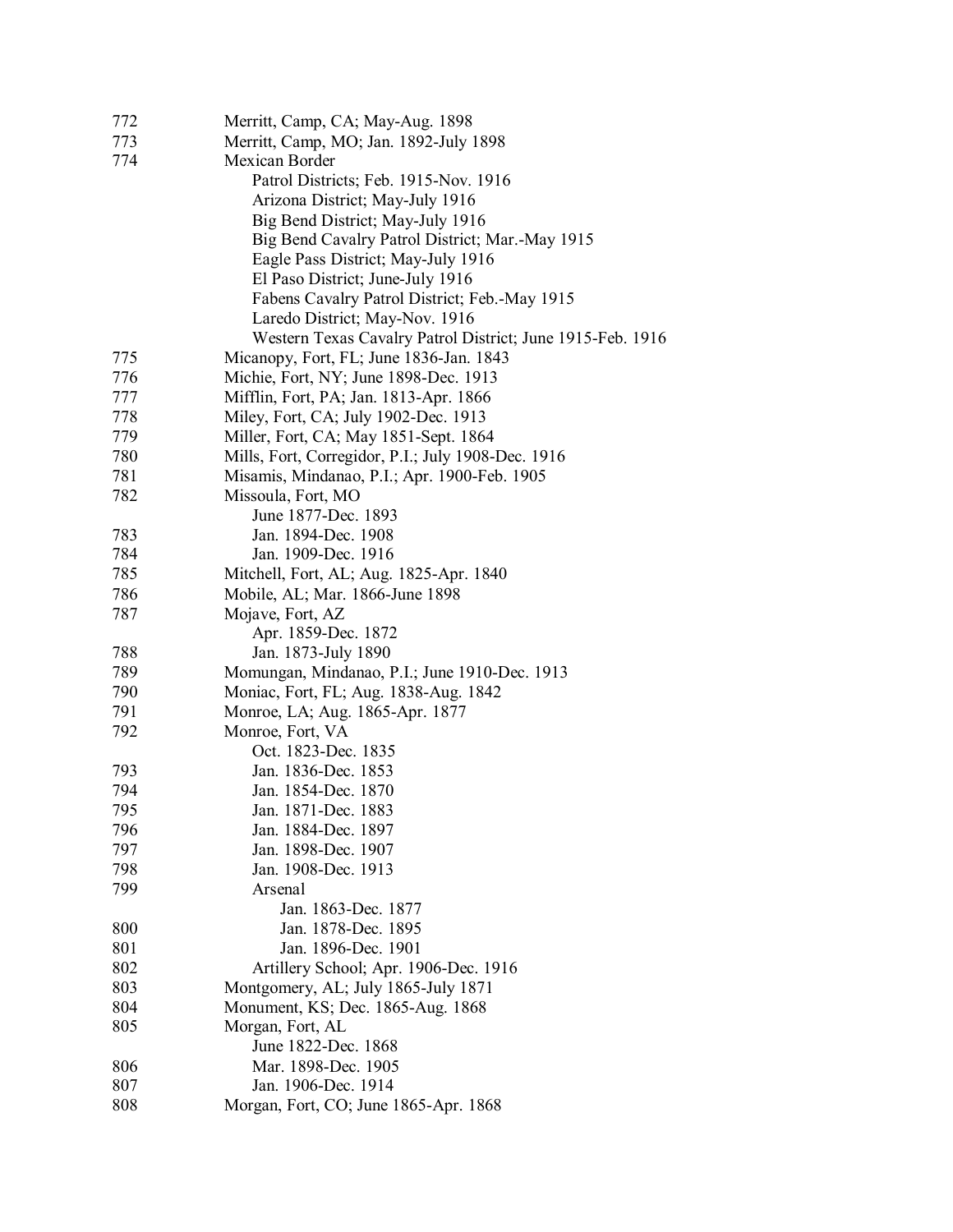| | |
|---|---|
| 772 | Merritt, Camp, CA; May-Aug. 1898 |
| 773 | Merritt, Camp, MO; Jan. 1892-July 1898 |
| 774 | Mexican Border |
| | Patrol Districts; Feb. 1915-Nov. 1916 |
| | Arizona District; May-July 1916 |
| | Big Bend District; May-July 1916 |
| | Big Bend Cavalry Patrol District; Mar.-May 1915 |
| | Eagle Pass District; May-July 1916 |
| | El Paso District; June-July 1916 |
| | Fabens Cavalry Patrol District; Feb.-May 1915 |
| | Laredo District; May-Nov. 1916 |
| | Western Texas Cavalry Patrol District; June 1915-Feb. 1916 |
| 775 | Micanopy, Fort, FL; June 1836-Jan. 1843 |
| 776 | Michie, Fort, NY; June 1898-Dec. 1913 |
| 777 | Mifflin, Fort, PA; Jan. 1813-Apr. 1866 |
| 778 | Miley, Fort, CA; July 1902-Dec. 1913 |
| 779 | Miller, Fort, CA; May 1851-Sept. 1864 |
| 780 | Mills, Fort, Corregidor, P.I.; July 1908-Dec. 1916 |
| 781 | Misamis, Mindanao, P.I.; Apr. 1900-Feb. 1905 |
| 782 | Missoula, Fort, MO |
| | June 1877-Dec. 1893 |
| 783 | Jan. 1894-Dec. 1908 |
| 784 | Jan. 1909-Dec. 1916 |
| 785 | Mitchell, Fort, AL; Aug. 1825-Apr. 1840 |
| 786 | Mobile, AL; Mar. 1866-June 1898 |
| 787 | Mojave, Fort, AZ |
| | Apr. 1859-Dec. 1872 |
| 788 | Jan. 1873-July 1890 |
| 789 | Momungan, Mindanao, P.I.; June 1910-Dec. 1913 |
| 790 | Moniac, Fort, FL; Aug. 1838-Aug. 1842 |
| 791 | Monroe, LA; Aug. 1865-Apr. 1877 |
| 792 | Monroe, Fort, VA |
| | Oct. 1823-Dec. 1835 |
| 793 | Jan. 1836-Dec. 1853 |
| 794 | Jan. 1854-Dec. 1870 |
| 795 | Jan. 1871-Dec. 1883 |
| 796 | Jan. 1884-Dec. 1897 |
| 797 | Jan. 1898-Dec. 1907 |
| 798 | Jan. 1908-Dec. 1913 |
| 799 | Arsenal |
| | Jan. 1863-Dec. 1877 |
| 800 | Jan. 1878-Dec. 1895 |
| 801 | Jan. 1896-Dec. 1901 |
| 802 | Artillery School; Apr. 1906-Dec. 1916 |
| 803 | Montgomery, AL; July 1865-July 1871 |
| 804 | Monument, KS; Dec. 1865-Aug. 1868 |
| 805 | Morgan, Fort, AL |
| | June 1822-Dec. 1868 |
| 806 | Mar. 1898-Dec. 1905 |
| 807 | Jan. 1906-Dec. 1914 |
| 808 | Morgan, Fort, CO; June 1865-Apr. 1868 |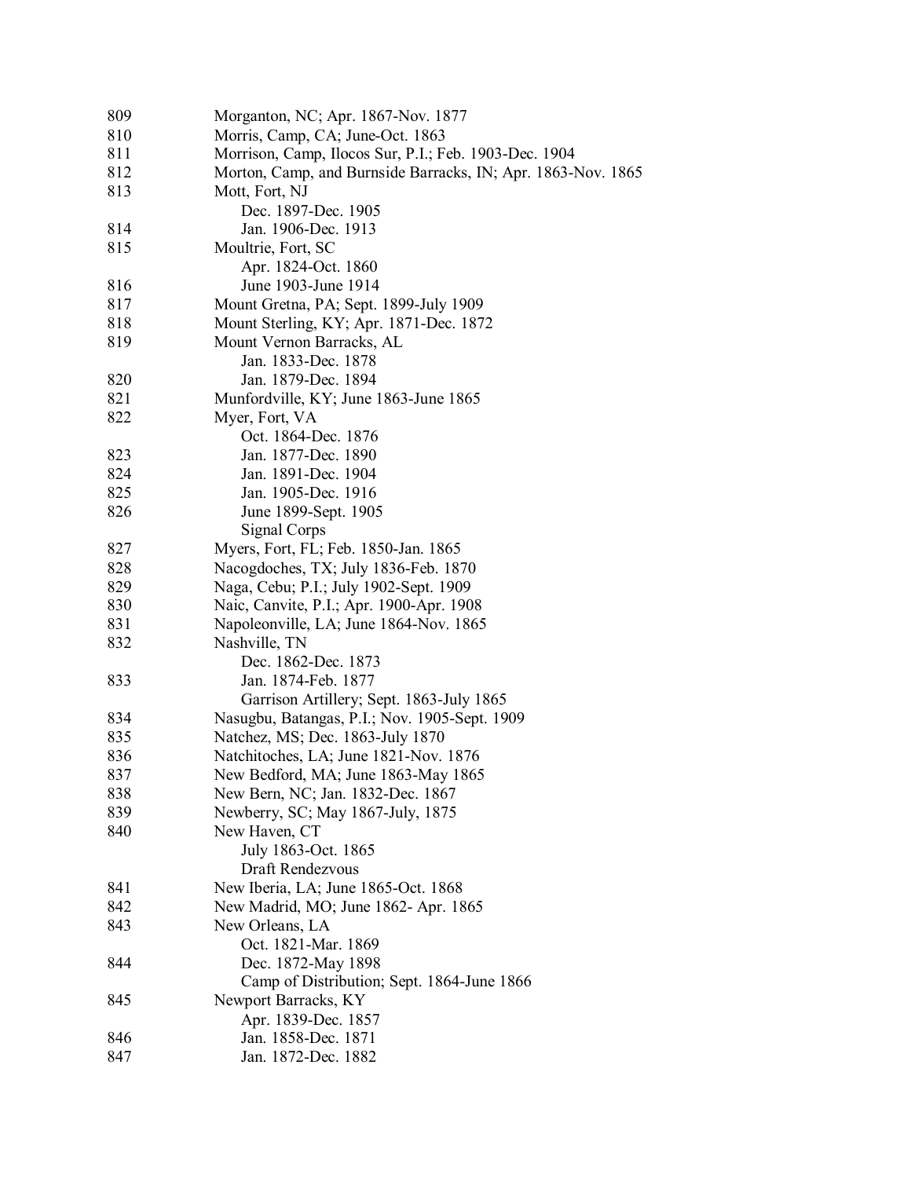809 Morganton, NC; Apr. 1867-Nov. 1877
810 Morris, Camp, CA; June-Oct. 1863
811 Morrison, Camp, Ilocos Sur, P.I.; Feb. 1903-Dec. 1904
812 Morton, Camp, and Burnside Barracks, IN; Apr. 1863-Nov. 1865
813 Mott, Fort, NJ
    Dec. 1897-Dec. 1905
814     Jan. 1906-Dec. 1913
815 Moultrie, Fort, SC
    Apr. 1824-Oct. 1860
816     June 1903-June 1914
817 Mount Gretna, PA; Sept. 1899-July 1909
818 Mount Sterling, KY; Apr. 1871-Dec. 1872
819 Mount Vernon Barracks, AL
    Jan. 1833-Dec. 1878
820     Jan. 1879-Dec. 1894
821 Munfordville, KY; June 1863-June 1865
822 Myer, Fort, VA
    Oct. 1864-Dec. 1876
823     Jan. 1877-Dec. 1890
824     Jan. 1891-Dec. 1904
825     Jan. 1905-Dec. 1916
826     June 1899-Sept. 1905
    Signal Corps
827 Myers, Fort, FL; Feb. 1850-Jan. 1865
828 Nacogdoches, TX; July 1836-Feb. 1870
829 Naga, Cebu; P.I.; July 1902-Sept. 1909
830 Naic, Canvite, P.I.; Apr. 1900-Apr. 1908
831 Napoleonville, LA; June 1864-Nov. 1865
832 Nashville, TN
    Dec. 1862-Dec. 1873
833     Jan. 1874-Feb. 1877
    Garrison Artillery; Sept. 1863-July 1865
834 Nasugbu, Batangas, P.I.; Nov. 1905-Sept. 1909
835 Natchez, MS; Dec. 1863-July 1870
836 Natchitoches, LA; June 1821-Nov. 1876
837 New Bedford, MA; June 1863-May 1865
838 New Bern, NC; Jan. 1832-Dec. 1867
839 Newberry, SC; May 1867-July, 1875
840 New Haven, CT
    July 1863-Oct. 1865
    Draft Rendezvous
841 New Iberia, LA; June 1865-Oct. 1868
842 New Madrid, MO; June 1862- Apr. 1865
843 New Orleans, LA
    Oct. 1821-Mar. 1869
844     Dec. 1872-May 1898
    Camp of Distribution; Sept. 1864-June 1866
845 Newport Barracks, KY
    Apr. 1839-Dec. 1857
846     Jan. 1858-Dec. 1871
847     Jan. 1872-Dec. 1882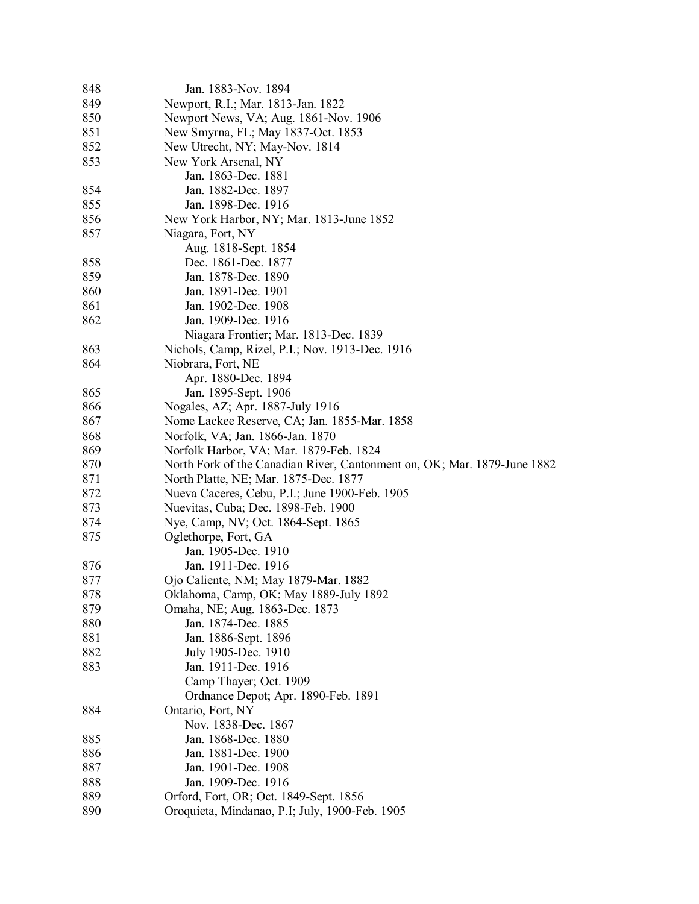| | |
|---|---|
| 848 | Jan. 1883-Nov. 1894 |
| 849 | Newport, R.I.; Mar. 1813-Jan. 1822 |
| 850 | Newport News, VA; Aug. 1861-Nov. 1906 |
| 851 | New Smyrna, FL; May 1837-Oct. 1853 |
| 852 | New Utrecht, NY; May-Nov. 1814 |
| 853 | New York Arsenal, NY |
| | Jan. 1863-Dec. 1881 |
| 854 | Jan. 1882-Dec. 1897 |
| 855 | Jan. 1898-Dec. 1916 |
| 856 | New York Harbor, NY; Mar. 1813-June 1852 |
| 857 | Niagara, Fort, NY |
| | Aug. 1818-Sept. 1854 |
| 858 | Dec. 1861-Dec. 1877 |
| 859 | Jan. 1878-Dec. 1890 |
| 860 | Jan. 1891-Dec. 1901 |
| 861 | Jan. 1902-Dec. 1908 |
| 862 | Jan. 1909-Dec. 1916 |
| | Niagara Frontier; Mar. 1813-Dec. 1839 |
| 863 | Nichols, Camp, Rizel, P.I.; Nov. 1913-Dec. 1916 |
| 864 | Niobrara, Fort, NE |
| | Apr. 1880-Dec. 1894 |
| 865 | Jan. 1895-Sept. 1906 |
| 866 | Nogales, AZ; Apr. 1887-July 1916 |
| 867 | Nome Lackee Reserve, CA; Jan. 1855-Mar. 1858 |
| 868 | Norfolk, VA; Jan. 1866-Jan. 1870 |
| 869 | Norfolk Harbor, VA; Mar. 1879-Feb. 1824 |
| 870 | North Fork of the Canadian River, Cantonment on, OK; Mar. 1879-June 1882 |
| 871 | North Platte, NE; Mar. 1875-Dec. 1877 |
| 872 | Nueva Caceres, Cebu, P.I.; June 1900-Feb. 1905 |
| 873 | Nuevitas, Cuba; Dec. 1898-Feb. 1900 |
| 874 | Nye, Camp, NV; Oct. 1864-Sept. 1865 |
| 875 | Oglethorpe, Fort, GA |
| | Jan. 1905-Dec. 1910 |
| 876 | Jan. 1911-Dec. 1916 |
| 877 | Ojo Caliente, NM; May 1879-Mar. 1882 |
| 878 | Oklahoma, Camp, OK; May 1889-July 1892 |
| 879 | Omaha, NE; Aug. 1863-Dec. 1873 |
| 880 | Jan. 1874-Dec. 1885 |
| 881 | Jan. 1886-Sept. 1896 |
| 882 | July 1905-Dec. 1910 |
| 883 | Jan. 1911-Dec. 1916 |
| | Camp Thayer; Oct. 1909 |
| | Ordnance Depot; Apr. 1890-Feb. 1891 |
| 884 | Ontario, Fort, NY |
| | Nov. 1838-Dec. 1867 |
| 885 | Jan. 1868-Dec. 1880 |
| 886 | Jan. 1881-Dec. 1900 |
| 887 | Jan. 1901-Dec. 1908 |
| 888 | Jan. 1909-Dec. 1916 |
| 889 | Orford, Fort, OR; Oct. 1849-Sept. 1856 |
| 890 | Oroquieta, Mindanao, P.I; July, 1900-Feb. 1905 |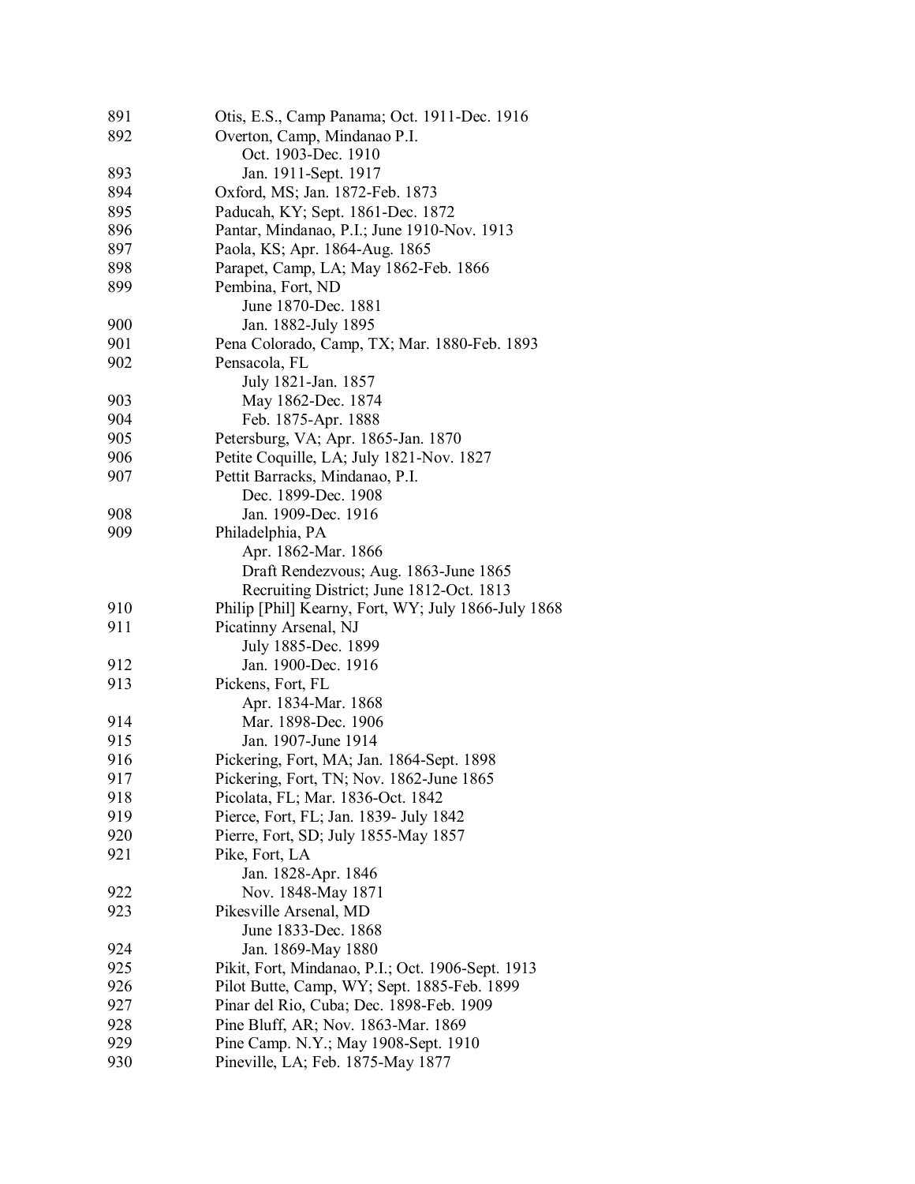891 Otis, E.S., Camp Panama; Oct. 1911-Dec. 1916
892 Overton, Camp, Mindanao P.I.
 Oct. 1903-Dec. 1910
893 Jan. 1911-Sept. 1917
894 Oxford, MS; Jan. 1872-Feb. 1873
895 Paducah, KY; Sept. 1861-Dec. 1872
896 Pantar, Mindanao, P.I.; June 1910-Nov. 1913
897 Paola, KS; Apr. 1864-Aug. 1865
898 Parapet, Camp, LA; May 1862-Feb. 1866
899 Pembina, Fort, ND
 June 1870-Dec. 1881
900 Jan. 1882-July 1895
901 Pena Colorado, Camp, TX; Mar. 1880-Feb. 1893
902 Pensacola, FL
 July 1821-Jan. 1857
903 May 1862-Dec. 1874
904 Feb. 1875-Apr. 1888
905 Petersburg, VA; Apr. 1865-Jan. 1870
906 Petite Coquille, LA; July 1821-Nov. 1827
907 Pettit Barracks, Mindanao, P.I.
 Dec. 1899-Dec. 1908
908 Jan. 1909-Dec. 1916
909 Philadelphia, PA
 Apr. 1862-Mar. 1866
 Draft Rendezvous; Aug. 1863-June 1865
 Recruiting District; June 1812-Oct. 1813
910 Philip [Phil] Kearny, Fort, WY; July 1866-July 1868
911 Picatinny Arsenal, NJ
 July 1885-Dec. 1899
912 Jan. 1900-Dec. 1916
913 Pickens, Fort, FL
 Apr. 1834-Mar. 1868
914 Mar. 1898-Dec. 1906
915 Jan. 1907-June 1914
916 Pickering, Fort, MA; Jan. 1864-Sept. 1898
917 Pickering, Fort, TN; Nov. 1862-June 1865
918 Picolata, FL; Mar. 1836-Oct. 1842
919 Pierce, Fort, FL; Jan. 1839- July 1842
920 Pierre, Fort, SD; July 1855-May 1857
921 Pike, Fort, LA
 Jan. 1828-Apr. 1846
922 Nov. 1848-May 1871
923 Pikesville Arsenal, MD
 June 1833-Dec. 1868
924 Jan. 1869-May 1880
925 Pikit, Fort, Mindanao, P.I.; Oct. 1906-Sept. 1913
926 Pilot Butte, Camp, WY; Sept. 1885-Feb. 1899
927 Pinar del Rio, Cuba; Dec. 1898-Feb. 1909
928 Pine Bluff, AR; Nov. 1863-Mar. 1869
929 Pine Camp. N.Y.; May 1908-Sept. 1910
930 Pineville, LA; Feb. 1875-May 1877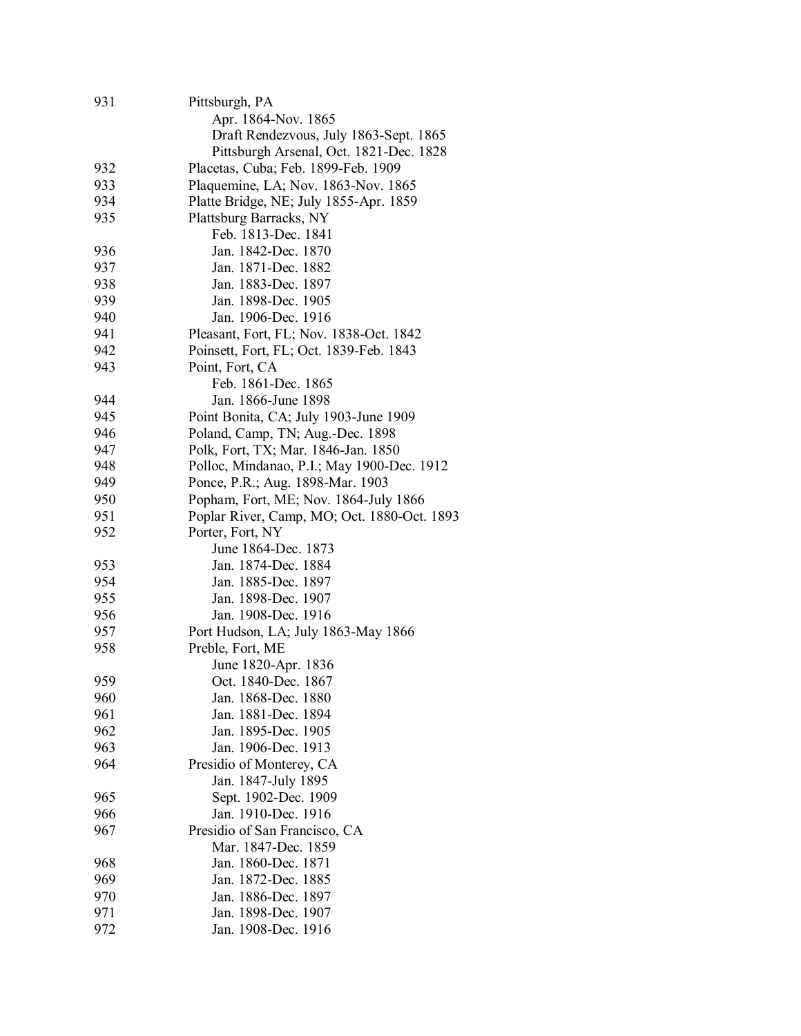931 Pittsburgh, PA
    Apr. 1864-Nov. 1865
    Draft Rendezvous, July 1863-Sept. 1865
    Pittsburgh Arsenal, Oct. 1821-Dec. 1828
932 Placetas, Cuba; Feb. 1899-Feb. 1909
933 Plaquemine, LA; Nov. 1863-Nov. 1865
934 Platte Bridge, NE; July 1855-Apr. 1859
935 Plattsburg Barracks, NY
    Feb. 1813-Dec. 1841
936 Jan. 1842-Dec. 1870
937 Jan. 1871-Dec. 1882
938 Jan. 1883-Dec. 1897
939 Jan. 1898-Dec. 1905
940 Jan. 1906-Dec. 1916
941 Pleasant, Fort, FL; Nov. 1838-Oct. 1842
942 Poinsett, Fort, FL; Oct. 1839-Feb. 1843
943 Point, Fort, CA
    Feb. 1861-Dec. 1865
944 Jan. 1866-June 1898
945 Point Bonita, CA; July 1903-June 1909
946 Poland, Camp, TN; Aug.-Dec. 1898
947 Polk, Fort, TX; Mar. 1846-Jan. 1850
948 Polloc, Mindanao, P.I.; May 1900-Dec. 1912
949 Ponce, P.R.; Aug. 1898-Mar. 1903
950 Popham, Fort, ME; Nov. 1864-July 1866
951 Poplar River, Camp, MO; Oct. 1880-Oct. 1893
952 Porter, Fort, NY
    June 1864-Dec. 1873
953 Jan. 1874-Dec. 1884
954 Jan. 1885-Dec. 1897
955 Jan. 1898-Dec. 1907
956 Jan. 1908-Dec. 1916
957 Port Hudson, LA; July 1863-May 1866
958 Preble, Fort, ME
    June 1820-Apr. 1836
959 Oct. 1840-Dec. 1867
960 Jan. 1868-Dec. 1880
961 Jan. 1881-Dec. 1894
962 Jan. 1895-Dec. 1905
963 Jan. 1906-Dec. 1913
964 Presidio of Monterey, CA
    Jan. 1847-July 1895
965 Sept. 1902-Dec. 1909
966 Jan. 1910-Dec. 1916
967 Presidio of San Francisco, CA
    Mar. 1847-Dec. 1859
968 Jan. 1860-Dec. 1871
969 Jan. 1872-Dec. 1885
970 Jan. 1886-Dec. 1897
971 Jan. 1898-Dec. 1907
972 Jan. 1908-Dec. 1916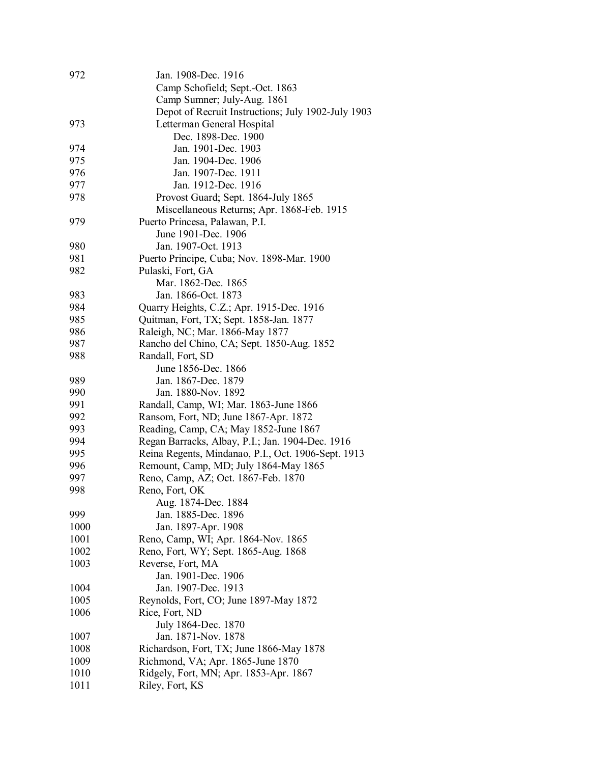| | |
|---|---|
| 972 | Jan. 1908-Dec. 1916 |
| | Camp Schofield; Sept.-Oct. 1863 |
| | Camp Sumner; July-Aug. 1861 |
| | Depot of Recruit Instructions; July 1902-July 1903 |
| 973 | Letterman General Hospital |
| | Dec. 1898-Dec. 1900 |
| 974 | Jan. 1901-Dec. 1903 |
| 975 | Jan. 1904-Dec. 1906 |
| 976 | Jan. 1907-Dec. 1911 |
| 977 | Jan. 1912-Dec. 1916 |
| 978 | Provost Guard; Sept. 1864-July 1865 |
| | Miscellaneous Returns; Apr. 1868-Feb. 1915 |
| 979 | Puerto Princesa, Palawan, P.I. |
| | June 1901-Dec. 1906 |
| 980 | Jan. 1907-Oct. 1913 |
| 981 | Puerto Principe, Cuba; Nov. 1898-Mar. 1900 |
| 982 | Pulaski, Fort, GA |
| | Mar. 1862-Dec. 1865 |
| 983 | Jan. 1866-Oct. 1873 |
| 984 | Quarry Heights, C.Z.; Apr. 1915-Dec. 1916 |
| 985 | Quitman, Fort, TX; Sept. 1858-Jan. 1877 |
| 986 | Raleigh, NC; Mar. 1866-May 1877 |
| 987 | Rancho del Chino, CA; Sept. 1850-Aug. 1852 |
| 988 | Randall, Fort, SD |
| | June 1856-Dec. 1866 |
| 989 | Jan. 1867-Dec. 1879 |
| 990 | Jan. 1880-Nov. 1892 |
| 991 | Randall, Camp, WI; Mar. 1863-June 1866 |
| 992 | Ransom, Fort, ND; June 1867-Apr. 1872 |
| 993 | Reading, Camp, CA; May 1852-June 1867 |
| 994 | Regan Barracks, Albay, P.I.; Jan. 1904-Dec. 1916 |
| 995 | Reina Regents, Mindanao, P.I., Oct. 1906-Sept. 1913 |
| 996 | Remount, Camp, MD; July 1864-May 1865 |
| 997 | Reno, Camp, AZ; Oct. 1867-Feb. 1870 |
| 998 | Reno, Fort, OK |
| | Aug. 1874-Dec. 1884 |
| 999 | Jan. 1885-Dec. 1896 |
| 1000 | Jan. 1897-Apr. 1908 |
| 1001 | Reno, Camp, WI; Apr. 1864-Nov. 1865 |
| 1002 | Reno, Fort, WY; Sept. 1865-Aug. 1868 |
| 1003 | Reverse, Fort, MA |
| | Jan. 1901-Dec. 1906 |
| 1004 | Jan. 1907-Dec. 1913 |
| 1005 | Reynolds, Fort, CO; June 1897-May 1872 |
| 1006 | Rice, Fort, ND |
| | July 1864-Dec. 1870 |
| 1007 | Jan. 1871-Nov. 1878 |
| 1008 | Richardson, Fort, TX; June 1866-May 1878 |
| 1009 | Richmond, VA; Apr. 1865-June 1870 |
| 1010 | Ridgely, Fort, MN; Apr. 1853-Apr. 1867 |
| 1011 | Riley, Fort, KS |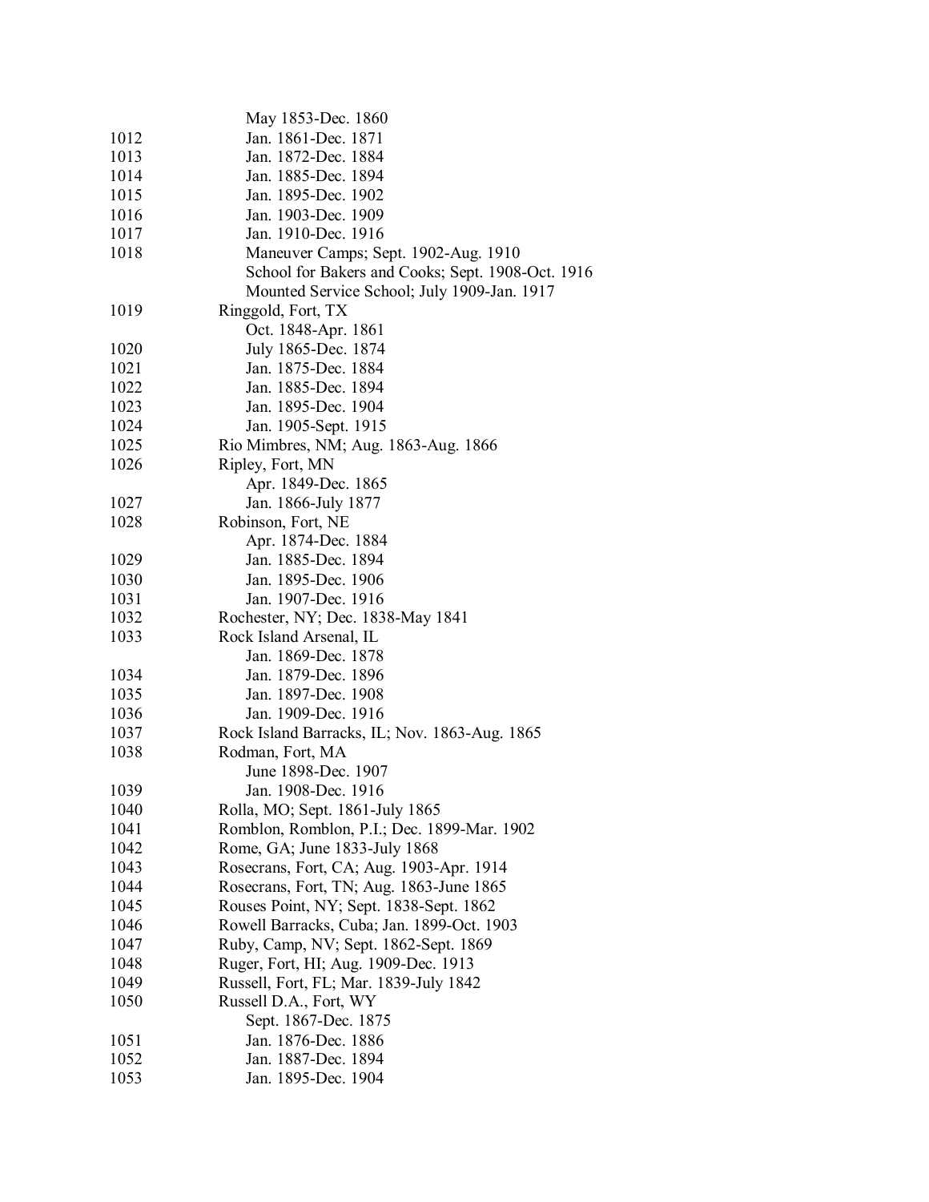| | |
|---|---|
| | May 1853-Dec. 1860 |
| 1012 | Jan. 1861-Dec. 1871 |
| 1013 | Jan. 1872-Dec. 1884 |
| 1014 | Jan. 1885-Dec. 1894 |
| 1015 | Jan. 1895-Dec. 1902 |
| 1016 | Jan. 1903-Dec. 1909 |
| 1017 | Jan. 1910-Dec. 1916 |
| 1018 | Maneuver Camps; Sept. 1902-Aug. 1910 |
| | School for Bakers and Cooks; Sept. 1908-Oct. 1916 |
| | Mounted Service School; July 1909-Jan. 1917 |
| 1019 | Ringgold, Fort, TX |
| | Oct. 1848-Apr. 1861 |
| 1020 | July 1865-Dec. 1874 |
| 1021 | Jan. 1875-Dec. 1884 |
| 1022 | Jan. 1885-Dec. 1894 |
| 1023 | Jan. 1895-Dec. 1904 |
| 1024 | Jan. 1905-Sept. 1915 |
| 1025 | Rio Mimbres, NM; Aug. 1863-Aug. 1866 |
| 1026 | Ripley, Fort, MN |
| | Apr. 1849-Dec. 1865 |
| 1027 | Jan. 1866-July 1877 |
| 1028 | Robinson, Fort, NE |
| | Apr. 1874-Dec. 1884 |
| 1029 | Jan. 1885-Dec. 1894 |
| 1030 | Jan. 1895-Dec. 1906 |
| 1031 | Jan. 1907-Dec. 1916 |
| 1032 | Rochester, NY; Dec. 1838-May 1841 |
| 1033 | Rock Island Arsenal, IL |
| | Jan. 1869-Dec. 1878 |
| 1034 | Jan. 1879-Dec. 1896 |
| 1035 | Jan. 1897-Dec. 1908 |
| 1036 | Jan. 1909-Dec. 1916 |
| 1037 | Rock Island Barracks, IL; Nov. 1863-Aug. 1865 |
| 1038 | Rodman, Fort, MA |
| | June 1898-Dec. 1907 |
| 1039 | Jan. 1908-Dec. 1916 |
| 1040 | Rolla, MO; Sept. 1861-July 1865 |
| 1041 | Romblon, Romblon, P.I.; Dec. 1899-Mar. 1902 |
| 1042 | Rome, GA; June 1833-July 1868 |
| 1043 | Rosecrans, Fort, CA; Aug. 1903-Apr. 1914 |
| 1044 | Rosecrans, Fort, TN; Aug. 1863-June 1865 |
| 1045 | Rouses Point, NY; Sept. 1838-Sept. 1862 |
| 1046 | Rowell Barracks, Cuba; Jan. 1899-Oct. 1903 |
| 1047 | Ruby, Camp, NV; Sept. 1862-Sept. 1869 |
| 1048 | Ruger, Fort, HI; Aug. 1909-Dec. 1913 |
| 1049 | Russell, Fort, FL; Mar. 1839-July 1842 |
| 1050 | Russell D.A., Fort, WY |
| | Sept. 1867-Dec. 1875 |
| 1051 | Jan. 1876-Dec. 1886 |
| 1052 | Jan. 1887-Dec. 1894 |
| 1053 | Jan. 1895-Dec. 1904 |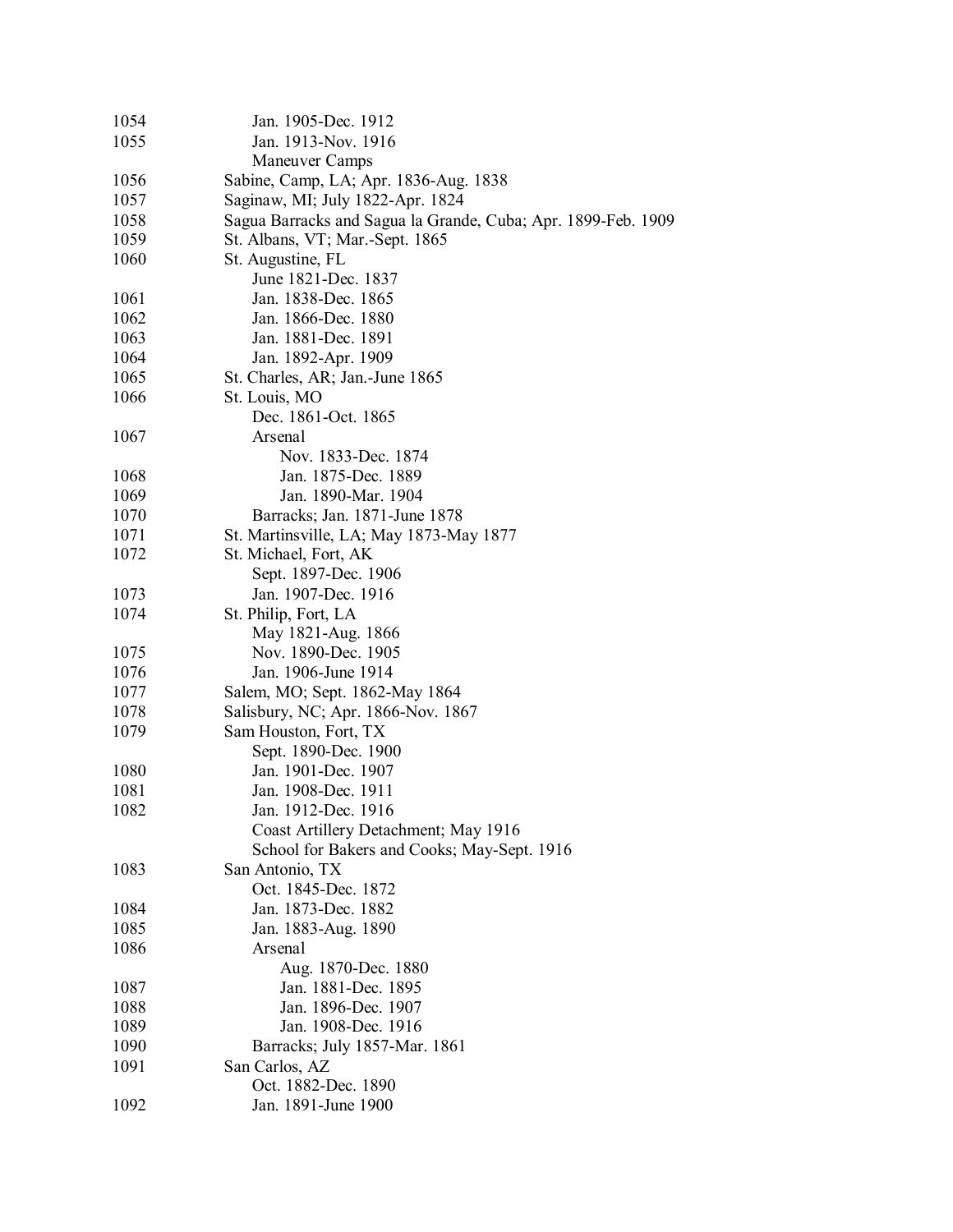| | |
|---|---|
| 1054 | Jan. 1905-Dec. 1912 |
| 1055 | Jan. 1913-Nov. 1916 |
| | Maneuver Camps |
| 1056 | Sabine, Camp, LA; Apr. 1836-Aug. 1838 |
| 1057 | Saginaw, MI; July 1822-Apr. 1824 |
| 1058 | Sagua Barracks and Sagua la Grande, Cuba; Apr. 1899-Feb. 1909 |
| 1059 | St. Albans, VT; Mar.-Sept. 1865 |
| 1060 | St. Augustine, FL |
| | June 1821-Dec. 1837 |
| 1061 | Jan. 1838-Dec. 1865 |
| 1062 | Jan. 1866-Dec. 1880 |
| 1063 | Jan. 1881-Dec. 1891 |
| 1064 | Jan. 1892-Apr. 1909 |
| 1065 | St. Charles, AR; Jan.-June 1865 |
| 1066 | St. Louis, MO |
| | Dec. 1861-Oct. 1865 |
| 1067 | Arsenal |
| | Nov. 1833-Dec. 1874 |
| 1068 | Jan. 1875-Dec. 1889 |
| 1069 | Jan. 1890-Mar. 1904 |
| 1070 | Barracks; Jan. 1871-June 1878 |
| 1071 | St. Martinsville, LA; May 1873-May 1877 |
| 1072 | St. Michael, Fort, AK |
| | Sept. 1897-Dec. 1906 |
| 1073 | Jan. 1907-Dec. 1916 |
| 1074 | St. Philip, Fort, LA |
| | May 1821-Aug. 1866 |
| 1075 | Nov. 1890-Dec. 1905 |
| 1076 | Jan. 1906-June 1914 |
| 1077 | Salem, MO; Sept. 1862-May 1864 |
| 1078 | Salisbury, NC; Apr. 1866-Nov. 1867 |
| 1079 | Sam Houston, Fort, TX |
| | Sept. 1890-Dec. 1900 |
| 1080 | Jan. 1901-Dec. 1907 |
| 1081 | Jan. 1908-Dec. 1911 |
| 1082 | Jan. 1912-Dec. 1916 |
| | Coast Artillery Detachment; May 1916 |
| | School for Bakers and Cooks; May-Sept. 1916 |
| 1083 | San Antonio, TX |
| | Oct. 1845-Dec. 1872 |
| 1084 | Jan. 1873-Dec. 1882 |
| 1085 | Jan. 1883-Aug. 1890 |
| 1086 | Arsenal |
| | Aug. 1870-Dec. 1880 |
| 1087 | Jan. 1881-Dec. 1895 |
| 1088 | Jan. 1896-Dec. 1907 |
| 1089 | Jan. 1908-Dec. 1916 |
| 1090 | Barracks; July 1857-Mar. 1861 |
| 1091 | San Carlos, AZ |
| | Oct. 1882-Dec. 1890 |
| 1092 | Jan. 1891-June 1900 |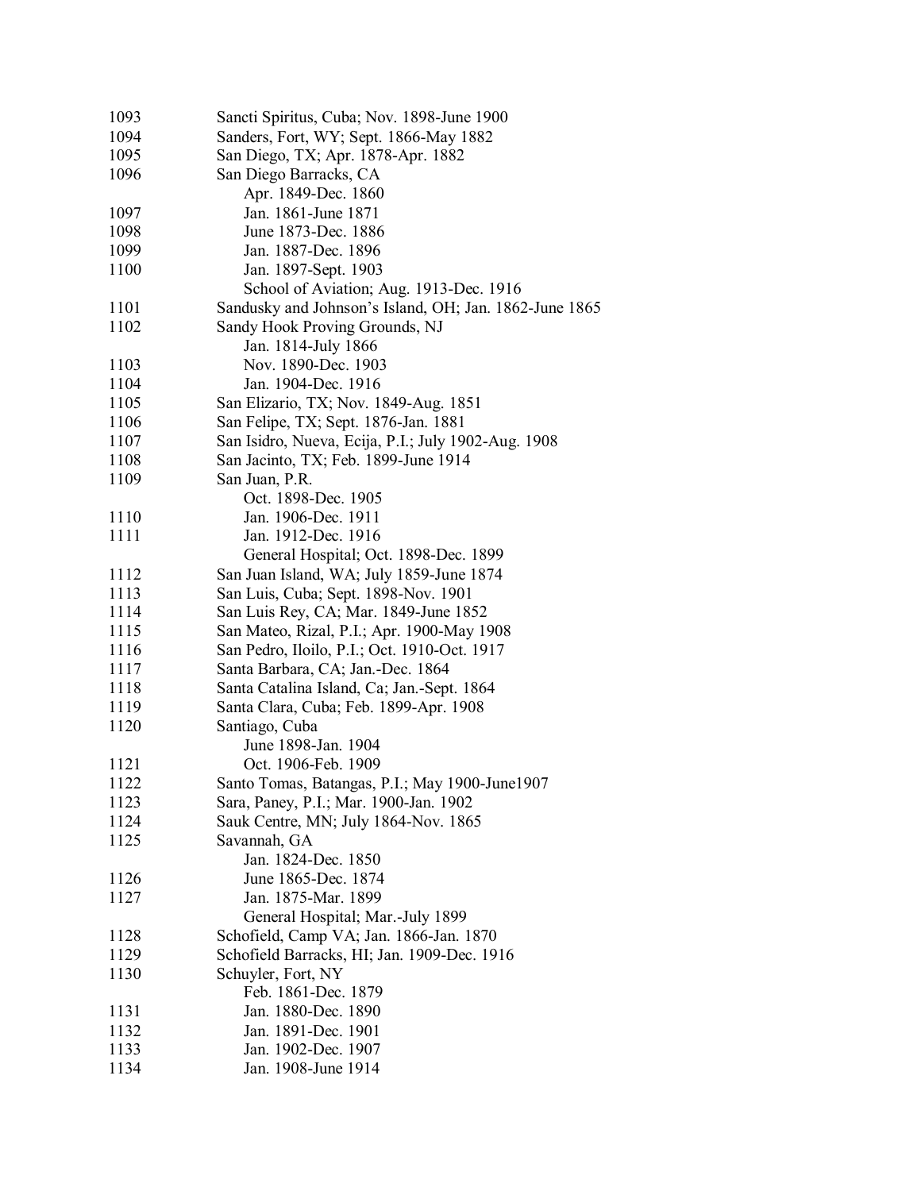| | |
|---|---|
| 1093 | Sancti Spiritus, Cuba; Nov. 1898-June 1900 |
| 1094 | Sanders, Fort, WY; Sept. 1866-May 1882 |
| 1095 | San Diego, TX; Apr. 1878-Apr. 1882 |
| 1096 | San Diego Barracks, CA |
| | Apr. 1849-Dec. 1860 |
| 1097 | Jan. 1861-June 1871 |
| 1098 | June 1873-Dec. 1886 |
| 1099 | Jan. 1887-Dec. 1896 |
| 1100 | Jan. 1897-Sept. 1903 |
| | School of Aviation; Aug. 1913-Dec. 1916 |
| 1101 | Sandusky and Johnson's Island, OH; Jan. 1862-June 1865 |
| 1102 | Sandy Hook Proving Grounds, NJ |
| | Jan. 1814-July 1866 |
| 1103 | Nov. 1890-Dec. 1903 |
| 1104 | Jan. 1904-Dec. 1916 |
| 1105 | San Elizario, TX; Nov. 1849-Aug. 1851 |
| 1106 | San Felipe, TX; Sept. 1876-Jan. 1881 |
| 1107 | San Isidro, Nueva, Ecija, P.I.; July 1902-Aug. 1908 |
| 1108 | San Jacinto, TX; Feb. 1899-June 1914 |
| 1109 | San Juan, P.R. |
| | Oct. 1898-Dec. 1905 |
| 1110 | Jan. 1906-Dec. 1911 |
| 1111 | Jan. 1912-Dec. 1916 |
| | General Hospital; Oct. 1898-Dec. 1899 |
| 1112 | San Juan Island, WA; July 1859-June 1874 |
| 1113 | San Luis, Cuba; Sept. 1898-Nov. 1901 |
| 1114 | San Luis Rey, CA; Mar. 1849-June 1852 |
| 1115 | San Mateo, Rizal, P.I.; Apr. 1900-May 1908 |
| 1116 | San Pedro, Iloilo, P.I.; Oct. 1910-Oct. 1917 |
| 1117 | Santa Barbara, CA; Jan.-Dec. 1864 |
| 1118 | Santa Catalina Island, Ca; Jan.-Sept. 1864 |
| 1119 | Santa Clara, Cuba; Feb. 1899-Apr. 1908 |
| 1120 | Santiago, Cuba |
| | June 1898-Jan. 1904 |
| 1121 | Oct. 1906-Feb. 1909 |
| 1122 | Santo Tomas, Batangas, P.I.; May 1900-June1907 |
| 1123 | Sara, Paney, P.I.; Mar. 1900-Jan. 1902 |
| 1124 | Sauk Centre, MN; July 1864-Nov. 1865 |
| 1125 | Savannah, GA |
| | Jan. 1824-Dec. 1850 |
| 1126 | June 1865-Dec. 1874 |
| 1127 | Jan. 1875-Mar. 1899 |
| | General Hospital; Mar.-July 1899 |
| 1128 | Schofield, Camp VA; Jan. 1866-Jan. 1870 |
| 1129 | Schofield Barracks, HI; Jan. 1909-Dec. 1916 |
| 1130 | Schuyler, Fort, NY |
| | Feb. 1861-Dec. 1879 |
| 1131 | Jan. 1880-Dec. 1890 |
| 1132 | Jan. 1891-Dec. 1901 |
| 1133 | Jan. 1902-Dec. 1907 |
| 1134 | Jan. 1908-June 1914 |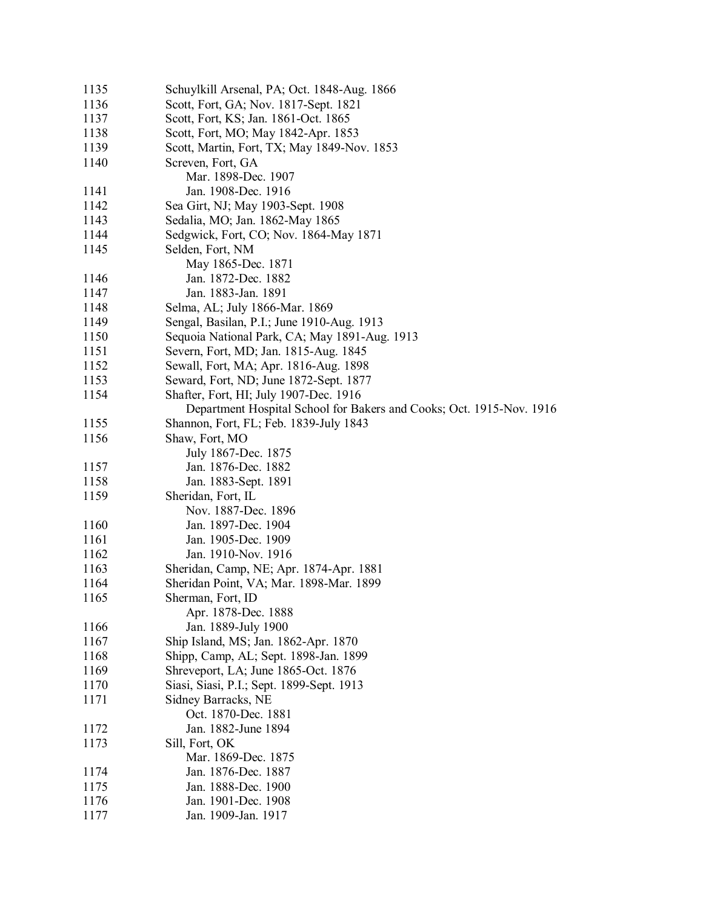| | |
|---|---|
| 1135 | Schuylkill Arsenal, PA; Oct. 1848-Aug. 1866 |
| 1136 | Scott, Fort, GA; Nov. 1817-Sept. 1821 |
| 1137 | Scott, Fort, KS; Jan. 1861-Oct. 1865 |
| 1138 | Scott, Fort, MO; May 1842-Apr. 1853 |
| 1139 | Scott, Martin, Fort, TX; May 1849-Nov. 1853 |
| 1140 | Screven, Fort, GA<br>Mar. 1898-Dec. 1907 |
| 1141 | Jan. 1908-Dec. 1916 |
| 1142 | Sea Girt, NJ; May 1903-Sept. 1908 |
| 1143 | Sedalia, MO; Jan. 1862-May 1865 |
| 1144 | Sedgwick, Fort, CO; Nov. 1864-May 1871 |
| 1145 | Selden, Fort, NM<br>May 1865-Dec. 1871 |
| 1146 | Jan. 1872-Dec. 1882 |
| 1147 | Jan. 1883-Jan. 1891 |
| 1148 | Selma, AL; July 1866-Mar. 1869 |
| 1149 | Sengal, Basilan, P.I.; June 1910-Aug. 1913 |
| 1150 | Sequoia National Park, CA; May 1891-Aug. 1913 |
| 1151 | Severn, Fort, MD; Jan. 1815-Aug. 1845 |
| 1152 | Sewall, Fort, MA; Apr. 1816-Aug. 1898 |
| 1153 | Seward, Fort, ND; June 1872-Sept. 1877 |
| 1154 | Shafter, Fort, HI; July 1907-Dec. 1916<br>Department Hospital School for Bakers and Cooks; Oct. 1915-Nov. 1916 |
| 1155 | Shannon, Fort, FL; Feb. 1839-July 1843 |
| 1156 | Shaw, Fort, MO<br>July 1867-Dec. 1875 |
| 1157 | Jan. 1876-Dec. 1882 |
| 1158 | Jan. 1883-Sept. 1891 |
| 1159 | Sheridan, Fort, IL<br>Nov. 1887-Dec. 1896 |
| 1160 | Jan. 1897-Dec. 1904 |
| 1161 | Jan. 1905-Dec. 1909 |
| 1162 | Jan. 1910-Nov. 1916 |
| 1163 | Sheridan, Camp, NE; Apr. 1874-Apr. 1881 |
| 1164 | Sheridan Point, VA; Mar. 1898-Mar. 1899 |
| 1165 | Sherman, Fort, ID<br>Apr. 1878-Dec. 1888 |
| 1166 | Jan. 1889-July 1900 |
| 1167 | Ship Island, MS; Jan. 1862-Apr. 1870 |
| 1168 | Shipp, Camp, AL; Sept. 1898-Jan. 1899 |
| 1169 | Shreveport, LA; June 1865-Oct. 1876 |
| 1170 | Siasi, Siasi, P.I.; Sept. 1899-Sept. 1913 |
| 1171 | Sidney Barracks, NE<br>Oct. 1870-Dec. 1881 |
| 1172 | Jan. 1882-June 1894 |
| 1173 | Sill, Fort, OK<br>Mar. 1869-Dec. 1875 |
| 1174 | Jan. 1876-Dec. 1887 |
| 1175 | Jan. 1888-Dec. 1900 |
| 1176 | Jan. 1901-Dec. 1908 |
| 1177 | Jan. 1909-Jan. 1917 |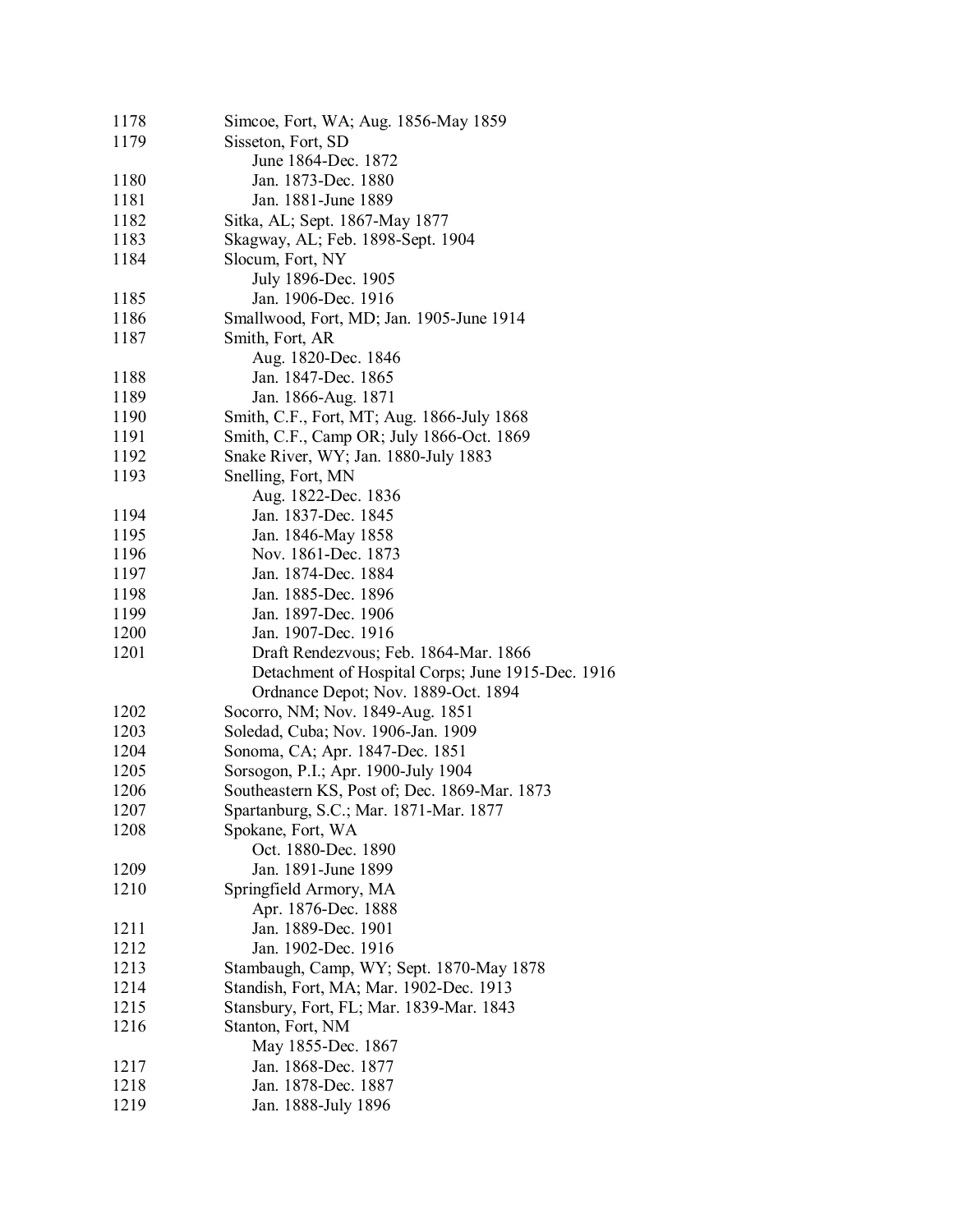| | |
|---|---|
| 1178 | Simcoe, Fort, WA; Aug. 1856-May 1859 |
| 1179 | Sisseton, Fort, SD |
| | June 1864-Dec. 1872 |
| 1180 | Jan. 1873-Dec. 1880 |
| 1181 | Jan. 1881-June 1889 |
| 1182 | Sitka, AL; Sept. 1867-May 1877 |
| 1183 | Skagway, AL; Feb. 1898-Sept. 1904 |
| 1184 | Slocum, Fort, NY |
| | July 1896-Dec. 1905 |
| 1185 | Jan. 1906-Dec. 1916 |
| 1186 | Smallwood, Fort, MD; Jan. 1905-June 1914 |
| 1187 | Smith, Fort, AR |
| | Aug. 1820-Dec. 1846 |
| 1188 | Jan. 1847-Dec. 1865 |
| 1189 | Jan. 1866-Aug. 1871 |
| 1190 | Smith, C.F., Fort, MT; Aug. 1866-July 1868 |
| 1191 | Smith, C.F., Camp OR; July 1866-Oct. 1869 |
| 1192 | Snake River, WY; Jan. 1880-July 1883 |
| 1193 | Snelling, Fort, MN |
| | Aug. 1822-Dec. 1836 |
| 1194 | Jan. 1837-Dec. 1845 |
| 1195 | Jan. 1846-May 1858 |
| 1196 | Nov. 1861-Dec. 1873 |
| 1197 | Jan. 1874-Dec. 1884 |
| 1198 | Jan. 1885-Dec. 1896 |
| 1199 | Jan. 1897-Dec. 1906 |
| 1200 | Jan. 1907-Dec. 1916 |
| 1201 | Draft Rendezvous; Feb. 1864-Mar. 1866 |
| | Detachment of Hospital Corps; June 1915-Dec. 1916 |
| | Ordnance Depot; Nov. 1889-Oct. 1894 |
| 1202 | Socorro, NM; Nov. 1849-Aug. 1851 |
| 1203 | Soledad, Cuba; Nov. 1906-Jan. 1909 |
| 1204 | Sonoma, CA; Apr. 1847-Dec. 1851 |
| 1205 | Sorsogon, P.I.; Apr. 1900-July 1904 |
| 1206 | Southeastern KS, Post of; Dec. 1869-Mar. 1873 |
| 1207 | Spartanburg, S.C.; Mar. 1871-Mar. 1877 |
| 1208 | Spokane, Fort, WA |
| | Oct. 1880-Dec. 1890 |
| 1209 | Jan. 1891-June 1899 |
| 1210 | Springfield Armory, MA |
| | Apr. 1876-Dec. 1888 |
| 1211 | Jan. 1889-Dec. 1901 |
| 1212 | Jan. 1902-Dec. 1916 |
| 1213 | Stambaugh, Camp, WY; Sept. 1870-May 1878 |
| 1214 | Standish, Fort, MA; Mar. 1902-Dec. 1913 |
| 1215 | Stansbury, Fort, FL; Mar. 1839-Mar. 1843 |
| 1216 | Stanton, Fort, NM |
| | May 1855-Dec. 1867 |
| 1217 | Jan. 1868-Dec. 1877 |
| 1218 | Jan. 1878-Dec. 1887 |
| 1219 | Jan. 1888-July 1896 |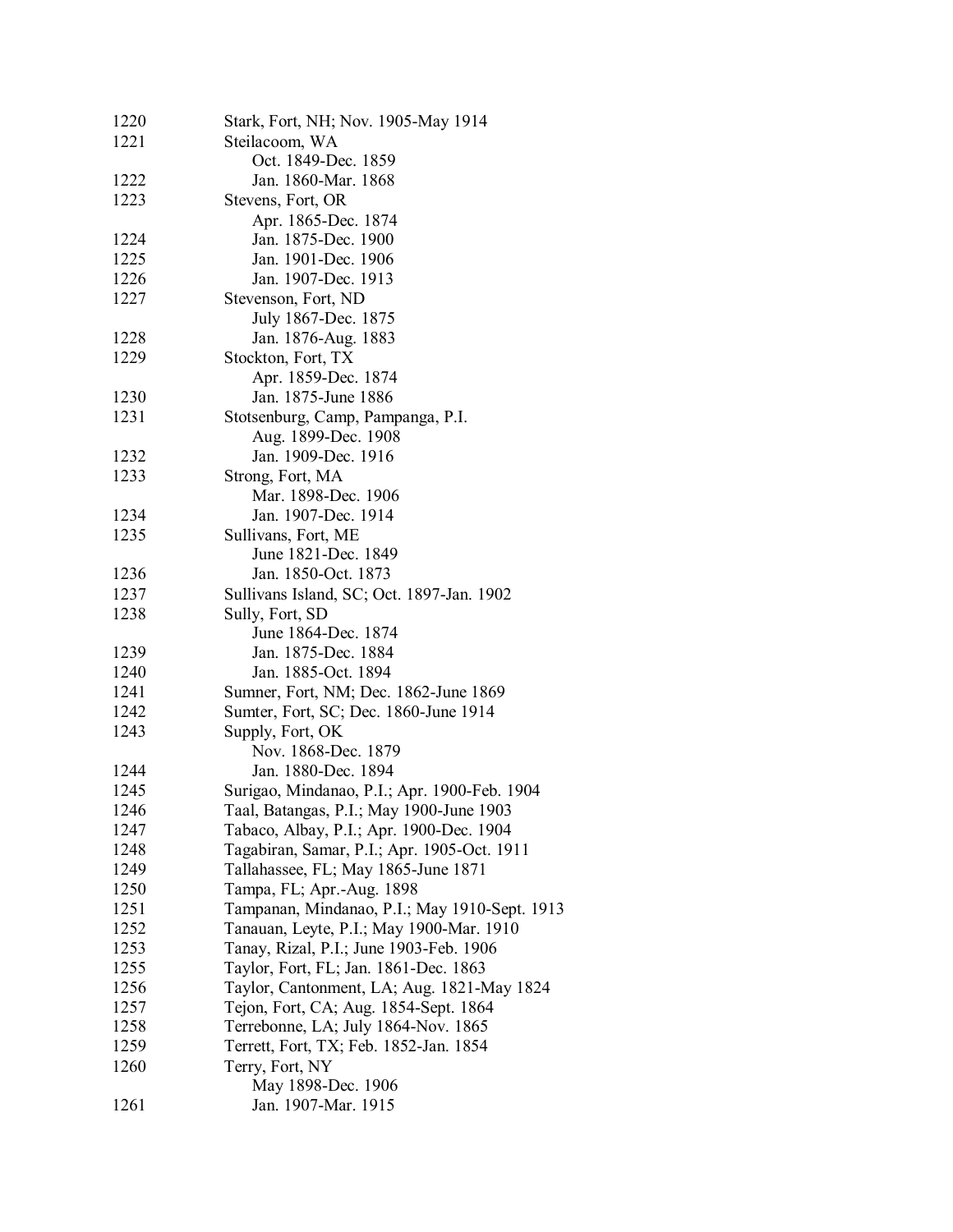| | |
|---|---|
| 1220 | Stark, Fort, NH; Nov. 1905-May 1914 |
| 1221 | Steilacoom, WA |
| | Oct. 1849-Dec. 1859 |
| 1222 | Jan. 1860-Mar. 1868 |
| 1223 | Stevens, Fort, OR |
| | Apr. 1865-Dec. 1874 |
| 1224 | Jan. 1875-Dec. 1900 |
| 1225 | Jan. 1901-Dec. 1906 |
| 1226 | Jan. 1907-Dec. 1913 |
| 1227 | Stevenson, Fort, ND |
| | July 1867-Dec. 1875 |
| 1228 | Jan. 1876-Aug. 1883 |
| 1229 | Stockton, Fort, TX |
| | Apr. 1859-Dec. 1874 |
| 1230 | Jan. 1875-June 1886 |
| 1231 | Stotsenburg, Camp, Pampanga, P.I. |
| | Aug. 1899-Dec. 1908 |
| 1232 | Jan. 1909-Dec. 1916 |
| 1233 | Strong, Fort, MA |
| | Mar. 1898-Dec. 1906 |
| 1234 | Jan. 1907-Dec. 1914 |
| 1235 | Sullivans, Fort, ME |
| | June 1821-Dec. 1849 |
| 1236 | Jan. 1850-Oct. 1873 |
| 1237 | Sullivans Island, SC; Oct. 1897-Jan. 1902 |
| 1238 | Sully, Fort, SD |
| | June 1864-Dec. 1874 |
| 1239 | Jan. 1875-Dec. 1884 |
| 1240 | Jan. 1885-Oct. 1894 |
| 1241 | Sumner, Fort, NM; Dec. 1862-June 1869 |
| 1242 | Sumter, Fort, SC; Dec. 1860-June 1914 |
| 1243 | Supply, Fort, OK |
| | Nov. 1868-Dec. 1879 |
| 1244 | Jan. 1880-Dec. 1894 |
| 1245 | Surigao, Mindanao, P.I.; Apr. 1900-Feb. 1904 |
| 1246 | Taal, Batangas, P.I.; May 1900-June 1903 |
| 1247 | Tabaco, Albay, P.I.; Apr. 1900-Dec. 1904 |
| 1248 | Tagabiran, Samar, P.I.; Apr. 1905-Oct. 1911 |
| 1249 | Tallahassee, FL; May 1865-June 1871 |
| 1250 | Tampa, FL; Apr.-Aug. 1898 |
| 1251 | Tampanan, Mindanao, P.I.; May 1910-Sept. 1913 |
| 1252 | Tanauan, Leyte, P.I.; May 1900-Mar. 1910 |
| 1253 | Tanay, Rizal, P.I.; June 1903-Feb. 1906 |
| 1255 | Taylor, Fort, FL; Jan. 1861-Dec. 1863 |
| 1256 | Taylor, Cantonment, LA; Aug. 1821-May 1824 |
| 1257 | Tejon, Fort, CA; Aug. 1854-Sept. 1864 |
| 1258 | Terrebonne, LA; July 1864-Nov. 1865 |
| 1259 | Terrett, Fort, TX; Feb. 1852-Jan. 1854 |
| 1260 | Terry, Fort, NY |
| | May 1898-Dec. 1906 |
| 1261 | Jan. 1907-Mar. 1915 |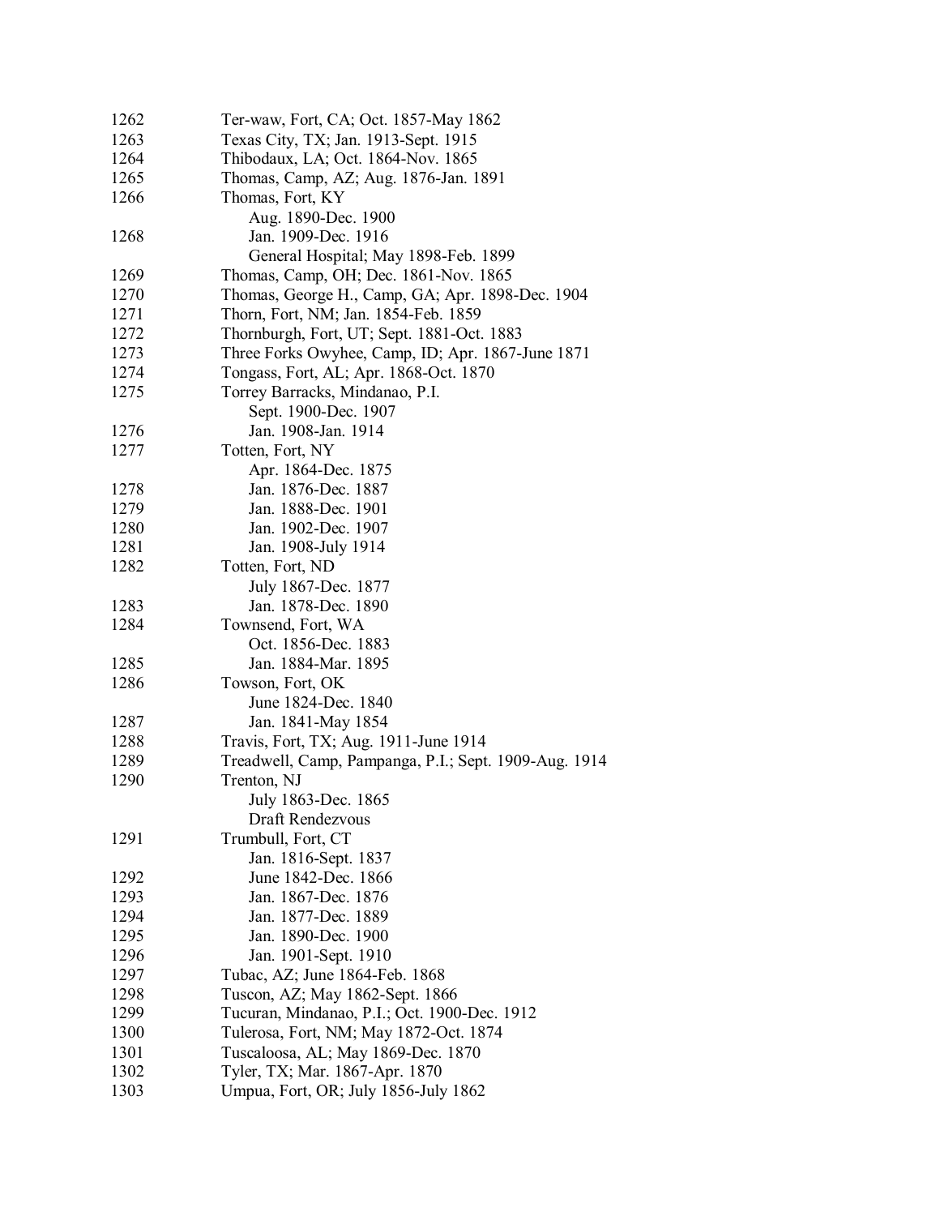| | |
|---|---|
| 1262 | Ter-waw, Fort, CA; Oct. 1857-May 1862 |
| 1263 | Texas City, TX; Jan. 1913-Sept. 1915 |
| 1264 | Thibodaux, LA; Oct. 1864-Nov. 1865 |
| 1265 | Thomas, Camp, AZ; Aug. 1876-Jan. 1891 |
| 1266 | Thomas, Fort, KY |
| | Aug. 1890-Dec. 1900 |
| 1268 | Jan. 1909-Dec. 1916 |
| | General Hospital; May 1898-Feb. 1899 |
| 1269 | Thomas, Camp, OH; Dec. 1861-Nov. 1865 |
| 1270 | Thomas, George H., Camp, GA; Apr. 1898-Dec. 1904 |
| 1271 | Thorn, Fort, NM; Jan. 1854-Feb. 1859 |
| 1272 | Thornburgh, Fort, UT; Sept. 1881-Oct. 1883 |
| 1273 | Three Forks Owyhee, Camp, ID; Apr. 1867-June 1871 |
| 1274 | Tongass, Fort, AL; Apr. 1868-Oct. 1870 |
| 1275 | Torrey Barracks, Mindanao, P.I. |
| | Sept. 1900-Dec. 1907 |
| 1276 | Jan. 1908-Jan. 1914 |
| 1277 | Totten, Fort, NY |
| | Apr. 1864-Dec. 1875 |
| 1278 | Jan. 1876-Dec. 1887 |
| 1279 | Jan. 1888-Dec. 1901 |
| 1280 | Jan. 1902-Dec. 1907 |
| 1281 | Jan. 1908-July 1914 |
| 1282 | Totten, Fort, ND |
| | July 1867-Dec. 1877 |
| 1283 | Jan. 1878-Dec. 1890 |
| 1284 | Townsend, Fort, WA |
| | Oct. 1856-Dec. 1883 |
| 1285 | Jan. 1884-Mar. 1895 |
| 1286 | Towson, Fort, OK |
| | June 1824-Dec. 1840 |
| 1287 | Jan. 1841-May 1854 |
| 1288 | Travis, Fort, TX; Aug. 1911-June 1914 |
| 1289 | Treadwell, Camp, Pampanga, P.I.; Sept. 1909-Aug. 1914 |
| 1290 | Trenton, NJ |
| | July 1863-Dec. 1865 |
| | Draft Rendezvous |
| 1291 | Trumbull, Fort, CT |
| | Jan. 1816-Sept. 1837 |
| 1292 | June 1842-Dec. 1866 |
| 1293 | Jan. 1867-Dec. 1876 |
| 1294 | Jan. 1877-Dec. 1889 |
| 1295 | Jan. 1890-Dec. 1900 |
| 1296 | Jan. 1901-Sept. 1910 |
| 1297 | Tubac, AZ; June 1864-Feb. 1868 |
| 1298 | Tuscon, AZ; May 1862-Sept. 1866 |
| 1299 | Tucuran, Mindanao, P.I.; Oct. 1900-Dec. 1912 |
| 1300 | Tulerosa, Fort, NM; May 1872-Oct. 1874 |
| 1301 | Tuscaloosa, AL; May 1869-Dec. 1870 |
| 1302 | Tyler, TX; Mar. 1867-Apr. 1870 |
| 1303 | Umpua, Fort, OR; July 1856-July 1862 |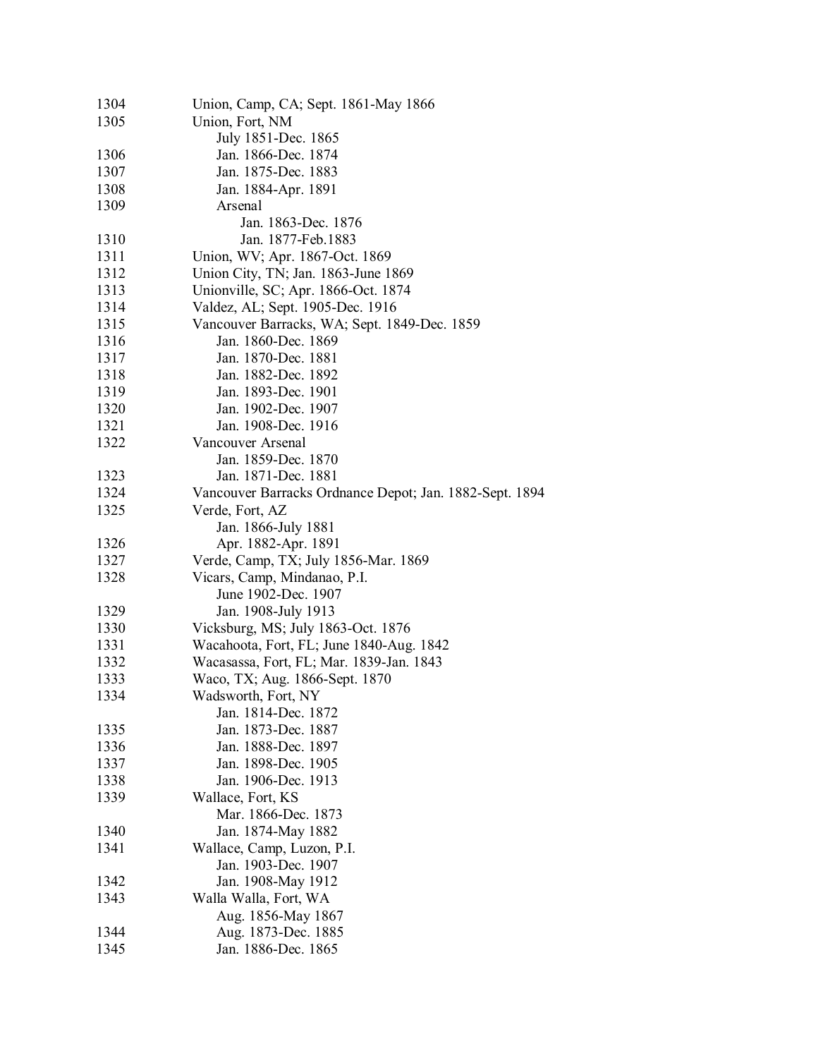| | |
|---|---|
| 1304 | Union, Camp, CA; Sept. 1861-May 1866 |
| 1305 | Union, Fort, NM |
| | July 1851-Dec. 1865 |
| 1306 | Jan. 1866-Dec. 1874 |
| 1307 | Jan. 1875-Dec. 1883 |
| 1308 | Jan. 1884-Apr. 1891 |
| 1309 | Arsenal |
| | Jan. 1863-Dec. 1876 |
| 1310 | Jan. 1877-Feb.1883 |
| 1311 | Union, WV; Apr. 1867-Oct. 1869 |
| 1312 | Union City, TN; Jan. 1863-June 1869 |
| 1313 | Unionville, SC; Apr. 1866-Oct. 1874 |
| 1314 | Valdez, AL; Sept. 1905-Dec. 1916 |
| 1315 | Vancouver Barracks, WA; Sept. 1849-Dec. 1859 |
| 1316 | Jan. 1860-Dec. 1869 |
| 1317 | Jan. 1870-Dec. 1881 |
| 1318 | Jan. 1882-Dec. 1892 |
| 1319 | Jan. 1893-Dec. 1901 |
| 1320 | Jan. 1902-Dec. 1907 |
| 1321 | Jan. 1908-Dec. 1916 |
| 1322 | Vancouver Arsenal |
| | Jan. 1859-Dec. 1870 |
| 1323 | Jan. 1871-Dec. 1881 |
| 1324 | Vancouver Barracks Ordnance Depot; Jan. 1882-Sept. 1894 |
| 1325 | Verde, Fort, AZ |
| | Jan. 1866-July 1881 |
| 1326 | Apr. 1882-Apr. 1891 |
| 1327 | Verde, Camp, TX; July 1856-Mar. 1869 |
| 1328 | Vicars, Camp, Mindanao, P.I. |
| | June 1902-Dec. 1907 |
| 1329 | Jan. 1908-July 1913 |
| 1330 | Vicksburg, MS; July 1863-Oct. 1876 |
| 1331 | Wacahoota, Fort, FL; June 1840-Aug. 1842 |
| 1332 | Wacasassa, Fort, FL; Mar. 1839-Jan. 1843 |
| 1333 | Waco, TX; Aug. 1866-Sept. 1870 |
| 1334 | Wadsworth, Fort, NY |
| | Jan. 1814-Dec. 1872 |
| 1335 | Jan. 1873-Dec. 1887 |
| 1336 | Jan. 1888-Dec. 1897 |
| 1337 | Jan. 1898-Dec. 1905 |
| 1338 | Jan. 1906-Dec. 1913 |
| 1339 | Wallace, Fort, KS |
| | Mar. 1866-Dec. 1873 |
| 1340 | Jan. 1874-May 1882 |
| 1341 | Wallace, Camp, Luzon, P.I. |
| | Jan. 1903-Dec. 1907 |
| 1342 | Jan. 1908-May 1912 |
| 1343 | Walla Walla, Fort, WA |
| | Aug. 1856-May 1867 |
| 1344 | Aug. 1873-Dec. 1885 |
| 1345 | Jan. 1886-Dec. 1865 |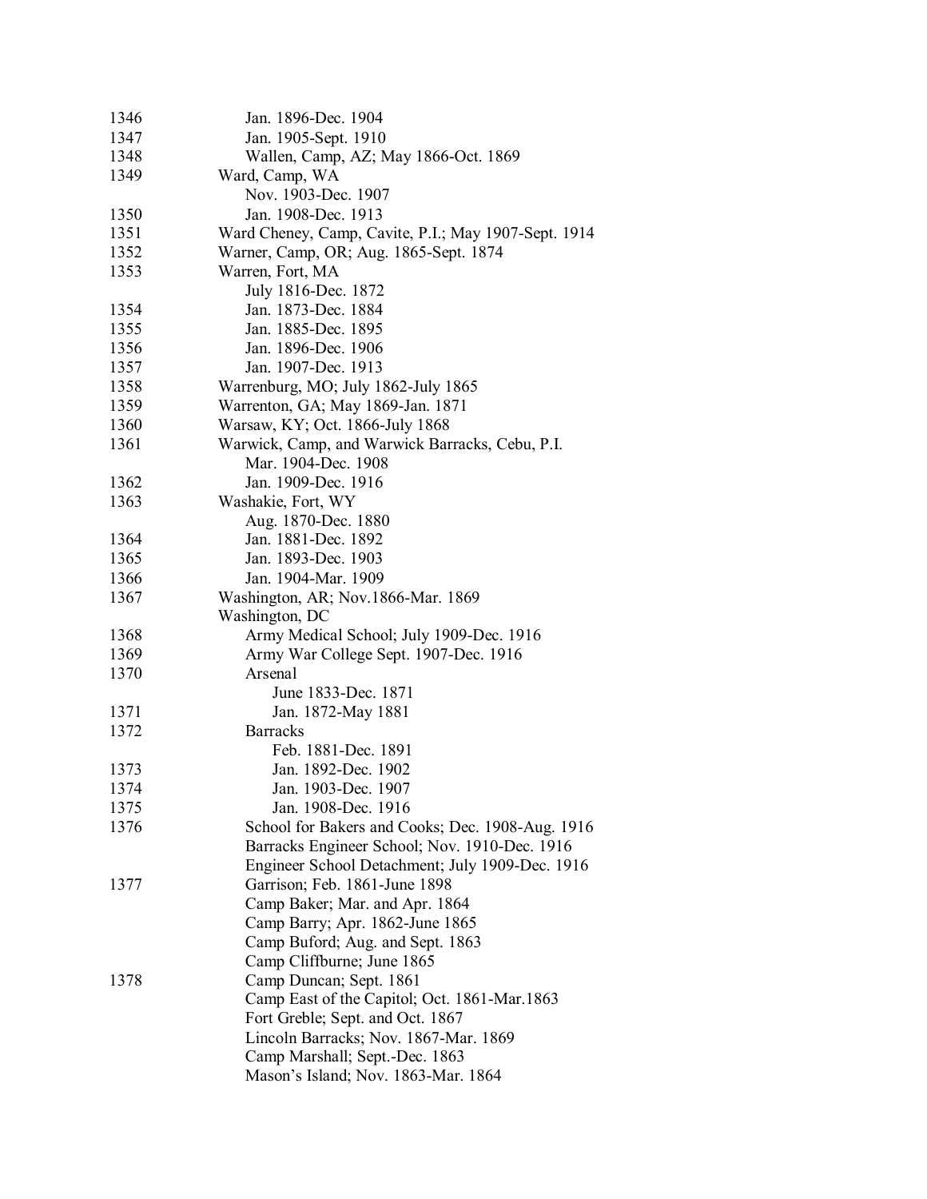| | |
|---|---|
| 1346 | Jan. 1896-Dec. 1904 |
| 1347 | Jan. 1905-Sept. 1910 |
| 1348 | Wallen, Camp, AZ; May 1866-Oct. 1869 |
| 1349 | Ward, Camp, WA |
| | Nov. 1903-Dec. 1907 |
| 1350 | Jan. 1908-Dec. 1913 |
| 1351 | Ward Cheney, Camp, Cavite, P.I.; May 1907-Sept. 1914 |
| 1352 | Warner, Camp, OR; Aug. 1865-Sept. 1874 |
| 1353 | Warren, Fort, MA |
| | July 1816-Dec. 1872 |
| 1354 | Jan. 1873-Dec. 1884 |
| 1355 | Jan. 1885-Dec. 1895 |
| 1356 | Jan. 1896-Dec. 1906 |
| 1357 | Jan. 1907-Dec. 1913 |
| 1358 | Warrenburg, MO; July 1862-July 1865 |
| 1359 | Warrenton, GA; May 1869-Jan. 1871 |
| 1360 | Warsaw, KY; Oct. 1866-July 1868 |
| 1361 | Warwick, Camp, and Warwick Barracks, Cebu, P.I. |
| | Mar. 1904-Dec. 1908 |
| 1362 | Jan. 1909-Dec. 1916 |
| 1363 | Washakie, Fort, WY |
| | Aug. 1870-Dec. 1880 |
| 1364 | Jan. 1881-Dec. 1892 |
| 1365 | Jan. 1893-Dec. 1903 |
| 1366 | Jan. 1904-Mar. 1909 |
| 1367 | Washington, AR; Nov.1866-Mar. 1869 |
| | Washington, DC |
| 1368 | Army Medical School; July 1909-Dec. 1916 |
| 1369 | Army War College Sept. 1907-Dec. 1916 |
| 1370 | Arsenal |
| | June 1833-Dec. 1871 |
| 1371 | Jan. 1872-May 1881 |
| 1372 | Barracks |
| | Feb. 1881-Dec. 1891 |
| 1373 | Jan. 1892-Dec. 1902 |
| 1374 | Jan. 1903-Dec. 1907 |
| 1375 | Jan. 1908-Dec. 1916 |
| 1376 | School for Bakers and Cooks; Dec. 1908-Aug. 1916 |
| | Barracks Engineer School; Nov. 1910-Dec. 1916 |
| | Engineer School Detachment; July 1909-Dec. 1916 |
| 1377 | Garrison; Feb. 1861-June 1898 |
| | Camp Baker; Mar. and Apr. 1864 |
| | Camp Barry; Apr. 1862-June 1865 |
| | Camp Buford; Aug. and Sept. 1863 |
| | Camp Cliffburne; June 1865 |
| 1378 | Camp Duncan; Sept. 1861 |
| | Camp East of the Capitol; Oct. 1861-Mar.1863 |
| | Fort Greble; Sept. and Oct. 1867 |
| | Lincoln Barracks; Nov. 1867-Mar. 1869 |
| | Camp Marshall; Sept.-Dec. 1863 |
| | Mason's Island; Nov. 1863-Mar. 1864 |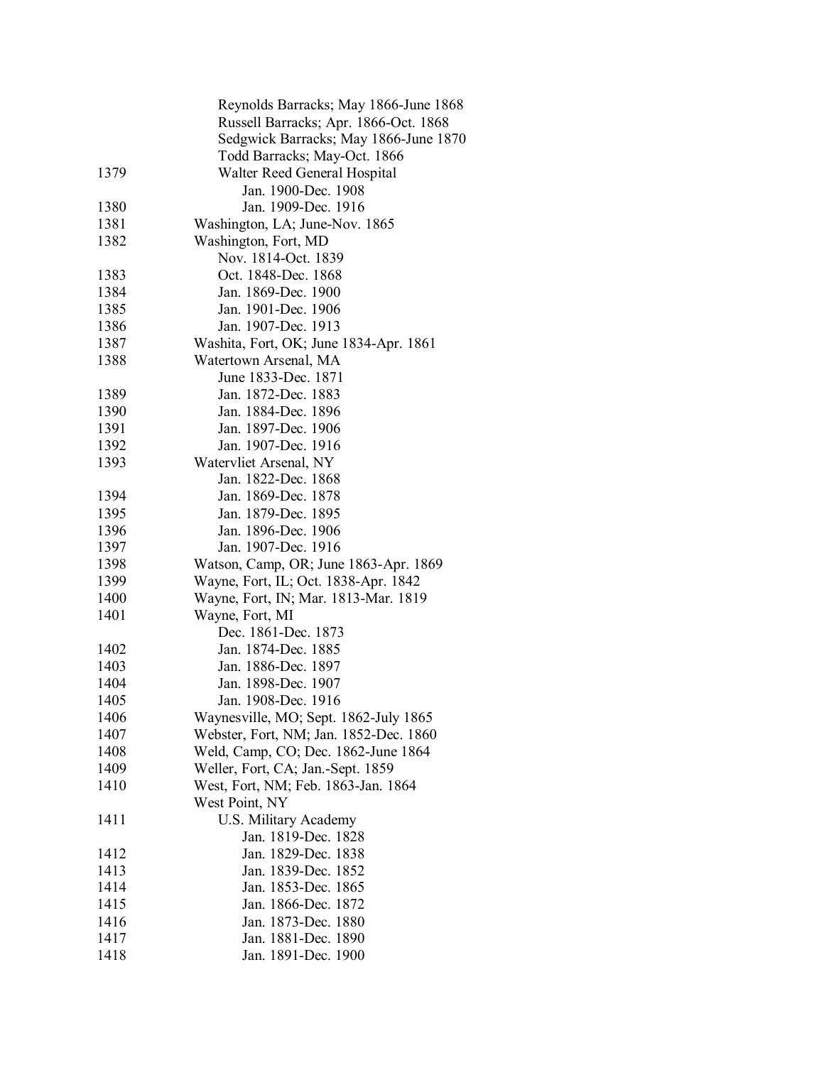| | |
|---|---|
| | Reynolds Barracks; May 1866-June 1868 |
| | Russell Barracks; Apr. 1866-Oct. 1868 |
| | Sedgwick Barracks; May 1866-June 1870 |
| | Todd Barracks; May-Oct. 1866 |
| 1379 | Walter Reed General Hospital |
| | Jan. 1900-Dec. 1908 |
| 1380 | Jan. 1909-Dec. 1916 |
| 1381 | Washington, LA; June-Nov. 1865 |
| 1382 | Washington, Fort, MD |
| | Nov. 1814-Oct. 1839 |
| 1383 | Oct. 1848-Dec. 1868 |
| 1384 | Jan. 1869-Dec. 1900 |
| 1385 | Jan. 1901-Dec. 1906 |
| 1386 | Jan. 1907-Dec. 1913 |
| 1387 | Washita, Fort, OK; June 1834-Apr. 1861 |
| 1388 | Watertown Arsenal, MA |
| | June 1833-Dec. 1871 |
| 1389 | Jan. 1872-Dec. 1883 |
| 1390 | Jan. 1884-Dec. 1896 |
| 1391 | Jan. 1897-Dec. 1906 |
| 1392 | Jan. 1907-Dec. 1916 |
| 1393 | Watervliet Arsenal, NY |
| | Jan. 1822-Dec. 1868 |
| 1394 | Jan. 1869-Dec. 1878 |
| 1395 | Jan. 1879-Dec. 1895 |
| 1396 | Jan. 1896-Dec. 1906 |
| 1397 | Jan. 1907-Dec. 1916 |
| 1398 | Watson, Camp, OR; June 1863-Apr. 1869 |
| 1399 | Wayne, Fort, IL; Oct. 1838-Apr. 1842 |
| 1400 | Wayne, Fort, IN; Mar. 1813-Mar. 1819 |
| 1401 | Wayne, Fort, MI |
| | Dec. 1861-Dec. 1873 |
| 1402 | Jan. 1874-Dec. 1885 |
| 1403 | Jan. 1886-Dec. 1897 |
| 1404 | Jan. 1898-Dec. 1907 |
| 1405 | Jan. 1908-Dec. 1916 |
| 1406 | Waynesville, MO; Sept. 1862-July 1865 |
| 1407 | Webster, Fort, NM; Jan. 1852-Dec. 1860 |
| 1408 | Weld, Camp, CO; Dec. 1862-June 1864 |
| 1409 | Weller, Fort, CA; Jan.-Sept. 1859 |
| 1410 | West, Fort, NM; Feb. 1863-Jan. 1864 |
| | West Point, NY |
| 1411 | U.S. Military Academy |
| | Jan. 1819-Dec. 1828 |
| 1412 | Jan. 1829-Dec. 1838 |
| 1413 | Jan. 1839-Dec. 1852 |
| 1414 | Jan. 1853-Dec. 1865 |
| 1415 | Jan. 1866-Dec. 1872 |
| 1416 | Jan. 1873-Dec. 1880 |
| 1417 | Jan. 1881-Dec. 1890 |
| 1418 | Jan. 1891-Dec. 1900 |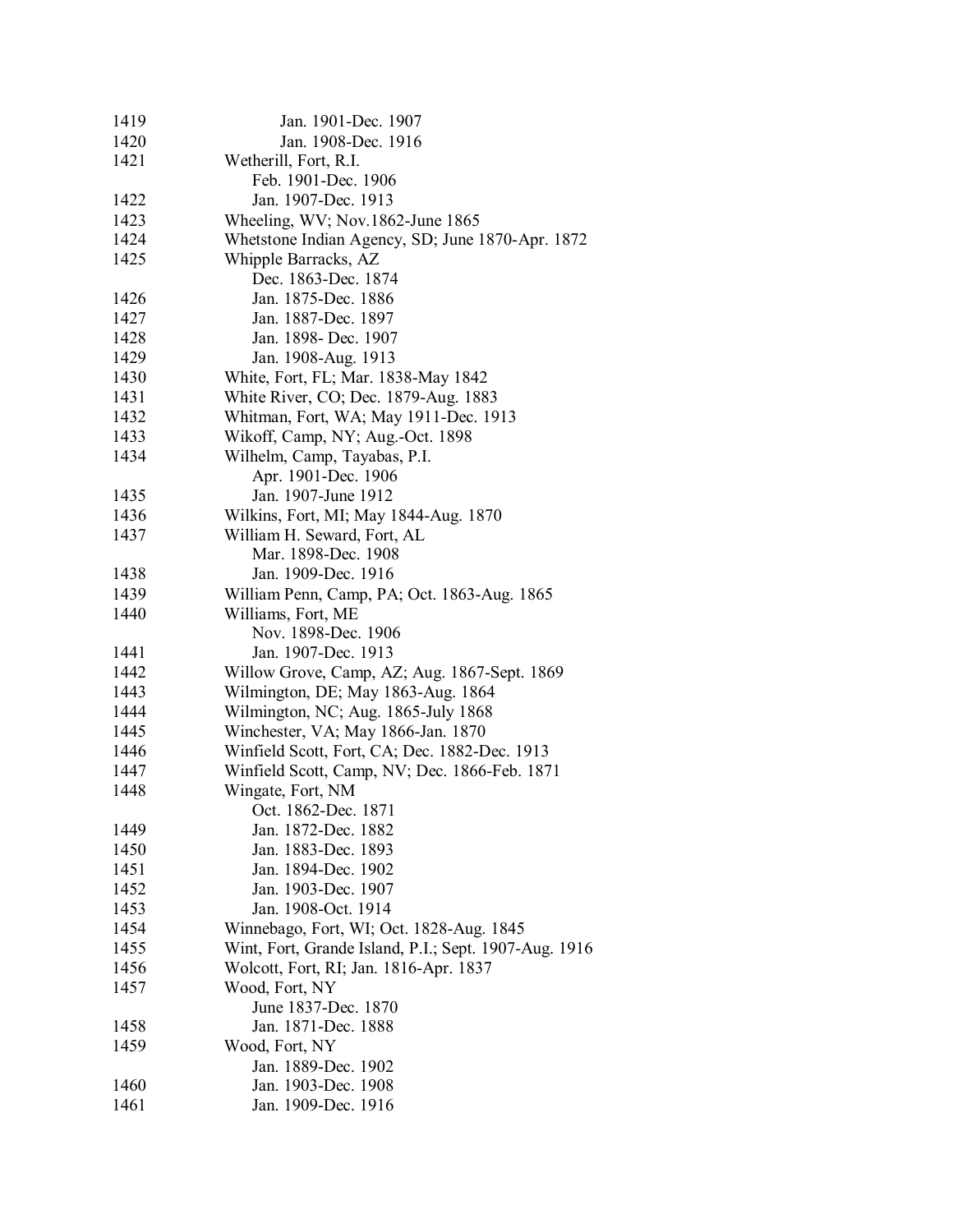| | |
|---|---|
| 1419 | Jan. 1901-Dec. 1907 |
| 1420 | Jan. 1908-Dec. 1916 |
| 1421 | Wetherill, Fort, R.I. |
| | Feb. 1901-Dec. 1906 |
| 1422 | Jan. 1907-Dec. 1913 |
| 1423 | Wheeling, WV; Nov.1862-June 1865 |
| 1424 | Whetstone Indian Agency, SD; June 1870-Apr. 1872 |
| 1425 | Whipple Barracks, AZ |
| | Dec. 1863-Dec. 1874 |
| 1426 | Jan. 1875-Dec. 1886 |
| 1427 | Jan. 1887-Dec. 1897 |
| 1428 | Jan. 1898- Dec. 1907 |
| 1429 | Jan. 1908-Aug. 1913 |
| 1430 | White, Fort, FL; Mar. 1838-May 1842 |
| 1431 | White River, CO; Dec. 1879-Aug. 1883 |
| 1432 | Whitman, Fort, WA; May 1911-Dec. 1913 |
| 1433 | Wikoff, Camp, NY; Aug.-Oct. 1898 |
| 1434 | Wilhelm, Camp, Tayabas, P.I. |
| | Apr. 1901-Dec. 1906 |
| 1435 | Jan. 1907-June 1912 |
| 1436 | Wilkins, Fort, MI; May 1844-Aug. 1870 |
| 1437 | William H. Seward, Fort, AL |
| | Mar. 1898-Dec. 1908 |
| 1438 | Jan. 1909-Dec. 1916 |
| 1439 | William Penn, Camp, PA; Oct. 1863-Aug. 1865 |
| 1440 | Williams, Fort, ME |
| | Nov. 1898-Dec. 1906 |
| 1441 | Jan. 1907-Dec. 1913 |
| 1442 | Willow Grove, Camp, AZ; Aug. 1867-Sept. 1869 |
| 1443 | Wilmington, DE; May 1863-Aug. 1864 |
| 1444 | Wilmington, NC; Aug. 1865-July 1868 |
| 1445 | Winchester, VA; May 1866-Jan. 1870 |
| 1446 | Winfield Scott, Fort, CA; Dec. 1882-Dec. 1913 |
| 1447 | Winfield Scott, Camp, NV; Dec. 1866-Feb. 1871 |
| 1448 | Wingate, Fort, NM |
| | Oct. 1862-Dec. 1871 |
| 1449 | Jan. 1872-Dec. 1882 |
| 1450 | Jan. 1883-Dec. 1893 |
| 1451 | Jan. 1894-Dec. 1902 |
| 1452 | Jan. 1903-Dec. 1907 |
| 1453 | Jan. 1908-Oct. 1914 |
| 1454 | Winnebago, Fort, WI; Oct. 1828-Aug. 1845 |
| 1455 | Wint, Fort, Grande Island, P.I.; Sept. 1907-Aug. 1916 |
| 1456 | Wolcott, Fort, RI; Jan. 1816-Apr. 1837 |
| 1457 | Wood, Fort, NY |
| | June 1837-Dec. 1870 |
| 1458 | Jan. 1871-Dec. 1888 |
| 1459 | Wood, Fort, NY |
| | Jan. 1889-Dec. 1902 |
| 1460 | Jan. 1903-Dec. 1908 |
| 1461 | Jan. 1909-Dec. 1916 |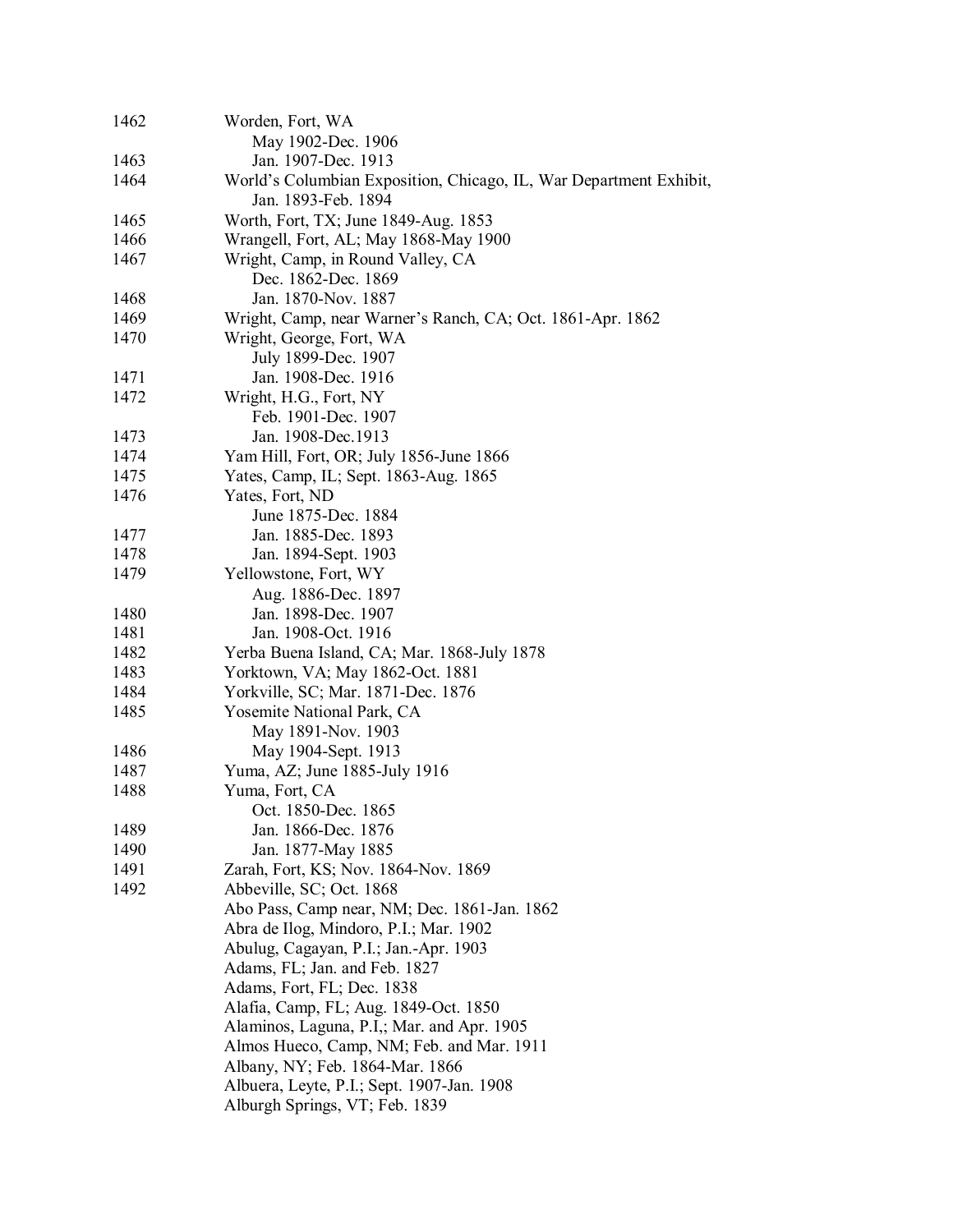| | |
|---|---|
| 1462 | Worden, Fort, WA |
| | May 1902-Dec. 1906 |
| 1463 | Jan. 1907-Dec. 1913 |
| 1464 | World's Columbian Exposition, Chicago, IL, War Department Exhibit, |
| | Jan. 1893-Feb. 1894 |
| 1465 | Worth, Fort, TX; June 1849-Aug. 1853 |
| 1466 | Wrangell, Fort, AL; May 1868-May 1900 |
| 1467 | Wright, Camp, in Round Valley, CA |
| | Dec. 1862-Dec. 1869 |
| 1468 | Jan. 1870-Nov. 1887 |
| 1469 | Wright, Camp, near Warner's Ranch, CA; Oct. 1861-Apr. 1862 |
| 1470 | Wright, George, Fort, WA |
| | July 1899-Dec. 1907 |
| 1471 | Jan. 1908-Dec. 1916 |
| 1472 | Wright, H.G., Fort, NY |
| | Feb. 1901-Dec. 1907 |
| 1473 | Jan. 1908-Dec.1913 |
| 1474 | Yam Hill, Fort, OR; July 1856-June 1866 |
| 1475 | Yates, Camp, IL; Sept. 1863-Aug. 1865 |
| 1476 | Yates, Fort, ND |
| | June 1875-Dec. 1884 |
| 1477 | Jan. 1885-Dec. 1893 |
| 1478 | Jan. 1894-Sept. 1903 |
| 1479 | Yellowstone, Fort, WY |
| | Aug. 1886-Dec. 1897 |
| 1480 | Jan. 1898-Dec. 1907 |
| 1481 | Jan. 1908-Oct. 1916 |
| 1482 | Yerba Buena Island, CA; Mar. 1868-July 1878 |
| 1483 | Yorktown, VA; May 1862-Oct. 1881 |
| 1484 | Yorkville, SC; Mar. 1871-Dec. 1876 |
| 1485 | Yosemite National Park, CA |
| | May 1891-Nov. 1903 |
| 1486 | May 1904-Sept. 1913 |
| 1487 | Yuma, AZ; June 1885-July 1916 |
| 1488 | Yuma, Fort, CA |
| | Oct. 1850-Dec. 1865 |
| 1489 | Jan. 1866-Dec. 1876 |
| 1490 | Jan. 1877-May 1885 |
| 1491 | Zarah, Fort, KS; Nov. 1864-Nov. 1869 |
| 1492 | Abbeville, SC; Oct. 1868 |
| | Abo Pass, Camp near, NM; Dec. 1861-Jan. 1862 |
| | Abra de Ilog, Mindoro, P.I.; Mar. 1902 |
| | Abulug, Cagayan, P.I.; Jan.-Apr. 1903 |
| | Adams, FL; Jan. and Feb. 1827 |
| | Adams, Fort, FL; Dec. 1838 |
| | Alafia, Camp, FL; Aug. 1849-Oct. 1850 |
| | Alaminos, Laguna, P.I,; Mar. and Apr. 1905 |
| | Almos Hueco, Camp, NM; Feb. and Mar. 1911 |
| | Albany, NY; Feb. 1864-Mar. 1866 |
| | Albuera, Leyte, P.I.; Sept. 1907-Jan. 1908 |
| | Alburgh Springs, VT; Feb. 1839 |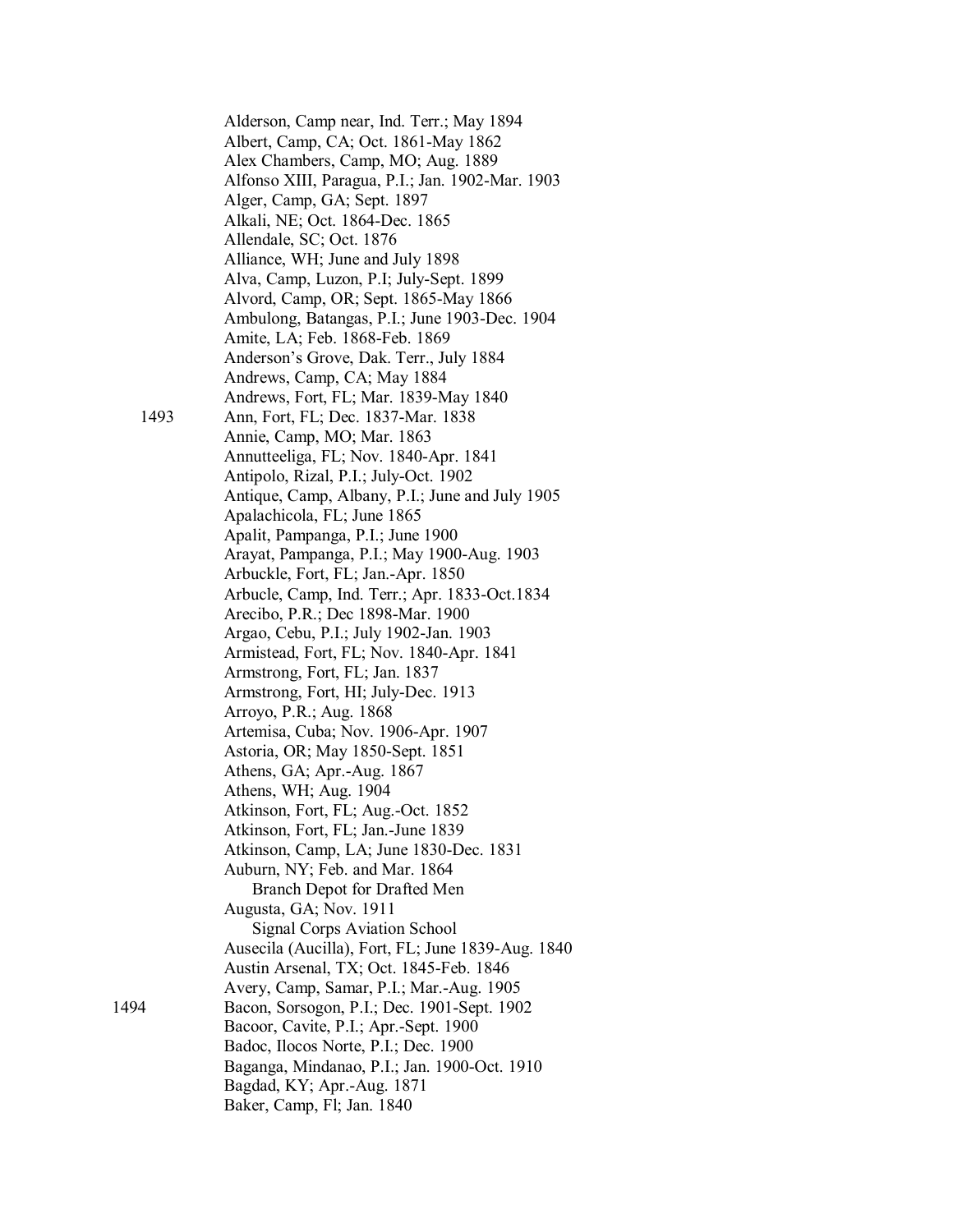Alderson, Camp near, Ind. Terr.; May 1894
Albert, Camp, CA; Oct. 1861-May 1862
Alex Chambers, Camp, MO; Aug. 1889
Alfonso XIII, Paragua, P.I.; Jan. 1902-Mar. 1903
Alger, Camp, GA; Sept. 1897
Alkali, NE; Oct. 1864-Dec. 1865
Allendale, SC; Oct. 1876
Alliance, WH; June and July 1898
Alva, Camp, Luzon, P.I; July-Sept. 1899
Alvord, Camp, OR; Sept. 1865-May 1866
Ambulong, Batangas, P.I.; June 1903-Dec. 1904
Amite, LA; Feb. 1868-Feb. 1869
Anderson's Grove, Dak. Terr., July 1884
Andrews, Camp, CA; May 1884
Andrews, Fort, FL; Mar. 1839-May 1840

1493 Ann, Fort, FL; Dec. 1837-Mar. 1838
Annie, Camp, MO; Mar. 1863
Annutteeliga, FL; Nov. 1840-Apr. 1841
Antipolo, Rizal, P.I.; July-Oct. 1902
Antique, Camp, Albany, P.I.; June and July 1905
Apalachicola, FL; June 1865
Apalit, Pampanga, P.I.; June 1900
Arayat, Pampanga, P.I.; May 1900-Aug. 1903
Arbuckle, Fort, FL; Jan.-Apr. 1850
Arbucle, Camp, Ind. Terr.; Apr. 1833-Oct.1834
Arecibo, P.R.; Dec 1898-Mar. 1900
Argao, Cebu, P.I.; July 1902-Jan. 1903
Armistead, Fort, FL; Nov. 1840-Apr. 1841
Armstrong, Fort, FL; Jan. 1837
Armstrong, Fort, HI; July-Dec. 1913
Arroyo, P.R.; Aug. 1868
Artemisa, Cuba; Nov. 1906-Apr. 1907
Astoria, OR; May 1850-Sept. 1851
Athens, GA; Apr.-Aug. 1867
Athens, WH; Aug. 1904
Atkinson, Fort, FL; Aug.-Oct. 1852
Atkinson, Fort, FL; Jan.-June 1839
Atkinson, Camp, LA; June 1830-Dec. 1831
Auburn, NY; Feb. and Mar. 1864
    Branch Depot for Drafted Men
Augusta, GA; Nov. 1911
    Signal Corps Aviation School
Ausecila (Aucilla), Fort, FL; June 1839-Aug. 1840
Austin Arsenal, TX; Oct. 1845-Feb. 1846
Avery, Camp, Samar, P.I.; Mar.-Aug. 1905

1494 Bacon, Sorsogon, P.I.; Dec. 1901-Sept. 1902
Bacoor, Cavite, P.I.; Apr.-Sept. 1900
Badoc, Ilocos Norte, P.I.; Dec. 1900
Baganga, Mindanao, P.I.; Jan. 1900-Oct. 1910
Bagdad, KY; Apr.-Aug. 1871
Baker, Camp, Fl; Jan. 1840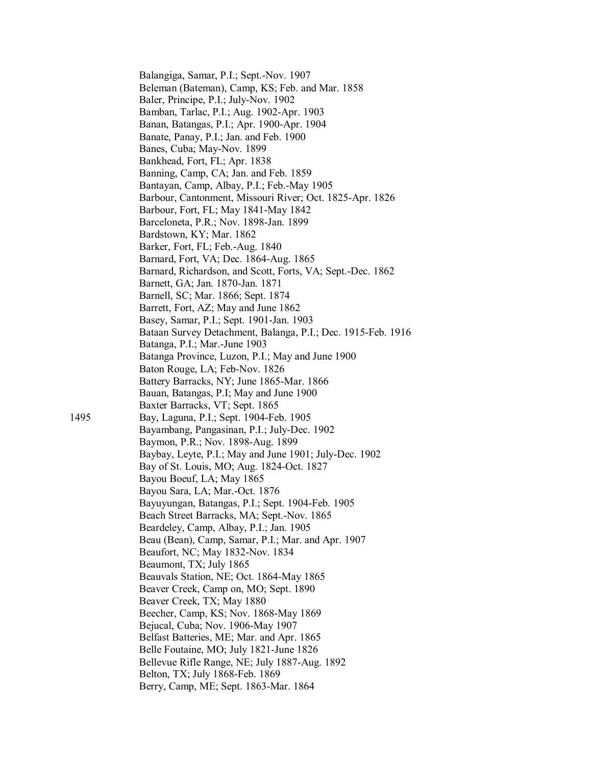Balangiga, Samar, P.I.; Sept.-Nov. 1907
Beleman (Bateman), Camp, KS; Feb. and Mar. 1858
Baler, Principe, P.I.; July-Nov. 1902
Bamban, Tarlac, P.I.; Aug. 1902-Apr. 1903
Banan, Batangas, P.I.; Apr. 1900-Apr. 1904
Banate, Panay, P.I.; Jan. and Feb. 1900
Banes, Cuba; May-Nov. 1899
Bankhead, Fort, FL; Apr. 1838
Banning, Camp, CA; Jan. and Feb. 1859
Bantayan, Camp, Albay, P.I.; Feb.-May 1905
Barbour, Cantonment, Missouri River; Oct. 1825-Apr. 1826
Barbour, Fort, FL; May 1841-May 1842
Barceloneta, P.R.; Nov. 1898-Jan. 1899
Bardstown, KY; Mar. 1862
Barker, Fort, FL; Feb.-Aug. 1840
Barnard, Fort, VA; Dec. 1864-Aug. 1865
Barnard, Richardson, and Scott, Forts, VA; Sept.-Dec. 1862
Barnett, GA; Jan. 1870-Jan. 1871
Barnell, SC; Mar. 1866; Sept. 1874
Barrett, Fort, AZ; May and June 1862
Basey, Samar, P.I.; Sept. 1901-Jan. 1903
Bataan Survey Detachment, Balanga, P.I.; Dec. 1915-Feb. 1916
Batanga, P.I.; Mar.-June 1903
Batanga Province, Luzon, P.I.; May and June 1900
Baton Rouge, LA; Feb-Nov. 1826
Battery Barracks, NY; June 1865-Mar. 1866
Bauan, Batangas, P.I; May and June 1900
Baxter Barracks, VT; Sept. 1865

1495

Bay, Laguna, P.I.; Sept. 1904-Feb. 1905
Bayambang, Pangasinan, P.I.; July-Dec. 1902
Baymon, P.R.; Nov. 1898-Aug. 1899
Baybay, Leyte, P.I.; May and June 1901; July-Dec. 1902
Bay of St. Louis, MO; Aug. 1824-Oct. 1827
Bayou Boeuf, LA; May 1865
Bayou Sara, LA; Mar.-Oct. 1876
Bayuyungan, Batangas, P.I.; Sept. 1904-Feb. 1905
Beach Street Barracks, MA; Sept.-Nov. 1865
Beardeley, Camp, Albay, P.I.; Jan. 1905
Beau (Bean), Camp, Samar, P.I.; Mar. and Apr. 1907
Beaufort, NC; May 1832-Nov. 1834
Beaumont, TX; July 1865
Beauvals Station, NE; Oct. 1864-May 1865
Beaver Creek, Camp on, MO; Sept. 1890
Beaver Creek, TX; May 1880
Beecher, Camp, KS; Nov. 1868-May 1869
Bejucal, Cuba; Nov. 1906-May 1907
Belfast Batteries, ME; Mar. and Apr. 1865
Belle Foutaine, MO; July 1821-June 1826
Bellevue Rifle Range, NE; July 1887-Aug. 1892
Belton, TX; July 1868-Feb. 1869
Berry, Camp, ME; Sept. 1863-Mar. 1864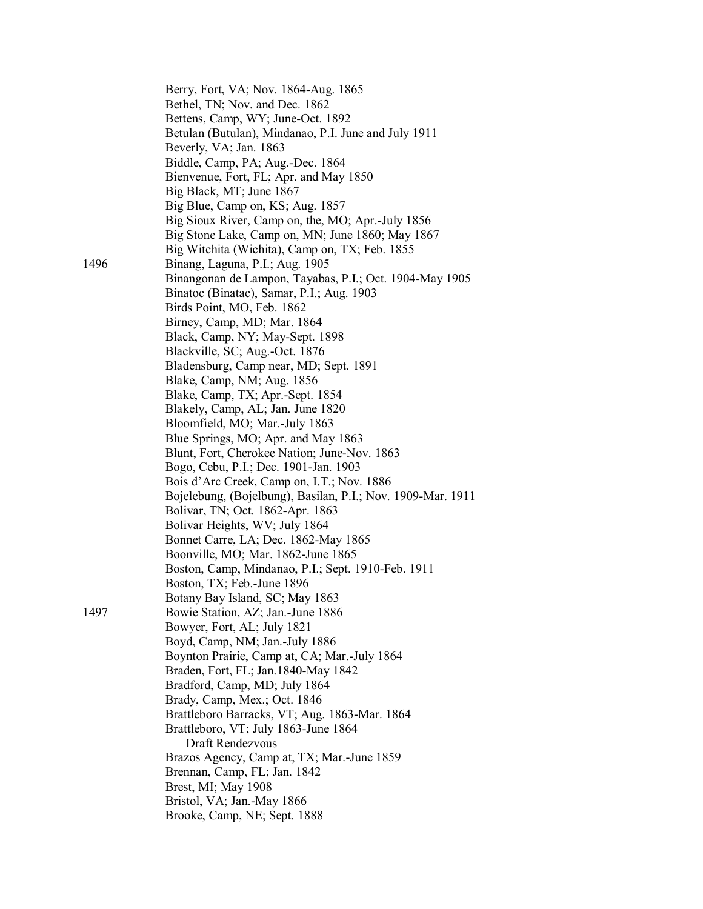Berry, Fort, VA; Nov. 1864-Aug. 1865
Bethel, TN; Nov. and Dec. 1862
Bettens, Camp, WY; June-Oct. 1892
Betulan (Butulan), Mindanao, P.I. June and July 1911
Beverly, VA; Jan. 1863
Biddle, Camp, PA; Aug.-Dec. 1864
Bienvenue, Fort, FL; Apr. and May 1850
Big Black, MT; June 1867
Big Blue, Camp on, KS; Aug. 1857
Big Sioux River, Camp on, the, MO; Apr.-July 1856
Big Stone Lake, Camp on, MN; June 1860; May 1867
Big Witchita (Wichita), Camp on, TX; Feb. 1855

1496 Binang, Laguna, P.I.; Aug. 1905
Binangonan de Lampon, Tayabas, P.I.; Oct. 1904-May 1905
Binatoc (Binatac), Samar, P.I.; Aug. 1903
Birds Point, MO, Feb. 1862
Birney, Camp, MD; Mar. 1864
Black, Camp, NY; May-Sept. 1898
Blackville, SC; Aug.-Oct. 1876
Bladensburg, Camp near, MD; Sept. 1891
Blake, Camp, NM; Aug. 1856
Blake, Camp, TX; Apr.-Sept. 1854
Blakely, Camp, AL; Jan. June 1820
Bloomfield, MO; Mar.-July 1863
Blue Springs, MO; Apr. and May 1863
Blunt, Fort, Cherokee Nation; June-Nov. 1863
Bogo, Cebu, P.I.; Dec. 1901-Jan. 1903
Bois d'Arc Creek, Camp on, I.T.; Nov. 1886
Bojelebung, (Bojelbung), Basilan, P.I.; Nov. 1909-Mar. 1911
Bolivar, TN; Oct. 1862-Apr. 1863
Bolivar Heights, WV; July 1864
Bonnet Carre, LA; Dec. 1862-May 1865
Boonville, MO; Mar. 1862-June 1865
Boston, Camp, Mindanao, P.I.; Sept. 1910-Feb. 1911
Boston, TX; Feb.-June 1896
Botany Bay Island, SC; May 1863

1497 Bowie Station, AZ; Jan.-June 1886
Bowyer, Fort, AL; July 1821
Boyd, Camp, NM; Jan.-July 1886
Boynton Prairie, Camp at, CA; Mar.-July 1864
Braden, Fort, FL; Jan.1840-May 1842
Bradford, Camp, MD; July 1864
Brady, Camp, Mex.; Oct. 1846
Brattleboro Barracks, VT; Aug. 1863-Mar. 1864
Brattleboro, VT; July 1863-June 1864
    Draft Rendezvous
Brazos Agency, Camp at, TX; Mar.-June 1859
Brennan, Camp, FL; Jan. 1842
Brest, MI; May 1908
Bristol, VA; Jan.-May 1866
Brooke, Camp, NE; Sept. 1888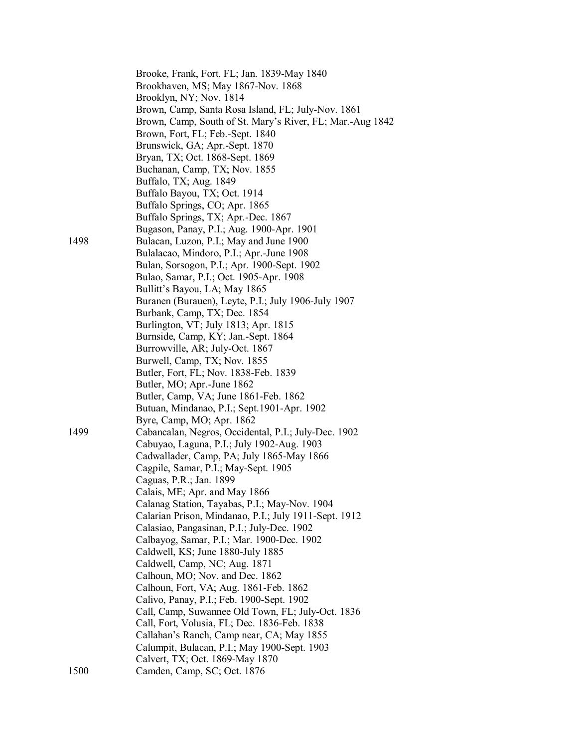Brooke, Frank, Fort, FL; Jan. 1839-May 1840
Brookhaven, MS; May 1867-Nov. 1868
Brooklyn, NY; Nov. 1814
Brown, Camp, Santa Rosa Island, FL; July-Nov. 1861
Brown, Camp, South of St. Mary's River, FL; Mar.-Aug 1842
Brown, Fort, FL; Feb.-Sept. 1840
Brunswick, GA; Apr.-Sept. 1870
Bryan, TX; Oct. 1868-Sept. 1869
Buchanan, Camp, TX; Nov. 1855
Buffalo, TX; Aug. 1849
Buffalo Bayou, TX; Oct. 1914
Buffalo Springs, CO; Apr. 1865
Buffalo Springs, TX; Apr.-Dec. 1867
Bugason, Panay, P.I.; Aug. 1900-Apr. 1901

1498 Bulacan, Luzon, P.I.; May and June 1900
Bulalacao, Mindoro, P.I.; Apr.-June 1908
Bulan, Sorsogon, P.I.; Apr. 1900-Sept. 1902
Bulao, Samar, P.I.; Oct. 1905-Apr. 1908
Bullitt's Bayou, LA; May 1865
Buranen (Burauen), Leyte, P.I.; July 1906-July 1907
Burbank, Camp, TX; Dec. 1854
Burlington, VT; July 1813; Apr. 1815
Burnside, Camp, KY; Jan.-Sept. 1864
Burrowville, AR; July-Oct. 1867
Burwell, Camp, TX; Nov. 1855
Butler, Fort, FL; Nov. 1838-Feb. 1839
Butler, MO; Apr.-June 1862
Butler, Camp, VA; June 1861-Feb. 1862
Butuan, Mindanao, P.I.; Sept.1901-Apr. 1902
Byre, Camp, MO; Apr. 1862

1499 Cabancalan, Negros, Occidental, P.I.; July-Dec. 1902
Cabuyao, Laguna, P.I.; July 1902-Aug. 1903
Cadwallader, Camp, PA; July 1865-May 1866
Cagpile, Samar, P.I.; May-Sept. 1905
Caguas, P.R.; Jan. 1899
Calais, ME; Apr. and May 1866
Calanag Station, Tayabas, P.I.; May-Nov. 1904
Calarian Prison, Mindanao, P.I.; July 1911-Sept. 1912
Calasiao, Pangasinan, P.I.; July-Dec. 1902
Calbayog, Samar, P.I.; Mar. 1900-Dec. 1902
Caldwell, KS; June 1880-July 1885
Caldwell, Camp, NC; Aug. 1871
Calhoun, MO; Nov. and Dec. 1862
Calhoun, Fort, VA; Aug. 1861-Feb. 1862
Calivo, Panay, P.I.; Feb. 1900-Sept. 1902
Call, Camp, Suwannee Old Town, FL; July-Oct. 1836
Call, Fort, Volusia, FL; Dec. 1836-Feb. 1838
Callahan's Ranch, Camp near, CA; May 1855
Calumpit, Bulacan, P.I.; May 1900-Sept. 1903
Calvert, TX; Oct. 1869-May 1870

1500 Camden, Camp, SC; Oct. 1876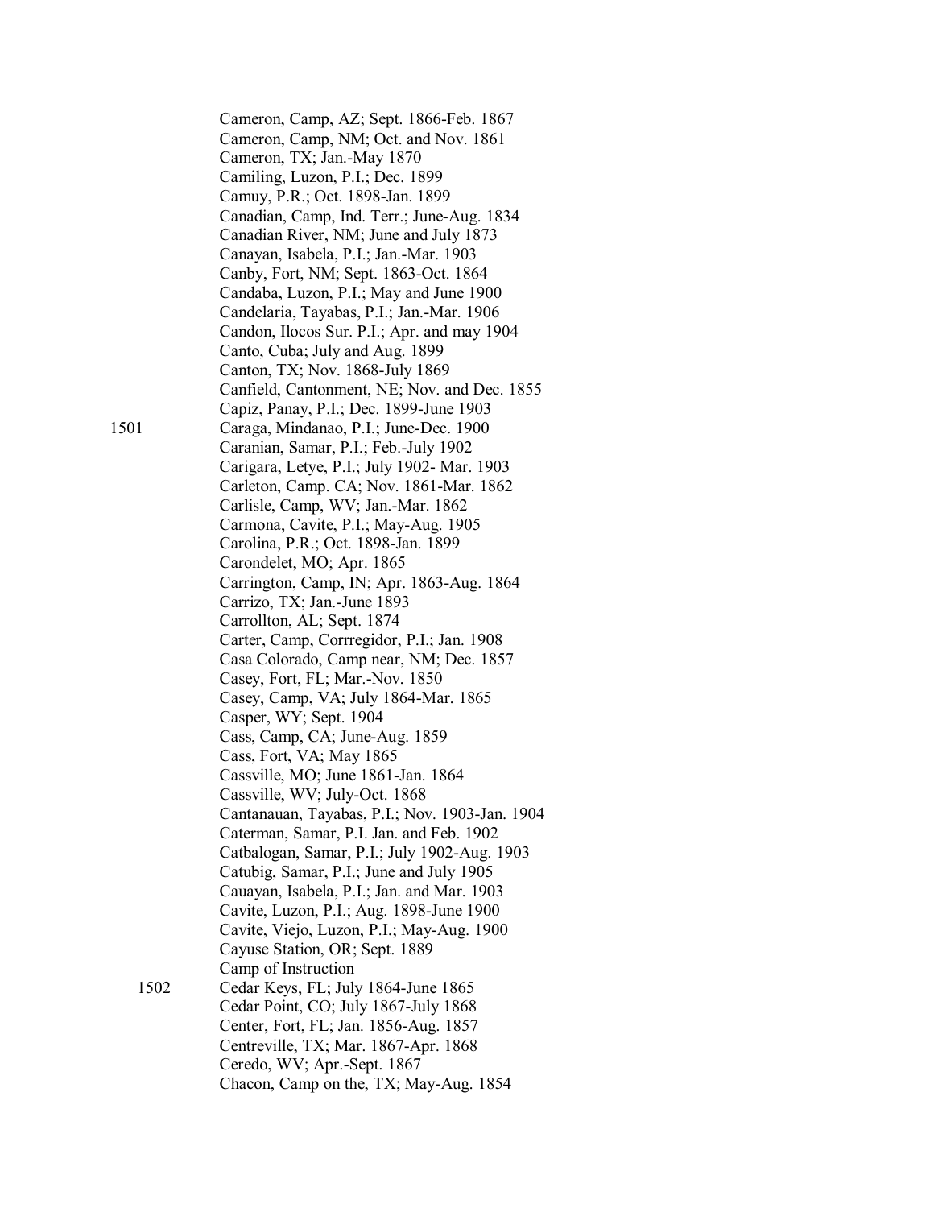Cameron, Camp, AZ; Sept. 1866-Feb. 1867
Cameron, Camp, NM; Oct. and Nov. 1861
Cameron, TX; Jan.-May 1870
Camiling, Luzon, P.I.; Dec. 1899
Camuy, P.R.; Oct. 1898-Jan. 1899
Canadian, Camp, Ind. Terr.; June-Aug. 1834
Canadian River, NM; June and July 1873
Canayan, Isabela, P.I.; Jan.-Mar. 1903
Canby, Fort, NM; Sept. 1863-Oct. 1864
Candaba, Luzon, P.I.; May and June 1900
Candelaria, Tayabas, P.I.; Jan.-Mar. 1906
Candon, Ilocos Sur. P.I.; Apr. and may 1904
Canto, Cuba; July and Aug. 1899
Canton, TX; Nov. 1868-July 1869
Canfield, Cantonment, NE; Nov. and Dec. 1855
Capiz, Panay, P.I.; Dec. 1899-June 1903

1501 Caraga, Mindanao, P.I.; June-Dec. 1900
Caranian, Samar, P.I.; Feb.-July 1902
Carigara, Letye, P.I.; July 1902- Mar. 1903
Carleton, Camp. CA; Nov. 1861-Mar. 1862
Carlisle, Camp, WV; Jan.-Mar. 1862
Carmona, Cavite, P.I.; May-Aug. 1905
Carolina, P.R.; Oct. 1898-Jan. 1899
Carondelet, MO; Apr. 1865
Carrington, Camp, IN; Apr. 1863-Aug. 1864
Carrizo, TX; Jan.-June 1893
Carrollton, AL; Sept. 1874
Carter, Camp, Corrregidor, P.I.; Jan. 1908
Casa Colorado, Camp near, NM; Dec. 1857
Casey, Fort, FL; Mar.-Nov. 1850
Casey, Camp, VA; July 1864-Mar. 1865
Casper, WY; Sept. 1904
Cass, Camp, CA; June-Aug. 1859
Cass, Fort, VA; May 1865
Cassville, MO; June 1861-Jan. 1864
Cassville, WV; July-Oct. 1868
Cantanauan, Tayabas, P.I.; Nov. 1903-Jan. 1904
Caterman, Samar, P.I. Jan. and Feb. 1902
Catbalogan, Samar, P.I.; July 1902-Aug. 1903
Catubig, Samar, P.I.; June and July 1905
Cauayan, Isabela, P.I.; Jan. and Mar. 1903
Cavite, Luzon, P.I.; Aug. 1898-June 1900
Cavite, Viejo, Luzon, P.I.; May-Aug. 1900
Cayuse Station, OR; Sept. 1889
Camp of Instruction

1502 Cedar Keys, FL; July 1864-June 1865
Cedar Point, CO; July 1867-July 1868
Center, Fort, FL; Jan. 1856-Aug. 1857
Centreville, TX; Mar. 1867-Apr. 1868
Ceredo, WV; Apr.-Sept. 1867
Chacon, Camp on the, TX; May-Aug. 1854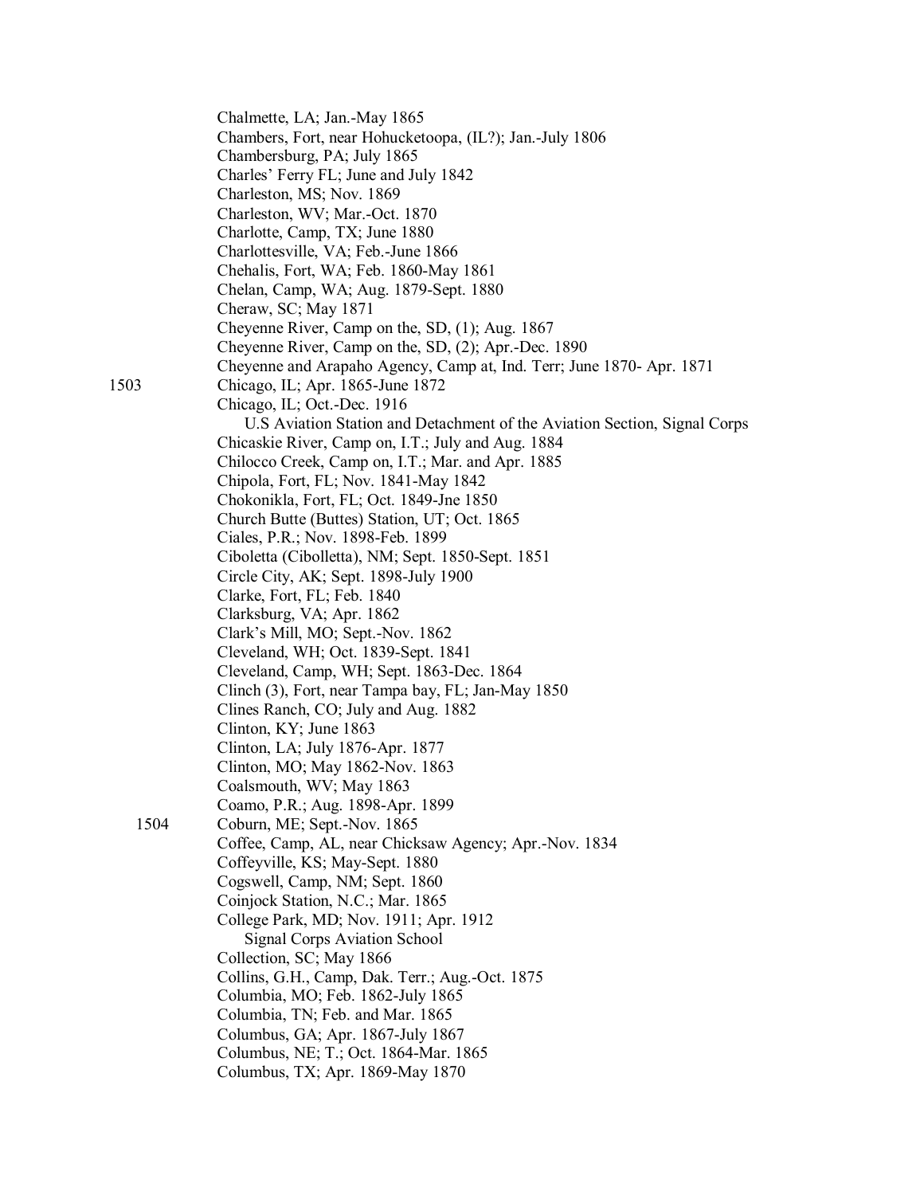Chalmette, LA; Jan.-May 1865
Chambers, Fort, near Hohucketoopa, (IL?); Jan.-July 1806
Chambersburg, PA; July 1865
Charles' Ferry FL; June and July 1842
Charleston, MS; Nov. 1869
Charleston, WV; Mar.-Oct. 1870
Charlotte, Camp, TX; June 1880
Charlottesville, VA; Feb.-June 1866
Chehalis, Fort, WA; Feb. 1860-May 1861
Chelan, Camp, WA; Aug. 1879-Sept. 1880
Cheraw, SC; May 1871
Cheyenne River, Camp on the, SD, (1); Aug. 1867
Cheyenne River, Camp on the, SD, (2); Apr.-Dec. 1890
Cheyenne and Arapaho Agency, Camp at, Ind. Terr; June 1870- Apr. 1871

1503 Chicago, IL; Apr. 1865-June 1872
Chicago, IL; Oct.-Dec. 1916
U.S Aviation Station and Detachment of the Aviation Section, Signal Corps
Chicaskie River, Camp on, I.T.; July and Aug. 1884
Chilocco Creek, Camp on, I.T.; Mar. and Apr. 1885
Chipola, Fort, FL; Nov. 1841-May 1842
Chokonikla, Fort, FL; Oct. 1849-Jne 1850
Church Butte (Buttes) Station, UT; Oct. 1865
Ciales, P.R.; Nov. 1898-Feb. 1899
Ciboletta (Cibolletta), NM; Sept. 1850-Sept. 1851
Circle City, AK; Sept. 1898-July 1900
Clarke, Fort, FL; Feb. 1840
Clarksburg, VA; Apr. 1862
Clark's Mill, MO; Sept.-Nov. 1862
Cleveland, WH; Oct. 1839-Sept. 1841
Cleveland, Camp, WH; Sept. 1863-Dec. 1864
Clinch (3), Fort, near Tampa bay, FL; Jan-May 1850
Clines Ranch, CO; July and Aug. 1882
Clinton, KY; June 1863
Clinton, LA; July 1876-Apr. 1877
Clinton, MO; May 1862-Nov. 1863
Coalsmouth, WV; May 1863
Coamo, P.R.; Aug. 1898-Apr. 1899

1504 Coburn, ME; Sept.-Nov. 1865
Coffee, Camp, AL, near Chicksaw Agency; Apr.-Nov. 1834
Coffeyville, KS; May-Sept. 1880
Cogswell, Camp, NM; Sept. 1860
Coinjock Station, N.C.; Mar. 1865
College Park, MD; Nov. 1911; Apr. 1912
Signal Corps Aviation School
Collection, SC; May 1866
Collins, G.H., Camp, Dak. Terr.; Aug.-Oct. 1875
Columbia, MO; Feb. 1862-July 1865
Columbia, TN; Feb. and Mar. 1865
Columbus, GA; Apr. 1867-July 1867
Columbus, NE; T.; Oct. 1864-Mar. 1865
Columbus, TX; Apr. 1869-May 1870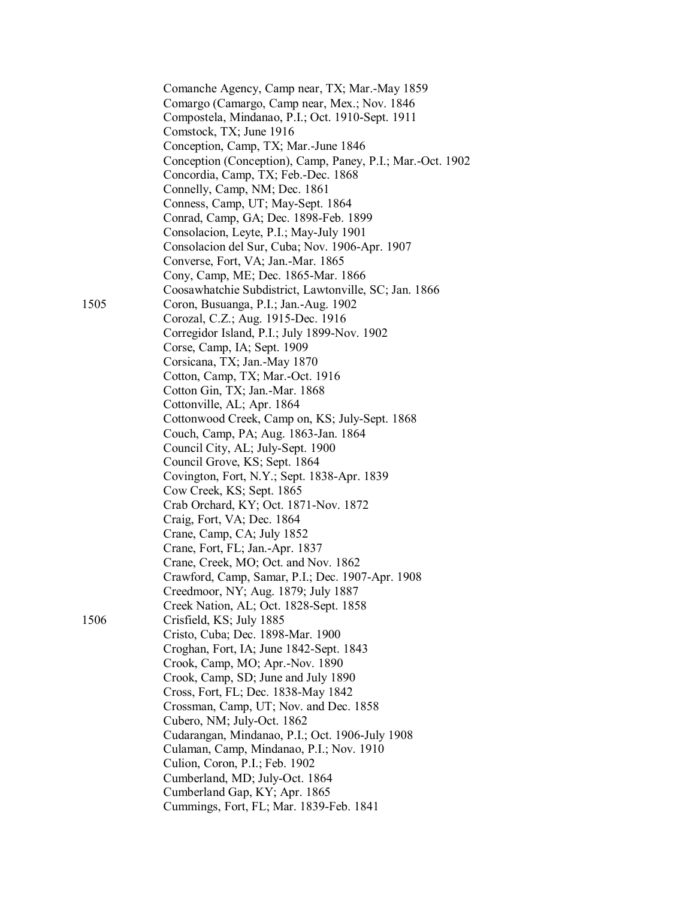Comanche Agency, Camp near, TX; Mar.-May 1859
Comargo (Camargo, Camp near, Mex.; Nov. 1846
Compostela, Mindanao, P.I.; Oct. 1910-Sept. 1911
Comstock, TX; June 1916
Conception, Camp, TX; Mar.-June 1846
Conception (Conception), Camp, Paney, P.I.; Mar.-Oct. 1902
Concordia, Camp, TX; Feb.-Dec. 1868
Connelly, Camp, NM; Dec. 1861
Conness, Camp, UT; May-Sept. 1864
Conrad, Camp, GA; Dec. 1898-Feb. 1899
Consolacion, Leyte, P.I.; May-July 1901
Consolacion del Sur, Cuba; Nov. 1906-Apr. 1907
Converse, Fort, VA; Jan.-Mar. 1865
Cony, Camp, ME; Dec. 1865-Mar. 1866
Coosawhatchie Subdistrict, Lawtonville, SC; Jan. 1866

1505 Coron, Busuanga, P.I.; Jan.-Aug. 1902
Corozal, C.Z.; Aug. 1915-Dec. 1916
Corregidor Island, P.I.; July 1899-Nov. 1902
Corse, Camp, IA; Sept. 1909
Corsicana, TX; Jan.-May 1870
Cotton, Camp, TX; Mar.-Oct. 1916
Cotton Gin, TX; Jan.-Mar. 1868
Cottonville, AL; Apr. 1864
Cottonwood Creek, Camp on, KS; July-Sept. 1868
Couch, Camp, PA; Aug. 1863-Jan. 1864
Council City, AL; July-Sept. 1900
Council Grove, KS; Sept. 1864
Covington, Fort, N.Y.; Sept. 1838-Apr. 1839
Cow Creek, KS; Sept. 1865
Crab Orchard, KY; Oct. 1871-Nov. 1872
Craig, Fort, VA; Dec. 1864
Crane, Camp, CA; July 1852
Crane, Fort, FL; Jan.-Apr. 1837
Crane, Creek, MO; Oct. and Nov. 1862
Crawford, Camp, Samar, P.I.; Dec. 1907-Apr. 1908
Creedmoor, NY; Aug. 1879; July 1887
Creek Nation, AL; Oct. 1828-Sept. 1858

1506 Crisfield, KS; July 1885
Cristo, Cuba; Dec. 1898-Mar. 1900
Croghan, Fort, IA; June 1842-Sept. 1843
Crook, Camp, MO; Apr.-Nov. 1890
Crook, Camp, SD; June and July 1890
Cross, Fort, FL; Dec. 1838-May 1842
Crossman, Camp, UT; Nov. and Dec. 1858
Cubero, NM; July-Oct. 1862
Cudarangan, Mindanao, P.I.; Oct. 1906-July 1908
Culaman, Camp, Mindanao, P.I.; Nov. 1910
Culion, Coron, P.I.; Feb. 1902
Cumberland, MD; July-Oct. 1864
Cumberland Gap, KY; Apr. 1865
Cummings, Fort, FL; Mar. 1839-Feb. 1841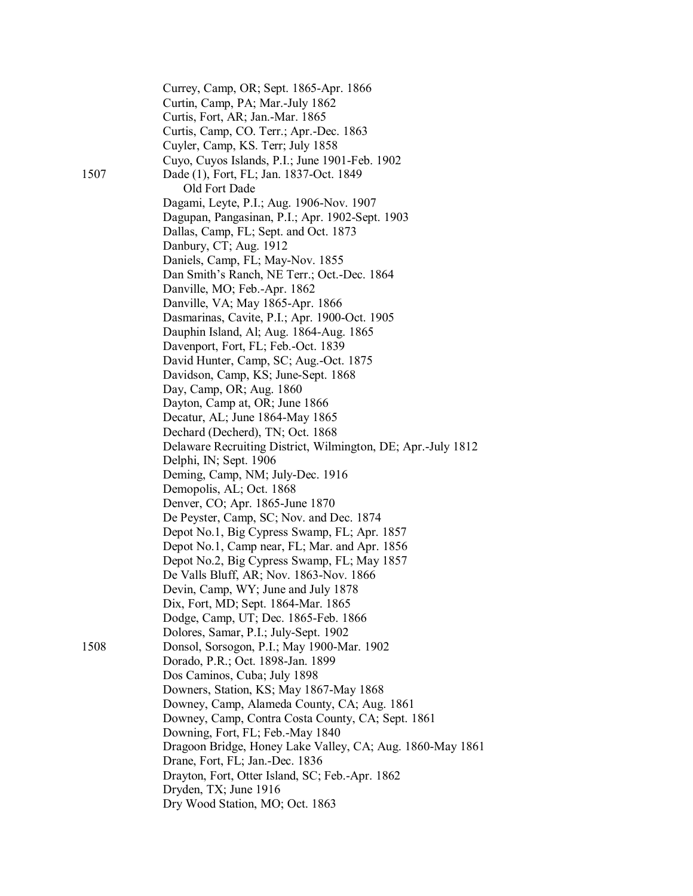Currey, Camp, OR; Sept. 1865-Apr. 1866
Curtin, Camp, PA; Mar.-July 1862
Curtis, Fort, AR; Jan.-Mar. 1865
Curtis, Camp, CO. Terr.; Apr.-Dec. 1863
Cuyler, Camp, KS. Terr; July 1858
Cuyo, Cuyos Islands, P.I.; June 1901-Feb. 1902

1507 Dade (1), Fort, FL; Jan. 1837-Oct. 1849
  Old Fort Dade
Dagami, Leyte, P.I.; Aug. 1906-Nov. 1907
Dagupan, Pangasinan, P.I.; Apr. 1902-Sept. 1903
Dallas, Camp, FL; Sept. and Oct. 1873
Danbury, CT; Aug. 1912
Daniels, Camp, FL; May-Nov. 1855
Dan Smith's Ranch, NE Terr.; Oct.-Dec. 1864
Danville, MO; Feb.-Apr. 1862
Danville, VA; May 1865-Apr. 1866
Dasmarinas, Cavite, P.I.; Apr. 1900-Oct. 1905
Dauphin Island, Al; Aug. 1864-Aug. 1865
Davenport, Fort, FL; Feb.-Oct. 1839
David Hunter, Camp, SC; Aug.-Oct. 1875
Davidson, Camp, KS; June-Sept. 1868
Day, Camp, OR; Aug. 1860
Dayton, Camp at, OR; June 1866
Decatur, AL; June 1864-May 1865
Dechard (Decherd), TN; Oct. 1868
Delaware Recruiting District, Wilmington, DE; Apr.-July 1812
Delphi, IN; Sept. 1906
Deming, Camp, NM; July-Dec. 1916
Demopolis, AL; Oct. 1868
Denver, CO; Apr. 1865-June 1870
De Peyster, Camp, SC; Nov. and Dec. 1874
Depot No.1, Big Cypress Swamp, FL; Apr. 1857
Depot No.1, Camp near, FL; Mar. and Apr. 1856
Depot No.2, Big Cypress Swamp, FL; May 1857
De Valls Bluff, AR; Nov. 1863-Nov. 1866
Devin, Camp, WY; June and July 1878
Dix, Fort, MD; Sept. 1864-Mar. 1865
Dodge, Camp, UT; Dec. 1865-Feb. 1866
Dolores, Samar, P.I.; July-Sept. 1902

1508 Donsol, Sorsogon, P.I.; May 1900-Mar. 1902
Dorado, P.R.; Oct. 1898-Jan. 1899
Dos Caminos, Cuba; July 1898
Downers, Station, KS; May 1867-May 1868
Downey, Camp, Alameda County, CA; Aug. 1861
Downey, Camp, Contra Costa County, CA; Sept. 1861
Downing, Fort, FL; Feb.-May 1840
Dragoon Bridge, Honey Lake Valley, CA; Aug. 1860-May 1861
Drane, Fort, FL; Jan.-Dec. 1836
Drayton, Fort, Otter Island, SC; Feb.-Apr. 1862
Dryden, TX; June 1916
Dry Wood Station, MO; Oct. 1863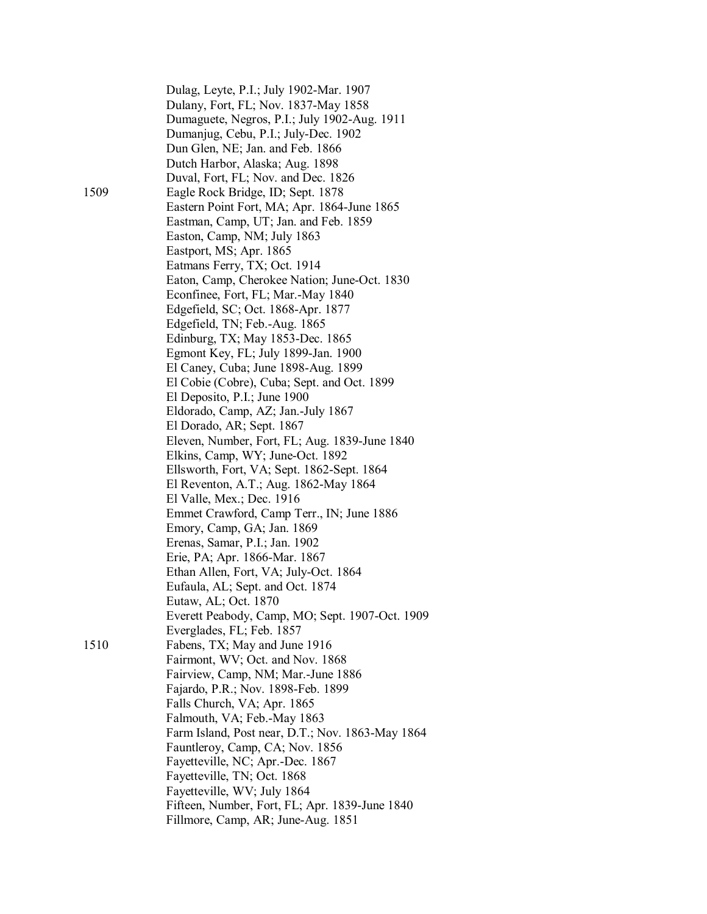Dulag, Leyte, P.I.; July 1902-Mar. 1907
Dulany, Fort, FL; Nov. 1837-May 1858
Dumaguete, Negros, P.I.; July 1902-Aug. 1911
Dumanjug, Cebu, P.I.; July-Dec. 1902
Dun Glen, NE; Jan. and Feb. 1866
Dutch Harbor, Alaska; Aug. 1898
Duval, Fort, FL; Nov. and Dec. 1826

1509 Eagle Rock Bridge, ID; Sept. 1878
Eastern Point Fort, MA; Apr. 1864-June 1865
Eastman, Camp, UT; Jan. and Feb. 1859
Easton, Camp, NM; July 1863
Eastport, MS; Apr. 1865
Eatmans Ferry, TX; Oct. 1914
Eaton, Camp, Cherokee Nation; June-Oct. 1830
Econfinee, Fort, FL; Mar.-May 1840
Edgefield, SC; Oct. 1868-Apr. 1877
Edgefield, TN; Feb.-Aug. 1865
Edinburg, TX; May 1853-Dec. 1865
Egmont Key, FL; July 1899-Jan. 1900
El Caney, Cuba; June 1898-Aug. 1899
El Cobie (Cobre), Cuba; Sept. and Oct. 1899
El Deposito, P.I.; June 1900
Eldorado, Camp, AZ; Jan.-July 1867
El Dorado, AR; Sept. 1867
Eleven, Number, Fort, FL; Aug. 1839-June 1840
Elkins, Camp, WY; June-Oct. 1892
Ellsworth, Fort, VA; Sept. 1862-Sept. 1864
El Reventon, A.T.; Aug. 1862-May 1864
El Valle, Mex.; Dec. 1916
Emmet Crawford, Camp Terr., IN; June 1886
Emory, Camp, GA; Jan. 1869
Erenas, Samar, P.I.; Jan. 1902
Erie, PA; Apr. 1866-Mar. 1867
Ethan Allen, Fort, VA; July-Oct. 1864
Eufaula, AL; Sept. and Oct. 1874
Eutaw, AL; Oct. 1870
Everett Peabody, Camp, MO; Sept. 1907-Oct. 1909
Everglades, FL; Feb. 1857

1510 Fabens, TX; May and June 1916
Fairmont, WV; Oct. and Nov. 1868
Fairview, Camp, NM; Mar.-June 1886
Fajardo, P.R.; Nov. 1898-Feb. 1899
Falls Church, VA; Apr. 1865
Falmouth, VA; Feb.-May 1863
Farm Island, Post near, D.T.; Nov. 1863-May 1864
Fauntleroy, Camp, CA; Nov. 1856
Fayetteville, NC; Apr.-Dec. 1867
Fayetteville, TN; Oct. 1868
Fayetteville, WV; July 1864
Fifteen, Number, Fort, FL; Apr. 1839-June 1840
Fillmore, Camp, AR; June-Aug. 1851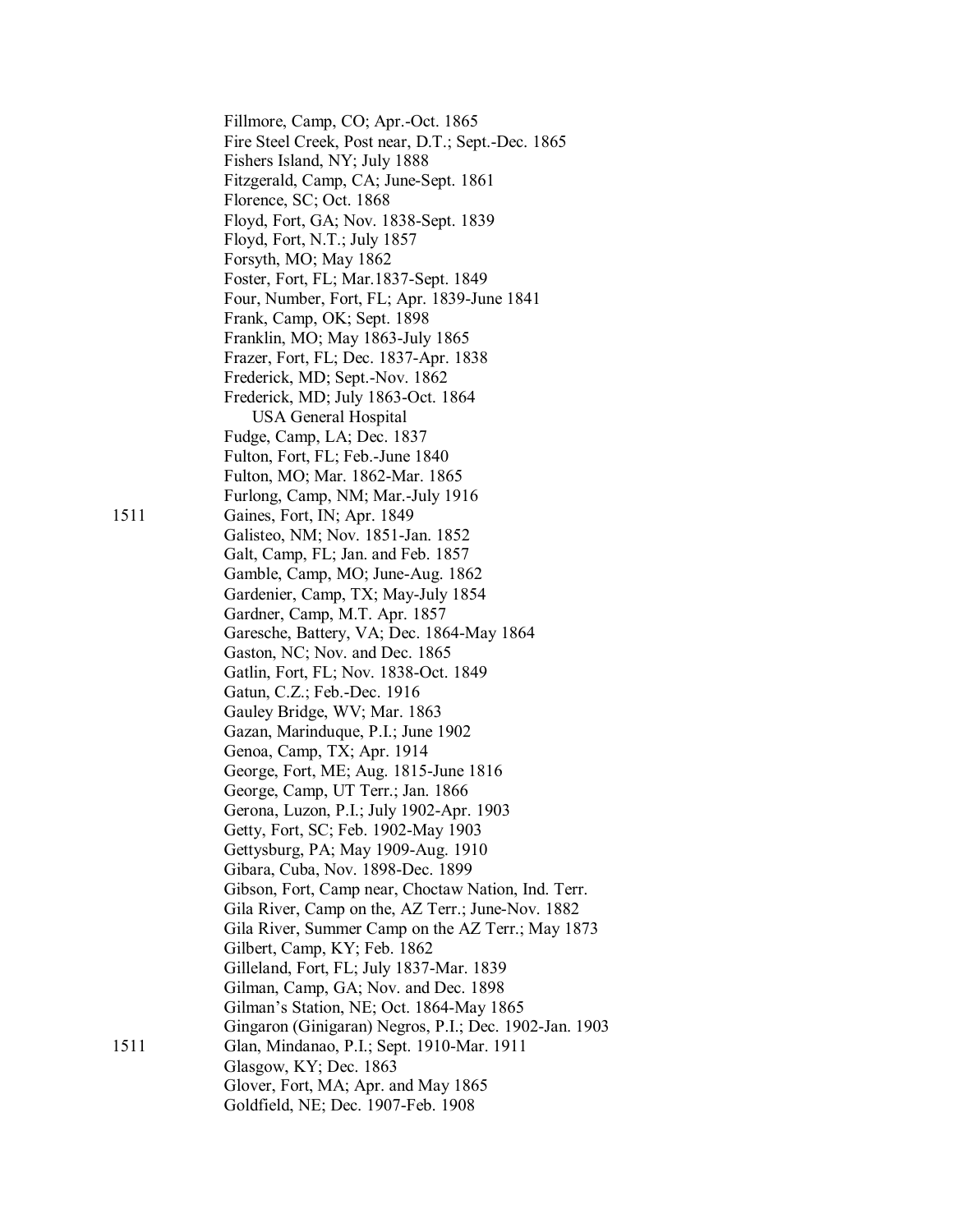Fillmore, Camp, CO; Apr.-Oct. 1865
Fire Steel Creek, Post near, D.T.; Sept.-Dec. 1865
Fishers Island, NY; July 1888
Fitzgerald, Camp, CA; June-Sept. 1861
Florence, SC; Oct. 1868
Floyd, Fort, GA; Nov. 1838-Sept. 1839
Floyd, Fort, N.T.; July 1857
Forsyth, MO; May 1862
Foster, Fort, FL; Mar.1837-Sept. 1849
Four, Number, Fort, FL; Apr. 1839-June 1841
Frank, Camp, OK; Sept. 1898
Franklin, MO; May 1863-July 1865
Frazer, Fort, FL; Dec. 1837-Apr. 1838
Frederick, MD; Sept.-Nov. 1862
Frederick, MD; July 1863-Oct. 1864
  USA General Hospital
Fudge, Camp, LA; Dec. 1837
Fulton, Fort, FL; Feb.-June 1840
Fulton, MO; Mar. 1862-Mar. 1865
Furlong, Camp, NM; Mar.-July 1916

1511 Gaines, Fort, IN; Apr. 1849
Galisteo, NM; Nov. 1851-Jan. 1852
Galt, Camp, FL; Jan. and Feb. 1857
Gamble, Camp, MO; June-Aug. 1862
Gardenier, Camp, TX; May-July 1854
Gardner, Camp, M.T. Apr. 1857
Garesche, Battery, VA; Dec. 1864-May 1864
Gaston, NC; Nov. and Dec. 1865
Gatlin, Fort, FL; Nov. 1838-Oct. 1849
Gatun, C.Z.; Feb.-Dec. 1916
Gauley Bridge, WV; Mar. 1863
Gazan, Marinduque, P.I.; June 1902
Genoa, Camp, TX; Apr. 1914
George, Fort, ME; Aug. 1815-June 1816
George, Camp, UT Terr.; Jan. 1866
Gerona, Luzon, P.I.; July 1902-Apr. 1903
Getty, Fort, SC; Feb. 1902-May 1903
Gettysburg, PA; May 1909-Aug. 1910
Gibara, Cuba, Nov. 1898-Dec. 1899
Gibson, Fort, Camp near, Choctaw Nation, Ind. Terr.
Gila River, Camp on the, AZ Terr.; June-Nov. 1882
Gila River, Summer Camp on the AZ Terr.; May 1873
Gilbert, Camp, KY; Feb. 1862
Gilleland, Fort, FL; July 1837-Mar. 1839
Gilman, Camp, GA; Nov. and Dec. 1898
Gilman's Station, NE; Oct. 1864-May 1865
Gingaron (Ginigaran) Negros, P.I.; Dec. 1902-Jan. 1903

1511 Glan, Mindanao, P.I.; Sept. 1910-Mar. 1911
Glasgow, KY; Dec. 1863
Glover, Fort, MA; Apr. and May 1865
Goldfield, NE; Dec. 1907-Feb. 1908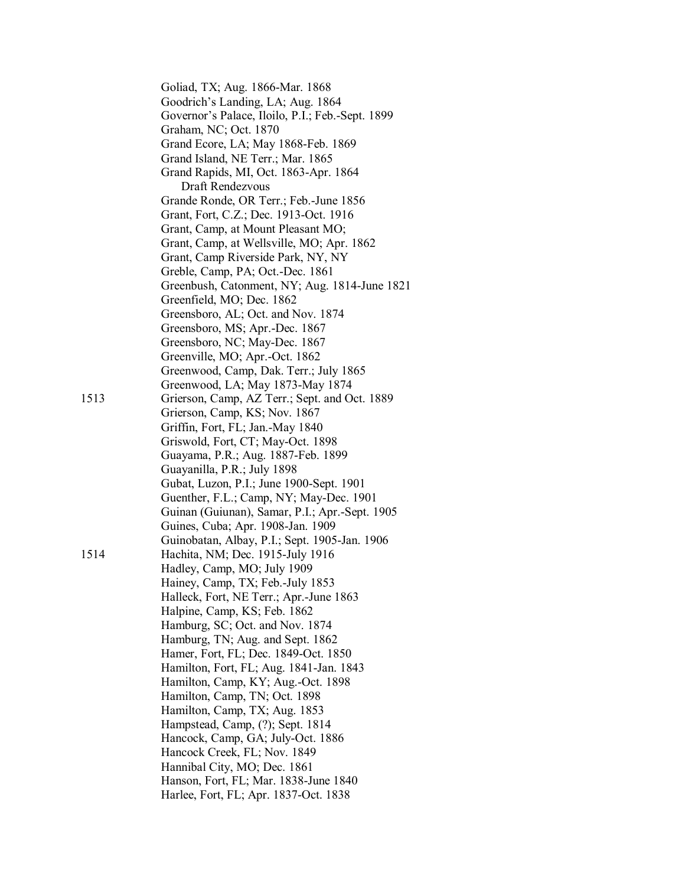Goliad, TX; Aug. 1866-Mar. 1868
Goodrich's Landing, LA; Aug. 1864
Governor's Palace, Iloilo, P.I.; Feb.-Sept. 1899
Graham, NC; Oct. 1870
Grand Ecore, LA; May 1868-Feb. 1869
Grand Island, NE Terr.; Mar. 1865
Grand Rapids, MI, Oct. 1863-Apr. 1864
  Draft Rendezvous
Grande Ronde, OR Terr.; Feb.-June 1856
Grant, Fort, C.Z.; Dec. 1913-Oct. 1916
Grant, Camp, at Mount Pleasant MO;
Grant, Camp, at Wellsville, MO; Apr. 1862
Grant, Camp Riverside Park, NY, NY
Greble, Camp, PA; Oct.-Dec. 1861
Greenbush, Catonment, NY; Aug. 1814-June 1821
Greenfield, MO; Dec. 1862
Greensboro, AL; Oct. and Nov. 1874
Greensboro, MS; Apr.-Dec. 1867
Greensboro, NC; May-Dec. 1867
Greenville, MO; Apr.-Oct. 1862
Greenwood, Camp, Dak. Terr.; July 1865
Greenwood, LA; May 1873-May 1874

1513 Grierson, Camp, AZ Terr.; Sept. and Oct. 1889
Grierson, Camp, KS; Nov. 1867
Griffin, Fort, FL; Jan.-May 1840
Griswold, Fort, CT; May-Oct. 1898
Guayama, P.R.; Aug. 1887-Feb. 1899
Guayanilla, P.R.; July 1898
Gubat, Luzon, P.I.; June 1900-Sept. 1901
Guenther, F.L.; Camp, NY; May-Dec. 1901
Guinan (Guiunan), Samar, P.I.; Apr.-Sept. 1905
Guines, Cuba; Apr. 1908-Jan. 1909
Guinobatan, Albay, P.I.; Sept. 1905-Jan. 1906

1514 Hachita, NM; Dec. 1915-July 1916
Hadley, Camp, MO; July 1909
Hainey, Camp, TX; Feb.-July 1853
Halleck, Fort, NE Terr.; Apr.-June 1863
Halpine, Camp, KS; Feb. 1862
Hamburg, SC; Oct. and Nov. 1874
Hamburg, TN; Aug. and Sept. 1862
Hamer, Fort, FL; Dec. 1849-Oct. 1850
Hamilton, Fort, FL; Aug. 1841-Jan. 1843
Hamilton, Camp, KY; Aug.-Oct. 1898
Hamilton, Camp, TN; Oct. 1898
Hamilton, Camp, TX; Aug. 1853
Hampstead, Camp, (?); Sept. 1814
Hancock, Camp, GA; July-Oct. 1886
Hancock Creek, FL; Nov. 1849
Hannibal City, MO; Dec. 1861
Hanson, Fort, FL; Mar. 1838-June 1840
Harlee, Fort, FL; Apr. 1837-Oct. 1838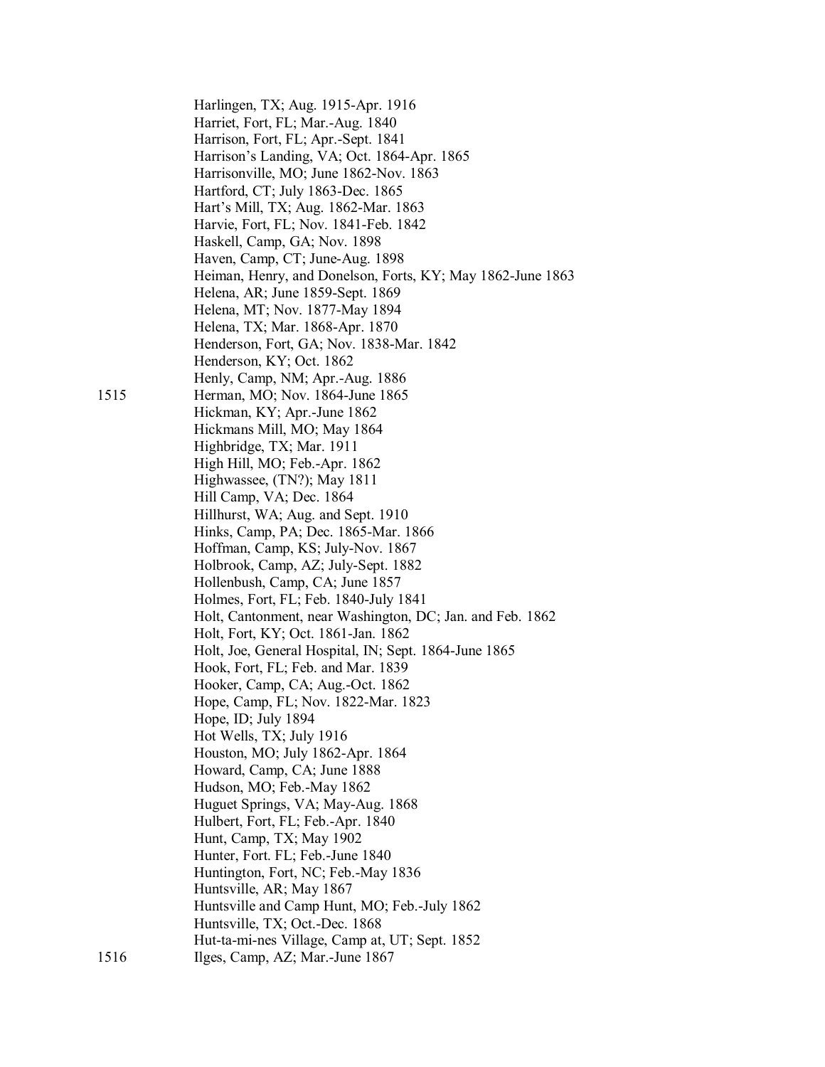Harlingen, TX; Aug. 1915-Apr. 1916
Harriet, Fort, FL; Mar.-Aug. 1840
Harrison, Fort, FL; Apr.-Sept. 1841
Harrison's Landing, VA; Oct. 1864-Apr. 1865
Harrisonville, MO; June 1862-Nov. 1863
Hartford, CT; July 1863-Dec. 1865
Hart's Mill, TX; Aug. 1862-Mar. 1863
Harvie, Fort, FL; Nov. 1841-Feb. 1842
Haskell, Camp, GA; Nov. 1898
Haven, Camp, CT; June-Aug. 1898
Heiman, Henry, and Donelson, Forts, KY; May 1862-June 1863
Helena, AR; June 1859-Sept. 1869
Helena, MT; Nov. 1877-May 1894
Helena, TX; Mar. 1868-Apr. 1870
Henderson, Fort, GA; Nov. 1838-Mar. 1842
Henderson, KY; Oct. 1862
Henly, Camp, NM; Apr.-Aug. 1886

1515 Herman, MO; Nov. 1864-June 1865
Hickman, KY; Apr.-June 1862
Hickmans Mill, MO; May 1864
Highbridge, TX; Mar. 1911
High Hill, MO; Feb.-Apr. 1862
Highwassee, (TN?); May 1811
Hill Camp, VA; Dec. 1864
Hillhurst, WA; Aug. and Sept. 1910
Hinks, Camp, PA; Dec. 1865-Mar. 1866
Hoffman, Camp, KS; July-Nov. 1867
Holbrook, Camp, AZ; July-Sept. 1882
Hollenbush, Camp, CA; June 1857
Holmes, Fort, FL; Feb. 1840-July 1841
Holt, Cantonment, near Washington, DC; Jan. and Feb. 1862
Holt, Fort, KY; Oct. 1861-Jan. 1862
Holt, Joe, General Hospital, IN; Sept. 1864-June 1865
Hook, Fort, FL; Feb. and Mar. 1839
Hooker, Camp, CA; Aug.-Oct. 1862
Hope, Camp, FL; Nov. 1822-Mar. 1823
Hope, ID; July 1894
Hot Wells, TX; July 1916
Houston, MO; July 1862-Apr. 1864
Howard, Camp, CA; June 1888
Hudson, MO; Feb.-May 1862
Huguet Springs, VA; May-Aug. 1868
Hulbert, Fort, FL; Feb.-Apr. 1840
Hunt, Camp, TX; May 1902
Hunter, Fort. FL; Feb.-June 1840
Huntington, Fort, NC; Feb.-May 1836
Huntsville, AR; May 1867
Huntsville and Camp Hunt, MO; Feb.-July 1862
Huntsville, TX; Oct.-Dec. 1868
Hut-ta-mi-nes Village, Camp at, UT; Sept. 1852

1516 Ilges, Camp, AZ; Mar.-June 1867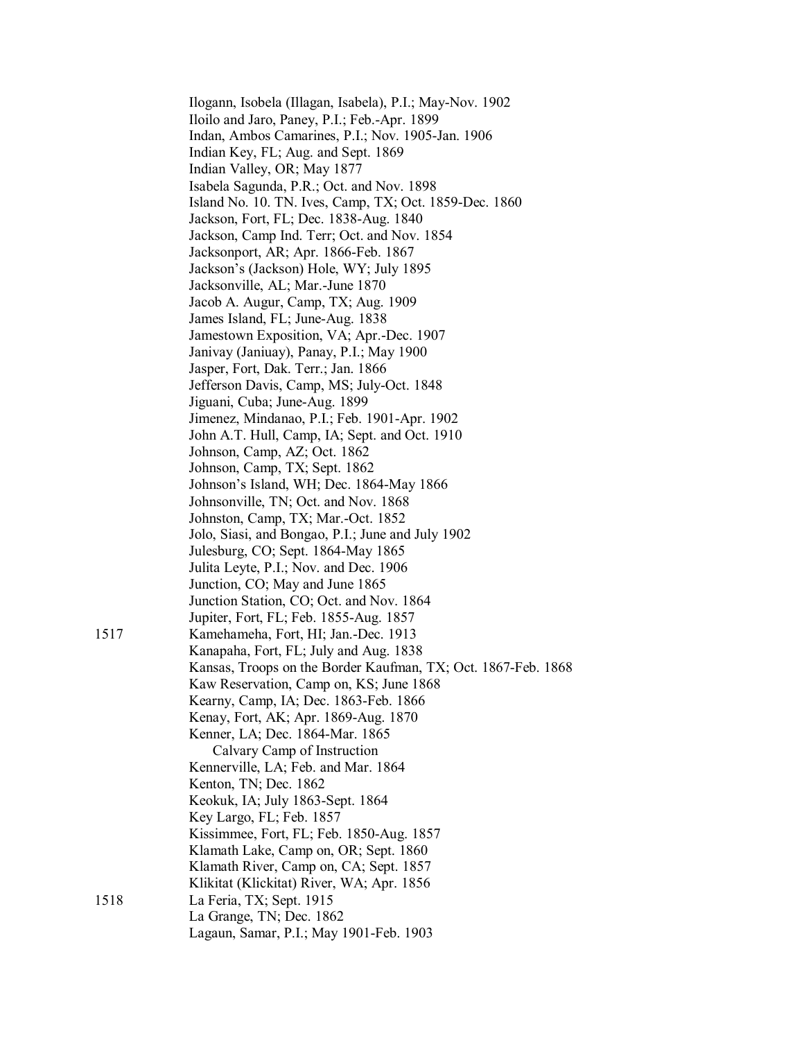Ilogann, Isobela (Illagan, Isabela), P.I.; May-Nov. 1902
Iloilo and Jaro, Paney, P.I.; Feb.-Apr. 1899
Indan, Ambos Camarines, P.I.; Nov. 1905-Jan. 1906
Indian Key, FL; Aug. and Sept. 1869
Indian Valley, OR; May 1877
Isabela Sagunda, P.R.; Oct. and Nov. 1898
Island No. 10. TN. Ives, Camp, TX; Oct. 1859-Dec. 1860
Jackson, Fort, FL; Dec. 1838-Aug. 1840
Jackson, Camp Ind. Terr; Oct. and Nov. 1854
Jacksonport, AR; Apr. 1866-Feb. 1867
Jackson's (Jackson) Hole, WY; July 1895
Jacksonville, AL; Mar.-June 1870
Jacob A. Augur, Camp, TX; Aug. 1909
James Island, FL; June-Aug. 1838
Jamestown Exposition, VA; Apr.-Dec. 1907
Janivay (Janiuay), Panay, P.I.; May 1900
Jasper, Fort, Dak. Terr.; Jan. 1866
Jefferson Davis, Camp, MS; July-Oct. 1848
Jiguani, Cuba; June-Aug. 1899
Jimenez, Mindanao, P.I.; Feb. 1901-Apr. 1902
John A.T. Hull, Camp, IA; Sept. and Oct. 1910
Johnson, Camp, AZ; Oct. 1862
Johnson, Camp, TX; Sept. 1862
Johnson's Island, WH; Dec. 1864-May 1866
Johnsonville, TN; Oct. and Nov. 1868
Johnston, Camp, TX; Mar.-Oct. 1852
Jolo, Siasi, and Bongao, P.I.; June and July 1902
Julesburg, CO; Sept. 1864-May 1865
Julita Leyte, P.I.; Nov. and Dec. 1906
Junction, CO; May and June 1865
Junction Station, CO; Oct. and Nov. 1864
Jupiter, Fort, FL; Feb. 1855-Aug. 1857

1517 Kamehameha, Fort, HI; Jan.-Dec. 1913
Kanapaha, Fort, FL; July and Aug. 1838
Kansas, Troops on the Border Kaufman, TX; Oct. 1867-Feb. 1868
Kaw Reservation, Camp on, KS; June 1868
Kearny, Camp, IA; Dec. 1863-Feb. 1866
Kenay, Fort, AK; Apr. 1869-Aug. 1870
Kenner, LA; Dec. 1864-Mar. 1865
    Calvary Camp of Instruction
Kennerville, LA; Feb. and Mar. 1864
Kenton, TN; Dec. 1862
Keokuk, IA; July 1863-Sept. 1864
Key Largo, FL; Feb. 1857
Kissimmee, Fort, FL; Feb. 1850-Aug. 1857
Klamath Lake, Camp on, OR; Sept. 1860
Klamath River, Camp on, CA; Sept. 1857
Klikitat (Klickitat) River, WA; Apr. 1856

1518 La Feria, TX; Sept. 1915
La Grange, TN; Dec. 1862
Lagaun, Samar, P.I.; May 1901-Feb. 1903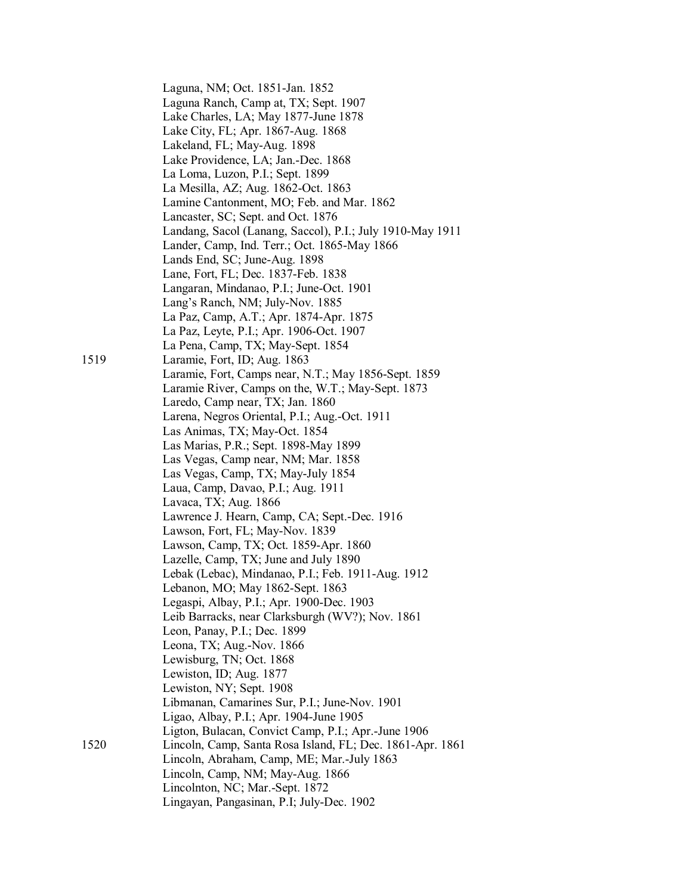Laguna, NM; Oct. 1851-Jan. 1852
Laguna Ranch, Camp at, TX; Sept. 1907
Lake Charles, LA; May 1877-June 1878
Lake City, FL; Apr. 1867-Aug. 1868
Lakeland, FL; May-Aug. 1898
Lake Providence, LA; Jan.-Dec. 1868
La Loma, Luzon, P.I.; Sept. 1899
La Mesilla, AZ; Aug. 1862-Oct. 1863
Lamine Cantonment, MO; Feb. and Mar. 1862
Lancaster, SC; Sept. and Oct. 1876
Landang, Sacol (Lanang, Saccol), P.I.; July 1910-May 1911
Lander, Camp, Ind. Terr.; Oct. 1865-May 1866
Lands End, SC; June-Aug. 1898
Lane, Fort, FL; Dec. 1837-Feb. 1838
Langaran, Mindanao, P.I.; June-Oct. 1901
Lang's Ranch, NM; July-Nov. 1885
La Paz, Camp, A.T.; Apr. 1874-Apr. 1875
La Paz, Leyte, P.I.; Apr. 1906-Oct. 1907
La Pena, Camp, TX; May-Sept. 1854

1519 Laramie, Fort, ID; Aug. 1863
Laramie, Fort, Camps near, N.T.; May 1856-Sept. 1859
Laramie River, Camps on the, W.T.; May-Sept. 1873
Laredo, Camp near, TX; Jan. 1860
Larena, Negros Oriental, P.I.; Aug.-Oct. 1911
Las Animas, TX; May-Oct. 1854
Las Marias, P.R.; Sept. 1898-May 1899
Las Vegas, Camp near, NM; Mar. 1858
Las Vegas, Camp, TX; May-July 1854
Laua, Camp, Davao, P.I.; Aug. 1911
Lavaca, TX; Aug. 1866
Lawrence J. Hearn, Camp, CA; Sept.-Dec. 1916
Lawson, Fort, FL; May-Nov. 1839
Lawson, Camp, TX; Oct. 1859-Apr. 1860
Lazelle, Camp, TX; June and July 1890
Lebak (Lebac), Mindanao, P.I.; Feb. 1911-Aug. 1912
Lebanon, MO; May 1862-Sept. 1863
Legaspi, Albay, P.I.; Apr. 1900-Dec. 1903
Leib Barracks, near Clarksburgh (WV?); Nov. 1861
Leon, Panay, P.I.; Dec. 1899
Leona, TX; Aug.-Nov. 1866
Lewisburg, TN; Oct. 1868
Lewiston, ID; Aug. 1877
Lewiston, NY; Sept. 1908
Libmanan, Camarines Sur, P.I.; June-Nov. 1901
Ligao, Albay, P.I.; Apr. 1904-June 1905
Ligton, Bulacan, Convict Camp, P.I.; Apr.-June 1906

1520 Lincoln, Camp, Santa Rosa Island, FL; Dec. 1861-Apr. 1861
Lincoln, Abraham, Camp, ME; Mar.-July 1863
Lincoln, Camp, NM; May-Aug. 1866
Lincolnton, NC; Mar.-Sept. 1872
Lingayan, Pangasinan, P.I; July-Dec. 1902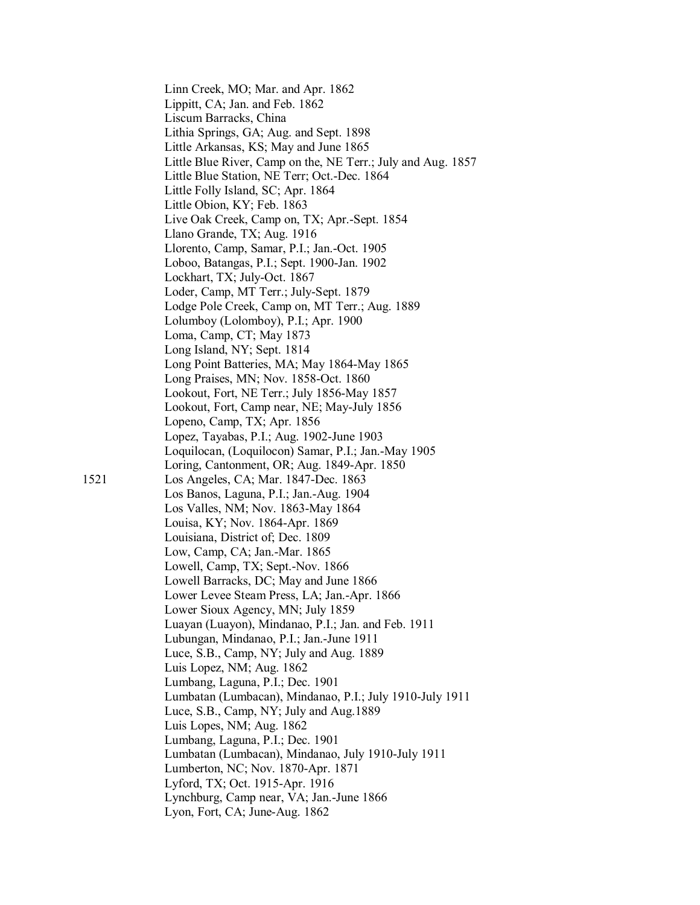Linn Creek, MO; Mar. and Apr. 1862
Lippitt, CA; Jan. and Feb. 1862
Liscum Barracks, China
Lithia Springs, GA; Aug. and Sept. 1898
Little Arkansas, KS; May and June 1865
Little Blue River, Camp on the, NE Terr.; July and Aug. 1857
Little Blue Station, NE Terr; Oct.-Dec. 1864
Little Folly Island, SC; Apr. 1864
Little Obion, KY; Feb. 1863
Live Oak Creek, Camp on, TX; Apr.-Sept. 1854
Llano Grande, TX; Aug. 1916
Llorento, Camp, Samar, P.I.; Jan.-Oct. 1905
Loboo, Batangas, P.I.; Sept. 1900-Jan. 1902
Lockhart, TX; July-Oct. 1867
Loder, Camp, MT Terr.; July-Sept. 1879
Lodge Pole Creek, Camp on, MT Terr.; Aug. 1889
Lolumboy (Lolomboy), P.I.; Apr. 1900
Loma, Camp, CT; May 1873
Long Island, NY; Sept. 1814
Long Point Batteries, MA; May 1864-May 1865
Long Praises, MN; Nov. 1858-Oct. 1860
Lookout, Fort, NE Terr.; July 1856-May 1857
Lookout, Fort, Camp near, NE; May-July 1856
Lopeno, Camp, TX; Apr. 1856
Lopez, Tayabas, P.I.; Aug. 1902-June 1903
Loquilocan, (Loquilocon) Samar, P.I.; Jan.-May 1905
Loring, Cantonment, OR; Aug. 1849-Apr. 1850

1521 Los Angeles, CA; Mar. 1847-Dec. 1863
Los Banos, Laguna, P.I.; Jan.-Aug. 1904
Los Valles, NM; Nov. 1863-May 1864
Louisa, KY; Nov. 1864-Apr. 1869
Louisiana, District of; Dec. 1809
Low, Camp, CA; Jan.-Mar. 1865
Lowell, Camp, TX; Sept.-Nov. 1866
Lowell Barracks, DC; May and June 1866
Lower Levee Steam Press, LA; Jan.-Apr. 1866
Lower Sioux Agency, MN; July 1859
Luayan (Luayon), Mindanao, P.I.; Jan. and Feb. 1911
Lubungan, Mindanao, P.I.; Jan.-June 1911
Luce, S.B., Camp, NY; July and Aug. 1889
Luis Lopez, NM; Aug. 1862
Lumbang, Laguna, P.I.; Dec. 1901
Lumbatan (Lumbacan), Mindanao, P.I.; July 1910-July 1911
Luce, S.B., Camp, NY; July and Aug.1889
Luis Lopes, NM; Aug. 1862
Lumbang, Laguna, P.I.; Dec. 1901
Lumbatan (Lumbacan), Mindanao, July 1910-July 1911
Lumberton, NC; Nov. 1870-Apr. 1871
Lyford, TX; Oct. 1915-Apr. 1916
Lynchburg, Camp near, VA; Jan.-June 1866
Lyon, Fort, CA; June-Aug. 1862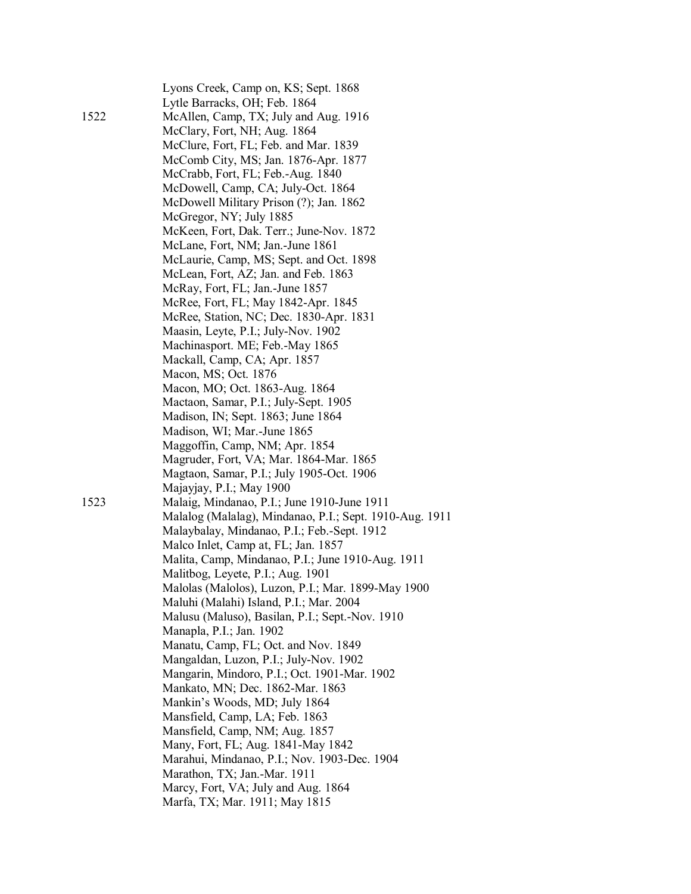Lyons Creek, Camp on, KS; Sept. 1868
Lytle Barracks, OH; Feb. 1864

1522 McAllen, Camp, TX; July and Aug. 1916
McClary, Fort, NH; Aug. 1864
McClure, Fort, FL; Feb. and Mar. 1839
McComb City, MS; Jan. 1876-Apr. 1877
McCrabb, Fort, FL; Feb.-Aug. 1840
McDowell, Camp, CA; July-Oct. 1864
McDowell Military Prison (?); Jan. 1862
McGregor, NY; July 1885
McKeen, Fort, Dak. Terr.; June-Nov. 1872
McLane, Fort, NM; Jan.-June 1861
McLaurie, Camp, MS; Sept. and Oct. 1898
McLean, Fort, AZ; Jan. and Feb. 1863
McRay, Fort, FL; Jan.-June 1857
McRee, Fort, FL; May 1842-Apr. 1845
McRee, Station, NC; Dec. 1830-Apr. 1831
Maasin, Leyte, P.I.; July-Nov. 1902
Machinasport. ME; Feb.-May 1865
Mackall, Camp, CA; Apr. 1857
Macon, MS; Oct. 1876
Macon, MO; Oct. 1863-Aug. 1864
Mactaon, Samar, P.I.; July-Sept. 1905
Madison, IN; Sept. 1863; June 1864
Madison, WI; Mar.-June 1865
Maggoffin, Camp, NM; Apr. 1854
Magruder, Fort, VA; Mar. 1864-Mar. 1865
Magtaon, Samar, P.I.; July 1905-Oct. 1906
Majayjay, P.I.; May 1900

1523 Malaig, Mindanao, P.I.; June 1910-June 1911
Malalog (Malalag), Mindanao, P.I.; Sept. 1910-Aug. 1911
Malaybalay, Mindanao, P.I.; Feb.-Sept. 1912
Malco Inlet, Camp at, FL; Jan. 1857
Malita, Camp, Mindanao, P.I.; June 1910-Aug. 1911
Malitbog, Leyete, P.I.; Aug. 1901
Malolas (Malolos), Luzon, P.I.; Mar. 1899-May 1900
Maluhi (Malahi) Island, P.I.; Mar. 2004
Malusu (Maluso), Basilan, P.I.; Sept.-Nov. 1910
Manapla, P.I.; Jan. 1902
Manatu, Camp, FL; Oct. and Nov. 1849
Mangaldan, Luzon, P.I.; July-Nov. 1902
Mangarin, Mindoro, P.I.; Oct. 1901-Mar. 1902
Mankato, MN; Dec. 1862-Mar. 1863
Mankin's Woods, MD; July 1864
Mansfield, Camp, LA; Feb. 1863
Mansfield, Camp, NM; Aug. 1857
Many, Fort, FL; Aug. 1841-May 1842
Marahui, Mindanao, P.I.; Nov. 1903-Dec. 1904
Marathon, TX; Jan.-Mar. 1911
Marcy, Fort, VA; July and Aug. 1864
Marfa, TX; Mar. 1911; May 1815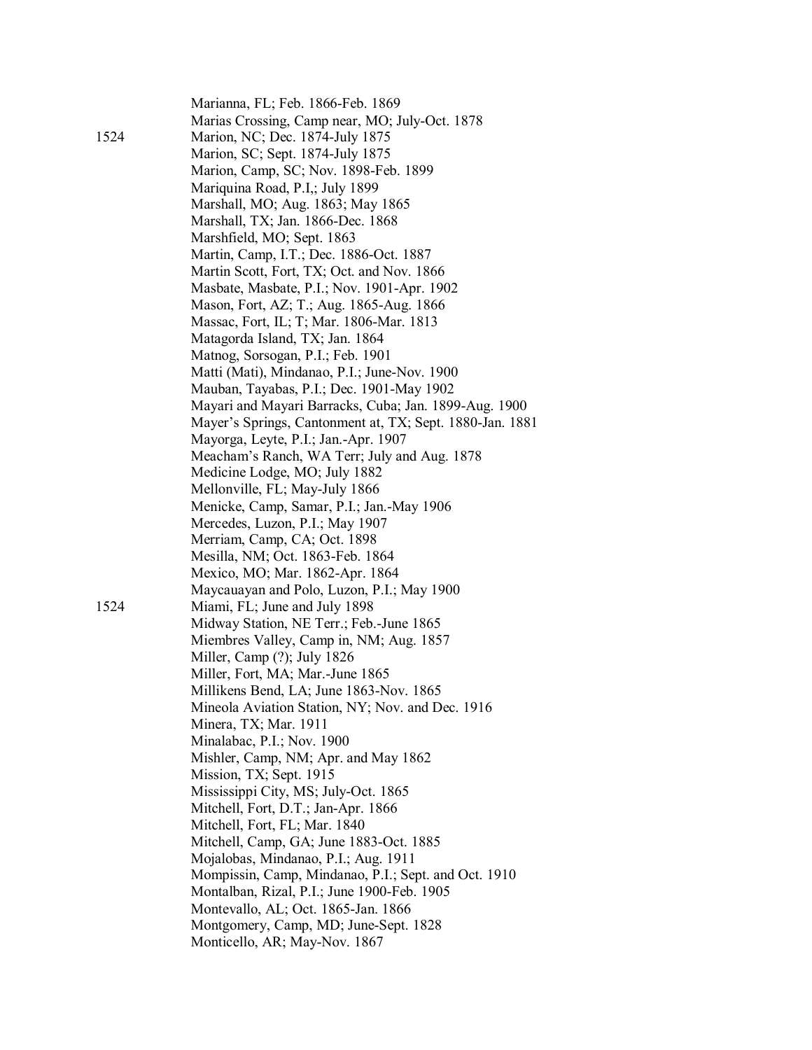Marianna, FL; Feb. 1866-Feb. 1869
Marias Crossing, Camp near, MO; July-Oct. 1878

1524 Marion, NC; Dec. 1874-July 1875
Marion, SC; Sept. 1874-July 1875
Marion, Camp, SC; Nov. 1898-Feb. 1899
Mariquina Road, P.I,; July 1899
Marshall, MO; Aug. 1863; May 1865
Marshall, TX; Jan. 1866-Dec. 1868
Marshfield, MO; Sept. 1863
Martin, Camp, I.T.; Dec. 1886-Oct. 1887
Martin Scott, Fort, TX; Oct. and Nov. 1866
Masbate, Masbate, P.I.; Nov. 1901-Apr. 1902
Mason, Fort, AZ; T.; Aug. 1865-Aug. 1866
Massac, Fort, IL; T; Mar. 1806-Mar. 1813
Matagorda Island, TX; Jan. 1864
Matnog, Sorsogan, P.I.; Feb. 1901
Matti (Mati), Mindanao, P.I.; June-Nov. 1900
Mauban, Tayabas, P.I.; Dec. 1901-May 1902
Mayari and Mayari Barracks, Cuba; Jan. 1899-Aug. 1900
Mayer's Springs, Cantonment at, TX; Sept. 1880-Jan. 1881
Mayorga, Leyte, P.I.; Jan.-Apr. 1907
Meacham's Ranch, WA Terr; July and Aug. 1878
Medicine Lodge, MO; July 1882
Mellonville, FL; May-July 1866
Menicke, Camp, Samar, P.I.; Jan.-May 1906
Mercedes, Luzon, P.I.; May 1907
Merriam, Camp, CA; Oct. 1898
Mesilla, NM; Oct. 1863-Feb. 1864
Mexico, MO; Mar. 1862-Apr. 1864
Maycauayan and Polo, Luzon, P.I.; May 1900

1524 Miami, FL; June and July 1898
Midway Station, NE Terr.; Feb.-June 1865
Miembres Valley, Camp in, NM; Aug. 1857
Miller, Camp (?); July 1826
Miller, Fort, MA; Mar.-June 1865
Millikens Bend, LA; June 1863-Nov. 1865
Mineola Aviation Station, NY; Nov. and Dec. 1916
Minera, TX; Mar. 1911
Minalabac, P.I.; Nov. 1900
Mishler, Camp, NM; Apr. and May 1862
Mission, TX; Sept. 1915
Mississippi City, MS; July-Oct. 1865
Mitchell, Fort, D.T.; Jan-Apr. 1866
Mitchell, Fort, FL; Mar. 1840
Mitchell, Camp, GA; June 1883-Oct. 1885
Mojalobas, Mindanao, P.I.; Aug. 1911
Mompissin, Camp, Mindanao, P.I.; Sept. and Oct. 1910
Montalban, Rizal, P.I.; June 1900-Feb. 1905
Montevallo, AL; Oct. 1865-Jan. 1866
Montgomery, Camp, MD; June-Sept. 1828
Monticello, AR; May-Nov. 1867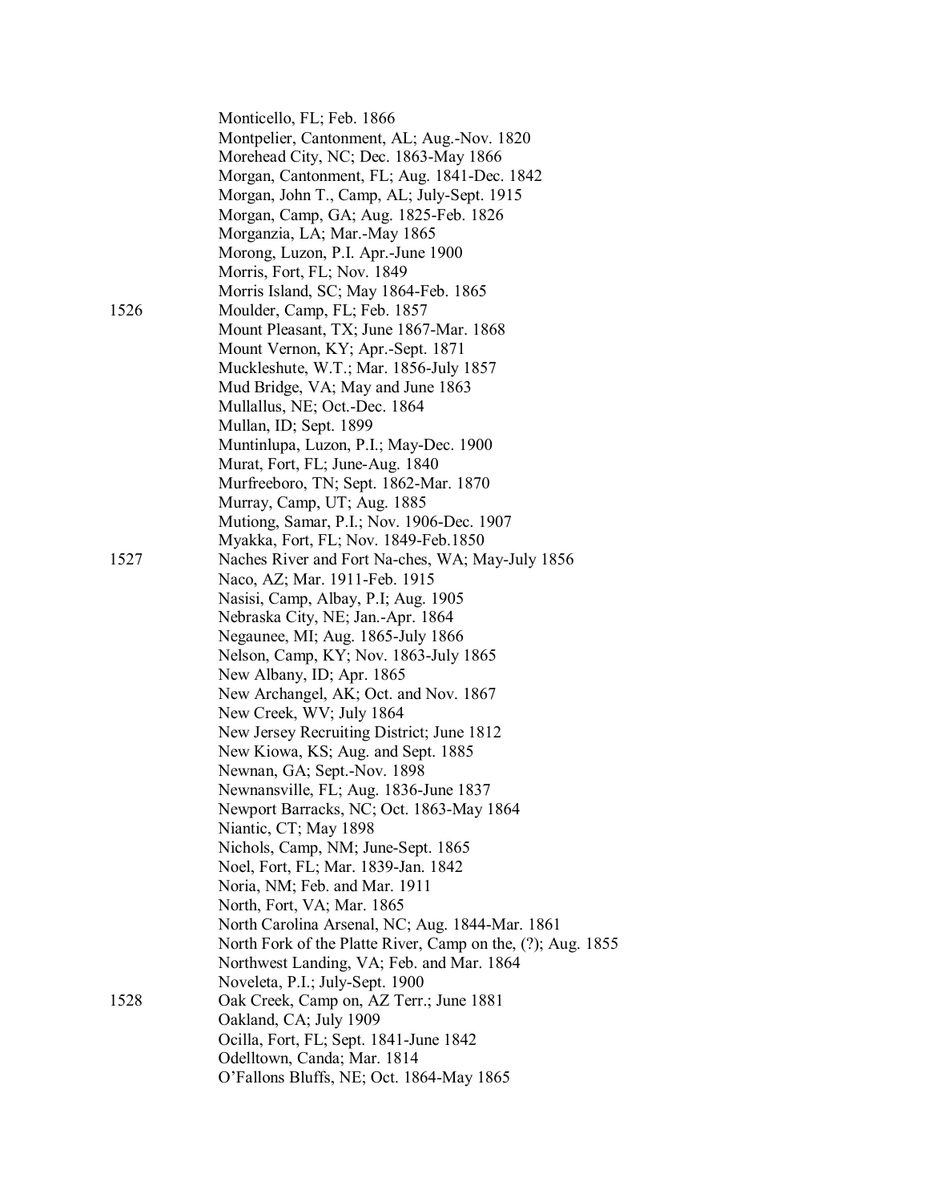Monticello, FL; Feb. 1866
Montpelier, Cantonment, AL; Aug.-Nov. 1820
Morehead City, NC; Dec. 1863-May 1866
Morgan, Cantonment, FL; Aug. 1841-Dec. 1842
Morgan, John T., Camp, AL; July-Sept. 1915
Morgan, Camp, GA; Aug. 1825-Feb. 1826
Morganzia, LA; Mar.-May 1865
Morong, Luzon, P.I. Apr.-June 1900
Morris, Fort, FL; Nov. 1849
Morris Island, SC; May 1864-Feb. 1865

1526 Moulder, Camp, FL; Feb. 1857
Mount Pleasant, TX; June 1867-Mar. 1868
Mount Vernon, KY; Apr.-Sept. 1871
Muckleshute, W.T.; Mar. 1856-July 1857
Mud Bridge, VA; May and June 1863
Mullallus, NE; Oct.-Dec. 1864
Mullan, ID; Sept. 1899
Muntinlupa, Luzon, P.I.; May-Dec. 1900
Murat, Fort, FL; June-Aug. 1840
Murfreeboro, TN; Sept. 1862-Mar. 1870
Murray, Camp, UT; Aug. 1885
Mutiong, Samar, P.I.; Nov. 1906-Dec. 1907
Myakka, Fort, FL; Nov. 1849-Feb.1850

1527 Naches River and Fort Na-ches, WA; May-July 1856
Naco, AZ; Mar. 1911-Feb. 1915
Nasisi, Camp, Albay, P.I; Aug. 1905
Nebraska City, NE; Jan.-Apr. 1864
Negaunee, MI; Aug. 1865-July 1866
Nelson, Camp, KY; Nov. 1863-July 1865
New Albany, ID; Apr. 1865
New Archangel, AK; Oct. and Nov. 1867
New Creek, WV; July 1864
New Jersey Recruiting District; June 1812
New Kiowa, KS; Aug. and Sept. 1885
Newnan, GA; Sept.-Nov. 1898
Newnansville, FL; Aug. 1836-June 1837
Newport Barracks, NC; Oct. 1863-May 1864
Niantic, CT; May 1898
Nichols, Camp, NM; June-Sept. 1865
Noel, Fort, FL; Mar. 1839-Jan. 1842
Noria, NM; Feb. and Mar. 1911
North, Fort, VA; Mar. 1865
North Carolina Arsenal, NC; Aug. 1844-Mar. 1861
North Fork of the Platte River, Camp on the, (?); Aug. 1855
Northwest Landing, VA; Feb. and Mar. 1864
Noveleta, P.I.; July-Sept. 1900

1528 Oak Creek, Camp on, AZ Terr.; June 1881
Oakland, CA; July 1909
Ocilla, Fort, FL; Sept. 1841-June 1842
Odelltown, Canda; Mar. 1814
O'Fallons Bluffs, NE; Oct. 1864-May 1865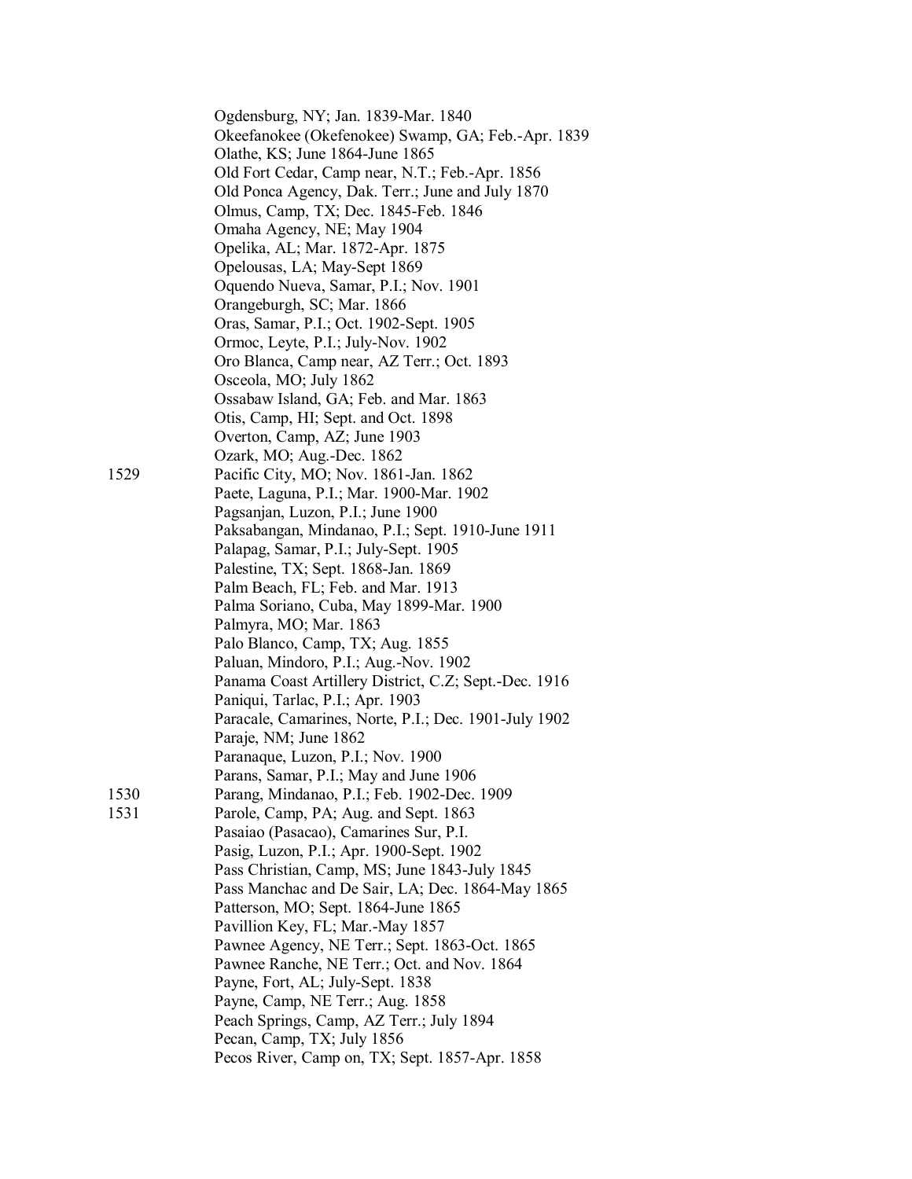Ogdensburg, NY; Jan. 1839-Mar. 1840
Okeefanokee (Okefenokee) Swamp, GA; Feb.-Apr. 1839
Olathe, KS; June 1864-June 1865
Old Fort Cedar, Camp near, N.T.; Feb.-Apr. 1856
Old Ponca Agency, Dak. Terr.; June and July 1870
Olmus, Camp, TX; Dec. 1845-Feb. 1846
Omaha Agency, NE; May 1904
Opelika, AL; Mar. 1872-Apr. 1875
Opelousas, LA; May-Sept 1869
Oquendo Nueva, Samar, P.I.; Nov. 1901
Orangeburgh, SC; Mar. 1866
Oras, Samar, P.I.; Oct. 1902-Sept. 1905
Ormoc, Leyte, P.I.; July-Nov. 1902
Oro Blanca, Camp near, AZ Terr.; Oct. 1893
Osceola, MO; July 1862
Ossabaw Island, GA; Feb. and Mar. 1863
Otis, Camp, HI; Sept. and Oct. 1898
Overton, Camp, AZ; June 1903
Ozark, MO; Aug.-Dec. 1862

1529 Pacific City, MO; Nov. 1861-Jan. 1862
Paete, Laguna, P.I.; Mar. 1900-Mar. 1902
Pagsanjan, Luzon, P.I.; June 1900
Paksabangan, Mindanao, P.I.; Sept. 1910-June 1911
Palapag, Samar, P.I.; July-Sept. 1905
Palestine, TX; Sept. 1868-Jan. 1869
Palm Beach, FL; Feb. and Mar. 1913
Palma Soriano, Cuba, May 1899-Mar. 1900
Palmyra, MO; Mar. 1863
Palo Blanco, Camp, TX; Aug. 1855
Paluan, Mindoro, P.I.; Aug.-Nov. 1902
Panama Coast Artillery District, C.Z; Sept.-Dec. 1916
Paniqui, Tarlac, P.I.; Apr. 1903
Paracale, Camarines, Norte, P.I.; Dec. 1901-July 1902
Paraje, NM; June 1862
Paranaque, Luzon, P.I.; Nov. 1900
Parans, Samar, P.I.; May and June 1906

1530 Parang, Mindanao, P.I.; Feb. 1902-Dec. 1909

1531 Parole, Camp, PA; Aug. and Sept. 1863
Pasaiao (Pasacao), Camarines Sur, P.I.
Pasig, Luzon, P.I.; Apr. 1900-Sept. 1902
Pass Christian, Camp, MS; June 1843-July 1845
Pass Manchac and De Sair, LA; Dec. 1864-May 1865
Patterson, MO; Sept. 1864-June 1865
Pavillion Key, FL; Mar.-May 1857
Pawnee Agency, NE Terr.; Sept. 1863-Oct. 1865
Pawnee Ranche, NE Terr.; Oct. and Nov. 1864
Payne, Fort, AL; July-Sept. 1838
Payne, Camp, NE Terr.; Aug. 1858
Peach Springs, Camp, AZ Terr.; July 1894
Pecan, Camp, TX; July 1856
Pecos River, Camp on, TX; Sept. 1857-Apr. 1858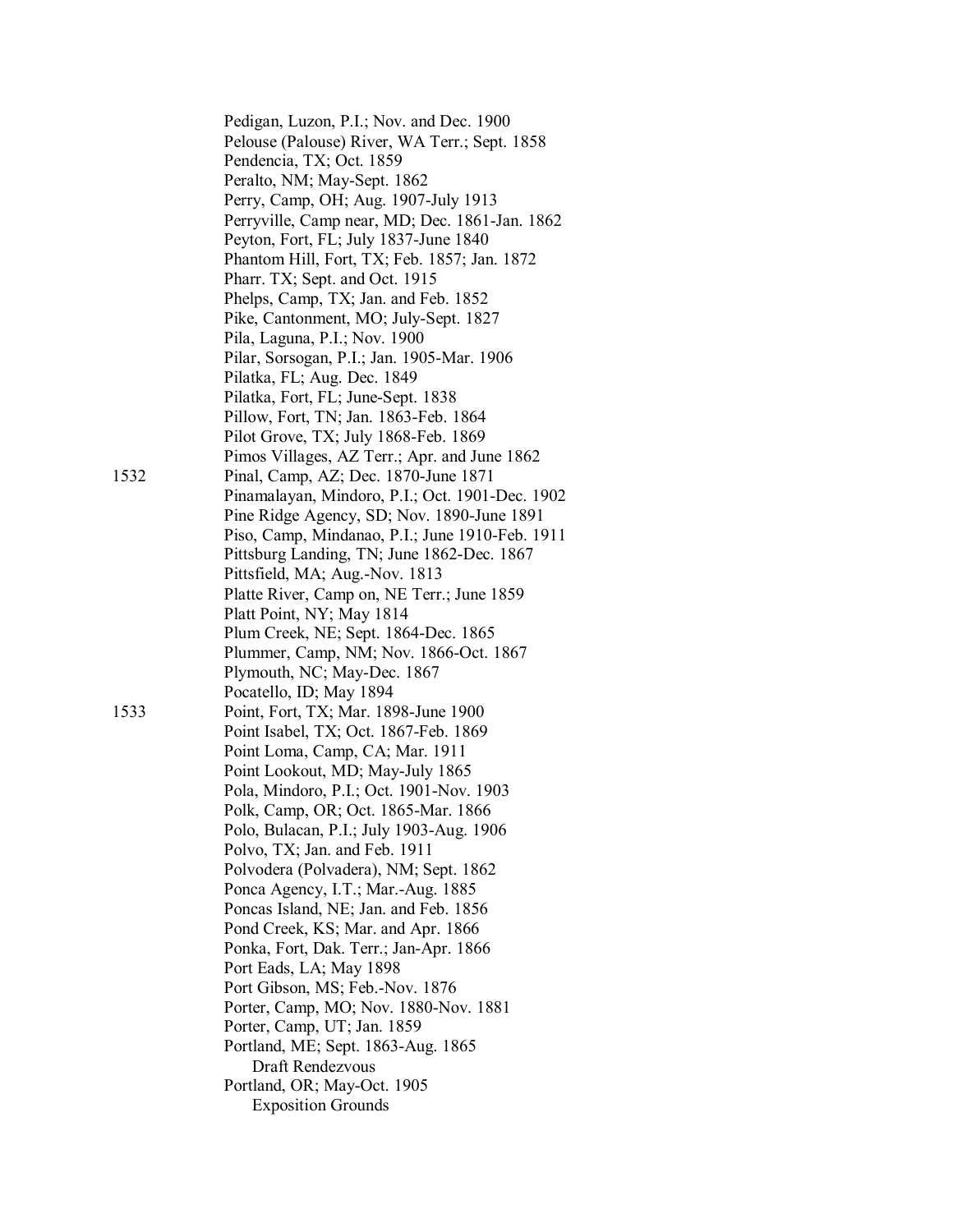Pedigan, Luzon, P.I.; Nov. and Dec. 1900
Pelouse (Palouse) River, WA Terr.; Sept. 1858
Pendencia, TX; Oct. 1859
Peralto, NM; May-Sept. 1862
Perry, Camp, OH; Aug. 1907-July 1913
Perryville, Camp near, MD; Dec. 1861-Jan. 1862
Peyton, Fort, FL; July 1837-June 1840
Phantom Hill, Fort, TX; Feb. 1857; Jan. 1872
Pharr. TX; Sept. and Oct. 1915
Phelps, Camp, TX; Jan. and Feb. 1852
Pike, Cantonment, MO; July-Sept. 1827
Pila, Laguna, P.I.; Nov. 1900
Pilar, Sorsogan, P.I.; Jan. 1905-Mar. 1906
Pilatka, FL; Aug. Dec. 1849
Pilatka, Fort, FL; June-Sept. 1838
Pillow, Fort, TN; Jan. 1863-Feb. 1864
Pilot Grove, TX; July 1868-Feb. 1869
Pimos Villages, AZ Terr.; Apr. and June 1862

1532 Pinal, Camp, AZ; Dec. 1870-June 1871
Pinamalayan, Mindoro, P.I.; Oct. 1901-Dec. 1902
Pine Ridge Agency, SD; Nov. 1890-June 1891
Piso, Camp, Mindanao, P.I.; June 1910-Feb. 1911
Pittsburg Landing, TN; June 1862-Dec. 1867
Pittsfield, MA; Aug.-Nov. 1813
Platte River, Camp on, NE Terr.; June 1859
Platt Point, NY; May 1814
Plum Creek, NE; Sept. 1864-Dec. 1865
Plummer, Camp, NM; Nov. 1866-Oct. 1867
Plymouth, NC; May-Dec. 1867
Pocatello, ID; May 1894

1533 Point, Fort, TX; Mar. 1898-June 1900
Point Isabel, TX; Oct. 1867-Feb. 1869
Point Loma, Camp, CA; Mar. 1911
Point Lookout, MD; May-July 1865
Pola, Mindoro, P.I.; Oct. 1901-Nov. 1903
Polk, Camp, OR; Oct. 1865-Mar. 1866
Polo, Bulacan, P.I.; July 1903-Aug. 1906
Polvo, TX; Jan. and Feb. 1911
Polvodera (Polvadera), NM; Sept. 1862
Ponca Agency, I.T.; Mar.-Aug. 1885
Poncas Island, NE; Jan. and Feb. 1856
Pond Creek, KS; Mar. and Apr. 1866
Ponka, Fort, Dak. Terr.; Jan-Apr. 1866
Port Eads, LA; May 1898
Port Gibson, MS; Feb.-Nov. 1876
Porter, Camp, MO; Nov. 1880-Nov. 1881
Porter, Camp, UT; Jan. 1859
Portland, ME; Sept. 1863-Aug. 1865
    Draft Rendezvous
Portland, OR; May-Oct. 1905
    Exposition Grounds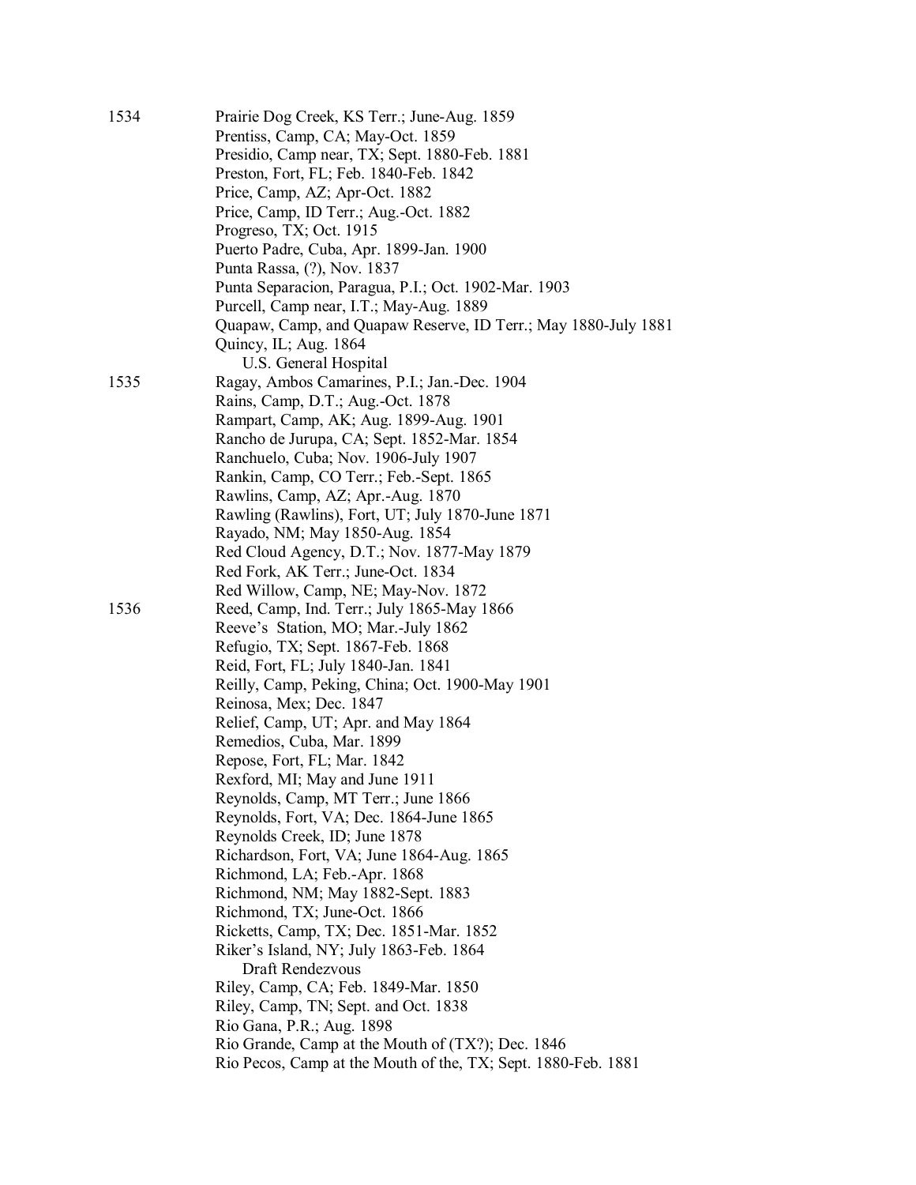| | |
|---|---|
| 1534 | Prairie Dog Creek, KS Terr.; June-Aug. 1859 |
| | Prentiss, Camp, CA; May-Oct. 1859 |
| | Presidio, Camp near, TX; Sept. 1880-Feb. 1881 |
| | Preston, Fort, FL; Feb. 1840-Feb. 1842 |
| | Price, Camp, AZ; Apr-Oct. 1882 |
| | Price, Camp, ID Terr.; Aug.-Oct. 1882 |
| | Progreso, TX; Oct. 1915 |
| | Puerto Padre, Cuba, Apr. 1899-Jan. 1900 |
| | Punta Rassa, (?), Nov. 1837 |
| | Punta Separacion, Paragua, P.I.; Oct. 1902-Mar. 1903 |
| | Purcell, Camp near, I.T.; May-Aug. 1889 |
| | Quapaw, Camp, and Quapaw Reserve, ID Terr.; May 1880-July 1881 |
| | Quincy, IL; Aug. 1864<br>U.S. General Hospital |
| 1535 | Ragay, Ambos Camarines, P.I.; Jan.-Dec. 1904 |
| | Rains, Camp, D.T.; Aug.-Oct. 1878 |
| | Rampart, Camp, AK; Aug. 1899-Aug. 1901 |
| | Rancho de Jurupa, CA; Sept. 1852-Mar. 1854 |
| | Ranchuelo, Cuba; Nov. 1906-July 1907 |
| | Rankin, Camp, CO Terr.; Feb.-Sept. 1865 |
| | Rawlins, Camp, AZ; Apr.-Aug. 1870 |
| | Rawling (Rawlins), Fort, UT; July 1870-June 1871 |
| | Rayado, NM; May 1850-Aug. 1854 |
| | Red Cloud Agency, D.T.; Nov. 1877-May 1879 |
| | Red Fork, AK Terr.; June-Oct. 1834 |
| | Red Willow, Camp, NE; May-Nov. 1872 |
| 1536 | Reed, Camp, Ind. Terr.; July 1865-May 1866 |
| | Reeve's Station, MO; Mar.-July 1862 |
| | Refugio, TX; Sept. 1867-Feb. 1868 |
| | Reid, Fort, FL; July 1840-Jan. 1841 |
| | Reilly, Camp, Peking, China; Oct. 1900-May 1901 |
| | Reinosa, Mex; Dec. 1847 |
| | Relief, Camp, UT; Apr. and May 1864 |
| | Remedios, Cuba, Mar. 1899 |
| | Repose, Fort, FL; Mar. 1842 |
| | Rexford, MI; May and June 1911 |
| | Reynolds, Camp, MT Terr.; June 1866 |
| | Reynolds, Fort, VA; Dec. 1864-June 1865 |
| | Reynolds Creek, ID; June 1878 |
| | Richardson, Fort, VA; June 1864-Aug. 1865 |
| | Richmond, LA; Feb.-Apr. 1868 |
| | Richmond, NM; May 1882-Sept. 1883 |
| | Richmond, TX; June-Oct. 1866 |
| | Ricketts, Camp, TX; Dec. 1851-Mar. 1852 |
| | Riker's Island, NY; July 1863-Feb. 1864<br>Draft Rendezvous |
| | Riley, Camp, CA; Feb. 1849-Mar. 1850 |
| | Riley, Camp, TN; Sept. and Oct. 1838 |
| | Rio Gana, P.R.; Aug. 1898 |
| | Rio Grande, Camp at the Mouth of (TX?); Dec. 1846 |
| | Rio Pecos, Camp at the Mouth of the, TX; Sept. 1880-Feb. 1881 |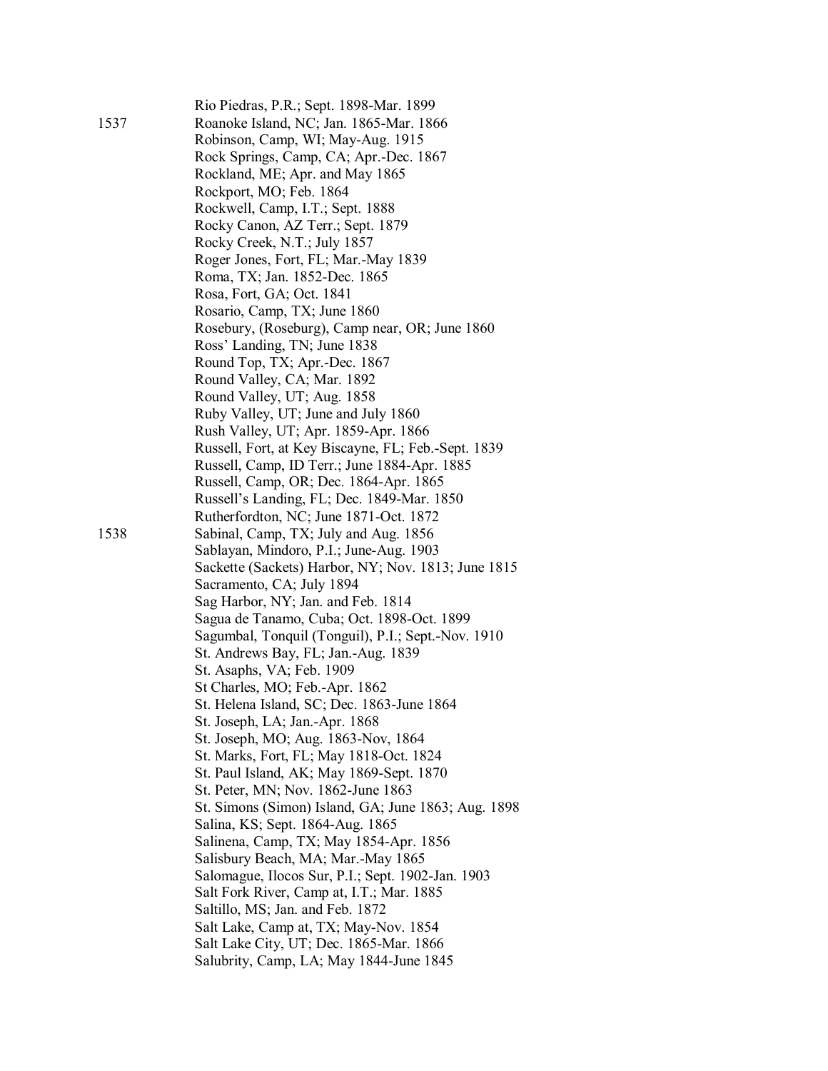Rio Piedras, P.R.; Sept. 1898-Mar. 1899

1537 Roanoke Island, NC; Jan. 1865-Mar. 1866
Robinson, Camp, WI; May-Aug. 1915
Rock Springs, Camp, CA; Apr.-Dec. 1867
Rockland, ME; Apr. and May 1865
Rockport, MO; Feb. 1864
Rockwell, Camp, I.T.; Sept. 1888
Rocky Canon, AZ Terr.; Sept. 1879
Rocky Creek, N.T.; July 1857
Roger Jones, Fort, FL; Mar.-May 1839
Roma, TX; Jan. 1852-Dec. 1865
Rosa, Fort, GA; Oct. 1841
Rosario, Camp, TX; June 1860
Rosebury, (Roseburg), Camp near, OR; June 1860
Ross' Landing, TN; June 1838
Round Top, TX; Apr.-Dec. 1867
Round Valley, CA; Mar. 1892
Round Valley, UT; Aug. 1858
Ruby Valley, UT; June and July 1860
Rush Valley, UT; Apr. 1859-Apr. 1866
Russell, Fort, at Key Biscayne, FL; Feb.-Sept. 1839
Russell, Camp, ID Terr.; June 1884-Apr. 1885
Russell, Camp, OR; Dec. 1864-Apr. 1865
Russell's Landing, FL; Dec. 1849-Mar. 1850
Rutherfordton, NC; June 1871-Oct. 1872

1538 Sabinal, Camp, TX; July and Aug. 1856
Sablayan, Mindoro, P.I.; June-Aug. 1903
Sackette (Sackets) Harbor, NY; Nov. 1813; June 1815
Sacramento, CA; July 1894
Sag Harbor, NY; Jan. and Feb. 1814
Sagua de Tanamo, Cuba; Oct. 1898-Oct. 1899
Sagumbal, Tonquil (Tonguil), P.I.; Sept.-Nov. 1910
St. Andrews Bay, FL; Jan.-Aug. 1839
St. Asaphs, VA; Feb. 1909
St Charles, MO; Feb.-Apr. 1862
St. Helena Island, SC; Dec. 1863-June 1864
St. Joseph, LA; Jan.-Apr. 1868
St. Joseph, MO; Aug. 1863-Nov, 1864
St. Marks, Fort, FL; May 1818-Oct. 1824
St. Paul Island, AK; May 1869-Sept. 1870
St. Peter, MN; Nov. 1862-June 1863
St. Simons (Simon) Island, GA; June 1863; Aug. 1898
Salina, KS; Sept. 1864-Aug. 1865
Salinena, Camp, TX; May 1854-Apr. 1856
Salisbury Beach, MA; Mar.-May 1865
Salomague, Ilocos Sur, P.I.; Sept. 1902-Jan. 1903
Salt Fork River, Camp at, I.T.; Mar. 1885
Saltillo, MS; Jan. and Feb. 1872
Salt Lake, Camp at, TX; May-Nov. 1854
Salt Lake City, UT; Dec. 1865-Mar. 1866
Salubrity, Camp, LA; May 1844-June 1845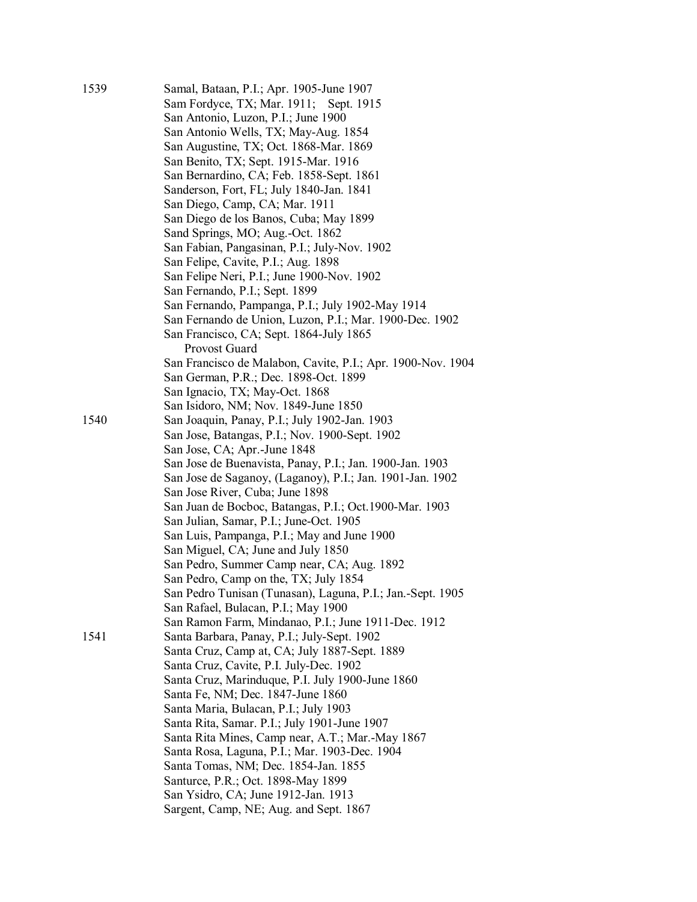1539 Samal, Bataan, P.I.; Apr. 1905-June 1907
Sam Fordyce, TX; Mar. 1911; Sept. 1915
San Antonio, Luzon, P.I.; June 1900
San Antonio Wells, TX; May-Aug. 1854
San Augustine, TX; Oct. 1868-Mar. 1869
San Benito, TX; Sept. 1915-Mar. 1916
San Bernardino, CA; Feb. 1858-Sept. 1861
Sanderson, Fort, FL; July 1840-Jan. 1841
San Diego, Camp, CA; Mar. 1911
San Diego de los Banos, Cuba; May 1899
Sand Springs, MO; Aug.-Oct. 1862
San Fabian, Pangasinan, P.I.; July-Nov. 1902
San Felipe, Cavite, P.I.; Aug. 1898
San Felipe Neri, P.I.; June 1900-Nov. 1902
San Fernando, P.I.; Sept. 1899
San Fernando, Pampanga, P.I.; July 1902-May 1914
San Fernando de Union, Luzon, P.I.; Mar. 1900-Dec. 1902
San Francisco, CA; Sept. 1864-July 1865
Provost Guard
San Francisco de Malabon, Cavite, P.I.; Apr. 1900-Nov. 1904
San German, P.R.; Dec. 1898-Oct. 1899
San Ignacio, TX; May-Oct. 1868
San Isidoro, NM; Nov. 1849-June 1850

1540 San Joaquin, Panay, P.I.; July 1902-Jan. 1903
San Jose, Batangas, P.I.; Nov. 1900-Sept. 1902
San Jose, CA; Apr.-June 1848
San Jose de Buenavista, Panay, P.I.; Jan. 1900-Jan. 1903
San Jose de Saganoy, (Laganoy), P.I.; Jan. 1901-Jan. 1902
San Jose River, Cuba; June 1898
San Juan de Bocboc, Batangas, P.I.; Oct.1900-Mar. 1903
San Julian, Samar, P.I.; June-Oct. 1905
San Luis, Pampanga, P.I.; May and June 1900
San Miguel, CA; June and July 1850
San Pedro, Summer Camp near, CA; Aug. 1892
San Pedro, Camp on the, TX; July 1854
San Pedro Tunisan (Tunasan), Laguna, P.I.; Jan.-Sept. 1905
San Rafael, Bulacan, P.I.; May 1900
San Ramon Farm, Mindanao, P.I.; June 1911-Dec. 1912

1541 Santa Barbara, Panay, P.I.; July-Sept. 1902
Santa Cruz, Camp at, CA; July 1887-Sept. 1889
Santa Cruz, Cavite, P.I. July-Dec. 1902
Santa Cruz, Marinduque, P.I. July 1900-June 1860
Santa Fe, NM; Dec. 1847-June 1860
Santa Maria, Bulacan, P.I.; July 1903
Santa Rita, Samar. P.I.; July 1901-June 1907
Santa Rita Mines, Camp near, A.T.; Mar.-May 1867
Santa Rosa, Laguna, P.I.; Mar. 1903-Dec. 1904
Santa Tomas, NM; Dec. 1854-Jan. 1855
Santurce, P.R.; Oct. 1898-May 1899
San Ysidro, CA; June 1912-Jan. 1913
Sargent, Camp, NE; Aug. and Sept. 1867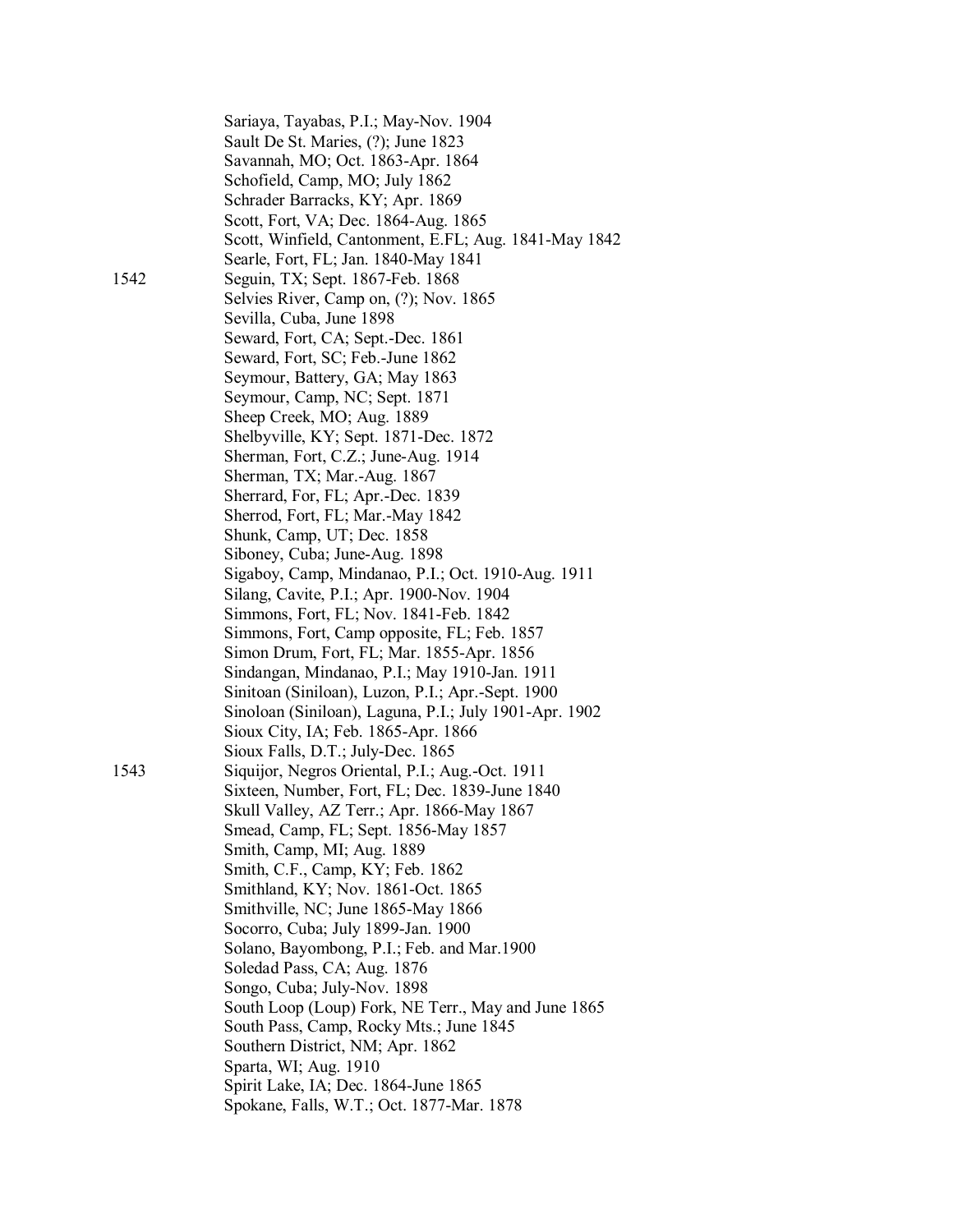Sariaya, Tayabas, P.I.; May-Nov. 1904
Sault De St. Maries, (?); June 1823
Savannah, MO; Oct. 1863-Apr. 1864
Schofield, Camp, MO; July 1862
Schrader Barracks, KY; Apr. 1869
Scott, Fort, VA; Dec. 1864-Aug. 1865
Scott, Winfield, Cantonment, E.FL; Aug. 1841-May 1842
Searle, Fort, FL; Jan. 1840-May 1841

1542 Seguin, TX; Sept. 1867-Feb. 1868
Selvies River, Camp on, (?); Nov. 1865
Sevilla, Cuba, June 1898
Seward, Fort, CA; Sept.-Dec. 1861
Seward, Fort, SC; Feb.-June 1862
Seymour, Battery, GA; May 1863
Seymour, Camp, NC; Sept. 1871
Sheep Creek, MO; Aug. 1889
Shelbyville, KY; Sept. 1871-Dec. 1872
Sherman, Fort, C.Z.; June-Aug. 1914
Sherman, TX; Mar.-Aug. 1867
Sherrard, For, FL; Apr.-Dec. 1839
Sherrod, Fort, FL; Mar.-May 1842
Shunk, Camp, UT; Dec. 1858
Siboney, Cuba; June-Aug. 1898
Sigaboy, Camp, Mindanao, P.I.; Oct. 1910-Aug. 1911
Silang, Cavite, P.I.; Apr. 1900-Nov. 1904
Simmons, Fort, FL; Nov. 1841-Feb. 1842
Simmons, Fort, Camp opposite, FL; Feb. 1857
Simon Drum, Fort, FL; Mar. 1855-Apr. 1856
Sindangan, Mindanao, P.I.; May 1910-Jan. 1911
Sinitoan (Siniloan), Luzon, P.I.; Apr.-Sept. 1900
Sinoloan (Siniloan), Laguna, P.I.; July 1901-Apr. 1902
Sioux City, IA; Feb. 1865-Apr. 1866
Sioux Falls, D.T.; July-Dec. 1865

1543 Siquijor, Negros Oriental, P.I.; Aug.-Oct. 1911
Sixteen, Number, Fort, FL; Dec. 1839-June 1840
Skull Valley, AZ Terr.; Apr. 1866-May 1867
Smead, Camp, FL; Sept. 1856-May 1857
Smith, Camp, MI; Aug. 1889
Smith, C.F., Camp, KY; Feb. 1862
Smithland, KY; Nov. 1861-Oct. 1865
Smithville, NC; June 1865-May 1866
Socorro, Cuba; July 1899-Jan. 1900
Solano, Bayombong, P.I.; Feb. and Mar.1900
Soledad Pass, CA; Aug. 1876
Songo, Cuba; July-Nov. 1898
South Loop (Loup) Fork, NE Terr., May and June 1865
South Pass, Camp, Rocky Mts.; June 1845
Southern District, NM; Apr. 1862
Sparta, WI; Aug. 1910
Spirit Lake, IA; Dec. 1864-June 1865
Spokane, Falls, W.T.; Oct. 1877-Mar. 1878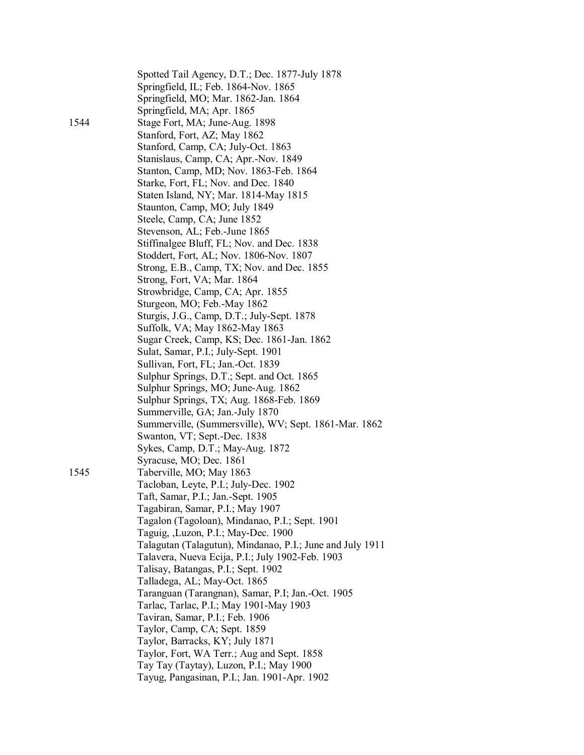Spotted Tail Agency, D.T.; Dec. 1877-July 1878
Springfield, IL; Feb. 1864-Nov. 1865
Springfield, MO; Mar. 1862-Jan. 1864
Springfield, MA; Apr. 1865

1544 Stage Fort, MA; June-Aug. 1898
Stanford, Fort, AZ; May 1862
Stanford, Camp, CA; July-Oct. 1863
Stanislaus, Camp, CA; Apr.-Nov. 1849
Stanton, Camp, MD; Nov. 1863-Feb. 1864
Starke, Fort, FL; Nov. and Dec. 1840
Staten Island, NY; Mar. 1814-May 1815
Staunton, Camp, MO; July 1849
Steele, Camp, CA; June 1852
Stevenson, AL; Feb.-June 1865
Stiffinalgee Bluff, FL; Nov. and Dec. 1838
Stoddert, Fort, AL; Nov. 1806-Nov. 1807
Strong, E.B., Camp, TX; Nov. and Dec. 1855
Strong, Fort, VA; Mar. 1864
Strowbridge, Camp, CA; Apr. 1855
Sturgeon, MO; Feb.-May 1862
Sturgis, J.G., Camp, D.T.; July-Sept. 1878
Suffolk, VA; May 1862-May 1863
Sugar Creek, Camp, KS; Dec. 1861-Jan. 1862
Sulat, Samar, P.I.; July-Sept. 1901
Sullivan, Fort, FL; Jan.-Oct. 1839
Sulphur Springs, D.T.; Sept. and Oct. 1865
Sulphur Springs, MO; June-Aug. 1862
Sulphur Springs, TX; Aug. 1868-Feb. 1869
Summerville, GA; Jan.-July 1870
Summerville, (Summersville), WV; Sept. 1861-Mar. 1862
Swanton, VT; Sept.-Dec. 1838
Sykes, Camp, D.T.; May-Aug. 1872
Syracuse, MO; Dec. 1861

1545 Taberville, MO; May 1863
Tacloban, Leyte, P.I.; July-Dec. 1902
Taft, Samar, P.I.; Jan.-Sept. 1905
Tagabiran, Samar, P.I.; May 1907
Tagalon (Tagoloan), Mindanao, P.I.; Sept. 1901
Taguig, ,Luzon, P.I.; May-Dec. 1900
Talagutan (Talagutun), Mindanao, P.I.; June and July 1911
Talavera, Nueva Ecija, P.I.; July 1902-Feb. 1903
Talisay, Batangas, P.I.; Sept. 1902
Talladega, AL; May-Oct. 1865
Taranguan (Tarangnan), Samar, P.I; Jan.-Oct. 1905
Tarlac, Tarlac, P.I.; May 1901-May 1903
Taviran, Samar, P.I.; Feb. 1906
Taylor, Camp, CA; Sept. 1859
Taylor, Barracks, KY; July 1871
Taylor, Fort, WA Terr.; Aug and Sept. 1858
Tay Tay (Taytay), Luzon, P.I.; May 1900
Tayug, Pangasinan, P.I.; Jan. 1901-Apr. 1902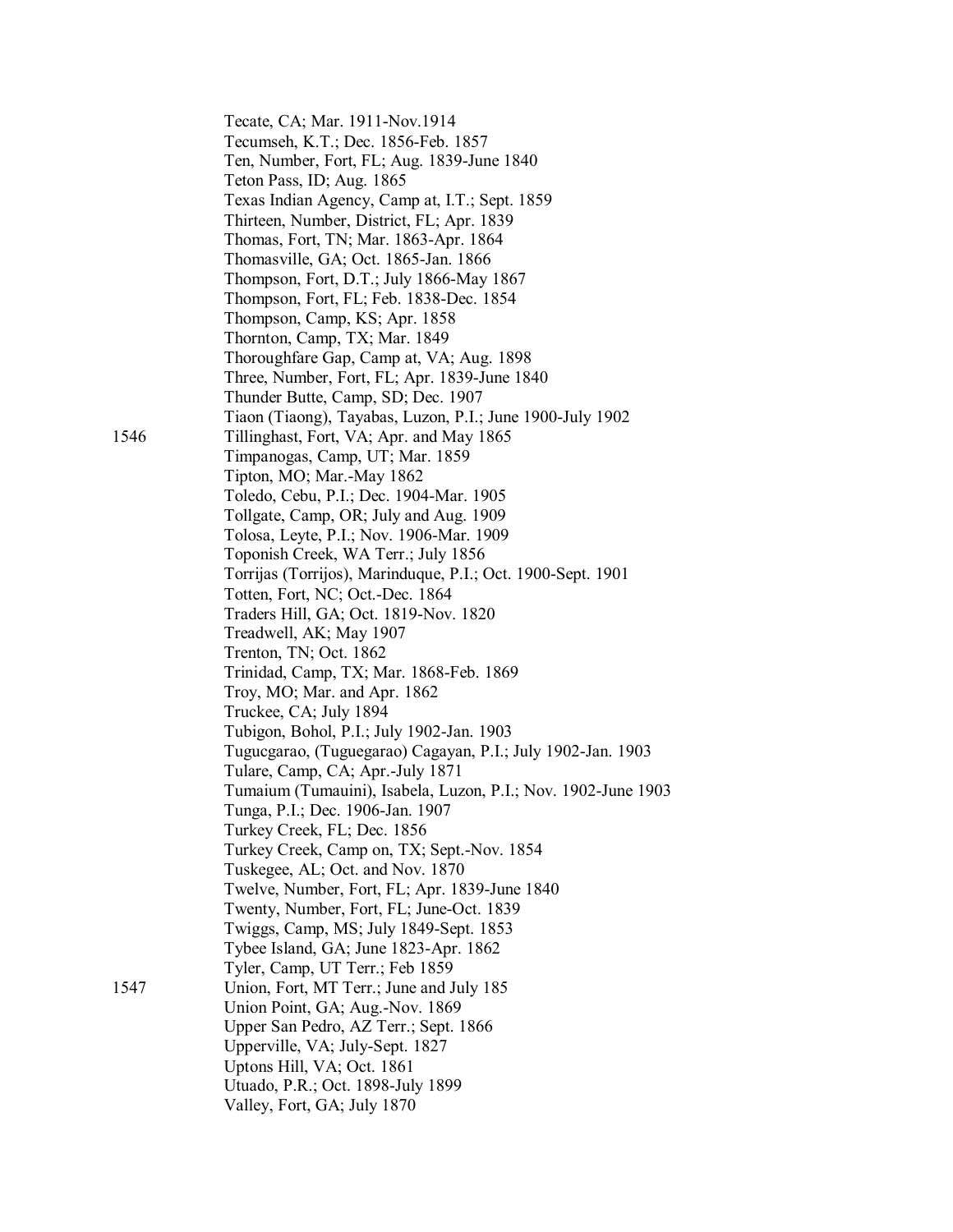Tecate, CA; Mar. 1911-Nov.1914
Tecumseh, K.T.; Dec. 1856-Feb. 1857
Ten, Number, Fort, FL; Aug. 1839-June 1840
Teton Pass, ID; Aug. 1865
Texas Indian Agency, Camp at, I.T.; Sept. 1859
Thirteen, Number, District, FL; Apr. 1839
Thomas, Fort, TN; Mar. 1863-Apr. 1864
Thomasville, GA; Oct. 1865-Jan. 1866
Thompson, Fort, D.T.; July 1866-May 1867
Thompson, Fort, FL; Feb. 1838-Dec. 1854
Thompson, Camp, KS; Apr. 1858
Thornton, Camp, TX; Mar. 1849
Thoroughfare Gap, Camp at, VA; Aug. 1898
Three, Number, Fort, FL; Apr. 1839-June 1840
Thunder Butte, Camp, SD; Dec. 1907
Tiaon (Tiaong), Tayabas, Luzon, P.I.; June 1900-July 1902

1546 Tillinghast, Fort, VA; Apr. and May 1865
Timpanogas, Camp, UT; Mar. 1859
Tipton, MO; Mar.-May 1862
Toledo, Cebu, P.I.; Dec. 1904-Mar. 1905
Tollgate, Camp, OR; July and Aug. 1909
Tolosa, Leyte, P.I.; Nov. 1906-Mar. 1909
Toponish Creek, WA Terr.; July 1856
Torrijas (Torrijos), Marinduque, P.I.; Oct. 1900-Sept. 1901
Totten, Fort, NC; Oct.-Dec. 1864
Traders Hill, GA; Oct. 1819-Nov. 1820
Treadwell, AK; May 1907
Trenton, TN; Oct. 1862
Trinidad, Camp, TX; Mar. 1868-Feb. 1869
Troy, MO; Mar. and Apr. 1862
Truckee, CA; July 1894
Tubigon, Bohol, P.I.; July 1902-Jan. 1903
Tugucgarao, (Tuguegarao) Cagayan, P.I.; July 1902-Jan. 1903
Tulare, Camp, CA; Apr.-July 1871
Tumaium (Tumauini), Isabela, Luzon, P.I.; Nov. 1902-June 1903
Tunga, P.I.; Dec. 1906-Jan. 1907
Turkey Creek, FL; Dec. 1856
Turkey Creek, Camp on, TX; Sept.-Nov. 1854
Tuskegee, AL; Oct. and Nov. 1870
Twelve, Number, Fort, FL; Apr. 1839-June 1840
Twenty, Number, Fort, FL; June-Oct. 1839
Twiggs, Camp, MS; July 1849-Sept. 1853
Tybee Island, GA; June 1823-Apr. 1862
Tyler, Camp, UT Terr.; Feb 1859

1547 Union, Fort, MT Terr.; June and July 185
Union Point, GA; Aug.-Nov. 1869
Upper San Pedro, AZ Terr.; Sept. 1866
Upperville, VA; July-Sept. 1827
Uptons Hill, VA; Oct. 1861
Utuado, P.R.; Oct. 1898-July 1899
Valley, Fort, GA; July 1870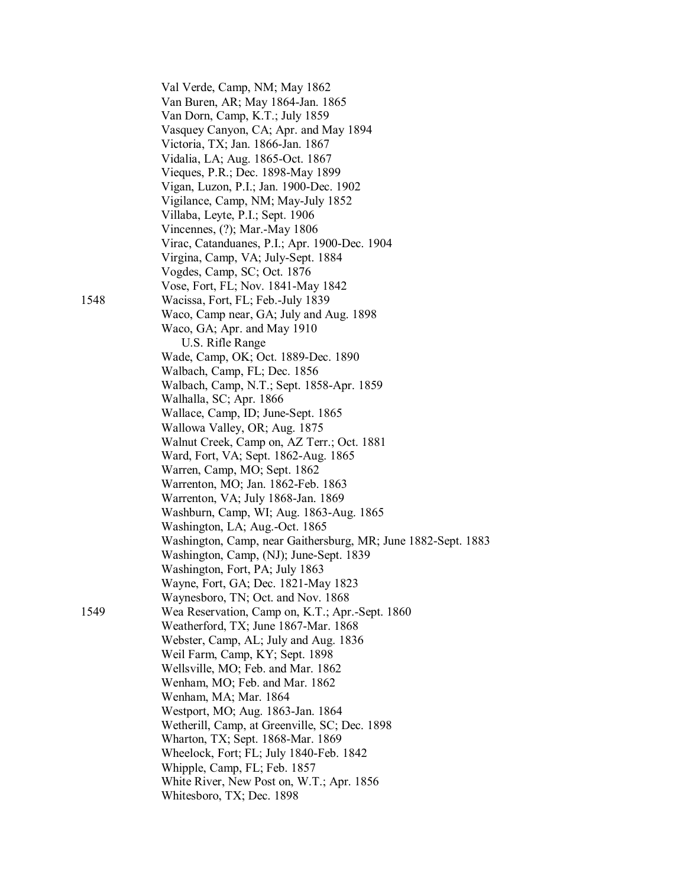Val Verde, Camp, NM; May 1862
Van Buren, AR; May 1864-Jan. 1865
Van Dorn, Camp, K.T.; July 1859
Vasquey Canyon, CA; Apr. and May 1894
Victoria, TX; Jan. 1866-Jan. 1867
Vidalia, LA; Aug. 1865-Oct. 1867
Vieques, P.R.; Dec. 1898-May 1899
Vigan, Luzon, P.I.; Jan. 1900-Dec. 1902
Vigilance, Camp, NM; May-July 1852
Villaba, Leyte, P.I.; Sept. 1906
Vincennes, (?); Mar.-May 1806
Virac, Catanduanes, P.I.; Apr. 1900-Dec. 1904
Virgina, Camp, VA; July-Sept. 1884
Vogdes, Camp, SC; Oct. 1876
Vose, Fort, FL; Nov. 1841-May 1842

1548

Wacissa, Fort, FL; Feb.-July 1839
Waco, Camp near, GA; July and Aug. 1898
Waco, GA; Apr. and May 1910
    U.S. Rifle Range
Wade, Camp, OK; Oct. 1889-Dec. 1890
Walbach, Camp, FL; Dec. 1856
Walbach, Camp, N.T.; Sept. 1858-Apr. 1859
Walhalla, SC; Apr. 1866
Wallace, Camp, ID; June-Sept. 1865
Wallowa Valley, OR; Aug. 1875
Walnut Creek, Camp on, AZ Terr.; Oct. 1881
Ward, Fort, VA; Sept. 1862-Aug. 1865
Warren, Camp, MO; Sept. 1862
Warrenton, MO; Jan. 1862-Feb. 1863
Warrenton, VA; July 1868-Jan. 1869
Washburn, Camp, WI; Aug. 1863-Aug. 1865
Washington, LA; Aug.-Oct. 1865
Washington, Camp, near Gaithersburg, MR; June 1882-Sept. 1883
Washington, Camp, (NJ); June-Sept. 1839
Washington, Fort, PA; July 1863
Wayne, Fort, GA; Dec. 1821-May 1823
Waynesboro, TN; Oct. and Nov. 1868

1549

Wea Reservation, Camp on, K.T.; Apr.-Sept. 1860
Weatherford, TX; June 1867-Mar. 1868
Webster, Camp, AL; July and Aug. 1836
Weil Farm, Camp, KY; Sept. 1898
Wellsville, MO; Feb. and Mar. 1862
Wenham, MO; Feb. and Mar. 1862
Wenham, MA; Mar. 1864
Westport, MO; Aug. 1863-Jan. 1864
Wetherill, Camp, at Greenville, SC; Dec. 1898
Wharton, TX; Sept. 1868-Mar. 1869
Wheelock, Fort; FL; July 1840-Feb. 1842
Whipple, Camp, FL; Feb. 1857
White River, New Post on, W.T.; Apr. 1856
Whitesboro, TX; Dec. 1898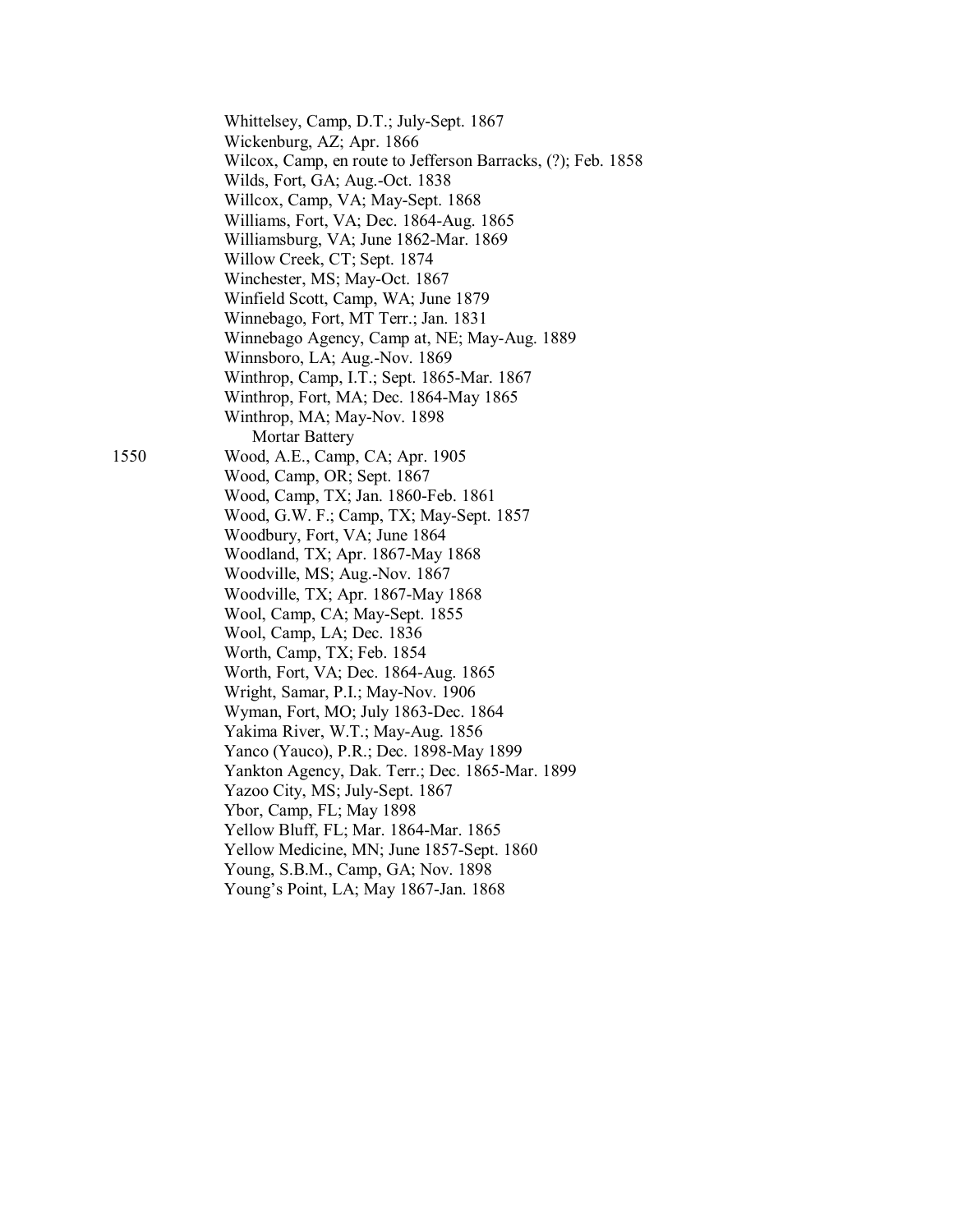Whittelsey, Camp, D.T.; July-Sept. 1867
Wickenburg, AZ; Apr. 1866
Wilcox, Camp, en route to Jefferson Barracks, (?); Feb. 1858
Wilds, Fort, GA; Aug.-Oct. 1838
Willcox, Camp, VA; May-Sept. 1868
Williams, Fort, VA; Dec. 1864-Aug. 1865
Williamsburg, VA; June 1862-Mar. 1869
Willow Creek, CT; Sept. 1874
Winchester, MS; May-Oct. 1867
Winfield Scott, Camp, WA; June 1879
Winnebago, Fort, MT Terr.; Jan. 1831
Winnebago Agency, Camp at, NE; May-Aug. 1889
Winnsboro, LA; Aug.-Nov. 1869
Winthrop, Camp, I.T.; Sept. 1865-Mar. 1867
Winthrop, Fort, MA; Dec. 1864-May 1865
Winthrop, MA; May-Nov. 1898
    Mortar Battery

1550 Wood, A.E., Camp, CA; Apr. 1905
Wood, Camp, OR; Sept. 1867
Wood, Camp, TX; Jan. 1860-Feb. 1861
Wood, G.W. F.; Camp, TX; May-Sept. 1857
Woodbury, Fort, VA; June 1864
Woodland, TX; Apr. 1867-May 1868
Woodville, MS; Aug.-Nov. 1867
Woodville, TX; Apr. 1867-May 1868
Wool, Camp, CA; May-Sept. 1855
Wool, Camp, LA; Dec. 1836
Worth, Camp, TX; Feb. 1854
Worth, Fort, VA; Dec. 1864-Aug. 1865
Wright, Samar, P.I.; May-Nov. 1906
Wyman, Fort, MO; July 1863-Dec. 1864
Yakima River, W.T.; May-Aug. 1856
Yanco (Yauco), P.R.; Dec. 1898-May 1899
Yankton Agency, Dak. Terr.; Dec. 1865-Mar. 1899
Yazoo City, MS; July-Sept. 1867
Ybor, Camp, FL; May 1898
Yellow Bluff, FL; Mar. 1864-Mar. 1865
Yellow Medicine, MN; June 1857-Sept. 1860
Young, S.B.M., Camp, GA; Nov. 1898
Young's Point, LA; May 1867-Jan. 1868